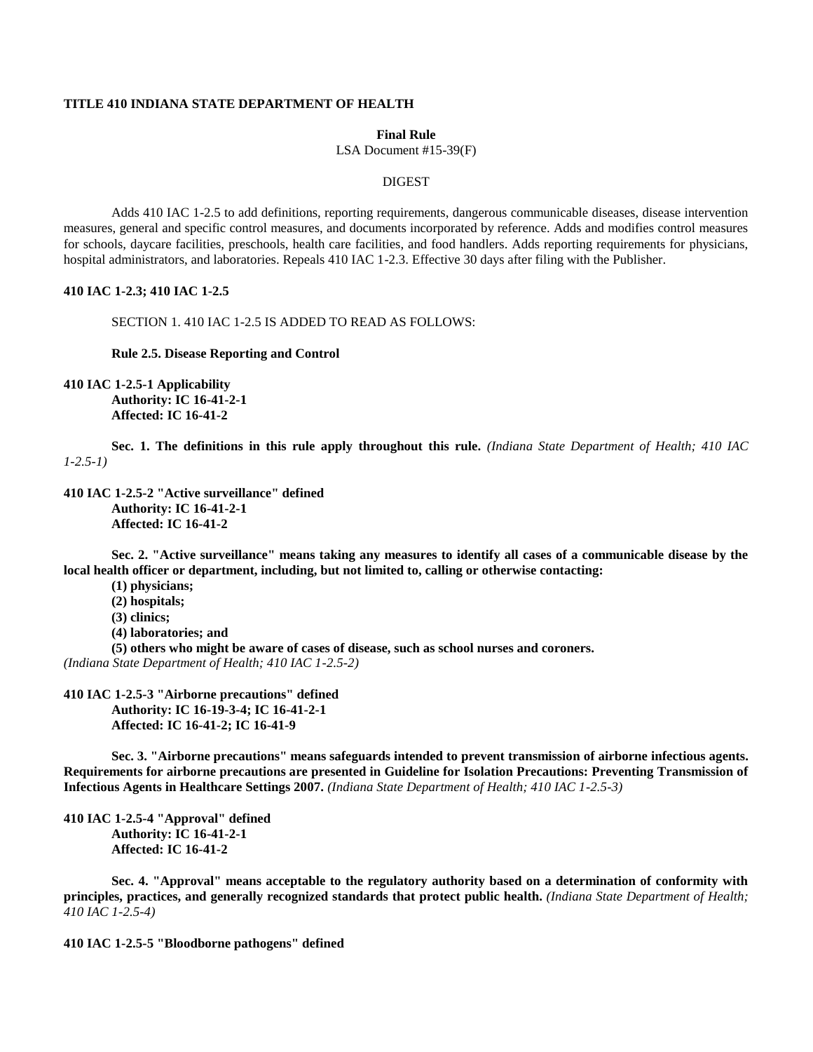**TITLE 410 INDIANA STATE DEPARTMENT OF HEALTH**

**Final Rule**
LSA Document #15-39(F)

DIGEST

Adds 410 IAC 1-2.5 to add definitions, reporting requirements, dangerous communicable diseases, disease intervention measures, general and specific control measures, and documents incorporated by reference. Adds and modifies control measures for schools, daycare facilities, preschools, health care facilities, and food handlers. Adds reporting requirements for physicians, hospital administrators, and laboratories. Repeals 410 IAC 1-2.3. Effective 30 days after filing with the Publisher.

**410 IAC 1-2.3; 410 IAC 1-2.5**

SECTION 1. 410 IAC 1-2.5 IS ADDED TO READ AS FOLLOWS:

**Rule 2.5. Disease Reporting and Control**

**410 IAC 1-2.5-1 Applicability**
**Authority: IC 16-41-2-1**
**Affected: IC 16-41-2**

**Sec. 1. The definitions in this rule apply throughout this rule.** *(Indiana State Department of Health; 410 IAC 1-2.5-1)*

**410 IAC 1-2.5-2 "Active surveillance" defined**
**Authority: IC 16-41-2-1**
**Affected: IC 16-41-2**

**Sec. 2. "Active surveillance" means taking any measures to identify all cases of a communicable disease by the local health officer or department, including, but not limited to, calling or otherwise contacting:**
**(1) physicians;**
**(2) hospitals;**
**(3) clinics;**
**(4) laboratories; and**
**(5) others who might be aware of cases of disease, such as school nurses and coroners.**
*(Indiana State Department of Health; 410 IAC 1-2.5-2)*

**410 IAC 1-2.5-3 "Airborne precautions" defined**
**Authority: IC 16-19-3-4; IC 16-41-2-1**
**Affected: IC 16-41-2; IC 16-41-9**

**Sec. 3. "Airborne precautions" means safeguards intended to prevent transmission of airborne infectious agents. Requirements for airborne precautions are presented in Guideline for Isolation Precautions: Preventing Transmission of Infectious Agents in Healthcare Settings 2007.** *(Indiana State Department of Health; 410 IAC 1-2.5-3)*

**410 IAC 1-2.5-4 "Approval" defined**
**Authority: IC 16-41-2-1**
**Affected: IC 16-41-2**

**Sec. 4. "Approval" means acceptable to the regulatory authority based on a determination of conformity with principles, practices, and generally recognized standards that protect public health.** *(Indiana State Department of Health; 410 IAC 1-2.5-4)*

**410 IAC 1-2.5-5 "Bloodborne pathogens" defined**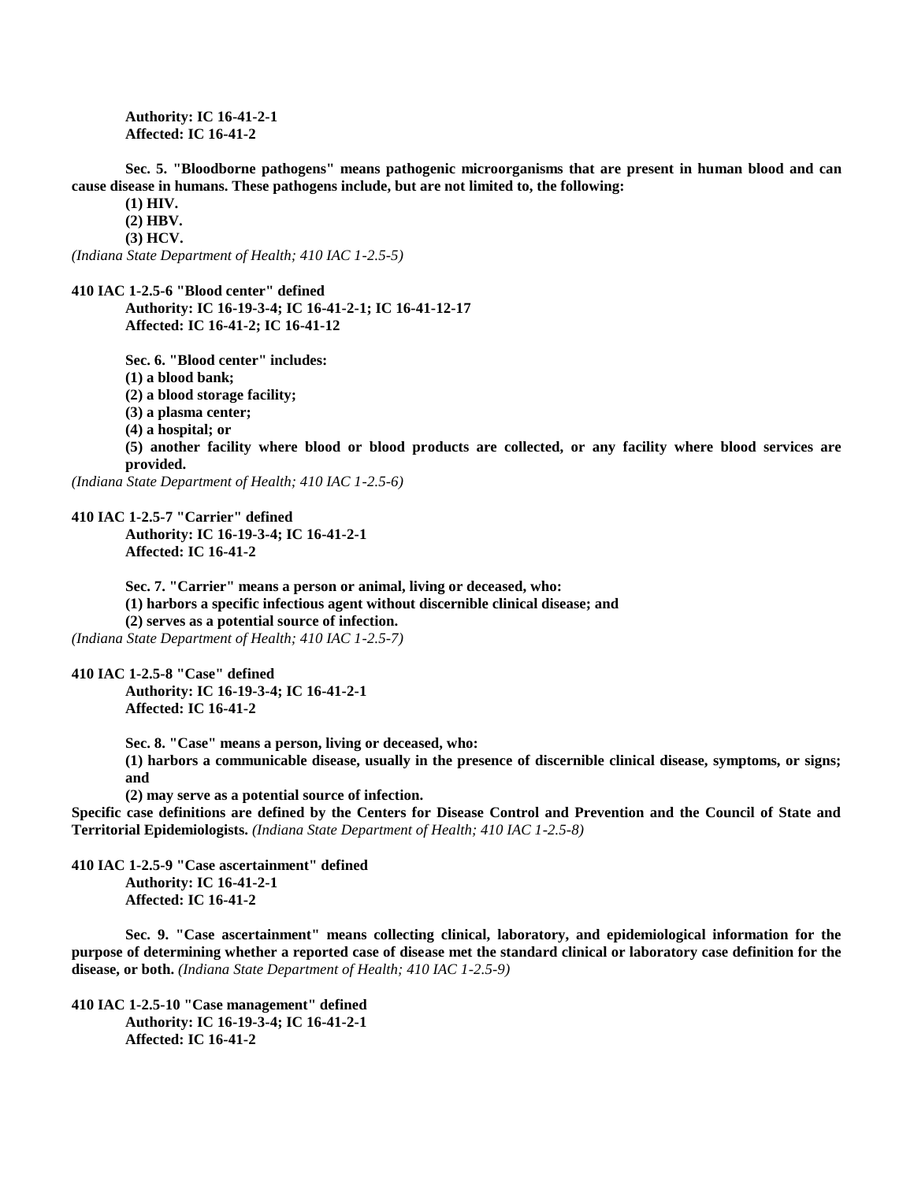**Authority: IC 16-41-2-1**
**Affected: IC 16-41-2**

**Sec. 5. "Bloodborne pathogens" means pathogenic microorganisms that are present in human blood and can cause disease in humans. These pathogens include, but are not limited to, the following:**

**(1) HIV.**
**(2) HBV.**
**(3) HCV.**

*(Indiana State Department of Health; 410 IAC 1-2.5-5)*

**410 IAC 1-2.5-6 "Blood center" defined**

**Authority: IC 16-19-3-4; IC 16-41-2-1; IC 16-41-12-17**
**Affected: IC 16-41-2; IC 16-41-12**

**Sec. 6. "Blood center" includes:**

**(1) a blood bank;**
**(2) a blood storage facility;**
**(3) a plasma center;**
**(4) a hospital; or**
**(5) another facility where blood or blood products are collected, or any facility where blood services are provided.**

*(Indiana State Department of Health; 410 IAC 1-2.5-6)*

**410 IAC 1-2.5-7 "Carrier" defined**

**Authority: IC 16-19-3-4; IC 16-41-2-1**
**Affected: IC 16-41-2**

**Sec. 7. "Carrier" means a person or animal, living or deceased, who:**

**(1) harbors a specific infectious agent without discernible clinical disease; and**
**(2) serves as a potential source of infection.**

*(Indiana State Department of Health; 410 IAC 1-2.5-7)*

**410 IAC 1-2.5-8 "Case" defined**

**Authority: IC 16-19-3-4; IC 16-41-2-1**
**Affected: IC 16-41-2**

**Sec. 8. "Case" means a person, living or deceased, who:**

**(1) harbors a communicable disease, usually in the presence of discernible clinical disease, symptoms, or signs; and**
**(2) may serve as a potential source of infection.**

**Specific case definitions are defined by the Centers for Disease Control and Prevention and the Council of State and Territorial Epidemiologists.** *(Indiana State Department of Health; 410 IAC 1-2.5-8)*

**410 IAC 1-2.5-9 "Case ascertainment" defined**

**Authority: IC 16-41-2-1**
**Affected: IC 16-41-2**

**Sec. 9. "Case ascertainment" means collecting clinical, laboratory, and epidemiological information for the purpose of determining whether a reported case of disease met the standard clinical or laboratory case definition for the disease, or both.** *(Indiana State Department of Health; 410 IAC 1-2.5-9)*

**410 IAC 1-2.5-10 "Case management" defined**

**Authority: IC 16-19-3-4; IC 16-41-2-1**
**Affected: IC 16-41-2**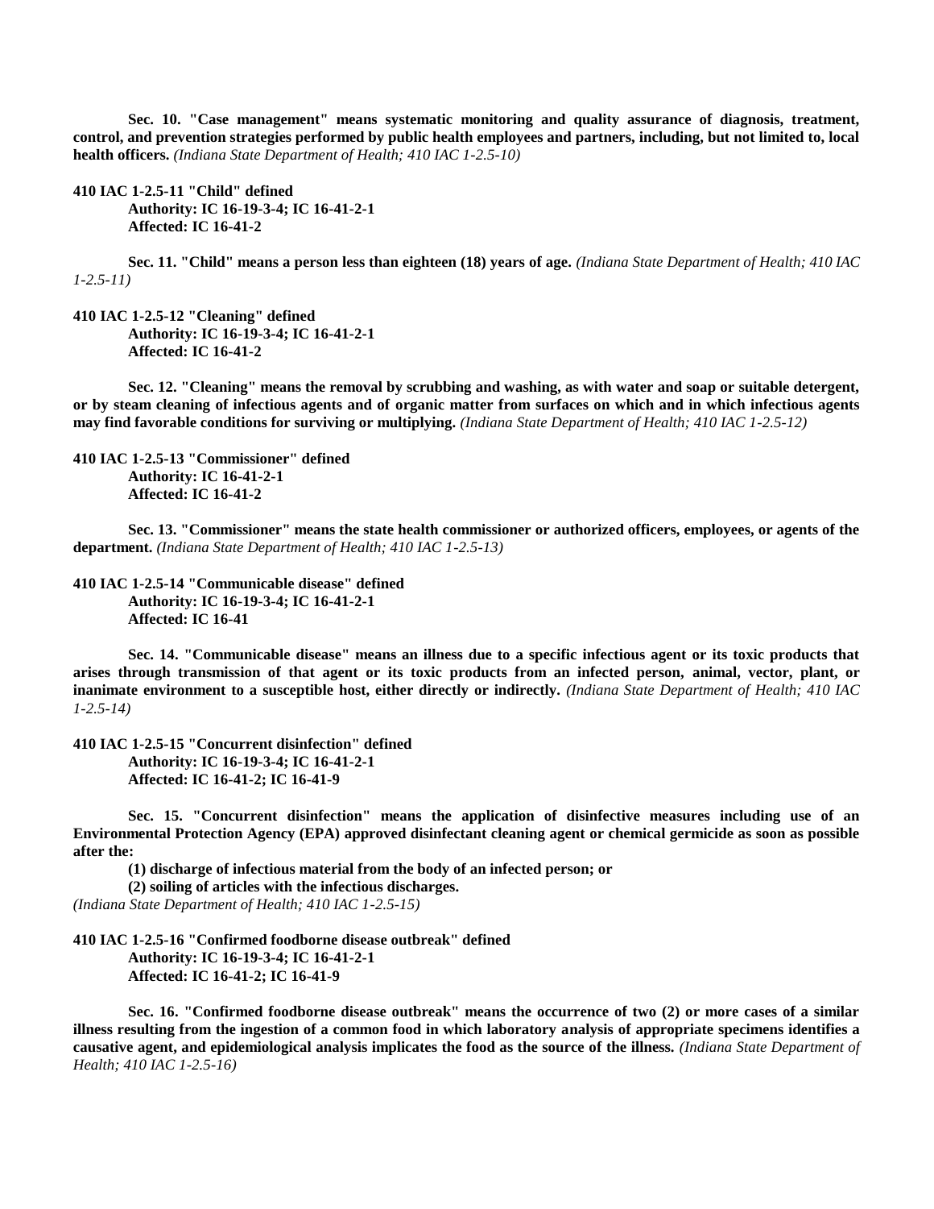**Sec. 10. "Case management" means systematic monitoring and quality assurance of diagnosis, treatment, control, and prevention strategies performed by public health employees and partners, including, but not limited to, local health officers.** *(Indiana State Department of Health; 410 IAC 1-2.5-10)*

**410 IAC 1-2.5-11 "Child" defined**
**Authority: IC 16-19-3-4; IC 16-41-2-1**
**Affected: IC 16-41-2**

**Sec. 11. "Child" means a person less than eighteen (18) years of age.** *(Indiana State Department of Health; 410 IAC 1-2.5-11)*

**410 IAC 1-2.5-12 "Cleaning" defined**
**Authority: IC 16-19-3-4; IC 16-41-2-1**
**Affected: IC 16-41-2**

**Sec. 12. "Cleaning" means the removal by scrubbing and washing, as with water and soap or suitable detergent, or by steam cleaning of infectious agents and of organic matter from surfaces on which and in which infectious agents may find favorable conditions for surviving or multiplying.** *(Indiana State Department of Health; 410 IAC 1-2.5-12)*

**410 IAC 1-2.5-13 "Commissioner" defined**
**Authority: IC 16-41-2-1**
**Affected: IC 16-41-2**

**Sec. 13. "Commissioner" means the state health commissioner or authorized officers, employees, or agents of the department.** *(Indiana State Department of Health; 410 IAC 1-2.5-13)*

**410 IAC 1-2.5-14 "Communicable disease" defined**
**Authority: IC 16-19-3-4; IC 16-41-2-1**
**Affected: IC 16-41**

**Sec. 14. "Communicable disease" means an illness due to a specific infectious agent or its toxic products that arises through transmission of that agent or its toxic products from an infected person, animal, vector, plant, or inanimate environment to a susceptible host, either directly or indirectly.** *(Indiana State Department of Health; 410 IAC 1-2.5-14)*

**410 IAC 1-2.5-15 "Concurrent disinfection" defined**
**Authority: IC 16-19-3-4; IC 16-41-2-1**
**Affected: IC 16-41-2; IC 16-41-9**

**Sec. 15. "Concurrent disinfection" means the application of disinfective measures including use of an Environmental Protection Agency (EPA) approved disinfectant cleaning agent or chemical germicide as soon as possible after the:**

**(1) discharge of infectious material from the body of an infected person; or**
**(2) soiling of articles with the infectious discharges.**

*(Indiana State Department of Health; 410 IAC 1-2.5-15)*

**410 IAC 1-2.5-16 "Confirmed foodborne disease outbreak" defined**
**Authority: IC 16-19-3-4; IC 16-41-2-1**
**Affected: IC 16-41-2; IC 16-41-9**

**Sec. 16. "Confirmed foodborne disease outbreak" means the occurrence of two (2) or more cases of a similar illness resulting from the ingestion of a common food in which laboratory analysis of appropriate specimens identifies a causative agent, and epidemiological analysis implicates the food as the source of the illness.** *(Indiana State Department of Health; 410 IAC 1-2.5-16)*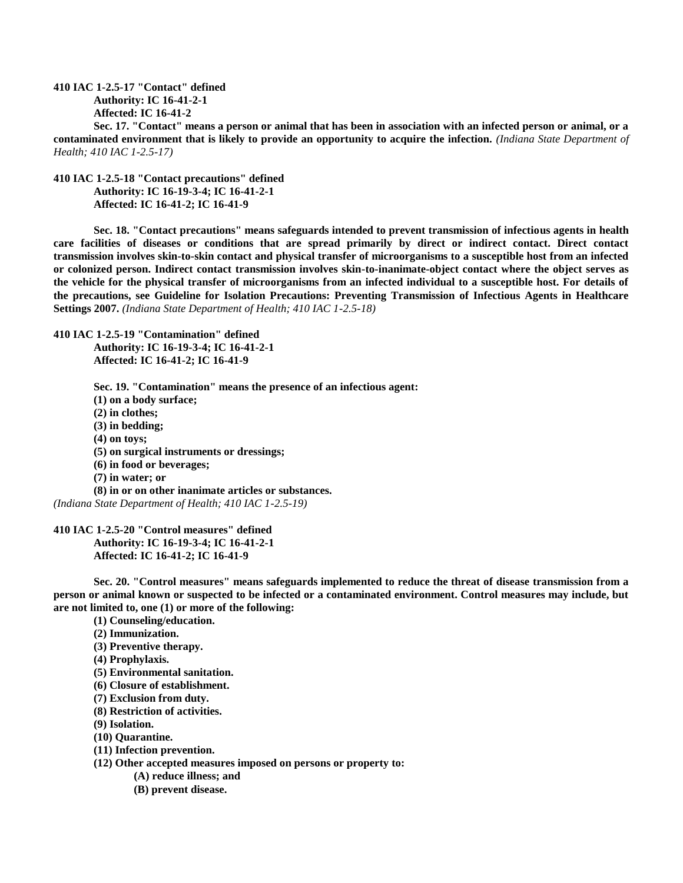**410 IAC 1-2.5-17 "Contact" defined**

**Authority: IC 16-41-2-1**

**Affected: IC 16-41-2**

**Sec. 17. "Contact" means a person or animal that has been in association with an infected person or animal, or a contaminated environment that is likely to provide an opportunity to acquire the infection.** *(Indiana State Department of Health; 410 IAC 1-2.5-17)*

**410 IAC 1-2.5-18 "Contact precautions" defined**

**Authority: IC 16-19-3-4; IC 16-41-2-1**

**Affected: IC 16-41-2; IC 16-41-9**

**Sec. 18. "Contact precautions" means safeguards intended to prevent transmission of infectious agents in health care facilities of diseases or conditions that are spread primarily by direct or indirect contact. Direct contact transmission involves skin-to-skin contact and physical transfer of microorganisms to a susceptible host from an infected or colonized person. Indirect contact transmission involves skin-to-inanimate-object contact where the object serves as the vehicle for the physical transfer of microorganisms from an infected individual to a susceptible host. For details of the precautions, see Guideline for Isolation Precautions: Preventing Transmission of Infectious Agents in Healthcare Settings 2007.** *(Indiana State Department of Health; 410 IAC 1-2.5-18)*

**410 IAC 1-2.5-19 "Contamination" defined**

**Authority: IC 16-19-3-4; IC 16-41-2-1**

**Affected: IC 16-41-2; IC 16-41-9**

**Sec. 19. "Contamination" means the presence of an infectious agent:**

**(1) on a body surface;**

**(2) in clothes;**

**(3) in bedding;**

**(4) on toys;**

**(5) on surgical instruments or dressings;**

**(6) in food or beverages;**

**(7) in water; or**

**(8) in or on other inanimate articles or substances.**

*(Indiana State Department of Health; 410 IAC 1-2.5-19)*

**410 IAC 1-2.5-20 "Control measures" defined**

**Authority: IC 16-19-3-4; IC 16-41-2-1**

**Affected: IC 16-41-2; IC 16-41-9**

**Sec. 20. "Control measures" means safeguards implemented to reduce the threat of disease transmission from a person or animal known or suspected to be infected or a contaminated environment. Control measures may include, but are not limited to, one (1) or more of the following:**

**(1) Counseling/education.**

**(2) Immunization.**

**(3) Preventive therapy.**

**(4) Prophylaxis.**

**(5) Environmental sanitation.**

**(6) Closure of establishment.**

**(7) Exclusion from duty.**

**(8) Restriction of activities.**

**(9) Isolation.**

**(10) Quarantine.**

**(11) Infection prevention.**

**(12) Other accepted measures imposed on persons or property to:**

**(A) reduce illness; and**

**(B) prevent disease.**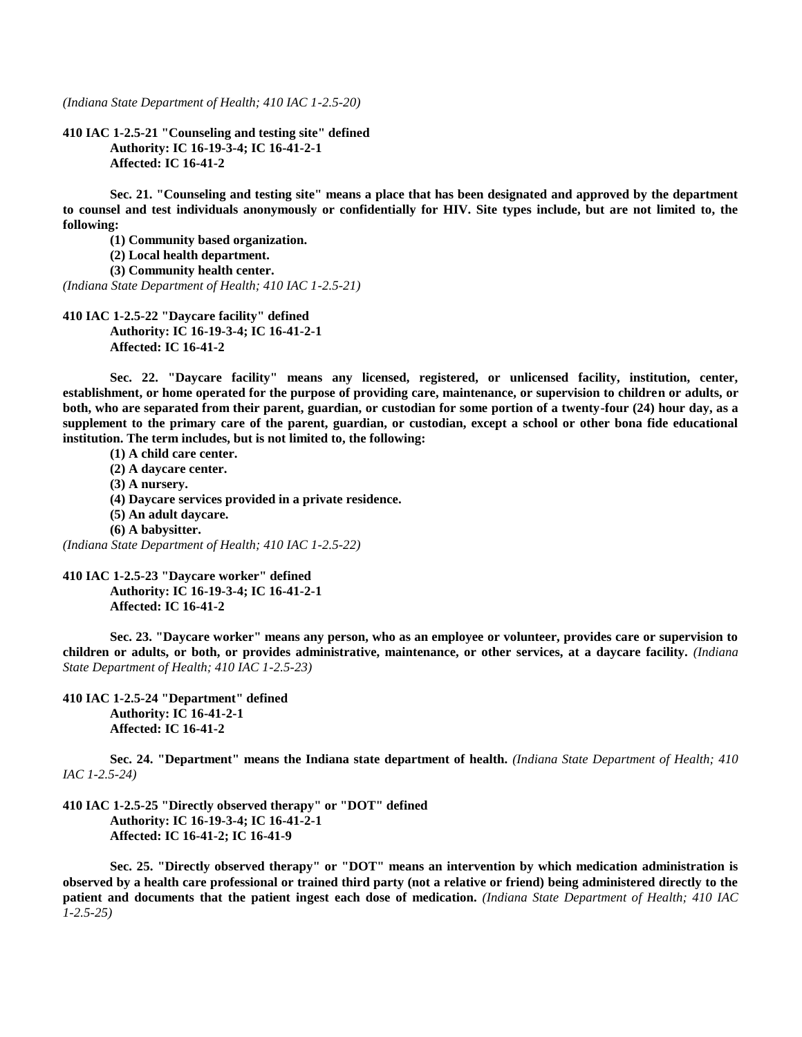*(Indiana State Department of Health; 410 IAC 1-2.5-20)*

**410 IAC 1-2.5-21 "Counseling and testing site" defined**
**Authority: IC 16-19-3-4; IC 16-41-2-1**
**Affected: IC 16-41-2**

**Sec. 21. "Counseling and testing site" means a place that has been designated and approved by the department to counsel and test individuals anonymously or confidentially for HIV. Site types include, but are not limited to, the following:**

**(1) Community based organization.**
**(2) Local health department.**
**(3) Community health center.**

*(Indiana State Department of Health; 410 IAC 1-2.5-21)*

**410 IAC 1-2.5-22 "Daycare facility" defined**
**Authority: IC 16-19-3-4; IC 16-41-2-1**
**Affected: IC 16-41-2**

**Sec. 22. "Daycare facility" means any licensed, registered, or unlicensed facility, institution, center, establishment, or home operated for the purpose of providing care, maintenance, or supervision to children or adults, or both, who are separated from their parent, guardian, or custodian for some portion of a twenty-four (24) hour day, as a supplement to the primary care of the parent, guardian, or custodian, except a school or other bona fide educational institution. The term includes, but is not limited to, the following:**

**(1) A child care center.**
**(2) A daycare center.**
**(3) A nursery.**
**(4) Daycare services provided in a private residence.**
**(5) An adult daycare.**
**(6) A babysitter.**

*(Indiana State Department of Health; 410 IAC 1-2.5-22)*

**410 IAC 1-2.5-23 "Daycare worker" defined**
**Authority: IC 16-19-3-4; IC 16-41-2-1**
**Affected: IC 16-41-2**

**Sec. 23. "Daycare worker" means any person, who as an employee or volunteer, provides care or supervision to children or adults, or both, or provides administrative, maintenance, or other services, at a daycare facility.** *(Indiana State Department of Health; 410 IAC 1-2.5-23)*

**410 IAC 1-2.5-24 "Department" defined**
**Authority: IC 16-41-2-1**
**Affected: IC 16-41-2**

**Sec. 24. "Department" means the Indiana state department of health.** *(Indiana State Department of Health; 410 IAC 1-2.5-24)*

**410 IAC 1-2.5-25 "Directly observed therapy" or "DOT" defined**
**Authority: IC 16-19-3-4; IC 16-41-2-1**
**Affected: IC 16-41-2; IC 16-41-9**

**Sec. 25. "Directly observed therapy" or "DOT" means an intervention by which medication administration is observed by a health care professional or trained third party (not a relative or friend) being administered directly to the patient and documents that the patient ingest each dose of medication.** *(Indiana State Department of Health; 410 IAC 1-2.5-25)*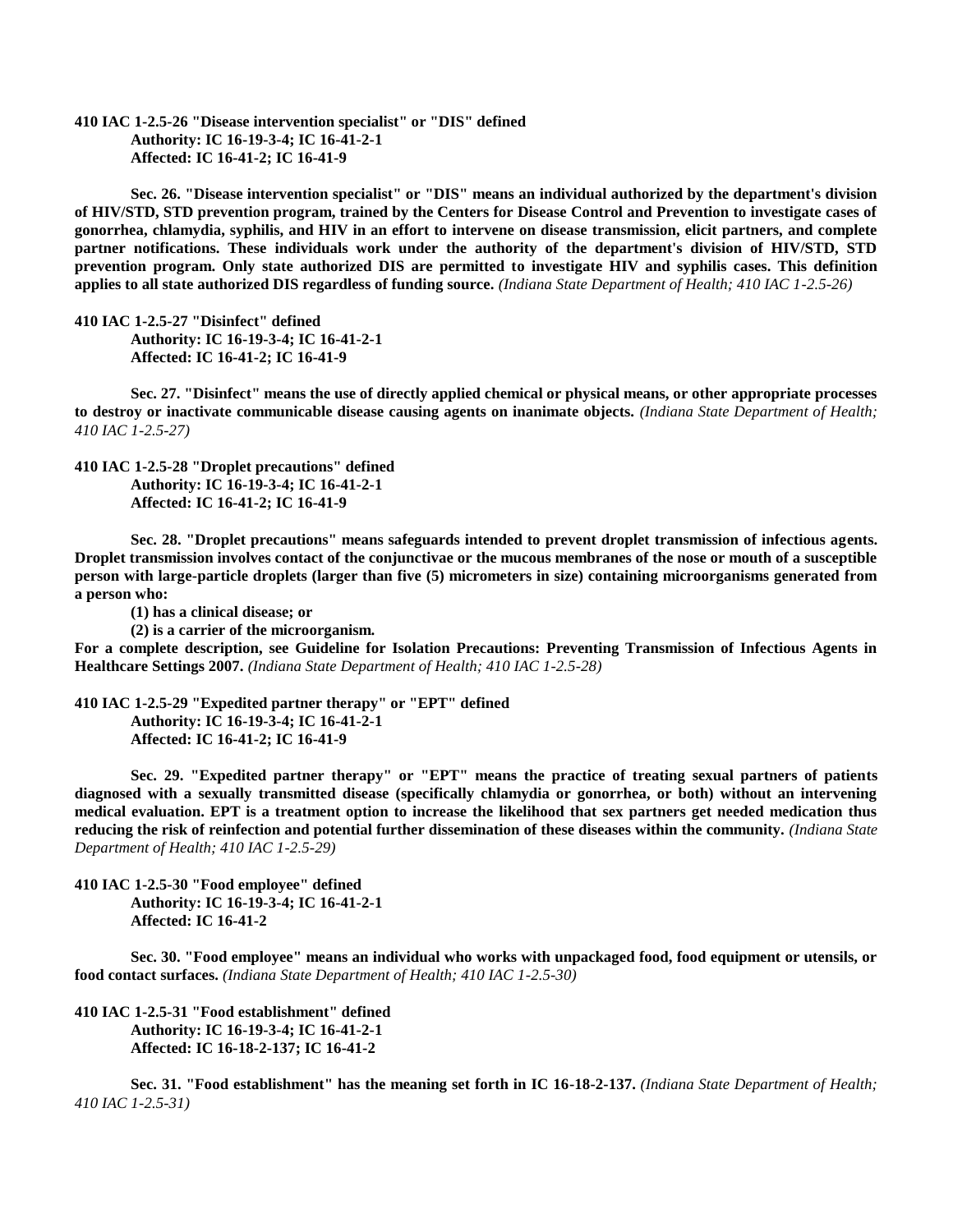**410 IAC 1-2.5-26 "Disease intervention specialist" or "DIS" defined**
**Authority: IC 16-19-3-4; IC 16-41-2-1**
**Affected: IC 16-41-2; IC 16-41-9**

**Sec. 26. "Disease intervention specialist" or "DIS" means an individual authorized by the department's division of HIV/STD, STD prevention program, trained by the Centers for Disease Control and Prevention to investigate cases of gonorrhea, chlamydia, syphilis, and HIV in an effort to intervene on disease transmission, elicit partners, and complete partner notifications. These individuals work under the authority of the department's division of HIV/STD, STD prevention program. Only state authorized DIS are permitted to investigate HIV and syphilis cases. This definition applies to all state authorized DIS regardless of funding source.** *(Indiana State Department of Health; 410 IAC 1-2.5-26)*

**410 IAC 1-2.5-27 "Disinfect" defined**
**Authority: IC 16-19-3-4; IC 16-41-2-1**
**Affected: IC 16-41-2; IC 16-41-9**

**Sec. 27. "Disinfect" means the use of directly applied chemical or physical means, or other appropriate processes to destroy or inactivate communicable disease causing agents on inanimate objects.** *(Indiana State Department of Health; 410 IAC 1-2.5-27)*

**410 IAC 1-2.5-28 "Droplet precautions" defined**
**Authority: IC 16-19-3-4; IC 16-41-2-1**
**Affected: IC 16-41-2; IC 16-41-9**

**Sec. 28. "Droplet precautions" means safeguards intended to prevent droplet transmission of infectious agents. Droplet transmission involves contact of the conjunctivae or the mucous membranes of the nose or mouth of a susceptible person with large-particle droplets (larger than five (5) micrometers in size) containing microorganisms generated from a person who:**

**(1) has a clinical disease; or**

**(2) is a carrier of the microorganism.**

**For a complete description, see Guideline for Isolation Precautions: Preventing Transmission of Infectious Agents in Healthcare Settings 2007.** *(Indiana State Department of Health; 410 IAC 1-2.5-28)*

**410 IAC 1-2.5-29 "Expedited partner therapy" or "EPT" defined**
**Authority: IC 16-19-3-4; IC 16-41-2-1**
**Affected: IC 16-41-2; IC 16-41-9**

**Sec. 29. "Expedited partner therapy" or "EPT" means the practice of treating sexual partners of patients diagnosed with a sexually transmitted disease (specifically chlamydia or gonorrhea, or both) without an intervening medical evaluation. EPT is a treatment option to increase the likelihood that sex partners get needed medication thus reducing the risk of reinfection and potential further dissemination of these diseases within the community.** *(Indiana State Department of Health; 410 IAC 1-2.5-29)*

**410 IAC 1-2.5-30 "Food employee" defined**
**Authority: IC 16-19-3-4; IC 16-41-2-1**
**Affected: IC 16-41-2**

**Sec. 30. "Food employee" means an individual who works with unpackaged food, food equipment or utensils, or food contact surfaces.** *(Indiana State Department of Health; 410 IAC 1-2.5-30)*

**410 IAC 1-2.5-31 "Food establishment" defined**
**Authority: IC 16-19-3-4; IC 16-41-2-1**
**Affected: IC 16-18-2-137; IC 16-41-2**

**Sec. 31. "Food establishment" has the meaning set forth in IC 16-18-2-137.** *(Indiana State Department of Health; 410 IAC 1-2.5-31)*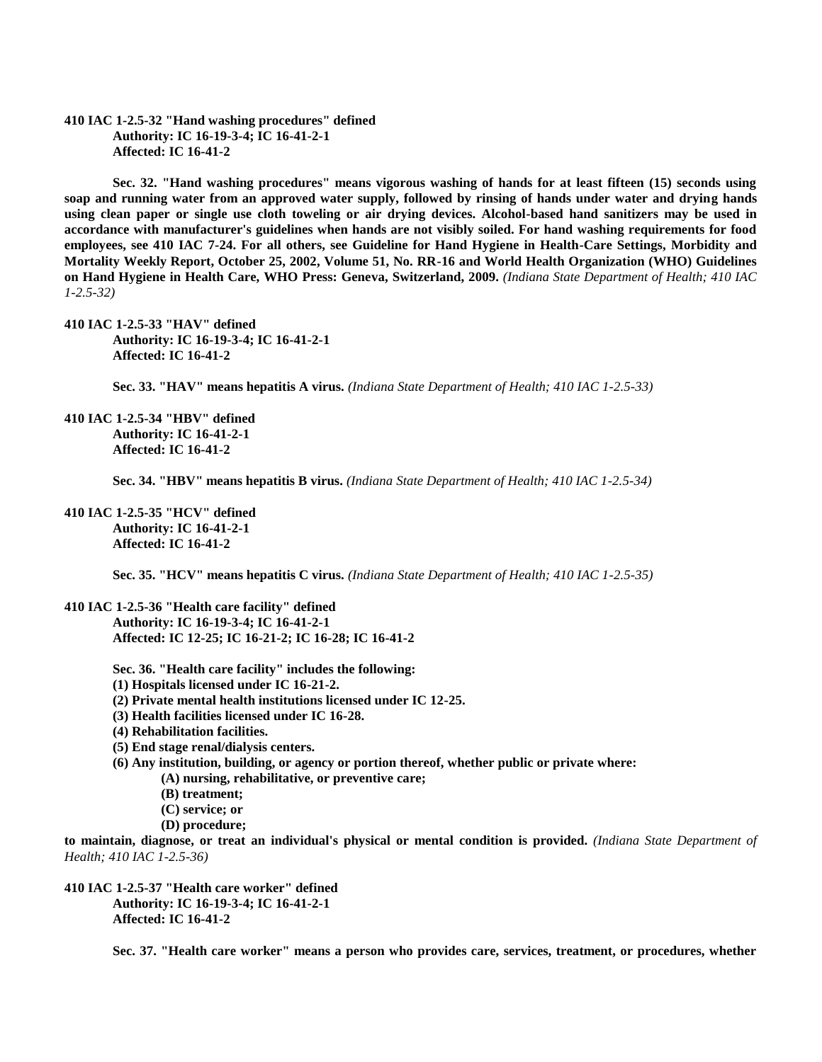**410 IAC 1-2.5-32 "Hand washing procedures" defined**
**Authority: IC 16-19-3-4; IC 16-41-2-1**
**Affected: IC 16-41-2**

**Sec. 32. "Hand washing procedures" means vigorous washing of hands for at least fifteen (15) seconds using soap and running water from an approved water supply, followed by rinsing of hands under water and drying hands using clean paper or single use cloth toweling or air drying devices. Alcohol-based hand sanitizers may be used in accordance with manufacturer's guidelines when hands are not visibly soiled. For hand washing requirements for food employees, see 410 IAC 7-24. For all others, see Guideline for Hand Hygiene in Health-Care Settings, Morbidity and Mortality Weekly Report, October 25, 2002, Volume 51, No. RR-16 and World Health Organization (WHO) Guidelines on Hand Hygiene in Health Care, WHO Press: Geneva, Switzerland, 2009.** *(Indiana State Department of Health; 410 IAC 1-2.5-32)*

**410 IAC 1-2.5-33 "HAV" defined**
**Authority: IC 16-19-3-4; IC 16-41-2-1**
**Affected: IC 16-41-2**

**Sec. 33. "HAV" means hepatitis A virus.** *(Indiana State Department of Health; 410 IAC 1-2.5-33)*

**410 IAC 1-2.5-34 "HBV" defined**
**Authority: IC 16-41-2-1**
**Affected: IC 16-41-2**

**Sec. 34. "HBV" means hepatitis B virus.** *(Indiana State Department of Health; 410 IAC 1-2.5-34)*

**410 IAC 1-2.5-35 "HCV" defined**
**Authority: IC 16-41-2-1**
**Affected: IC 16-41-2**

**Sec. 35. "HCV" means hepatitis C virus.** *(Indiana State Department of Health; 410 IAC 1-2.5-35)*

**410 IAC 1-2.5-36 "Health care facility" defined**
**Authority: IC 16-19-3-4; IC 16-41-2-1**
**Affected: IC 12-25; IC 16-21-2; IC 16-28; IC 16-41-2**

**Sec. 36. "Health care facility" includes the following:**
**(1) Hospitals licensed under IC 16-21-2.**
**(2) Private mental health institutions licensed under IC 12-25.**
**(3) Health facilities licensed under IC 16-28.**
**(4) Rehabilitation facilities.**
**(5) End stage renal/dialysis centers.**
**(6) Any institution, building, or agency or portion thereof, whether public or private where:**
**(A) nursing, rehabilitative, or preventive care;**
**(B) treatment;**
**(C) service; or**
**(D) procedure;**
**to maintain, diagnose, or treat an individual's physical or mental condition is provided.** *(Indiana State Department of Health; 410 IAC 1-2.5-36)*

**410 IAC 1-2.5-37 "Health care worker" defined**
**Authority: IC 16-19-3-4; IC 16-41-2-1**
**Affected: IC 16-41-2**

**Sec. 37. "Health care worker" means a person who provides care, services, treatment, or procedures, whether**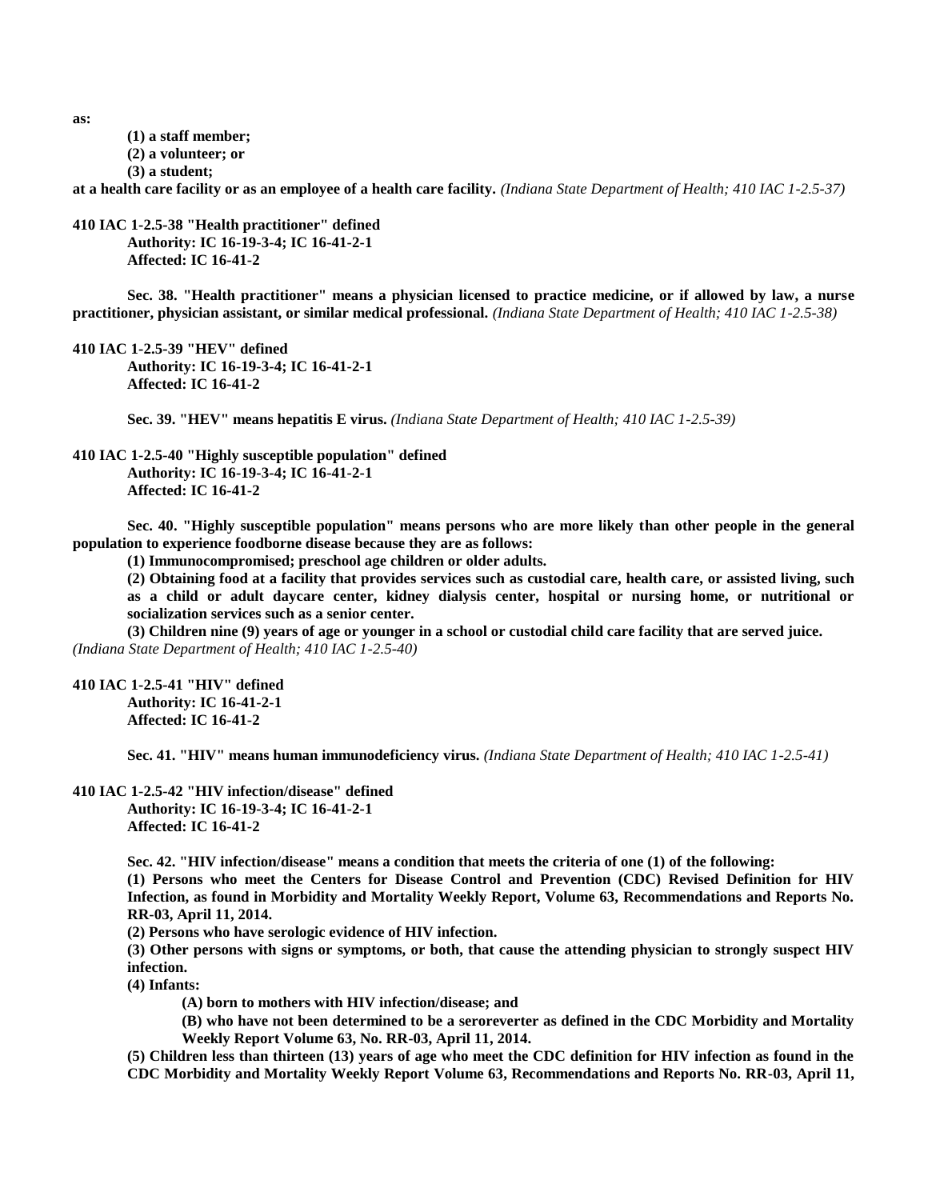as:

(1) a staff member;

(2) a volunteer; or

(3) a student;

at a health care facility or as an employee of a health care facility. *(Indiana State Department of Health; 410 IAC 1-2.5-37)*

**410 IAC 1-2.5-38 "Health practitioner" defined**

**Authority: IC 16-19-3-4; IC 16-41-2-1**

**Affected: IC 16-41-2**

Sec. 38. "Health practitioner" means a physician licensed to practice medicine, or if allowed by law, a nurse practitioner, physician assistant, or similar medical professional. *(Indiana State Department of Health; 410 IAC 1-2.5-38)*

**410 IAC 1-2.5-39 "HEV" defined**

**Authority: IC 16-19-3-4; IC 16-41-2-1**

**Affected: IC 16-41-2**

Sec. 39. "HEV" means hepatitis E virus. *(Indiana State Department of Health; 410 IAC 1-2.5-39)*

**410 IAC 1-2.5-40 "Highly susceptible population" defined**

**Authority: IC 16-19-3-4; IC 16-41-2-1**

**Affected: IC 16-41-2**

Sec. 40. "Highly susceptible population" means persons who are more likely than other people in the general population to experience foodborne disease because they are as follows:

(1) Immunocompromised; preschool age children or older adults.

(2) Obtaining food at a facility that provides services such as custodial care, health care, or assisted living, such as a child or adult daycare center, kidney dialysis center, hospital or nursing home, or nutritional or socialization services such as a senior center.

(3) Children nine (9) years of age or younger in a school or custodial child care facility that are served juice.

*(Indiana State Department of Health; 410 IAC 1-2.5-40)*

**410 IAC 1-2.5-41 "HIV" defined**

**Authority: IC 16-41-2-1**

**Affected: IC 16-41-2**

Sec. 41. "HIV" means human immunodeficiency virus. *(Indiana State Department of Health; 410 IAC 1-2.5-41)*

**410 IAC 1-2.5-42 "HIV infection/disease" defined**

**Authority: IC 16-19-3-4; IC 16-41-2-1**

**Affected: IC 16-41-2**

Sec. 42. "HIV infection/disease" means a condition that meets the criteria of one (1) of the following:

(1) Persons who meet the Centers for Disease Control and Prevention (CDC) Revised Definition for HIV Infection, as found in Morbidity and Mortality Weekly Report, Volume 63, Recommendations and Reports No. RR-03, April 11, 2014.

(2) Persons who have serologic evidence of HIV infection.

(3) Other persons with signs or symptoms, or both, that cause the attending physician to strongly suspect HIV infection.

(4) Infants:

(A) born to mothers with HIV infection/disease; and

(B) who have not been determined to be a seroreverter as defined in the CDC Morbidity and Mortality Weekly Report Volume 63, No. RR-03, April 11, 2014.

(5) Children less than thirteen (13) years of age who meet the CDC definition for HIV infection as found in the CDC Morbidity and Mortality Weekly Report Volume 63, Recommendations and Reports No. RR-03, April 11,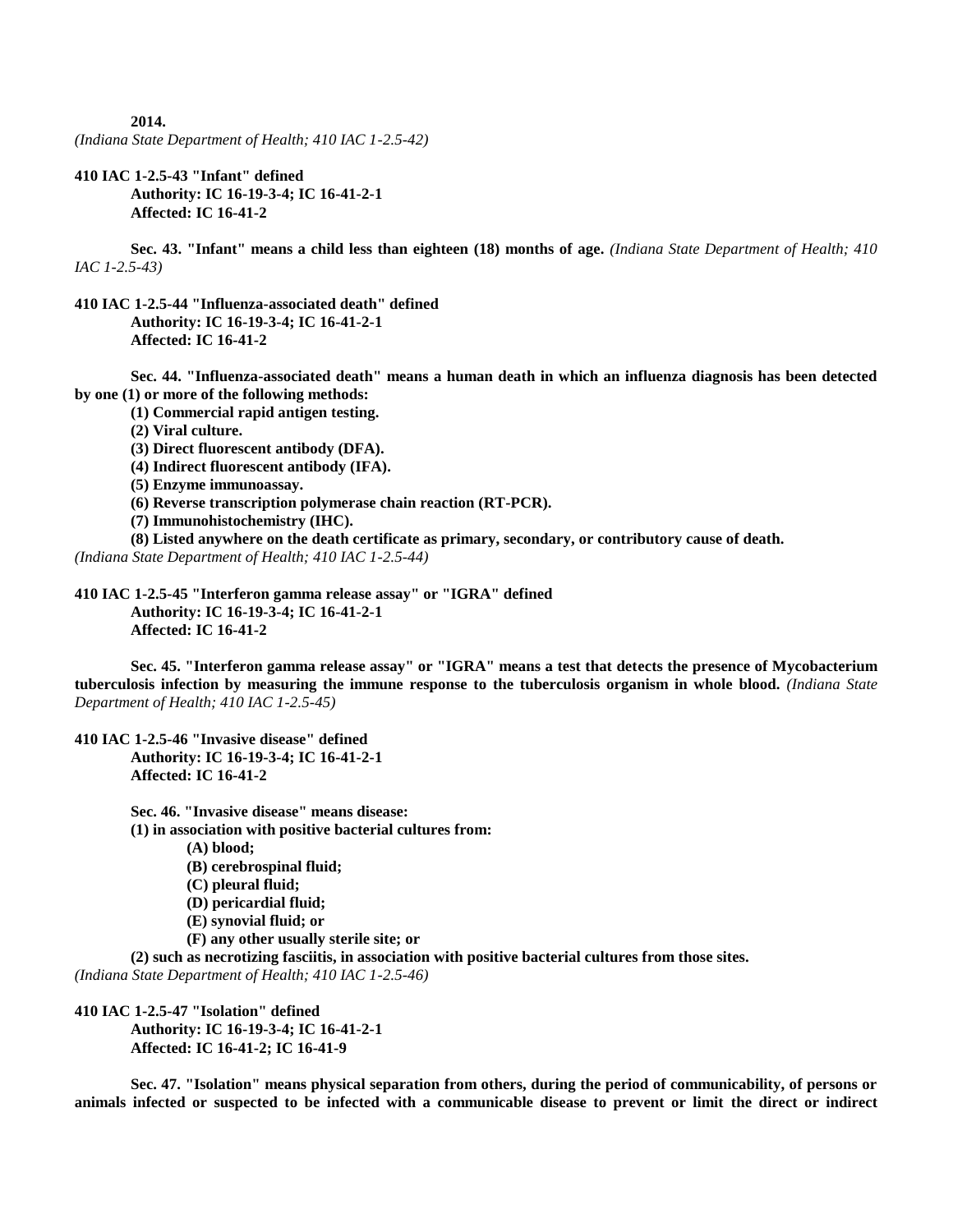**2014.**
*(Indiana State Department of Health; 410 IAC 1-2.5-42)*

**410 IAC 1-2.5-43 "Infant" defined**
**Authority: IC 16-19-3-4; IC 16-41-2-1**
**Affected: IC 16-41-2**

**Sec. 43. "Infant" means a child less than eighteen (18) months of age.** *(Indiana State Department of Health; 410 IAC 1-2.5-43)*

**410 IAC 1-2.5-44 "Influenza-associated death" defined**
**Authority: IC 16-19-3-4; IC 16-41-2-1**
**Affected: IC 16-41-2**

**Sec. 44. "Influenza-associated death" means a human death in which an influenza diagnosis has been detected by one (1) or more of the following methods:**
**(1) Commercial rapid antigen testing.**
**(2) Viral culture.**
**(3) Direct fluorescent antibody (DFA).**
**(4) Indirect fluorescent antibody (IFA).**
**(5) Enzyme immunoassay.**
**(6) Reverse transcription polymerase chain reaction (RT-PCR).**
**(7) Immunohistochemistry (IHC).**
**(8) Listed anywhere on the death certificate as primary, secondary, or contributory cause of death.**
*(Indiana State Department of Health; 410 IAC 1-2.5-44)*

**410 IAC 1-2.5-45 "Interferon gamma release assay" or "IGRA" defined**
**Authority: IC 16-19-3-4; IC 16-41-2-1**
**Affected: IC 16-41-2**

**Sec. 45. "Interferon gamma release assay" or "IGRA" means a test that detects the presence of Mycobacterium tuberculosis infection by measuring the immune response to the tuberculosis organism in whole blood.** *(Indiana State Department of Health; 410 IAC 1-2.5-45)*

**410 IAC 1-2.5-46 "Invasive disease" defined**
**Authority: IC 16-19-3-4; IC 16-41-2-1**
**Affected: IC 16-41-2**

**Sec. 46. "Invasive disease" means disease:**
**(1) in association with positive bacterial cultures from:**
**(A) blood;**
**(B) cerebrospinal fluid;**
**(C) pleural fluid;**
**(D) pericardial fluid;**
**(E) synovial fluid; or**
**(F) any other usually sterile site; or**
**(2) such as necrotizing fasciitis, in association with positive bacterial cultures from those sites.**
*(Indiana State Department of Health; 410 IAC 1-2.5-46)*

**410 IAC 1-2.5-47 "Isolation" defined**
**Authority: IC 16-19-3-4; IC 16-41-2-1**
**Affected: IC 16-41-2; IC 16-41-9**

**Sec. 47. "Isolation" means physical separation from others, during the period of communicability, of persons or animals infected or suspected to be infected with a communicable disease to prevent or limit the direct or indirect**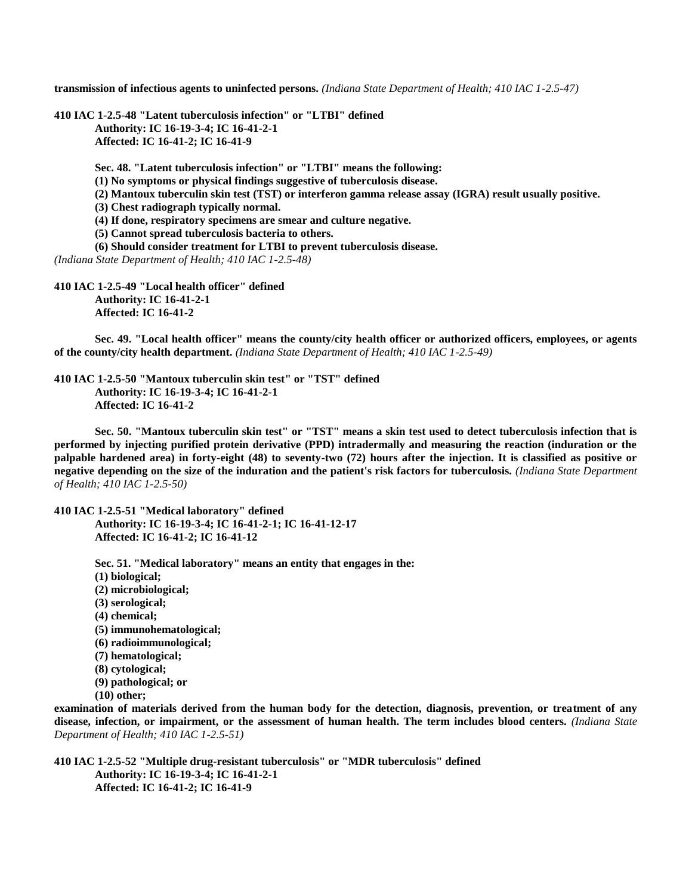**transmission of infectious agents to uninfected persons.** *(Indiana State Department of Health; 410 IAC 1-2.5-47)*

**410 IAC 1-2.5-48 "Latent tuberculosis infection" or "LTBI" defined**
**Authority: IC 16-19-3-4; IC 16-41-2-1**
**Affected: IC 16-41-2; IC 16-41-9**

**Sec. 48. "Latent tuberculosis infection" or "LTBI" means the following:**
**(1) No symptoms or physical findings suggestive of tuberculosis disease.**
**(2) Mantoux tuberculin skin test (TST) or interferon gamma release assay (IGRA) result usually positive.**
**(3) Chest radiograph typically normal.**
**(4) If done, respiratory specimens are smear and culture negative.**
**(5) Cannot spread tuberculosis bacteria to others.**
**(6) Should consider treatment for LTBI to prevent tuberculosis disease.**
*(Indiana State Department of Health; 410 IAC 1-2.5-48)*

**410 IAC 1-2.5-49 "Local health officer" defined**
**Authority: IC 16-41-2-1**
**Affected: IC 16-41-2**

**Sec. 49. "Local health officer" means the county/city health officer or authorized officers, employees, or agents of the county/city health department.** *(Indiana State Department of Health; 410 IAC 1-2.5-49)*

**410 IAC 1-2.5-50 "Mantoux tuberculin skin test" or "TST" defined**
**Authority: IC 16-19-3-4; IC 16-41-2-1**
**Affected: IC 16-41-2**

**Sec. 50. "Mantoux tuberculin skin test" or "TST" means a skin test used to detect tuberculosis infection that is performed by injecting purified protein derivative (PPD) intradermally and measuring the reaction (induration or the palpable hardened area) in forty-eight (48) to seventy-two (72) hours after the injection. It is classified as positive or negative depending on the size of the induration and the patient's risk factors for tuberculosis.** *(Indiana State Department of Health; 410 IAC 1-2.5-50)*

**410 IAC 1-2.5-51 "Medical laboratory" defined**
**Authority: IC 16-19-3-4; IC 16-41-2-1; IC 16-41-12-17**
**Affected: IC 16-41-2; IC 16-41-12**

**Sec. 51. "Medical laboratory" means an entity that engages in the:**
**(1) biological;**
**(2) microbiological;**
**(3) serological;**
**(4) chemical;**
**(5) immunohematological;**
**(6) radioimmunological;**
**(7) hematological;**
**(8) cytological;**
**(9) pathological; or**
**(10) other;**
**examination of materials derived from the human body for the detection, diagnosis, prevention, or treatment of any disease, infection, or impairment, or the assessment of human health. The term includes blood centers.** *(Indiana State Department of Health; 410 IAC 1-2.5-51)*

**410 IAC 1-2.5-52 "Multiple drug-resistant tuberculosis" or "MDR tuberculosis" defined**
**Authority: IC 16-19-3-4; IC 16-41-2-1**
**Affected: IC 16-41-2; IC 16-41-9**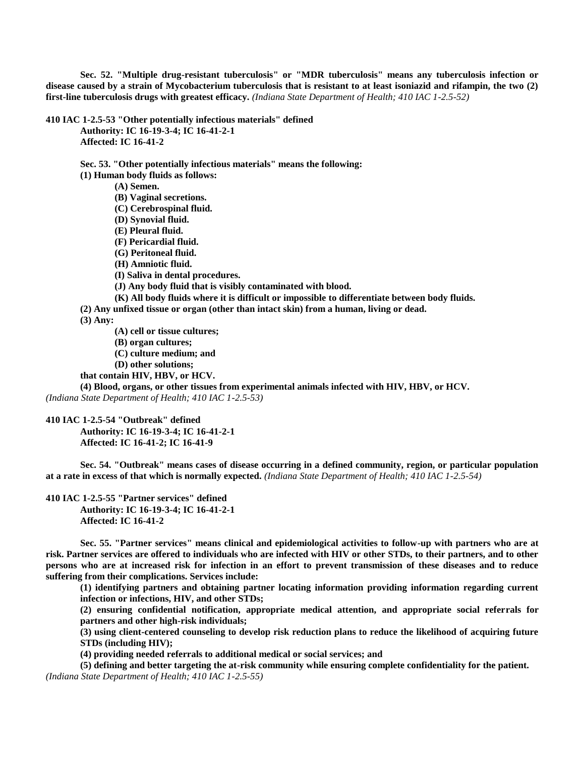**Sec. 52. "Multiple drug-resistant tuberculosis" or "MDR tuberculosis" means any tuberculosis infection or disease caused by a strain of Mycobacterium tuberculosis that is resistant to at least isoniazid and rifampin, the two (2) first-line tuberculosis drugs with greatest efficacy.** *(Indiana State Department of Health; 410 IAC 1-2.5-52)*

**410 IAC 1-2.5-53 "Other potentially infectious materials" defined**

**Authority: IC 16-19-3-4; IC 16-41-2-1**
**Affected: IC 16-41-2**

**Sec. 53. "Other potentially infectious materials" means the following:**

**(1) Human body fluids as follows:**

- **(A) Semen.**
- **(B) Vaginal secretions.**
- **(C) Cerebrospinal fluid.**
- **(D) Synovial fluid.**
- **(E) Pleural fluid.**
- **(F) Pericardial fluid.**
- **(G) Peritoneal fluid.**
- **(H) Amniotic fluid.**
- **(I) Saliva in dental procedures.**
- **(J) Any body fluid that is visibly contaminated with blood.**
- **(K) All body fluids where it is difficult or impossible to differentiate between body fluids.**

**(2) Any unfixed tissue or organ (other than intact skin) from a human, living or dead.**

**(3) Any:**

- **(A) cell or tissue cultures;**
- **(B) organ cultures;**
- **(C) culture medium; and**
- **(D) other solutions;**

**that contain HIV, HBV, or HCV.**

**(4) Blood, organs, or other tissues from experimental animals infected with HIV, HBV, or HCV.**

*(Indiana State Department of Health; 410 IAC 1-2.5-53)*

**410 IAC 1-2.5-54 "Outbreak" defined**

**Authority: IC 16-19-3-4; IC 16-41-2-1**
**Affected: IC 16-41-2; IC 16-41-9**

**Sec. 54. "Outbreak" means cases of disease occurring in a defined community, region, or particular population at a rate in excess of that which is normally expected.** *(Indiana State Department of Health; 410 IAC 1-2.5-54)*

**410 IAC 1-2.5-55 "Partner services" defined**

**Authority: IC 16-19-3-4; IC 16-41-2-1**
**Affected: IC 16-41-2**

**Sec. 55. "Partner services" means clinical and epidemiological activities to follow-up with partners who are at risk. Partner services are offered to individuals who are infected with HIV or other STDs, to their partners, and to other persons who are at increased risk for infection in an effort to prevent transmission of these diseases and to reduce suffering from their complications. Services include:**

**(1) identifying partners and obtaining partner locating information providing information regarding current infection or infections, HIV, and other STDs;**

**(2) ensuring confidential notification, appropriate medical attention, and appropriate social referrals for partners and other high-risk individuals;**

**(3) using client-centered counseling to develop risk reduction plans to reduce the likelihood of acquiring future STDs (including HIV);**

**(4) providing needed referrals to additional medical or social services; and**

**(5) defining and better targeting the at-risk community while ensuring complete confidentiality for the patient.**

*(Indiana State Department of Health; 410 IAC 1-2.5-55)*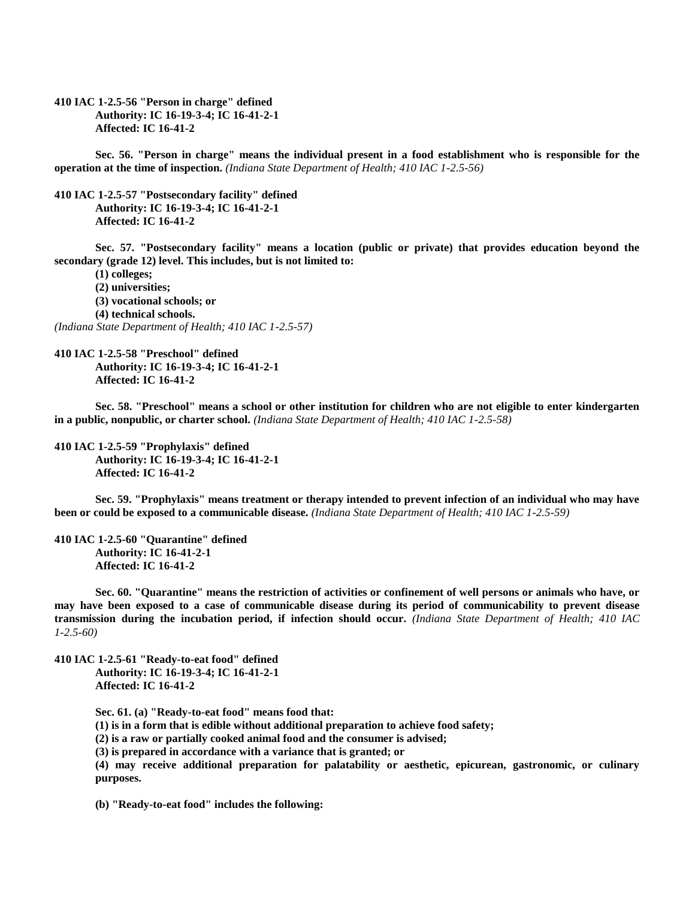**410 IAC 1-2.5-56 "Person in charge" defined**
**Authority: IC 16-19-3-4; IC 16-41-2-1**
**Affected: IC 16-41-2**

**Sec. 56. "Person in charge" means the individual present in a food establishment who is responsible for the operation at the time of inspection.** *(Indiana State Department of Health; 410 IAC 1-2.5-56)*

**410 IAC 1-2.5-57 "Postsecondary facility" defined**
**Authority: IC 16-19-3-4; IC 16-41-2-1**
**Affected: IC 16-41-2**

**Sec. 57. "Postsecondary facility" means a location (public or private) that provides education beyond the secondary (grade 12) level. This includes, but is not limited to:**
**(1) colleges;**
**(2) universities;**
**(3) vocational schools; or**
**(4) technical schools.**
*(Indiana State Department of Health; 410 IAC 1-2.5-57)*

**410 IAC 1-2.5-58 "Preschool" defined**
**Authority: IC 16-19-3-4; IC 16-41-2-1**
**Affected: IC 16-41-2**

**Sec. 58. "Preschool" means a school or other institution for children who are not eligible to enter kindergarten in a public, nonpublic, or charter school.** *(Indiana State Department of Health; 410 IAC 1-2.5-58)*

**410 IAC 1-2.5-59 "Prophylaxis" defined**
**Authority: IC 16-19-3-4; IC 16-41-2-1**
**Affected: IC 16-41-2**

**Sec. 59. "Prophylaxis" means treatment or therapy intended to prevent infection of an individual who may have been or could be exposed to a communicable disease.** *(Indiana State Department of Health; 410 IAC 1-2.5-59)*

**410 IAC 1-2.5-60 "Quarantine" defined**
**Authority: IC 16-41-2-1**
**Affected: IC 16-41-2**

**Sec. 60. "Quarantine" means the restriction of activities or confinement of well persons or animals who have, or may have been exposed to a case of communicable disease during its period of communicability to prevent disease transmission during the incubation period, if infection should occur.** *(Indiana State Department of Health; 410 IAC 1-2.5-60)*

**410 IAC 1-2.5-61 "Ready-to-eat food" defined**
**Authority: IC 16-19-3-4; IC 16-41-2-1**
**Affected: IC 16-41-2**

**Sec. 61. (a) "Ready-to-eat food" means food that:**
**(1) is in a form that is edible without additional preparation to achieve food safety;**
**(2) is a raw or partially cooked animal food and the consumer is advised;**
**(3) is prepared in accordance with a variance that is granted; or**
**(4) may receive additional preparation for palatability or aesthetic, epicurean, gastronomic, or culinary purposes.**

**(b) "Ready-to-eat food" includes the following:**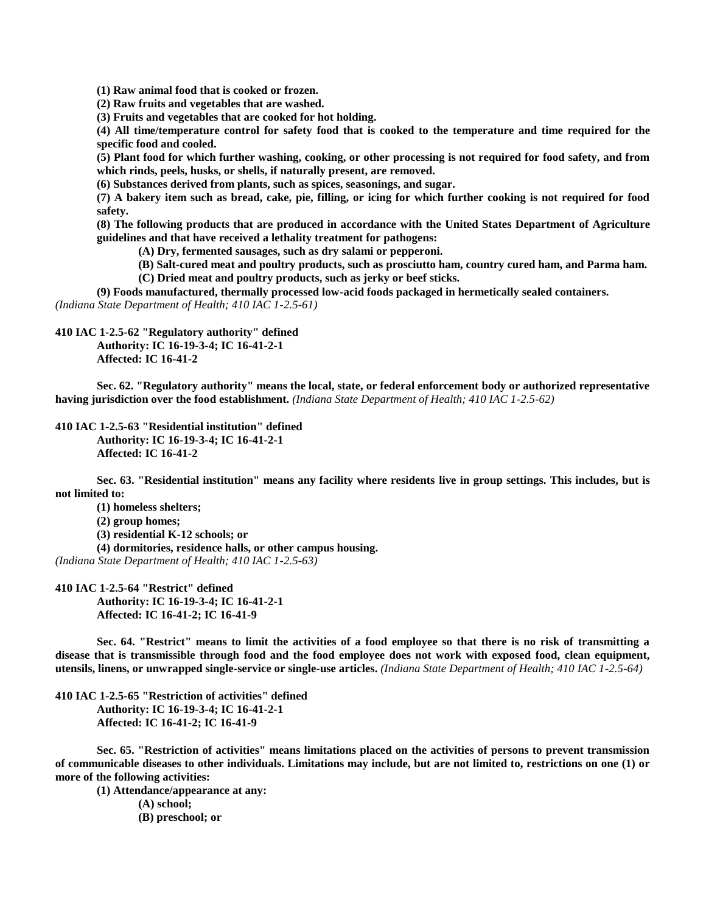**(1) Raw animal food that is cooked or frozen.**

**(2) Raw fruits and vegetables that are washed.**

**(3) Fruits and vegetables that are cooked for hot holding.**

**(4) All time/temperature control for safety food that is cooked to the temperature and time required for the specific food and cooled.**

**(5) Plant food for which further washing, cooking, or other processing is not required for food safety, and from which rinds, peels, husks, or shells, if naturally present, are removed.**

**(6) Substances derived from plants, such as spices, seasonings, and sugar.**

**(7) A bakery item such as bread, cake, pie, filling, or icing for which further cooking is not required for food safety.**

**(8) The following products that are produced in accordance with the United States Department of Agriculture guidelines and that have received a lethality treatment for pathogens:**

**(A) Dry, fermented sausages, such as dry salami or pepperoni.**

**(B) Salt-cured meat and poultry products, such as prosciutto ham, country cured ham, and Parma ham.**

**(C) Dried meat and poultry products, such as jerky or beef sticks.**

**(9) Foods manufactured, thermally processed low-acid foods packaged in hermetically sealed containers.**

*(Indiana State Department of Health; 410 IAC 1-2.5-61)*

**410 IAC 1-2.5-62 "Regulatory authority" defined**

**Authority: IC 16-19-3-4; IC 16-41-2-1**
**Affected: IC 16-41-2**

**Sec. 62. "Regulatory authority" means the local, state, or federal enforcement body or authorized representative having jurisdiction over the food establishment.** *(Indiana State Department of Health; 410 IAC 1-2.5-62)*

**410 IAC 1-2.5-63 "Residential institution" defined**

**Authority: IC 16-19-3-4; IC 16-41-2-1**
**Affected: IC 16-41-2**

**Sec. 63. "Residential institution" means any facility where residents live in group settings. This includes, but is not limited to:**

**(1) homeless shelters;**

**(2) group homes;**

**(3) residential K-12 schools; or**

**(4) dormitories, residence halls, or other campus housing.**

*(Indiana State Department of Health; 410 IAC 1-2.5-63)*

**410 IAC 1-2.5-64 "Restrict" defined**

**Authority: IC 16-19-3-4; IC 16-41-2-1**
**Affected: IC 16-41-2; IC 16-41-9**

**Sec. 64. "Restrict" means to limit the activities of a food employee so that there is no risk of transmitting a disease that is transmissible through food and the food employee does not work with exposed food, clean equipment, utensils, linens, or unwrapped single-service or single-use articles.** *(Indiana State Department of Health; 410 IAC 1-2.5-64)*

**410 IAC 1-2.5-65 "Restriction of activities" defined**

**Authority: IC 16-19-3-4; IC 16-41-2-1**
**Affected: IC 16-41-2; IC 16-41-9**

**Sec. 65. "Restriction of activities" means limitations placed on the activities of persons to prevent transmission of communicable diseases to other individuals. Limitations may include, but are not limited to, restrictions on one (1) or more of the following activities:**

**(1) Attendance/appearance at any:**

**(A) school;**

**(B) preschool; or**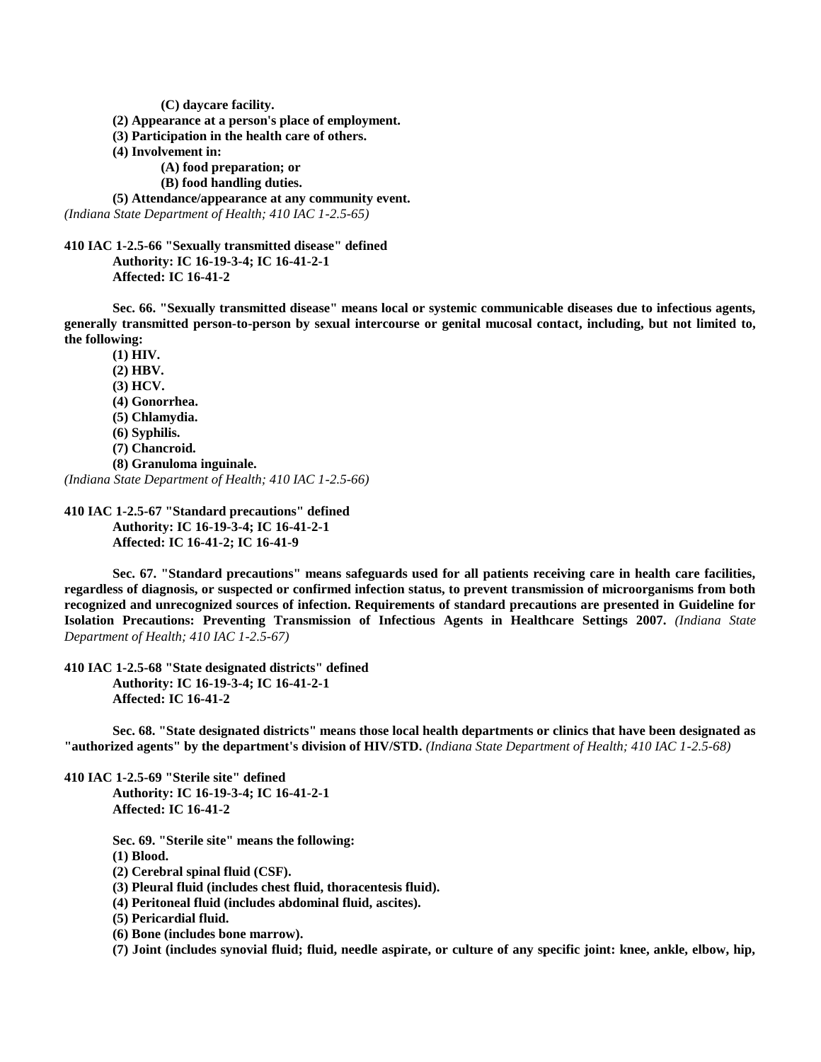**(C) daycare facility.**

**(2) Appearance at a person's place of employment.**

**(3) Participation in the health care of others.**

**(4) Involvement in:**

**(A) food preparation; or**

**(B) food handling duties.**

**(5) Attendance/appearance at any community event.**

*(Indiana State Department of Health; 410 IAC 1-2.5-65)*

**410 IAC 1-2.5-66 "Sexually transmitted disease" defined**
**Authority: IC 16-19-3-4; IC 16-41-2-1**
**Affected: IC 16-41-2**

**Sec. 66. "Sexually transmitted disease" means local or systemic communicable diseases due to infectious agents, generally transmitted person-to-person by sexual intercourse or genital mucosal contact, including, but not limited to, the following:**

**(1) HIV.**
**(2) HBV.**
**(3) HCV.**
**(4) Gonorrhea.**
**(5) Chlamydia.**
**(6) Syphilis.**
**(7) Chancroid.**
**(8) Granuloma inguinale.**

*(Indiana State Department of Health; 410 IAC 1-2.5-66)*

**410 IAC 1-2.5-67 "Standard precautions" defined**
**Authority: IC 16-19-3-4; IC 16-41-2-1**
**Affected: IC 16-41-2; IC 16-41-9**

**Sec. 67. "Standard precautions" means safeguards used for all patients receiving care in health care facilities, regardless of diagnosis, or suspected or confirmed infection status, to prevent transmission of microorganisms from both recognized and unrecognized sources of infection. Requirements of standard precautions are presented in Guideline for Isolation Precautions: Preventing Transmission of Infectious Agents in Healthcare Settings 2007.** *(Indiana State Department of Health; 410 IAC 1-2.5-67)*

**410 IAC 1-2.5-68 "State designated districts" defined**
**Authority: IC 16-19-3-4; IC 16-41-2-1**
**Affected: IC 16-41-2**

**Sec. 68. "State designated districts" means those local health departments or clinics that have been designated as "authorized agents" by the department's division of HIV/STD.** *(Indiana State Department of Health; 410 IAC 1-2.5-68)*

**410 IAC 1-2.5-69 "Sterile site" defined**
**Authority: IC 16-19-3-4; IC 16-41-2-1**
**Affected: IC 16-41-2**

**Sec. 69. "Sterile site" means the following:**

**(1) Blood.**
**(2) Cerebral spinal fluid (CSF).**
**(3) Pleural fluid (includes chest fluid, thoracentesis fluid).**
**(4) Peritoneal fluid (includes abdominal fluid, ascites).**
**(5) Pericardial fluid.**
**(6) Bone (includes bone marrow).**
**(7) Joint (includes synovial fluid; fluid, needle aspirate, or culture of any specific joint: knee, ankle, elbow, hip,**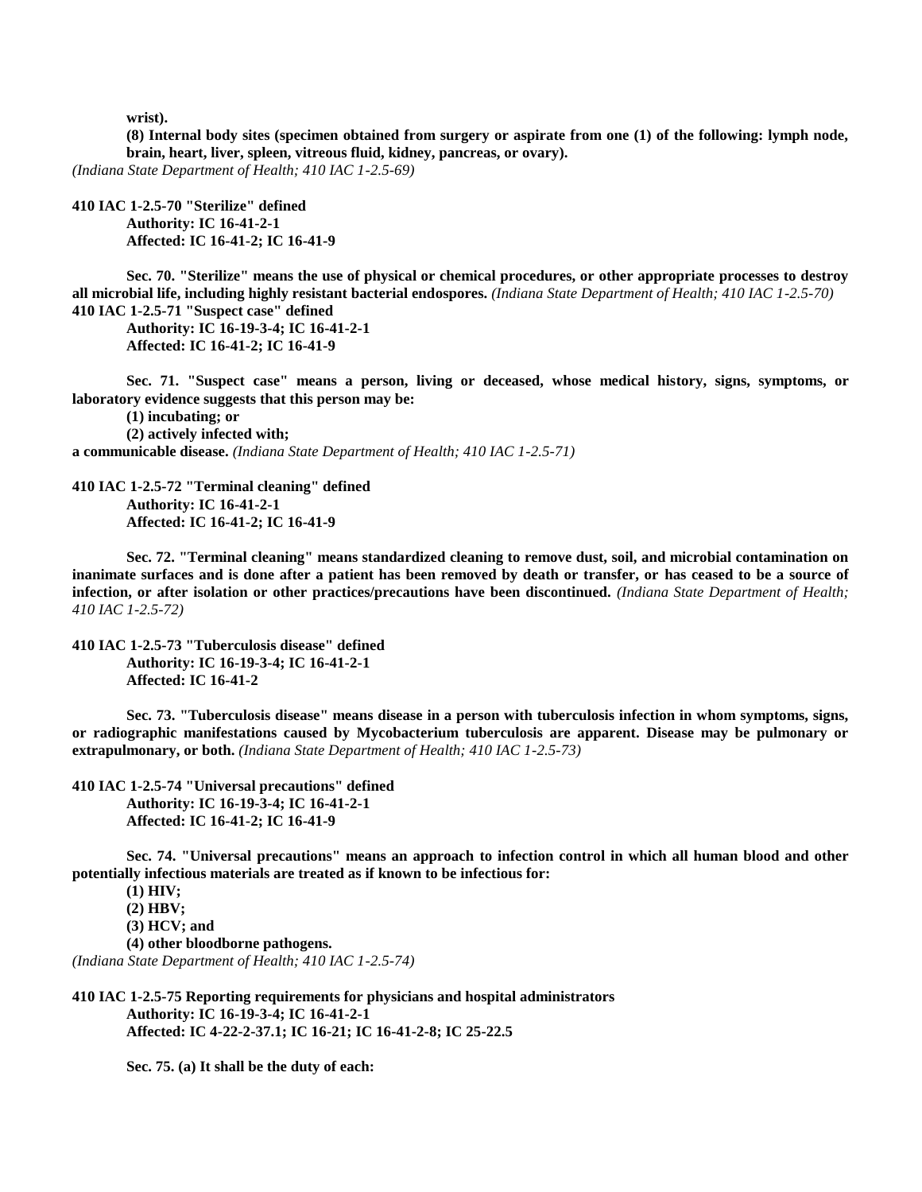**wrist).**

**(8) Internal body sites (specimen obtained from surgery or aspirate from one (1) of the following: lymph node, brain, heart, liver, spleen, vitreous fluid, kidney, pancreas, or ovary).**

*(Indiana State Department of Health; 410 IAC 1-2.5-69)*

**410 IAC 1-2.5-70 "Sterilize" defined**

**Authority: IC 16-41-2-1**

**Affected: IC 16-41-2; IC 16-41-9**

**Sec. 70. "Sterilize" means the use of physical or chemical procedures, or other appropriate processes to destroy all microbial life, including highly resistant bacterial endospores.** *(Indiana State Department of Health; 410 IAC 1-2.5-70)*

**410 IAC 1-2.5-71 "Suspect case" defined**

**Authority: IC 16-19-3-4; IC 16-41-2-1**

**Affected: IC 16-41-2; IC 16-41-9**

**Sec. 71. "Suspect case" means a person, living or deceased, whose medical history, signs, symptoms, or laboratory evidence suggests that this person may be:**

**(1) incubating; or**

**(2) actively infected with;**

**a communicable disease.** *(Indiana State Department of Health; 410 IAC 1-2.5-71)*

**410 IAC 1-2.5-72 "Terminal cleaning" defined**

**Authority: IC 16-41-2-1**

**Affected: IC 16-41-2; IC 16-41-9**

**Sec. 72. "Terminal cleaning" means standardized cleaning to remove dust, soil, and microbial contamination on inanimate surfaces and is done after a patient has been removed by death or transfer, or has ceased to be a source of infection, or after isolation or other practices/precautions have been discontinued.** *(Indiana State Department of Health; 410 IAC 1-2.5-72)*

**410 IAC 1-2.5-73 "Tuberculosis disease" defined**

**Authority: IC 16-19-3-4; IC 16-41-2-1**

**Affected: IC 16-41-2**

**Sec. 73. "Tuberculosis disease" means disease in a person with tuberculosis infection in whom symptoms, signs, or radiographic manifestations caused by Mycobacterium tuberculosis are apparent. Disease may be pulmonary or extrapulmonary, or both.** *(Indiana State Department of Health; 410 IAC 1-2.5-73)*

**410 IAC 1-2.5-74 "Universal precautions" defined**

**Authority: IC 16-19-3-4; IC 16-41-2-1**

**Affected: IC 16-41-2; IC 16-41-9**

**Sec. 74. "Universal precautions" means an approach to infection control in which all human blood and other potentially infectious materials are treated as if known to be infectious for:**

**(1) HIV;**

**(2) HBV;**

**(3) HCV; and**

**(4) other bloodborne pathogens.**

*(Indiana State Department of Health; 410 IAC 1-2.5-74)*

**410 IAC 1-2.5-75 Reporting requirements for physicians and hospital administrators**

**Authority: IC 16-19-3-4; IC 16-41-2-1**

**Affected: IC 4-22-2-37.1; IC 16-21; IC 16-41-2-8; IC 25-22.5**

**Sec. 75. (a) It shall be the duty of each:**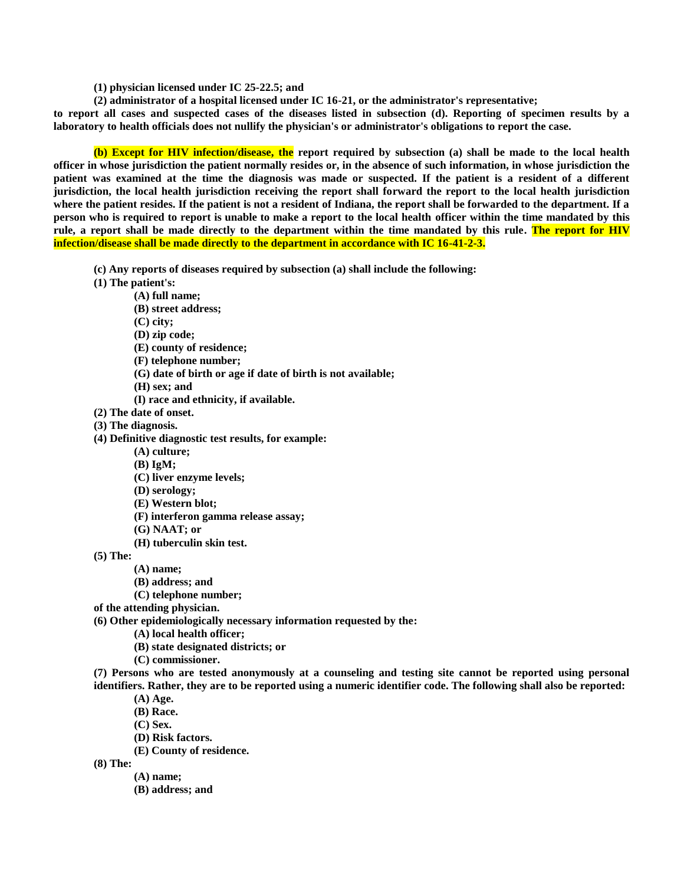**(1) physician licensed under IC 25-22.5; and**

**(2) administrator of a hospital licensed under IC 16-21, or the administrator's representative;**

**to report all cases and suspected cases of the diseases listed in subsection (d). Reporting of specimen results by a laboratory to health officials does not nullify the physician's or administrator's obligations to report the case.**

**(b) Except for HIV infection/disease, the report required by subsection (a) shall be made to the local health officer in whose jurisdiction the patient normally resides or, in the absence of such information, in whose jurisdiction the patient was examined at the time the diagnosis was made or suspected. If the patient is a resident of a different jurisdiction, the local health jurisdiction receiving the report shall forward the report to the local health jurisdiction where the patient resides. If the patient is not a resident of Indiana, the report shall be forwarded to the department. If a person who is required to report is unable to make a report to the local health officer within the time mandated by this rule, a report shall be made directly to the department within the time mandated by this rule. The report for HIV infection/disease shall be made directly to the department in accordance with IC 16-41-2-3.**

**(c) Any reports of diseases required by subsection (a) shall include the following:**

**(1) The patient's:**

- **(A) full name;**
- **(B) street address;**
- **(C) city;**
- **(D) zip code;**
- **(E) county of residence;**
- **(F) telephone number;**
- **(G) date of birth or age if date of birth is not available;**
- **(H) sex; and**
- **(I) race and ethnicity, if available.**

**(2) The date of onset.**

**(3) The diagnosis.**

**(4) Definitive diagnostic test results, for example:**

- **(A) culture;**
- **(B) IgM;**
- **(C) liver enzyme levels;**
- **(D) serology;**
- **(E) Western blot;**
- **(F) interferon gamma release assay;**
- **(G) NAAT; or**
- **(H) tuberculin skin test.**

**(5) The:**

- **(A) name;**
- **(B) address; and**
- **(C) telephone number;**

**of the attending physician.**

**(6) Other epidemiologically necessary information requested by the:**

- **(A) local health officer;**
- **(B) state designated districts; or**
- **(C) commissioner.**

**(7) Persons who are tested anonymously at a counseling and testing site cannot be reported using personal identifiers. Rather, they are to be reported using a numeric identifier code. The following shall also be reported:**

- **(A) Age.**
- **(B) Race.**
- **(C) Sex.**
- **(D) Risk factors.**
- **(E) County of residence.**

**(8) The:**

- **(A) name;**
- **(B) address; and**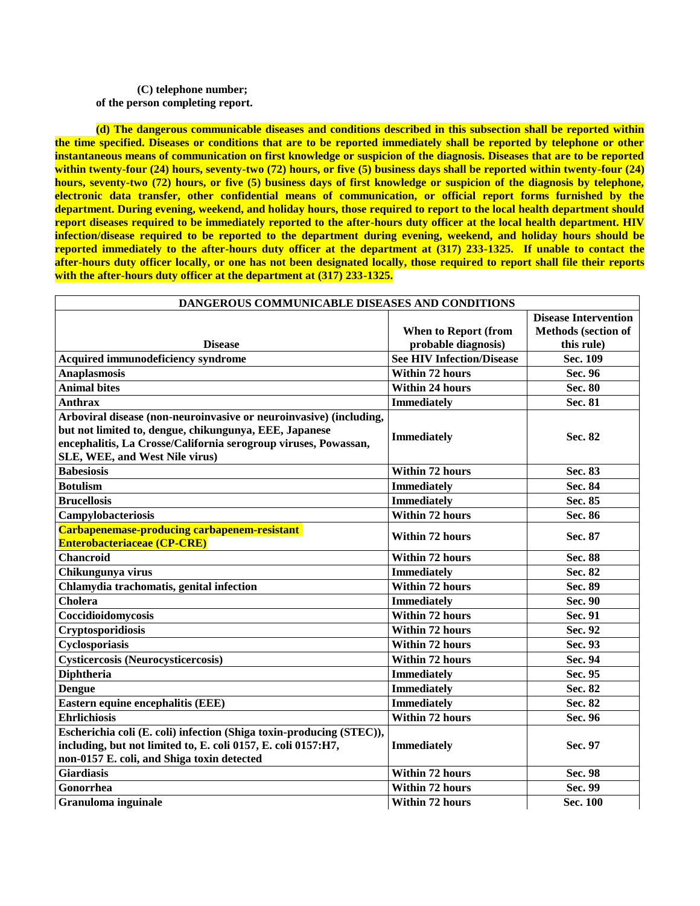**(C) telephone number;**
**of the person completing report.**

**(d) The dangerous communicable diseases and conditions described in this subsection shall be reported within the time specified. Diseases or conditions that are to be reported immediately shall be reported by telephone or other instantaneous means of communication on first knowledge or suspicion of the diagnosis. Diseases that are to be reported within twenty-four (24) hours, seventy-two (72) hours, or five (5) business days shall be reported within twenty-four (24) hours, seventy-two (72) hours, or five (5) business days of first knowledge or suspicion of the diagnosis by telephone, electronic data transfer, other confidential means of communication, or official report forms furnished by the department. During evening, weekend, and holiday hours, those required to report to the local health department should report diseases required to be immediately reported to the after-hours duty officer at the local health department. HIV infection/disease required to be reported to the department during evening, weekend, and holiday hours should be reported immediately to the after-hours duty officer at the department at (317) 233-1325. If unable to contact the after-hours duty officer locally, or one has not been designated locally, those required to report shall file their reports with the after-hours duty officer at the department at (317) 233-1325.**

| DANGEROUS COMMUNICABLE DISEASES AND CONDITIONS | | |
|---|---|---|
| **Disease** | **When to Report (from probable diagnosis)** | **Disease Intervention Methods (section of this rule)** |
| **Acquired immunodeficiency syndrome** | **See HIV Infection/Disease** | **Sec. 109** |
| **Anaplasmosis** | **Within 72 hours** | **Sec. 96** |
| **Animal bites** | **Within 24 hours** | **Sec. 80** |
| **Anthrax** | **Immediately** | **Sec. 81** |
| **Arboviral disease (non-neuroinvasive or neuroinvasive) (including, but not limited to, dengue, chikungunya, EEE, Japanese encephalitis, La Crosse/California serogroup viruses, Powassan, SLE, WEE, and West Nile virus)** | **Immediately** | **Sec. 82** |
| **Babesiosis** | **Within 72 hours** | **Sec. 83** |
| **Botulism** | **Immediately** | **Sec. 84** |
| **Brucellosis** | **Immediately** | **Sec. 85** |
| **Campylobacteriosis** | **Within 72 hours** | **Sec. 86** |
| **Carbapenemase-producing carbapenem-resistant Enterobacteriaceae (CP-CRE)** | **Within 72 hours** | **Sec. 87** |
| **Chancroid** | **Within 72 hours** | **Sec. 88** |
| **Chikungunya virus** | **Immediately** | **Sec. 82** |
| **Chlamydia trachomatis, genital infection** | **Within 72 hours** | **Sec. 89** |
| **Cholera** | **Immediately** | **Sec. 90** |
| **Coccidioidomycosis** | **Within 72 hours** | **Sec. 91** |
| **Cryptosporidiosis** | **Within 72 hours** | **Sec. 92** |
| **Cyclosporiasis** | **Within 72 hours** | **Sec. 93** |
| **Cysticercosis (Neurocysticercosis)** | **Within 72 hours** | **Sec. 94** |
| **Diphtheria** | **Immediately** | **Sec. 95** |
| **Dengue** | **Immediately** | **Sec. 82** |
| **Eastern equine encephalitis (EEE)** | **Immediately** | **Sec. 82** |
| **Ehrlichiosis** | **Within 72 hours** | **Sec. 96** |
| **Escherichia coli (E. coli) infection (Shiga toxin-producing (STEC)), including, but not limited to, E. coli 0157, E. coli 0157:H7, non-0157 E. coli, and Shiga toxin detected** | **Immediately** | **Sec. 97** |
| **Giardiasis** | **Within 72 hours** | **Sec. 98** |
| **Gonorrhea** | **Within 72 hours** | **Sec. 99** |
| **Granuloma inguinale** | **Within 72 hours** | **Sec. 100** |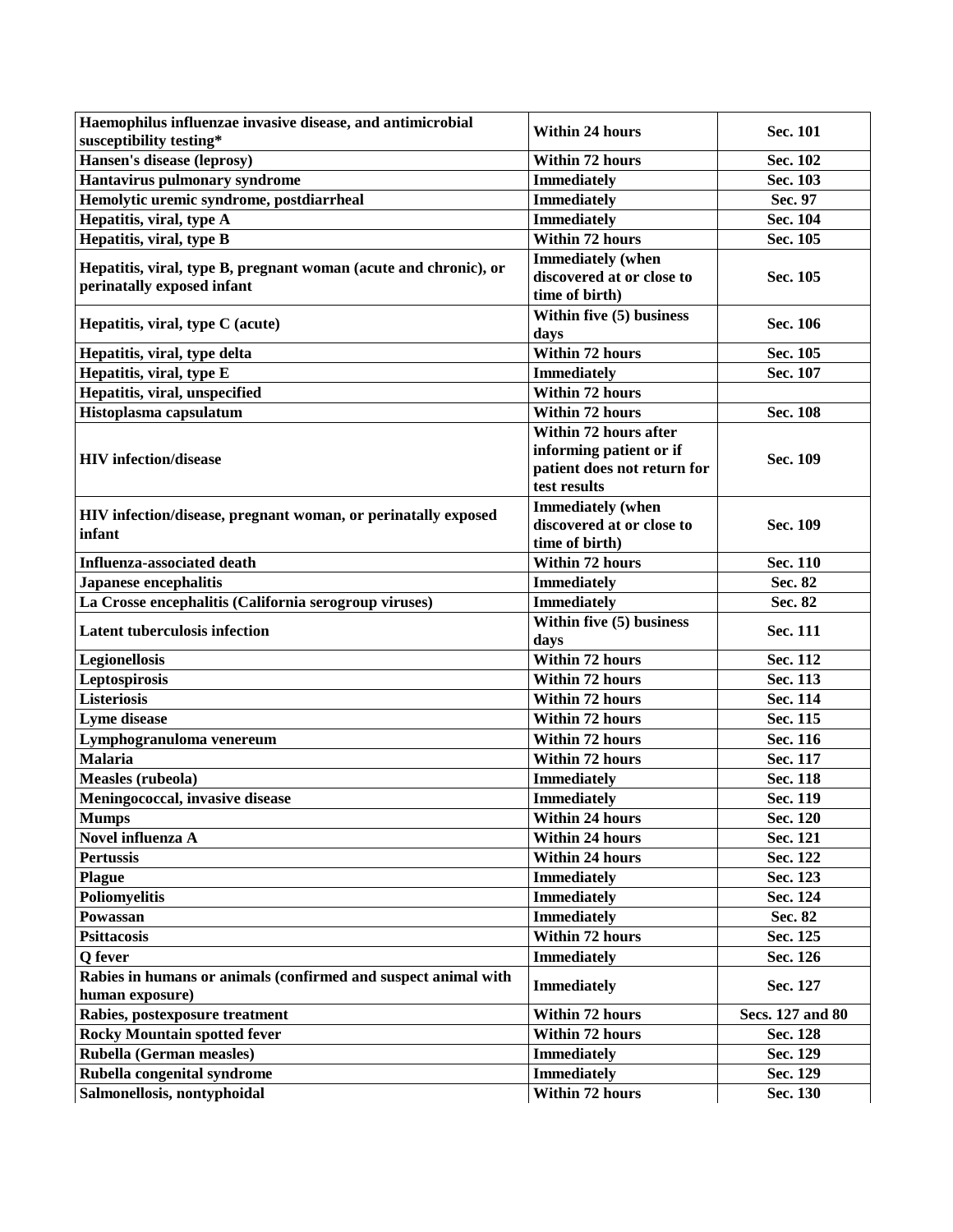| Haemophilus influenzae invasive disease, and antimicrobial susceptibility testing* | Within 24 hours | Sec. 101 |
|---|---|---|
| Hansen's disease (leprosy) | Within 72 hours | Sec. 102 |
| Hantavirus pulmonary syndrome | Immediately | Sec. 103 |
| Hemolytic uremic syndrome, postdiarrheal | Immediately | Sec. 97 |
| Hepatitis, viral, type A | Immediately | Sec. 104 |
| Hepatitis, viral, type B | Within 72 hours | Sec. 105 |
| Hepatitis, viral, type B, pregnant woman (acute and chronic), or perinatally exposed infant | Immediately (when discovered at or close to time of birth) | Sec. 105 |
| Hepatitis, viral, type C (acute) | Within five (5) business days | Sec. 106 |
| Hepatitis, viral, type delta | Within 72 hours | Sec. 105 |
| Hepatitis, viral, type E | Immediately | Sec. 107 |
| Hepatitis, viral, unspecified | Within 72 hours | |
| Histoplasma capsulatum | Within 72 hours | Sec. 108 |
| HIV infection/disease | Within 72 hours after informing patient or if patient does not return for test results | Sec. 109 |
| HIV infection/disease, pregnant woman, or perinatally exposed infant | Immediately (when discovered at or close to time of birth) | Sec. 109 |
| Influenza-associated death | Within 72 hours | Sec. 110 |
| Japanese encephalitis | Immediately | Sec. 82 |
| La Crosse encephalitis (California serogroup viruses) | Immediately | Sec. 82 |
| Latent tuberculosis infection | Within five (5) business days | Sec. 111 |
| Legionellosis | Within 72 hours | Sec. 112 |
| Leptospirosis | Within 72 hours | Sec. 113 |
| Listeriosis | Within 72 hours | Sec. 114 |
| Lyme disease | Within 72 hours | Sec. 115 |
| Lymphogranuloma venereum | Within 72 hours | Sec. 116 |
| Malaria | Within 72 hours | Sec. 117 |
| Measles (rubeola) | Immediately | Sec. 118 |
| Meningococcal, invasive disease | Immediately | Sec. 119 |
| Mumps | Within 24 hours | Sec. 120 |
| Novel influenza A | Within 24 hours | Sec. 121 |
| Pertussis | Within 24 hours | Sec. 122 |
| Plague | Immediately | Sec. 123 |
| Poliomyelitis | Immediately | Sec. 124 |
| Powassan | Immediately | Sec. 82 |
| Psittacosis | Within 72 hours | Sec. 125 |
| Q fever | Immediately | Sec. 126 |
| Rabies in humans or animals (confirmed and suspect animal with human exposure) | Immediately | Sec. 127 |
| Rabies, postexposure treatment | Within 72 hours | Secs. 127 and 80 |
| Rocky Mountain spotted fever | Within 72 hours | Sec. 128 |
| Rubella (German measles) | Immediately | Sec. 129 |
| Rubella congenital syndrome | Immediately | Sec. 129 |
| Salmonellosis, nontyphoidal | Within 72 hours | Sec. 130 |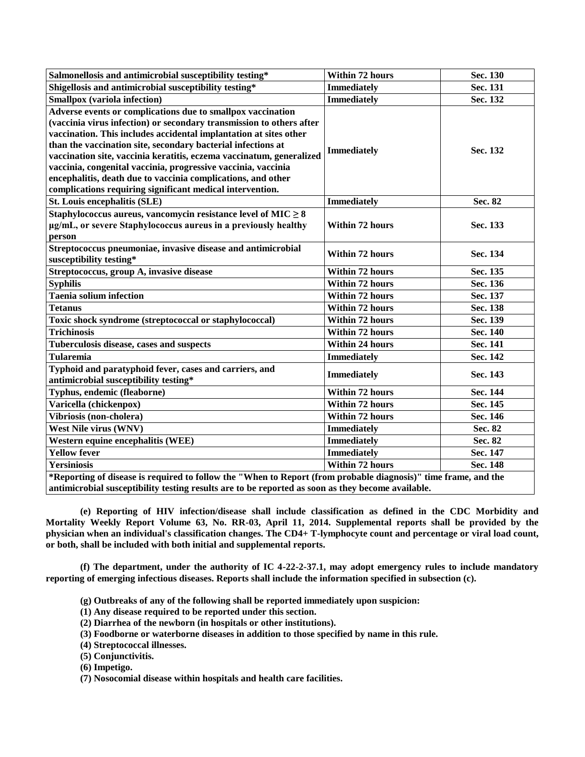| Salmonellosis and antimicrobial susceptibility testing* | Within 72 hours | Sec. 130 |
|---|---|---|
| Shigellosis and antimicrobial susceptibility testing* | Immediately | Sec. 131 |
| Smallpox (variola infection) | Immediately | Sec. 132 |
| Adverse events or complications due to smallpox vaccination (vaccinia virus infection) or secondary transmission to others after vaccination. This includes accidental implantation at sites other than the vaccination site, secondary bacterial infections at vaccination site, vaccinia keratitis, eczema vaccinatum, generalized vaccinia, congenital vaccinia, progressive vaccinia, vaccinia encephalitis, death due to vaccinia complications, and other complications requiring significant medical intervention. | Immediately | Sec. 132 |
| St. Louis encephalitis (SLE) | Immediately | Sec. 82 |
| Staphylococcus aureus, vancomycin resistance level of MIC $\geq$ 8 µg/mL, or severe Staphylococcus aureus in a previously healthy person | Within 72 hours | Sec. 133 |
| Streptococcus pneumoniae, invasive disease and antimicrobial susceptibility testing* | Within 72 hours | Sec. 134 |
| Streptococcus, group A, invasive disease | Within 72 hours | Sec. 135 |
| Syphilis | Within 72 hours | Sec. 136 |
| Taenia solium infection | Within 72 hours | Sec. 137 |
| Tetanus | Within 72 hours | Sec. 138 |
| Toxic shock syndrome (streptococcal or staphylococcal) | Within 72 hours | Sec. 139 |
| Trichinosis | Within 72 hours | Sec. 140 |
| Tuberculosis disease, cases and suspects | Within 24 hours | Sec. 141 |
| Tularemia | Immediately | Sec. 142 |
| Typhoid and paratyphoid fever, cases and carriers, and antimicrobial susceptibility testing* | Immediately | Sec. 143 |
| Typhus, endemic (fleaborne) | Within 72 hours | Sec. 144 |
| Varicella (chickenpox) | Within 72 hours | Sec. 145 |
| Vibriosis (non-cholera) | Within 72 hours | Sec. 146 |
| West Nile virus (WNV) | Immediately | Sec. 82 |
| Western equine encephalitis (WEE) | Immediately | Sec. 82 |
| Yellow fever | Immediately | Sec. 147 |
| Yersiniosis | Within 72 hours | Sec. 148 |

*Reporting of disease is required to follow the "When to Report (from probable diagnosis)" time frame, and the antimicrobial susceptibility testing results are to be reported as soon as they become available.

**(e) Reporting of HIV infection/disease shall include classification as defined in the CDC Morbidity and Mortality Weekly Report Volume 63, No. RR-03, April 11, 2014. Supplemental reports shall be provided by the physician when an individual's classification changes. The CD4+ T-lymphocyte count and percentage or viral load count, or both, shall be included with both initial and supplemental reports.**

**(f) The department, under the authority of IC 4-22-2-37.1, may adopt emergency rules to include mandatory reporting of emerging infectious diseases. Reports shall include the information specified in subsection (c).**

**(g) Outbreaks of any of the following shall be reported immediately upon suspicion:**

**(1) Any disease required to be reported under this section.**

**(2) Diarrhea of the newborn (in hospitals or other institutions).**

**(3) Foodborne or waterborne diseases in addition to those specified by name in this rule.**

**(4) Streptococcal illnesses.**

**(5) Conjunctivitis.**

**(6) Impetigo.**

**(7) Nosocomial disease within hospitals and health care facilities.**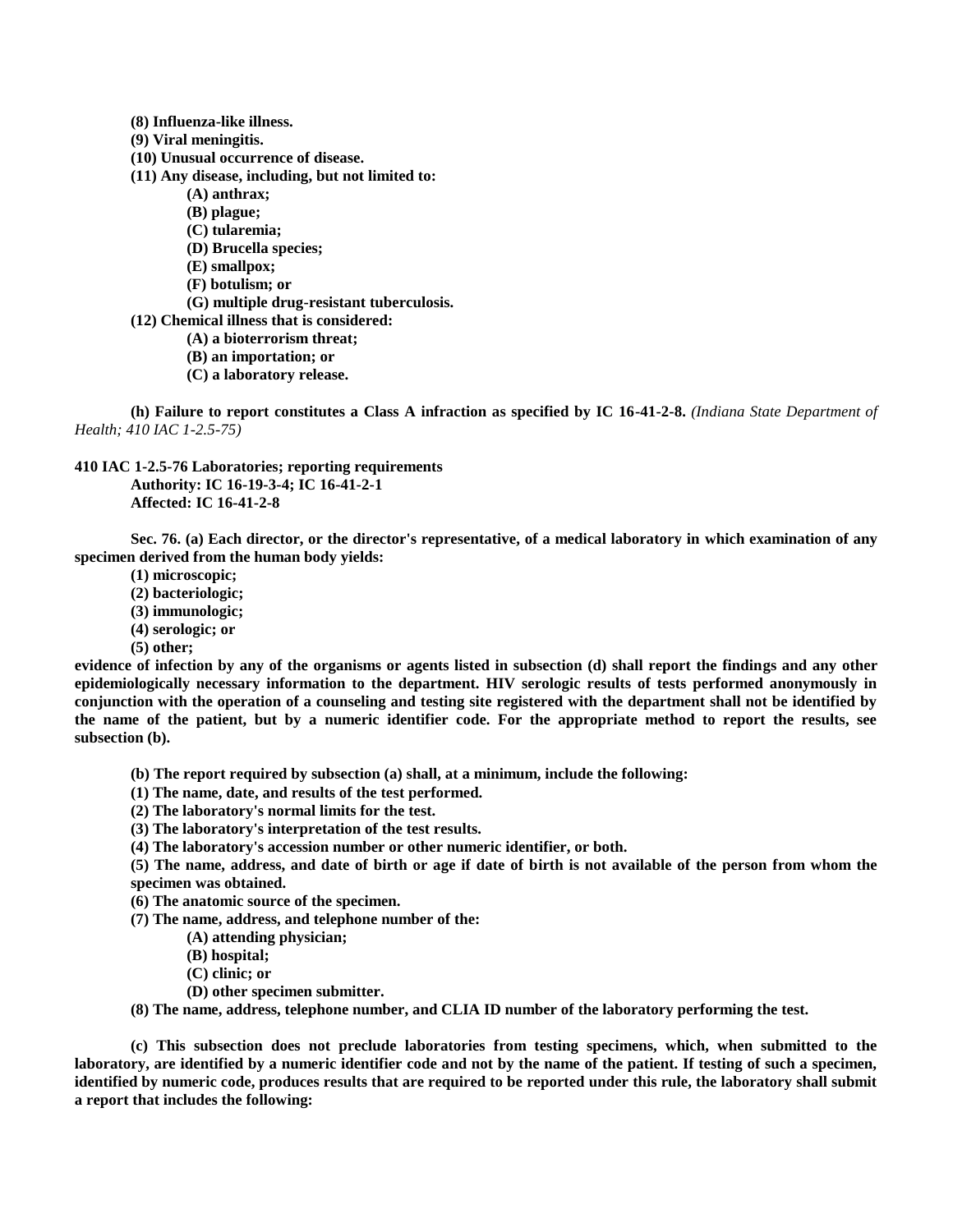**(8) Influenza-like illness.**

**(9) Viral meningitis.**

**(10) Unusual occurrence of disease.**

**(11) Any disease, including, but not limited to:**

**(A) anthrax;**

**(B) plague;**

**(C) tularemia;**

**(D) Brucella species;**

**(E) smallpox;**

**(F) botulism; or**

**(G) multiple drug-resistant tuberculosis.**

**(12) Chemical illness that is considered:**

**(A) a bioterrorism threat;**

**(B) an importation; or**

**(C) a laboratory release.**

**(h) Failure to report constitutes a Class A infraction as specified by IC 16-41-2-8.** *(Indiana State Department of Health; 410 IAC 1-2.5-75)*

**410 IAC 1-2.5-76 Laboratories; reporting requirements**
**Authority: IC 16-19-3-4; IC 16-41-2-1**
**Affected: IC 16-41-2-8**

**Sec. 76. (a) Each director, or the director's representative, of a medical laboratory in which examination of any specimen derived from the human body yields:**

**(1) microscopic;**

**(2) bacteriologic;**

**(3) immunologic;**

**(4) serologic; or**

**(5) other;**

**evidence of infection by any of the organisms or agents listed in subsection (d) shall report the findings and any other epidemiologically necessary information to the department. HIV serologic results of tests performed anonymously in conjunction with the operation of a counseling and testing site registered with the department shall not be identified by the name of the patient, but by a numeric identifier code. For the appropriate method to report the results, see subsection (b).**

**(b) The report required by subsection (a) shall, at a minimum, include the following:**

**(1) The name, date, and results of the test performed.**

**(2) The laboratory's normal limits for the test.**

**(3) The laboratory's interpretation of the test results.**

**(4) The laboratory's accession number or other numeric identifier, or both.**

**(5) The name, address, and date of birth or age if date of birth is not available of the person from whom the specimen was obtained.**

**(6) The anatomic source of the specimen.**

**(7) The name, address, and telephone number of the:**

**(A) attending physician;**

**(B) hospital;**

**(C) clinic; or**

**(D) other specimen submitter.**

**(8) The name, address, telephone number, and CLIA ID number of the laboratory performing the test.**

**(c) This subsection does not preclude laboratories from testing specimens, which, when submitted to the laboratory, are identified by a numeric identifier code and not by the name of the patient. If testing of such a specimen, identified by numeric code, produces results that are required to be reported under this rule, the laboratory shall submit a report that includes the following:**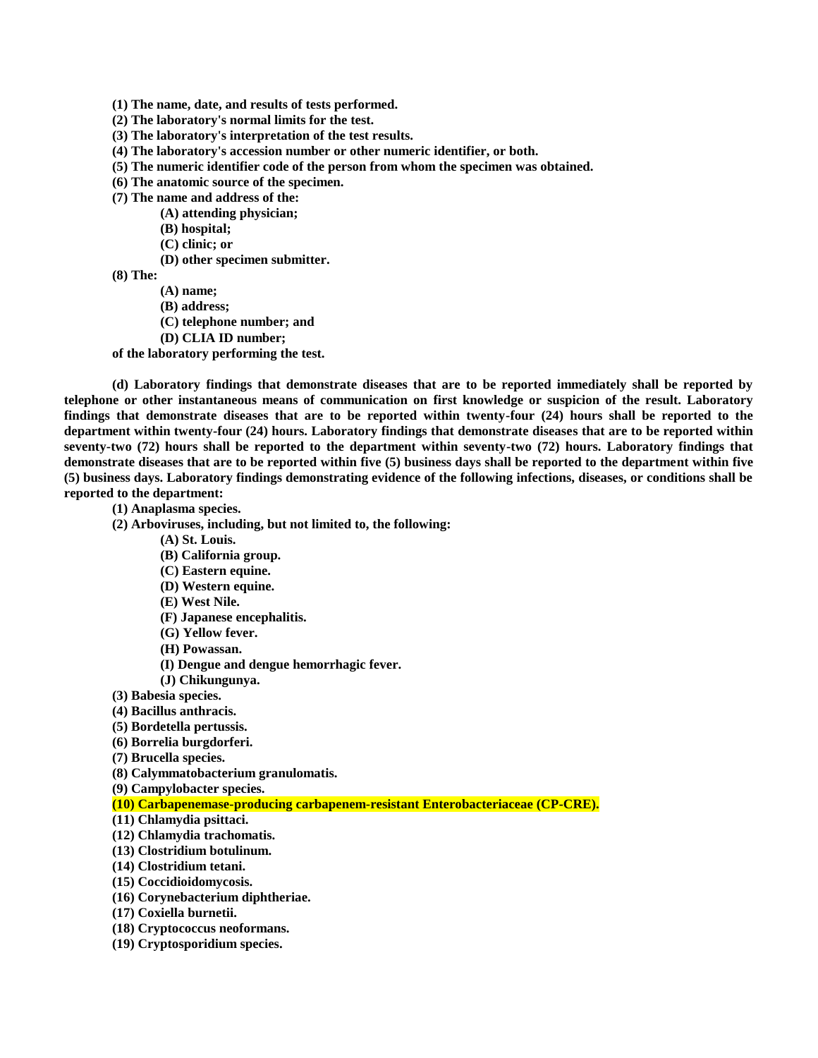**(1) The name, date, and results of tests performed.**

**(2) The laboratory's normal limits for the test.**

**(3) The laboratory's interpretation of the test results.**

**(4) The laboratory's accession number or other numeric identifier, or both.**

**(5) The numeric identifier code of the person from whom the specimen was obtained.**

**(6) The anatomic source of the specimen.**

**(7) The name and address of the:**

- **(A) attending physician;**
- **(B) hospital;**
- **(C) clinic; or**
- **(D) other specimen submitter.**

**(8) The:**

- **(A) name;**
- **(B) address;**
- **(C) telephone number; and**
- **(D) CLIA ID number;**

**of the laboratory performing the test.**

**(d) Laboratory findings that demonstrate diseases that are to be reported immediately shall be reported by telephone or other instantaneous means of communication on first knowledge or suspicion of the result. Laboratory findings that demonstrate diseases that are to be reported within twenty-four (24) hours shall be reported to the department within twenty-four (24) hours. Laboratory findings that demonstrate diseases that are to be reported within seventy-two (72) hours shall be reported to the department within seventy-two (72) hours. Laboratory findings that demonstrate diseases that are to be reported within five (5) business days shall be reported to the department within five (5) business days. Laboratory findings demonstrating evidence of the following infections, diseases, or conditions shall be reported to the department:**

**(1) Anaplasma species.**

**(2) Arboviruses, including, but not limited to, the following:**

- **(A) St. Louis.**
- **(B) California group.**
- **(C) Eastern equine.**
- **(D) Western equine.**
- **(E) West Nile.**
- **(F) Japanese encephalitis.**
- **(G) Yellow fever.**
- **(H) Powassan.**
- **(I) Dengue and dengue hemorrhagic fever.**
- **(J) Chikungunya.**

**(3) Babesia species.**

**(4) Bacillus anthracis.**

**(5) Bordetella pertussis.**

**(6) Borrelia burgdorferi.**

**(7) Brucella species.**

**(8) Calymmatobacterium granulomatis.**

**(9) Campylobacter species.**

**(10) Carbapenemase-producing carbapenem-resistant Enterobacteriaceae (CP-CRE).**

**(11) Chlamydia psittaci.**

**(12) Chlamydia trachomatis.**

**(13) Clostridium botulinum.**

**(14) Clostridium tetani.**

**(15) Coccidioidomycosis.**

**(16) Corynebacterium diphtheriae.**

**(17) Coxiella burnetii.**

**(18) Cryptococcus neoformans.**

**(19) Cryptosporidium species.**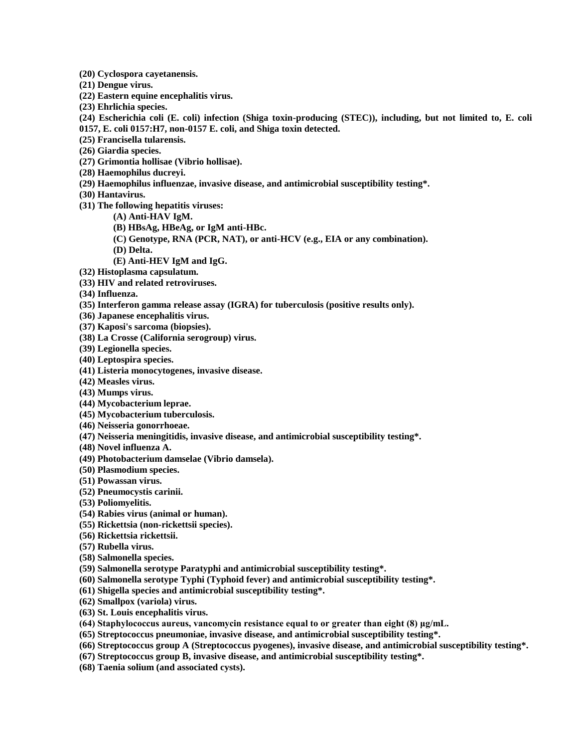**(20) Cyclospora cayetanensis.**
**(21) Dengue virus.**
**(22) Eastern equine encephalitis virus.**
**(23) Ehrlichia species.**
**(24) Escherichia coli (E. coli) infection (Shiga toxin-producing (STEC)), including, but not limited to, E. coli 0157, E. coli 0157:H7, non-0157 E. coli, and Shiga toxin detected.**
**(25) Francisella tularensis.**
**(26) Giardia species.**
**(27) Grimontia hollisae (Vibrio hollisae).**
**(28) Haemophilus ducreyi.**
**(29) Haemophilus influenzae, invasive disease, and antimicrobial susceptibility testing*.**
**(30) Hantavirus.**
**(31) The following hepatitis viruses:**

> **(A) Anti-HAV IgM.**
> **(B) HBsAg, HBeAg, or IgM anti-HBc.**
> **(C) Genotype, RNA (PCR, NAT), or anti-HCV (e.g., EIA or any combination).**
> **(D) Delta.**
> **(E) Anti-HEV IgM and IgG.**

**(32) Histoplasma capsulatum.**
**(33) HIV and related retroviruses.**
**(34) Influenza.**
**(35) Interferon gamma release assay (IGRA) for tuberculosis (positive results only).**
**(36) Japanese encephalitis virus.**
**(37) Kaposi's sarcoma (biopsies).**
**(38) La Crosse (California serogroup) virus.**
**(39) Legionella species.**
**(40) Leptospira species.**
**(41) Listeria monocytogenes, invasive disease.**
**(42) Measles virus.**
**(43) Mumps virus.**
**(44) Mycobacterium leprae.**
**(45) Mycobacterium tuberculosis.**
**(46) Neisseria gonorrhoeae.**
**(47) Neisseria meningitidis, invasive disease, and antimicrobial susceptibility testing*.**
**(48) Novel influenza A.**
**(49) Photobacterium damselae (Vibrio damsela).**
**(50) Plasmodium species.**
**(51) Powassan virus.**
**(52) Pneumocystis carinii.**
**(53) Poliomyelitis.**
**(54) Rabies virus (animal or human).**
**(55) Rickettsia (non-rickettsii species).**
**(56) Rickettsia rickettsii.**
**(57) Rubella virus.**
**(58) Salmonella species.**
**(59) Salmonella serotype Paratyphi and antimicrobial susceptibility testing*.**
**(60) Salmonella serotype Typhi (Typhoid fever) and antimicrobial susceptibility testing*.**
**(61) Shigella species and antimicrobial susceptibility testing*.**
**(62) Smallpox (variola) virus.**
**(63) St. Louis encephalitis virus.**
**(64) Staphylococcus aureus, vancomycin resistance equal to or greater than eight (8) µg/mL.**
**(65) Streptococcus pneumoniae, invasive disease, and antimicrobial susceptibility testing*.**
**(66) Streptococcus group A (Streptococcus pyogenes), invasive disease, and antimicrobial susceptibility testing*.**
**(67) Streptococcus group B, invasive disease, and antimicrobial susceptibility testing*.**
**(68) Taenia solium (and associated cysts).**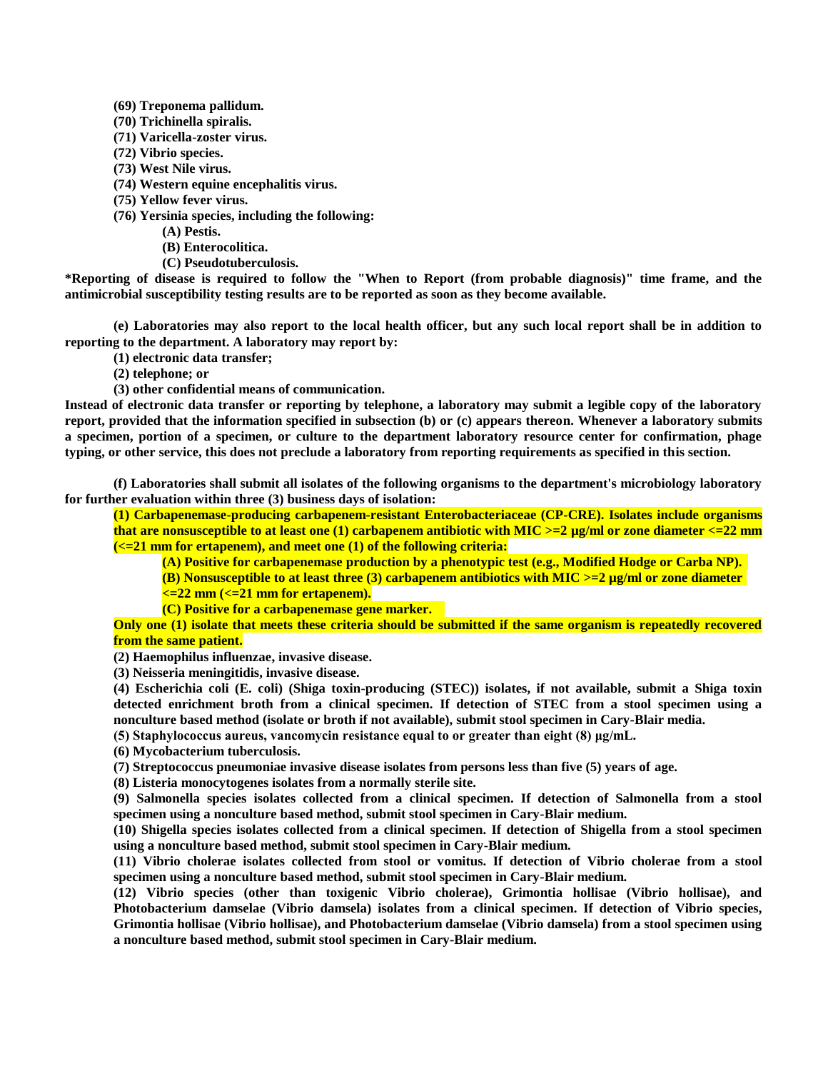**(69) Treponema pallidum.**

**(70) Trichinella spiralis.**

**(71) Varicella-zoster virus.**

**(72) Vibrio species.**

**(73) West Nile virus.**

**(74) Western equine encephalitis virus.**

**(75) Yellow fever virus.**

**(76) Yersinia species, including the following:**

**(A) Pestis.**

**(B) Enterocolitica.**

**(C) Pseudotuberculosis.**

***Reporting of disease is required to follow the "When to Report (from probable diagnosis)" time frame, and the antimicrobial susceptibility testing results are to be reported as soon as they become available.**

**(e) Laboratories may also report to the local health officer, but any such local report shall be in addition to reporting to the department. A laboratory may report by:**

**(1) electronic data transfer;**

**(2) telephone; or**

**(3) other confidential means of communication.**

**Instead of electronic data transfer or reporting by telephone, a laboratory may submit a legible copy of the laboratory report, provided that the information specified in subsection (b) or (c) appears thereon. Whenever a laboratory submits a specimen, portion of a specimen, or culture to the department laboratory resource center for confirmation, phage typing, or other service, this does not preclude a laboratory from reporting requirements as specified in this section.**

**(f) Laboratories shall submit all isolates of the following organisms to the department's microbiology laboratory for further evaluation within three (3) business days of isolation:**

**(1) Carbapenemase-producing carbapenem-resistant Enterobacteriaceae (CP-CRE). Isolates include organisms that are nonsusceptible to at least one (1) carbapenem antibiotic with MIC >=2 µg/ml or zone diameter <=22 mm (<=21 mm for ertapenem), and meet one (1) of the following criteria:**

**(A) Positive for carbapenemase production by a phenotypic test (e.g., Modified Hodge or Carba NP).**

**(B) Nonsusceptible to at least three (3) carbapenem antibiotics with MIC >=2 µg/ml or zone diameter <=22 mm (<=21 mm for ertapenem).**

**(C) Positive for a carbapenemase gene marker.**

**Only one (1) isolate that meets these criteria should be submitted if the same organism is repeatedly recovered from the same patient.**

**(2) Haemophilus influenzae, invasive disease.**

**(3) Neisseria meningitidis, invasive disease.**

**(4) Escherichia coli (E. coli) (Shiga toxin-producing (STEC)) isolates, if not available, submit a Shiga toxin detected enrichment broth from a clinical specimen. If detection of STEC from a stool specimen using a nonculture based method (isolate or broth if not available), submit stool specimen in Cary-Blair media.**

**(5) Staphylococcus aureus, vancomycin resistance equal to or greater than eight (8) µg/mL.**

**(6) Mycobacterium tuberculosis.**

**(7) Streptococcus pneumoniae invasive disease isolates from persons less than five (5) years of age.**

**(8) Listeria monocytogenes isolates from a normally sterile site.**

**(9) Salmonella species isolates collected from a clinical specimen. If detection of Salmonella from a stool specimen using a nonculture based method, submit stool specimen in Cary-Blair medium.**

**(10) Shigella species isolates collected from a clinical specimen. If detection of Shigella from a stool specimen using a nonculture based method, submit stool specimen in Cary-Blair medium.**

**(11) Vibrio cholerae isolates collected from stool or vomitus. If detection of Vibrio cholerae from a stool specimen using a nonculture based method, submit stool specimen in Cary-Blair medium.**

**(12) Vibrio species (other than toxigenic Vibrio cholerae), Grimontia hollisae (Vibrio hollisae), and Photobacterium damselae (Vibrio damsela) isolates from a clinical specimen. If detection of Vibrio species, Grimontia hollisae (Vibrio hollisae), and Photobacterium damselae (Vibrio damsela) from a stool specimen using a nonculture based method, submit stool specimen in Cary-Blair medium.**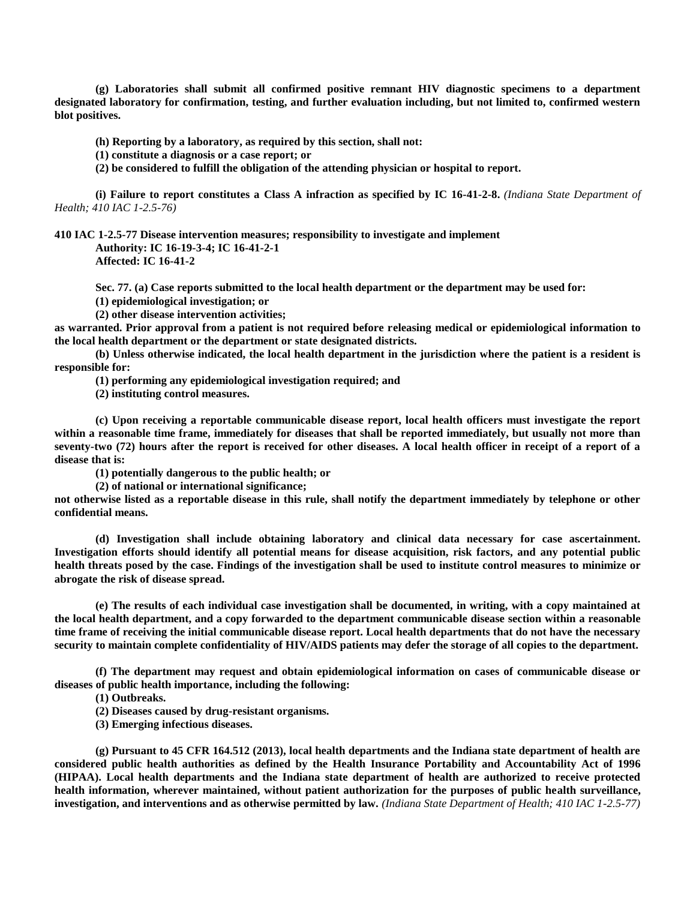**(g) Laboratories shall submit all confirmed positive remnant HIV diagnostic specimens to a department designated laboratory for confirmation, testing, and further evaluation including, but not limited to, confirmed western blot positives.**

**(h) Reporting by a laboratory, as required by this section, shall not:**

**(1) constitute a diagnosis or a case report; or**

**(2) be considered to fulfill the obligation of the attending physician or hospital to report.**

**(i) Failure to report constitutes a Class A infraction as specified by IC 16-41-2-8.** *(Indiana State Department of Health; 410 IAC 1-2.5-76)*

**410 IAC 1-2.5-77 Disease intervention measures; responsibility to investigate and implement**

**Authority: IC 16-19-3-4; IC 16-41-2-1**

**Affected: IC 16-41-2**

**Sec. 77. (a) Case reports submitted to the local health department or the department may be used for:**

**(1) epidemiological investigation; or**

**(2) other disease intervention activities;**

**as warranted. Prior approval from a patient is not required before releasing medical or epidemiological information to the local health department or the department or state designated districts.**

**(b) Unless otherwise indicated, the local health department in the jurisdiction where the patient is a resident is responsible for:**

**(1) performing any epidemiological investigation required; and**

**(2) instituting control measures.**

**(c) Upon receiving a reportable communicable disease report, local health officers must investigate the report within a reasonable time frame, immediately for diseases that shall be reported immediately, but usually not more than seventy-two (72) hours after the report is received for other diseases. A local health officer in receipt of a report of a disease that is:**

**(1) potentially dangerous to the public health; or**

**(2) of national or international significance;**

**not otherwise listed as a reportable disease in this rule, shall notify the department immediately by telephone or other confidential means.**

**(d) Investigation shall include obtaining laboratory and clinical data necessary for case ascertainment. Investigation efforts should identify all potential means for disease acquisition, risk factors, and any potential public health threats posed by the case. Findings of the investigation shall be used to institute control measures to minimize or abrogate the risk of disease spread.**

**(e) The results of each individual case investigation shall be documented, in writing, with a copy maintained at the local health department, and a copy forwarded to the department communicable disease section within a reasonable time frame of receiving the initial communicable disease report. Local health departments that do not have the necessary security to maintain complete confidentiality of HIV/AIDS patients may defer the storage of all copies to the department.**

**(f) The department may request and obtain epidemiological information on cases of communicable disease or diseases of public health importance, including the following:**

**(1) Outbreaks.**

**(2) Diseases caused by drug-resistant organisms.**

**(3) Emerging infectious diseases.**

**(g) Pursuant to 45 CFR 164.512 (2013), local health departments and the Indiana state department of health are considered public health authorities as defined by the Health Insurance Portability and Accountability Act of 1996 (HIPAA). Local health departments and the Indiana state department of health are authorized to receive protected health information, wherever maintained, without patient authorization for the purposes of public health surveillance, investigation, and interventions and as otherwise permitted by law.** *(Indiana State Department of Health; 410 IAC 1-2.5-77)*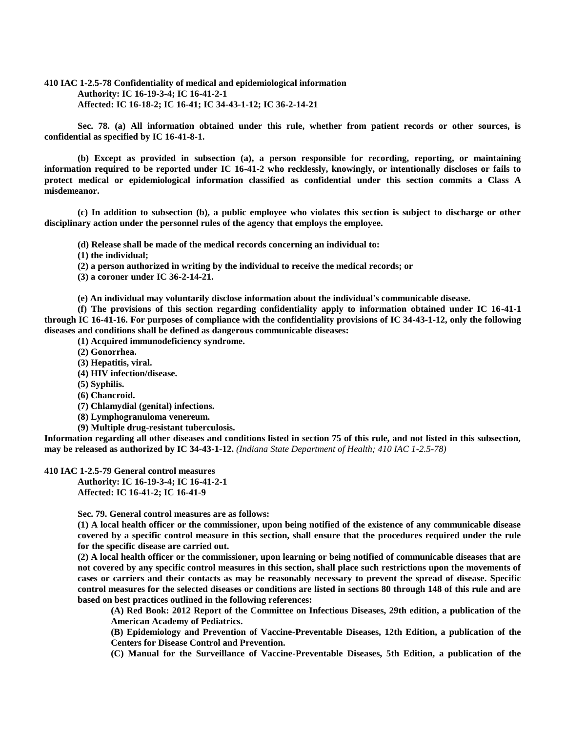**410 IAC 1-2.5-78 Confidentiality of medical and epidemiological information**
**Authority: IC 16-19-3-4; IC 16-41-2-1**
**Affected: IC 16-18-2; IC 16-41; IC 34-43-1-12; IC 36-2-14-21**

**Sec. 78. (a) All information obtained under this rule, whether from patient records or other sources, is confidential as specified by IC 16-41-8-1.**

**(b) Except as provided in subsection (a), a person responsible for recording, reporting, or maintaining information required to be reported under IC 16-41-2 who recklessly, knowingly, or intentionally discloses or fails to protect medical or epidemiological information classified as confidential under this section commits a Class A misdemeanor.**

**(c) In addition to subsection (b), a public employee who violates this section is subject to discharge or other disciplinary action under the personnel rules of the agency that employs the employee.**

**(d) Release shall be made of the medical records concerning an individual to:**
**(1) the individual;**
**(2) a person authorized in writing by the individual to receive the medical records; or**
**(3) a coroner under IC 36-2-14-21.**

**(e) An individual may voluntarily disclose information about the individual's communicable disease.**
**(f) The provisions of this section regarding confidentiality apply to information obtained under IC 16-41-1 through IC 16-41-16. For purposes of compliance with the confidentiality provisions of IC 34-43-1-12, only the following diseases and conditions shall be defined as dangerous communicable diseases:**
**(1) Acquired immunodeficiency syndrome.**
**(2) Gonorrhea.**
**(3) Hepatitis, viral.**
**(4) HIV infection/disease.**
**(5) Syphilis.**
**(6) Chancroid.**
**(7) Chlamydial (genital) infections.**
**(8) Lymphogranuloma venereum.**
**(9) Multiple drug-resistant tuberculosis.**
**Information regarding all other diseases and conditions listed in section 75 of this rule, and not listed in this subsection, may be released as authorized by IC 34-43-1-12.** *(Indiana State Department of Health; 410 IAC 1-2.5-78)*

**410 IAC 1-2.5-79 General control measures**
**Authority: IC 16-19-3-4; IC 16-41-2-1**
**Affected: IC 16-41-2; IC 16-41-9**

**Sec. 79. General control measures are as follows:**
**(1) A local health officer or the commissioner, upon being notified of the existence of any communicable disease covered by a specific control measure in this section, shall ensure that the procedures required under the rule for the specific disease are carried out.**
**(2) A local health officer or the commissioner, upon learning or being notified of communicable diseases that are not covered by any specific control measures in this section, shall place such restrictions upon the movements of cases or carriers and their contacts as may be reasonably necessary to prevent the spread of disease. Specific control measures for the selected diseases or conditions are listed in sections 80 through 148 of this rule and are based on best practices outlined in the following references:**
**(A) Red Book: 2012 Report of the Committee on Infectious Diseases, 29th edition, a publication of the American Academy of Pediatrics.**
**(B) Epidemiology and Prevention of Vaccine-Preventable Diseases, 12th Edition, a publication of the Centers for Disease Control and Prevention.**
**(C) Manual for the Surveillance of Vaccine-Preventable Diseases, 5th Edition, a publication of the**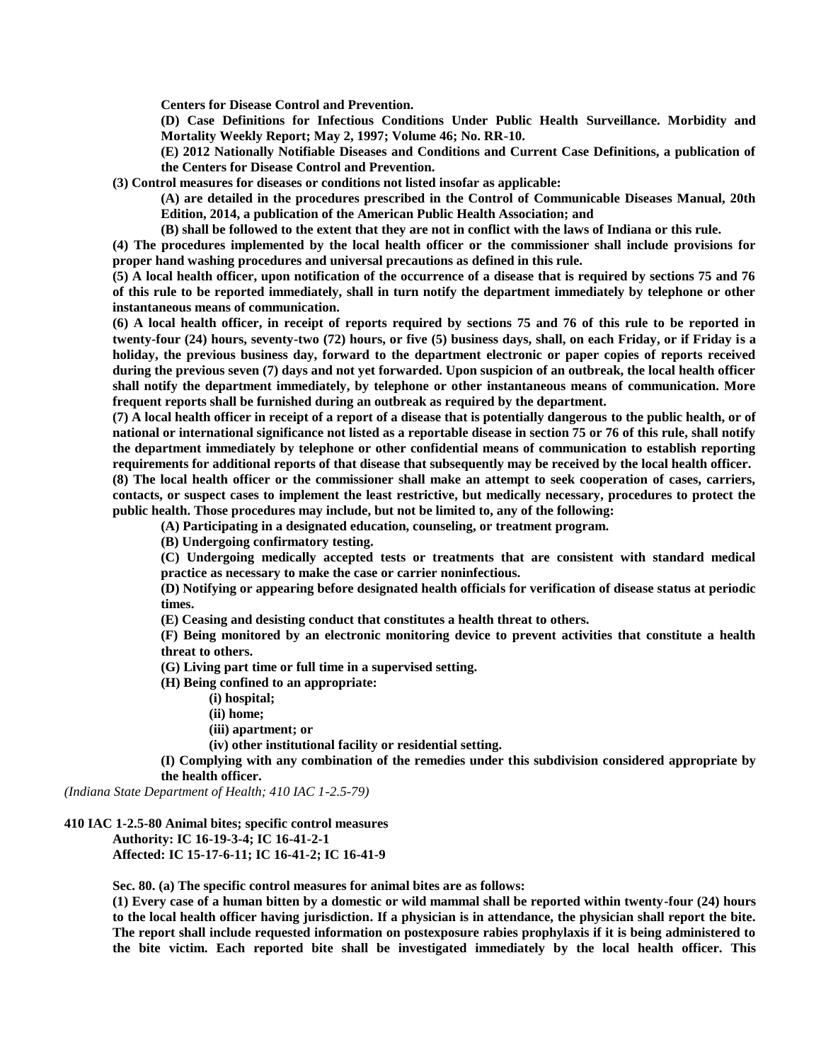**Centers for Disease Control and Prevention.**

**(D) Case Definitions for Infectious Conditions Under Public Health Surveillance. Morbidity and Mortality Weekly Report; May 2, 1997; Volume 46; No. RR-10.**

**(E) 2012 Nationally Notifiable Diseases and Conditions and Current Case Definitions, a publication of the Centers for Disease Control and Prevention.**

**(3) Control measures for diseases or conditions not listed insofar as applicable:**

**(A) are detailed in the procedures prescribed in the Control of Communicable Diseases Manual, 20th Edition, 2014, a publication of the American Public Health Association; and**

**(B) shall be followed to the extent that they are not in conflict with the laws of Indiana or this rule.**

**(4) The procedures implemented by the local health officer or the commissioner shall include provisions for proper hand washing procedures and universal precautions as defined in this rule.**

**(5) A local health officer, upon notification of the occurrence of a disease that is required by sections 75 and 76 of this rule to be reported immediately, shall in turn notify the department immediately by telephone or other instantaneous means of communication.**

**(6) A local health officer, in receipt of reports required by sections 75 and 76 of this rule to be reported in twenty-four (24) hours, seventy-two (72) hours, or five (5) business days, shall, on each Friday, or if Friday is a holiday, the previous business day, forward to the department electronic or paper copies of reports received during the previous seven (7) days and not yet forwarded. Upon suspicion of an outbreak, the local health officer shall notify the department immediately, by telephone or other instantaneous means of communication. More frequent reports shall be furnished during an outbreak as required by the department.**

**(7) A local health officer in receipt of a report of a disease that is potentially dangerous to the public health, or of national or international significance not listed as a reportable disease in section 75 or 76 of this rule, shall notify the department immediately by telephone or other confidential means of communication to establish reporting requirements for additional reports of that disease that subsequently may be received by the local health officer.**

**(8) The local health officer or the commissioner shall make an attempt to seek cooperation of cases, carriers, contacts, or suspect cases to implement the least restrictive, but medically necessary, procedures to protect the public health. Those procedures may include, but not be limited to, any of the following:**

**(A) Participating in a designated education, counseling, or treatment program.**

**(B) Undergoing confirmatory testing.**

**(C) Undergoing medically accepted tests or treatments that are consistent with standard medical practice as necessary to make the case or carrier noninfectious.**

**(D) Notifying or appearing before designated health officials for verification of disease status at periodic times.**

**(E) Ceasing and desisting conduct that constitutes a health threat to others.**

**(F) Being monitored by an electronic monitoring device to prevent activities that constitute a health threat to others.**

**(G) Living part time or full time in a supervised setting.**

**(H) Being confined to an appropriate:**

**(i) hospital;**

**(ii) home;**

**(iii) apartment; or**

**(iv) other institutional facility or residential setting.**

**(I) Complying with any combination of the remedies under this subdivision considered appropriate by the health officer.**

*(Indiana State Department of Health; 410 IAC 1-2.5-79)*

**410 IAC 1-2.5-80 Animal bites; specific control measures**

**Authority: IC 16-19-3-4; IC 16-41-2-1**
**Affected: IC 15-17-6-11; IC 16-41-2; IC 16-41-9**

**Sec. 80. (a) The specific control measures for animal bites are as follows:**

**(1) Every case of a human bitten by a domestic or wild mammal shall be reported within twenty-four (24) hours to the local health officer having jurisdiction. If a physician is in attendance, the physician shall report the bite. The report shall include requested information on postexposure rabies prophylaxis if it is being administered to the bite victim. Each reported bite shall be investigated immediately by the local health officer. This**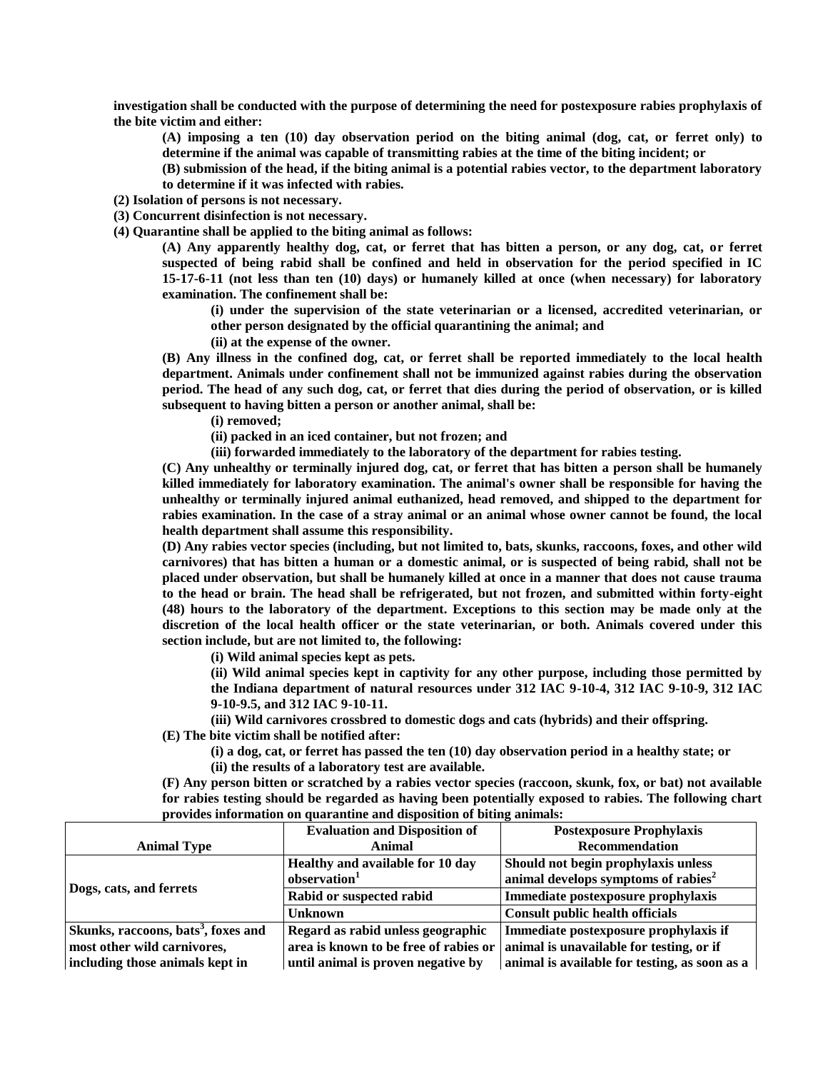**investigation shall be conducted with the purpose of determining the need for postexposure rabies prophylaxis of the bite victim and either:**

**(A) imposing a ten (10) day observation period on the biting animal (dog, cat, or ferret only) to determine if the animal was capable of transmitting rabies at the time of the biting incident; or**

**(B) submission of the head, if the biting animal is a potential rabies vector, to the department laboratory to determine if it was infected with rabies.**

**(2) Isolation of persons is not necessary.**

**(3) Concurrent disinfection is not necessary.**

**(4) Quarantine shall be applied to the biting animal as follows:**

**(A) Any apparently healthy dog, cat, or ferret that has bitten a person, or any dog, cat, or ferret suspected of being rabid shall be confined and held in observation for the period specified in IC 15-17-6-11 (not less than ten (10) days) or humanely killed at once (when necessary) for laboratory examination. The confinement shall be:**

**(i) under the supervision of the state veterinarian or a licensed, accredited veterinarian, or other person designated by the official quarantining the animal; and**

**(ii) at the expense of the owner.**

**(B) Any illness in the confined dog, cat, or ferret shall be reported immediately to the local health department. Animals under confinement shall not be immunized against rabies during the observation period. The head of any such dog, cat, or ferret that dies during the period of observation, or is killed subsequent to having bitten a person or another animal, shall be:**

**(i) removed;**

**(ii) packed in an iced container, but not frozen; and**

**(iii) forwarded immediately to the laboratory of the department for rabies testing.**

**(C) Any unhealthy or terminally injured dog, cat, or ferret that has bitten a person shall be humanely killed immediately for laboratory examination. The animal's owner shall be responsible for having the unhealthy or terminally injured animal euthanized, head removed, and shipped to the department for rabies examination. In the case of a stray animal or an animal whose owner cannot be found, the local health department shall assume this responsibility.**

**(D) Any rabies vector species (including, but not limited to, bats, skunks, raccoons, foxes, and other wild carnivores) that has bitten a human or a domestic animal, or is suspected of being rabid, shall not be placed under observation, but shall be humanely killed at once in a manner that does not cause trauma to the head or brain. The head shall be refrigerated, but not frozen, and submitted within forty-eight (48) hours to the laboratory of the department. Exceptions to this section may be made only at the discretion of the local health officer or the state veterinarian, or both. Animals covered under this section include, but are not limited to, the following:**

**(i) Wild animal species kept as pets.**

**(ii) Wild animal species kept in captivity for any other purpose, including those permitted by the Indiana department of natural resources under 312 IAC 9-10-4, 312 IAC 9-10-9, 312 IAC 9-10-9.5, and 312 IAC 9-10-11.**

**(iii) Wild carnivores crossbred to domestic dogs and cats (hybrids) and their offspring.**

**(E) The bite victim shall be notified after:**

**(i) a dog, cat, or ferret has passed the ten (10) day observation period in a healthy state; or**

**(ii) the results of a laboratory test are available.**

**(F) Any person bitten or scratched by a rabies vector species (raccoon, skunk, fox, or bat) not available for rabies testing should be regarded as having been potentially exposed to rabies. The following chart provides information on quarantine and disposition of biting animals:**

| Animal Type | Evaluation and Disposition of Animal | Postexposure Prophylaxis Recommendation |
|---|---|---|
| Dogs, cats, and ferrets | Healthy and available for 10 day observation[1] | Should not begin prophylaxis unless animal develops symptoms of rabies[2] |
| | Rabid or suspected rabid | Immediate postexposure prophylaxis |
| | Unknown | Consult public health officials |
| Skunks, raccoons, bats[3], foxes and most other wild carnivores, including those animals kept in | Regard as rabid unless geographic area is known to be free of rabies or until animal is proven negative by | Immediate postexposure prophylaxis if animal is unavailable for testing, or if animal is available for testing, as soon as a |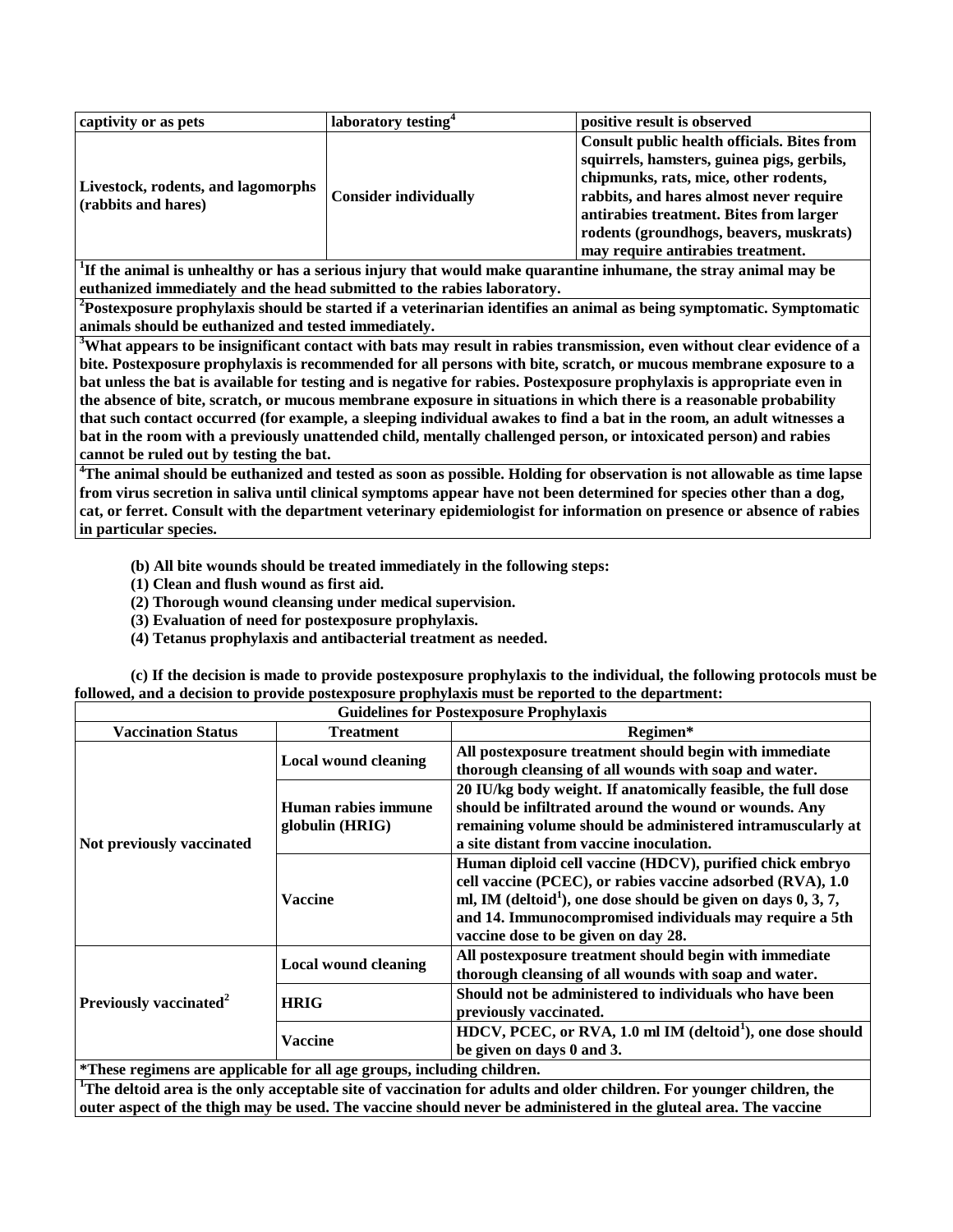| captivity or as pets | laboratory testing[4] | positive result is observed |
|---|---|---|
| Livestock, rodents, and lagomorphs (rabbits and hares) | Consider individually | Consult public health officials. Bites from squirrels, hamsters, guinea pigs, gerbils, chipmunks, rats, mice, other rodents, rabbits, and hares almost never require antirabies treatment. Bites from larger rodents (groundhogs, beavers, muskrats) may require antirabies treatment. |
| [1]If the animal is unhealthy or has a serious injury that would make quarantine inhumane, the stray animal may be euthanized immediately and the head submitted to the rabies laboratory. | | |
| [2]Postexposure prophylaxis should be started if a veterinarian identifies an animal as being symptomatic. Symptomatic animals should be euthanized and tested immediately. | | |
| [3]What appears to be insignificant contact with bats may result in rabies transmission, even without clear evidence of a bite. Postexposure prophylaxis is recommended for all persons with bite, scratch, or mucous membrane exposure to a bat unless the bat is available for testing and is negative for rabies. Postexposure prophylaxis is appropriate even in the absence of bite, scratch, or mucous membrane exposure in situations in which there is a reasonable probability that such contact occurred (for example, a sleeping individual awakes to find a bat in the room, an adult witnesses a bat in the room with a previously unattended child, mentally challenged person, or intoxicated person) and rabies cannot be ruled out by testing the bat. | | |
| [4]The animal should be euthanized and tested as soon as possible. Holding for observation is not allowable as time lapse from virus secretion in saliva until clinical symptoms appear have not been determined for species other than a dog, cat, or ferret. Consult with the department veterinary epidemiologist for information on presence or absence of rabies in particular species. | | |

(b) All bite wounds should be treated immediately in the following steps:

(1) Clean and flush wound as first aid.

(2) Thorough wound cleansing under medical supervision.

(3) Evaluation of need for postexposure prophylaxis.

(4) Tetanus prophylaxis and antibacterial treatment as needed.

(c) If the decision is made to provide postexposure prophylaxis to the individual, the following protocols must be followed, and a decision to provide postexposure prophylaxis must be reported to the department:

| Guidelines for Postexposure Prophylaxis | | |
|---|---|---|
| Vaccination Status | Treatment | Regimen* |
| Not previously vaccinated | Local wound cleaning | All postexposure treatment should begin with immediate thorough cleansing of all wounds with soap and water. |
| | Human rabies immune globulin (HRIG) | 20 IU/kg body weight. If anatomically feasible, the full dose should be infiltrated around the wound or wounds. Any remaining volume should be administered intramuscularly at a site distant from vaccine inoculation. |
| | Vaccine | Human diploid cell vaccine (HDCV), purified chick embryo cell vaccine (PCEC), or rabies vaccine adsorbed (RVA), 1.0 ml, IM (deltoid[1]), one dose should be given on days 0, 3, 7, and 14. Immunocompromised individuals may require a 5th vaccine dose to be given on day 28. |
| Previously vaccinated[2] | Local wound cleaning | All postexposure treatment should begin with immediate thorough cleansing of all wounds with soap and water. |
| | HRIG | Should not be administered to individuals who have been previously vaccinated. |
| | Vaccine | HDCV, PCEC, or RVA, 1.0 ml IM (deltoid[1]), one dose should be given on days 0 and 3. |
| *These regimens are applicable for all age groups, including children. | | |
| [1]The deltoid area is the only acceptable site of vaccination for adults and older children. For younger children, the outer aspect of the thigh may be used. The vaccine should never be administered in the gluteal area. The vaccine | | |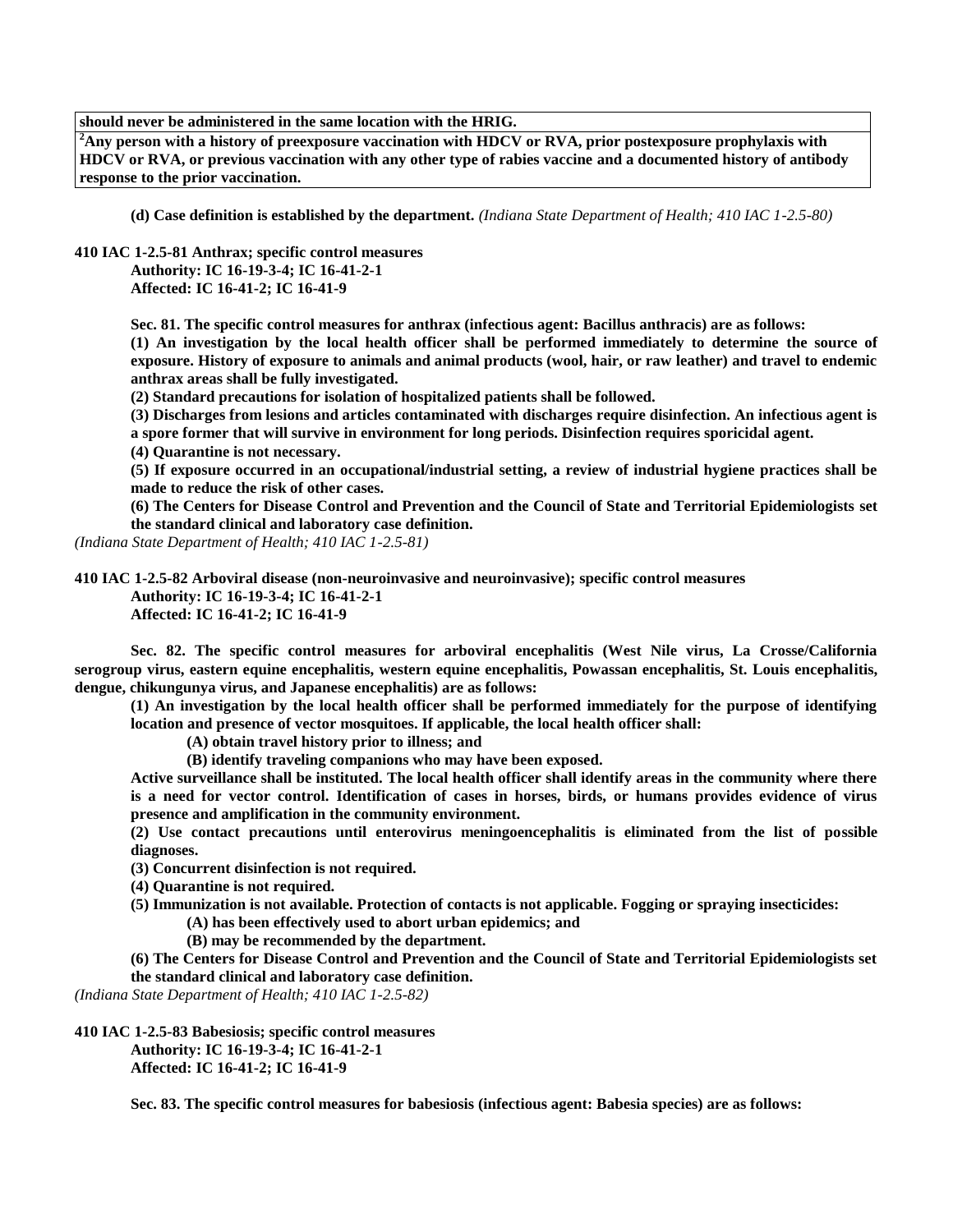| should never be administered in the same location with the HRIG. |
|---|
| [2]Any person with a history of preexposure vaccination with HDCV or RVA, prior postexposure prophylaxis with HDCV or RVA, or previous vaccination with any other type of rabies vaccine and a documented history of antibody response to the prior vaccination. |

**(d) Case definition is established by the department.** *(Indiana State Department of Health; 410 IAC 1-2.5-80)*

**410 IAC 1-2.5-81 Anthrax; specific control measures**

**Authority: IC 16-19-3-4; IC 16-41-2-1**
**Affected: IC 16-41-2; IC 16-41-9**

**Sec. 81. The specific control measures for anthrax (infectious agent: Bacillus anthracis) are as follows:**

**(1) An investigation by the local health officer shall be performed immediately to determine the source of exposure. History of exposure to animals and animal products (wool, hair, or raw leather) and travel to endemic anthrax areas shall be fully investigated.**

**(2) Standard precautions for isolation of hospitalized patients shall be followed.**

**(3) Discharges from lesions and articles contaminated with discharges require disinfection. An infectious agent is a spore former that will survive in environment for long periods. Disinfection requires sporicidal agent.**

**(4) Quarantine is not necessary.**

**(5) If exposure occurred in an occupational/industrial setting, a review of industrial hygiene practices shall be made to reduce the risk of other cases.**

**(6) The Centers for Disease Control and Prevention and the Council of State and Territorial Epidemiologists set the standard clinical and laboratory case definition.**

*(Indiana State Department of Health; 410 IAC 1-2.5-81)*

**410 IAC 1-2.5-82 Arboviral disease (non-neuroinvasive and neuroinvasive); specific control measures**

**Authority: IC 16-19-3-4; IC 16-41-2-1**
**Affected: IC 16-41-2; IC 16-41-9**

**Sec. 82. The specific control measures for arboviral encephalitis (West Nile virus, La Crosse/California serogroup virus, eastern equine encephalitis, western equine encephalitis, Powassan encephalitis, St. Louis encephalitis, dengue, chikungunya virus, and Japanese encephalitis) are as follows:**

**(1) An investigation by the local health officer shall be performed immediately for the purpose of identifying location and presence of vector mosquitoes. If applicable, the local health officer shall:**

**(A) obtain travel history prior to illness; and**

**(B) identify traveling companions who may have been exposed.**

**Active surveillance shall be instituted. The local health officer shall identify areas in the community where there is a need for vector control. Identification of cases in horses, birds, or humans provides evidence of virus presence and amplification in the community environment.**

**(2) Use contact precautions until enterovirus meningoencephalitis is eliminated from the list of possible diagnoses.**

**(3) Concurrent disinfection is not required.**

**(4) Quarantine is not required.**

**(5) Immunization is not available. Protection of contacts is not applicable. Fogging or spraying insecticides:**

**(A) has been effectively used to abort urban epidemics; and**

**(B) may be recommended by the department.**

**(6) The Centers for Disease Control and Prevention and the Council of State and Territorial Epidemiologists set the standard clinical and laboratory case definition.**

*(Indiana State Department of Health; 410 IAC 1-2.5-82)*

**410 IAC 1-2.5-83 Babesiosis; specific control measures**

**Authority: IC 16-19-3-4; IC 16-41-2-1**
**Affected: IC 16-41-2; IC 16-41-9**

**Sec. 83. The specific control measures for babesiosis (infectious agent: Babesia species) are as follows:**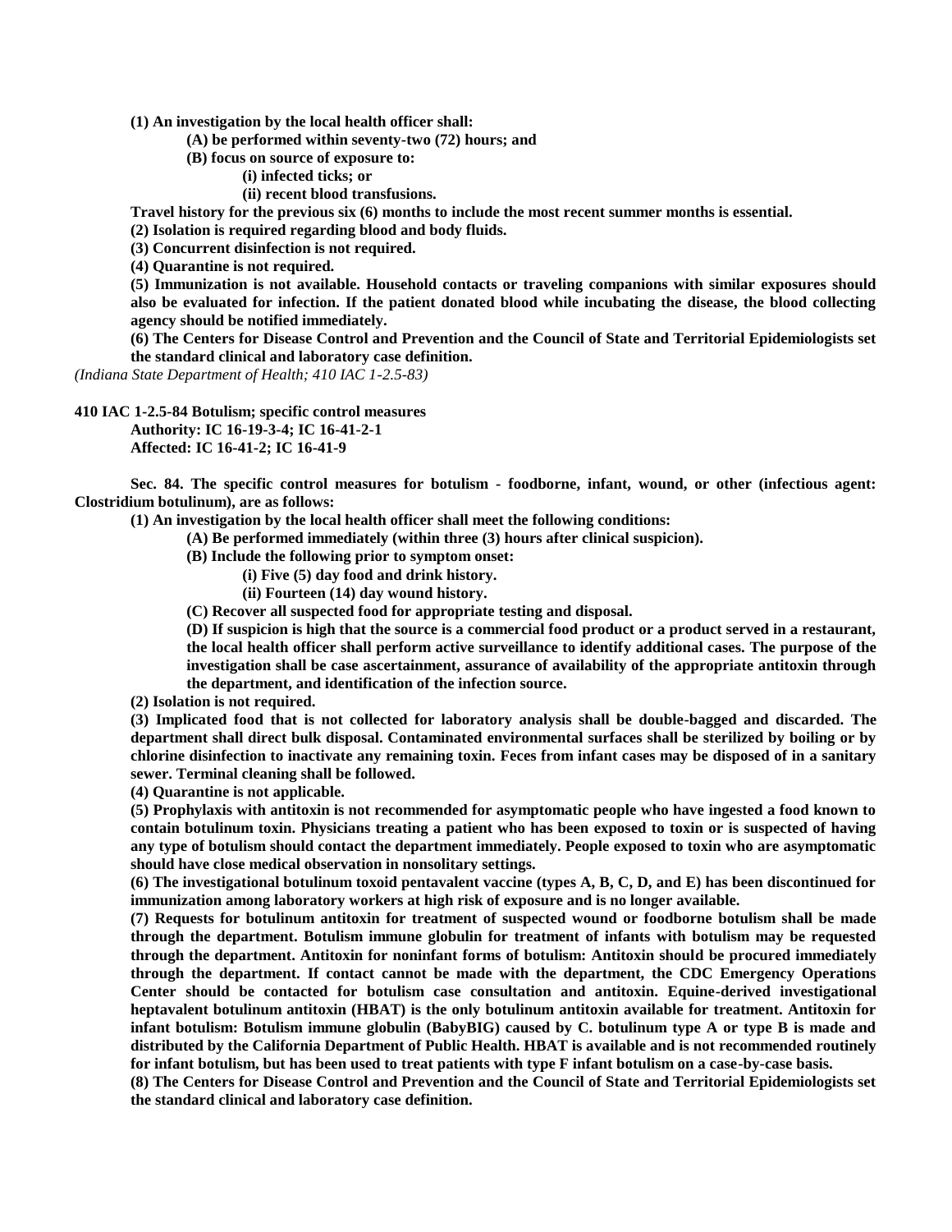**(1) An investigation by the local health officer shall:**

**(A) be performed within seventy-two (72) hours; and**

**(B) focus on source of exposure to:**

**(i) infected ticks; or**

**(ii) recent blood transfusions.**

**Travel history for the previous six (6) months to include the most recent summer months is essential.**

**(2) Isolation is required regarding blood and body fluids.**

**(3) Concurrent disinfection is not required.**

**(4) Quarantine is not required.**

**(5) Immunization is not available. Household contacts or traveling companions with similar exposures should also be evaluated for infection. If the patient donated blood while incubating the disease, the blood collecting agency should be notified immediately.**

**(6) The Centers for Disease Control and Prevention and the Council of State and Territorial Epidemiologists set the standard clinical and laboratory case definition.**

*(Indiana State Department of Health; 410 IAC 1-2.5-83)*

**410 IAC 1-2.5-84 Botulism; specific control measures**

**Authority: IC 16-19-3-4; IC 16-41-2-1**

**Affected: IC 16-41-2; IC 16-41-9**

**Sec. 84. The specific control measures for botulism - foodborne, infant, wound, or other (infectious agent: Clostridium botulinum), are as follows:**

**(1) An investigation by the local health officer shall meet the following conditions:**

**(A) Be performed immediately (within three (3) hours after clinical suspicion).**

**(B) Include the following prior to symptom onset:**

**(i) Five (5) day food and drink history.**

**(ii) Fourteen (14) day wound history.**

**(C) Recover all suspected food for appropriate testing and disposal.**

**(D) If suspicion is high that the source is a commercial food product or a product served in a restaurant, the local health officer shall perform active surveillance to identify additional cases. The purpose of the investigation shall be case ascertainment, assurance of availability of the appropriate antitoxin through the department, and identification of the infection source.**

**(2) Isolation is not required.**

**(3) Implicated food that is not collected for laboratory analysis shall be double-bagged and discarded. The department shall direct bulk disposal. Contaminated environmental surfaces shall be sterilized by boiling or by chlorine disinfection to inactivate any remaining toxin. Feces from infant cases may be disposed of in a sanitary sewer. Terminal cleaning shall be followed.**

**(4) Quarantine is not applicable.**

**(5) Prophylaxis with antitoxin is not recommended for asymptomatic people who have ingested a food known to contain botulinum toxin. Physicians treating a patient who has been exposed to toxin or is suspected of having any type of botulism should contact the department immediately. People exposed to toxin who are asymptomatic should have close medical observation in nonsolitary settings.**

**(6) The investigational botulinum toxoid pentavalent vaccine (types A, B, C, D, and E) has been discontinued for immunization among laboratory workers at high risk of exposure and is no longer available.**

**(7) Requests for botulinum antitoxin for treatment of suspected wound or foodborne botulism shall be made through the department. Botulism immune globulin for treatment of infants with botulism may be requested through the department. Antitoxin for noninfant forms of botulism: Antitoxin should be procured immediately through the department. If contact cannot be made with the department, the CDC Emergency Operations Center should be contacted for botulism case consultation and antitoxin. Equine-derived investigational heptavalent botulinum antitoxin (HBAT) is the only botulinum antitoxin available for treatment. Antitoxin for infant botulism: Botulism immune globulin (BabyBIG) caused by C. botulinum type A or type B is made and distributed by the California Department of Public Health. HBAT is available and is not recommended routinely for infant botulism, but has been used to treat patients with type F infant botulism on a case-by-case basis.**

**(8) The Centers for Disease Control and Prevention and the Council of State and Territorial Epidemiologists set the standard clinical and laboratory case definition.**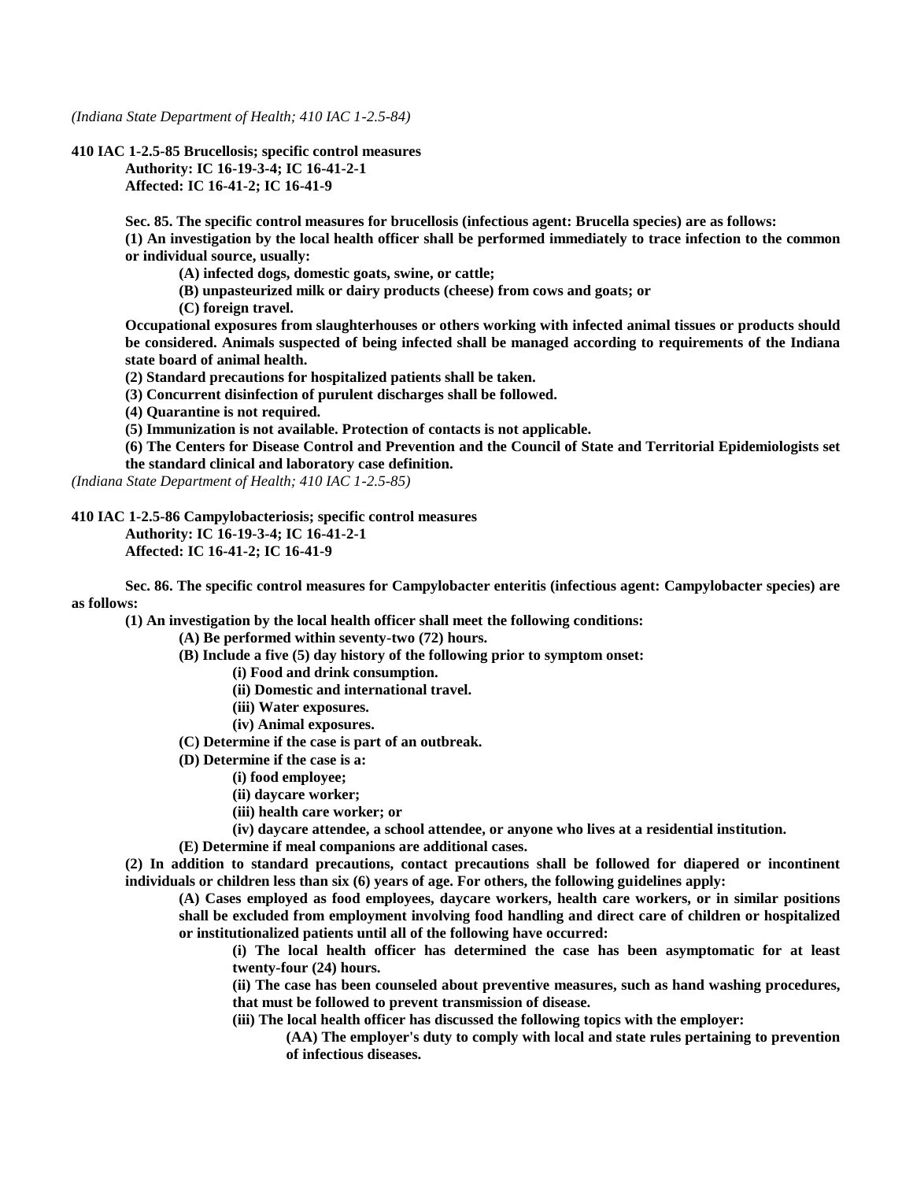*(Indiana State Department of Health; 410 IAC 1-2.5-84)*

**410 IAC 1-2.5-85 Brucellosis; specific control measures**
**Authority: IC 16-19-3-4; IC 16-41-2-1**
**Affected: IC 16-41-2; IC 16-41-9**

**Sec. 85. The specific control measures for brucellosis (infectious agent: Brucella species) are as follows:**

**(1) An investigation by the local health officer shall be performed immediately to trace infection to the common or individual source, usually:**

**(A) infected dogs, domestic goats, swine, or cattle;**

**(B) unpasteurized milk or dairy products (cheese) from cows and goats; or**

**(C) foreign travel.**

**Occupational exposures from slaughterhouses or others working with infected animal tissues or products should be considered. Animals suspected of being infected shall be managed according to requirements of the Indiana state board of animal health.**

**(2) Standard precautions for hospitalized patients shall be taken.**

**(3) Concurrent disinfection of purulent discharges shall be followed.**

**(4) Quarantine is not required.**

**(5) Immunization is not available. Protection of contacts is not applicable.**

**(6) The Centers for Disease Control and Prevention and the Council of State and Territorial Epidemiologists set the standard clinical and laboratory case definition.**

*(Indiana State Department of Health; 410 IAC 1-2.5-85)*

**410 IAC 1-2.5-86 Campylobacteriosis; specific control measures**
**Authority: IC 16-19-3-4; IC 16-41-2-1**
**Affected: IC 16-41-2; IC 16-41-9**

**Sec. 86. The specific control measures for Campylobacter enteritis (infectious agent: Campylobacter species) are as follows:**

**(1) An investigation by the local health officer shall meet the following conditions:**

**(A) Be performed within seventy-two (72) hours.**

**(B) Include a five (5) day history of the following prior to symptom onset:**

**(i) Food and drink consumption.**

**(ii) Domestic and international travel.**

**(iii) Water exposures.**

**(iv) Animal exposures.**

**(C) Determine if the case is part of an outbreak.**

**(D) Determine if the case is a:**

**(i) food employee;**

**(ii) daycare worker;**

**(iii) health care worker; or**

**(iv) daycare attendee, a school attendee, or anyone who lives at a residential institution.**

**(E) Determine if meal companions are additional cases.**

**(2) In addition to standard precautions, contact precautions shall be followed for diapered or incontinent individuals or children less than six (6) years of age. For others, the following guidelines apply:**

**(A) Cases employed as food employees, daycare workers, health care workers, or in similar positions shall be excluded from employment involving food handling and direct care of children or hospitalized or institutionalized patients until all of the following have occurred:**

**(i) The local health officer has determined the case has been asymptomatic for at least twenty-four (24) hours.**

**(ii) The case has been counseled about preventive measures, such as hand washing procedures, that must be followed to prevent transmission of disease.**

**(iii) The local health officer has discussed the following topics with the employer:**

**(AA) The employer's duty to comply with local and state rules pertaining to prevention of infectious diseases.**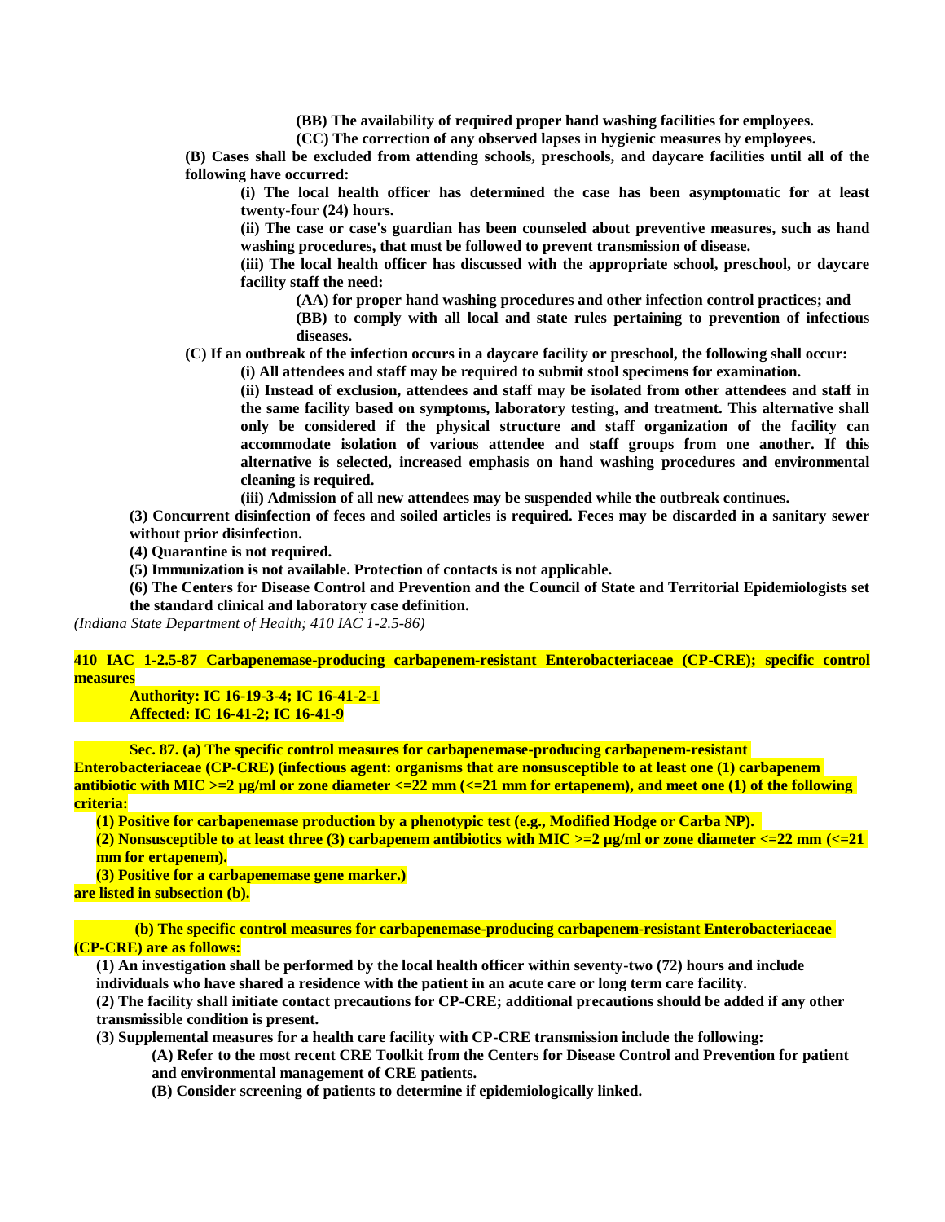(BB) The availability of required proper hand washing facilities for employees.

(CC) The correction of any observed lapses in hygienic measures by employees.

(B) Cases shall be excluded from attending schools, preschools, and daycare facilities until all of the following have occurred:

(i) The local health officer has determined the case has been asymptomatic for at least twenty-four (24) hours.

(ii) The case or case's guardian has been counseled about preventive measures, such as hand washing procedures, that must be followed to prevent transmission of disease.

(iii) The local health officer has discussed with the appropriate school, preschool, or daycare facility staff the need:

(AA) for proper hand washing procedures and other infection control practices; and

(BB) to comply with all local and state rules pertaining to prevention of infectious diseases.

(C) If an outbreak of the infection occurs in a daycare facility or preschool, the following shall occur:

(i) All attendees and staff may be required to submit stool specimens for examination.

(ii) Instead of exclusion, attendees and staff may be isolated from other attendees and staff in the same facility based on symptoms, laboratory testing, and treatment. This alternative shall only be considered if the physical structure and staff organization of the facility can accommodate isolation of various attendee and staff groups from one another. If this alternative is selected, increased emphasis on hand washing procedures and environmental cleaning is required.

(iii) Admission of all new attendees may be suspended while the outbreak continues.

(3) Concurrent disinfection of feces and soiled articles is required. Feces may be discarded in a sanitary sewer without prior disinfection.

(4) Quarantine is not required.

(5) Immunization is not available. Protection of contacts is not applicable.

(6) The Centers for Disease Control and Prevention and the Council of State and Territorial Epidemiologists set the standard clinical and laboratory case definition.

*(Indiana State Department of Health; 410 IAC 1-2.5-86)*

**410 IAC 1-2.5-87 Carbapenemase-producing carbapenem-resistant Enterobacteriaceae (CP-CRE); specific control measures**

**Authority: IC 16-19-3-4; IC 16-41-2-1**
**Affected: IC 16-41-2; IC 16-41-9**

Sec. 87. (a) The specific control measures for carbapenemase-producing carbapenem-resistant Enterobacteriaceae (CP-CRE) (infectious agent: organisms that are nonsusceptible to at least one (1) carbapenem antibiotic with MIC >=2 µg/ml or zone diameter <=22 mm (<=21 mm for ertapenem), and meet one (1) of the following criteria:

(1) Positive for carbapenemase production by a phenotypic test (e.g., Modified Hodge or Carba NP).

(2) Nonsusceptible to at least three (3) carbapenem antibiotics with MIC >=2 µg/ml or zone diameter <=22 mm (<=21 mm for ertapenem).

(3) Positive for a carbapenemase gene marker.)

are listed in subsection (b).

(b) The specific control measures for carbapenemase-producing carbapenem-resistant Enterobacteriaceae (CP-CRE) are as follows:

(1) An investigation shall be performed by the local health officer within seventy-two (72) hours and include individuals who have shared a residence with the patient in an acute care or long term care facility.

(2) The facility shall initiate contact precautions for CP-CRE; additional precautions should be added if any other transmissible condition is present.

(3) Supplemental measures for a health care facility with CP-CRE transmission include the following:

(A) Refer to the most recent CRE Toolkit from the Centers for Disease Control and Prevention for patient and environmental management of CRE patients.

(B) Consider screening of patients to determine if epidemiologically linked.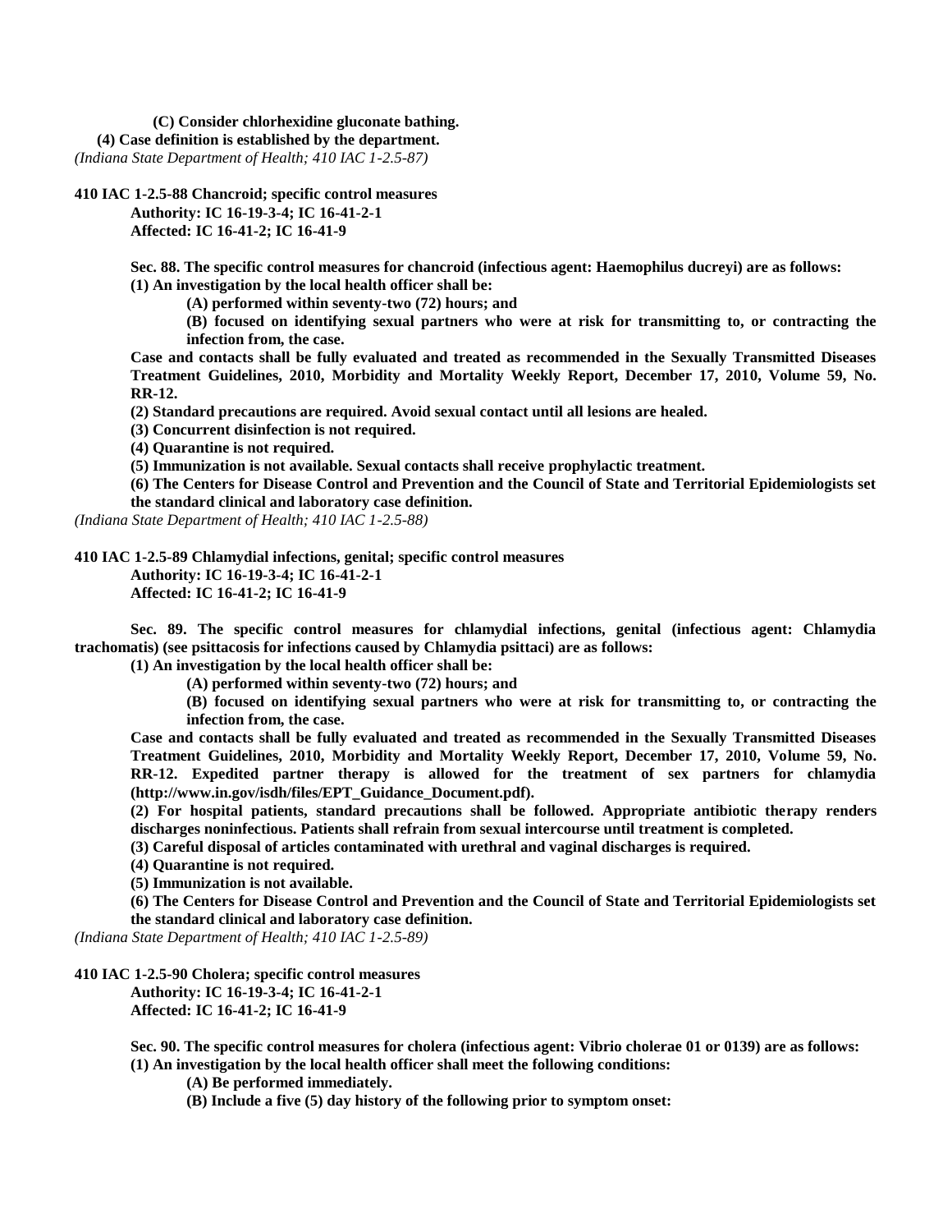**(C) Consider chlorhexidine gluconate bathing.**

**(4) Case definition is established by the department.**

*(Indiana State Department of Health; 410 IAC 1-2.5-87)*

**410 IAC 1-2.5-88 Chancroid; specific control measures**

**Authority: IC 16-19-3-4; IC 16-41-2-1**

**Affected: IC 16-41-2; IC 16-41-9**

**Sec. 88. The specific control measures for chancroid (infectious agent: Haemophilus ducreyi) are as follows:**

**(1) An investigation by the local health officer shall be:**

**(A) performed within seventy-two (72) hours; and**

**(B) focused on identifying sexual partners who were at risk for transmitting to, or contracting the infection from, the case.**

**Case and contacts shall be fully evaluated and treated as recommended in the Sexually Transmitted Diseases Treatment Guidelines, 2010, Morbidity and Mortality Weekly Report, December 17, 2010, Volume 59, No. RR-12.**

**(2) Standard precautions are required. Avoid sexual contact until all lesions are healed.**

**(3) Concurrent disinfection is not required.**

**(4) Quarantine is not required.**

**(5) Immunization is not available. Sexual contacts shall receive prophylactic treatment.**

**(6) The Centers for Disease Control and Prevention and the Council of State and Territorial Epidemiologists set the standard clinical and laboratory case definition.**

*(Indiana State Department of Health; 410 IAC 1-2.5-88)*

**410 IAC 1-2.5-89 Chlamydial infections, genital; specific control measures**

**Authority: IC 16-19-3-4; IC 16-41-2-1**

**Affected: IC 16-41-2; IC 16-41-9**

**Sec. 89. The specific control measures for chlamydial infections, genital (infectious agent: Chlamydia trachomatis) (see psittacosis for infections caused by Chlamydia psittaci) are as follows:**

**(1) An investigation by the local health officer shall be:**

**(A) performed within seventy-two (72) hours; and**

**(B) focused on identifying sexual partners who were at risk for transmitting to, or contracting the infection from, the case.**

**Case and contacts shall be fully evaluated and treated as recommended in the Sexually Transmitted Diseases Treatment Guidelines, 2010, Morbidity and Mortality Weekly Report, December 17, 2010, Volume 59, No. RR-12. Expedited partner therapy is allowed for the treatment of sex partners for chlamydia (http://www.in.gov/isdh/files/EPT_Guidance_Document.pdf).**

**(2) For hospital patients, standard precautions shall be followed. Appropriate antibiotic therapy renders discharges noninfectious. Patients shall refrain from sexual intercourse until treatment is completed.**

**(3) Careful disposal of articles contaminated with urethral and vaginal discharges is required.**

**(4) Quarantine is not required.**

**(5) Immunization is not available.**

**(6) The Centers for Disease Control and Prevention and the Council of State and Territorial Epidemiologists set the standard clinical and laboratory case definition.**

*(Indiana State Department of Health; 410 IAC 1-2.5-89)*

**410 IAC 1-2.5-90 Cholera; specific control measures**

**Authority: IC 16-19-3-4; IC 16-41-2-1**

**Affected: IC 16-41-2; IC 16-41-9**

**Sec. 90. The specific control measures for cholera (infectious agent: Vibrio cholerae 01 or 0139) are as follows:**

**(1) An investigation by the local health officer shall meet the following conditions:**

**(A) Be performed immediately.**

**(B) Include a five (5) day history of the following prior to symptom onset:**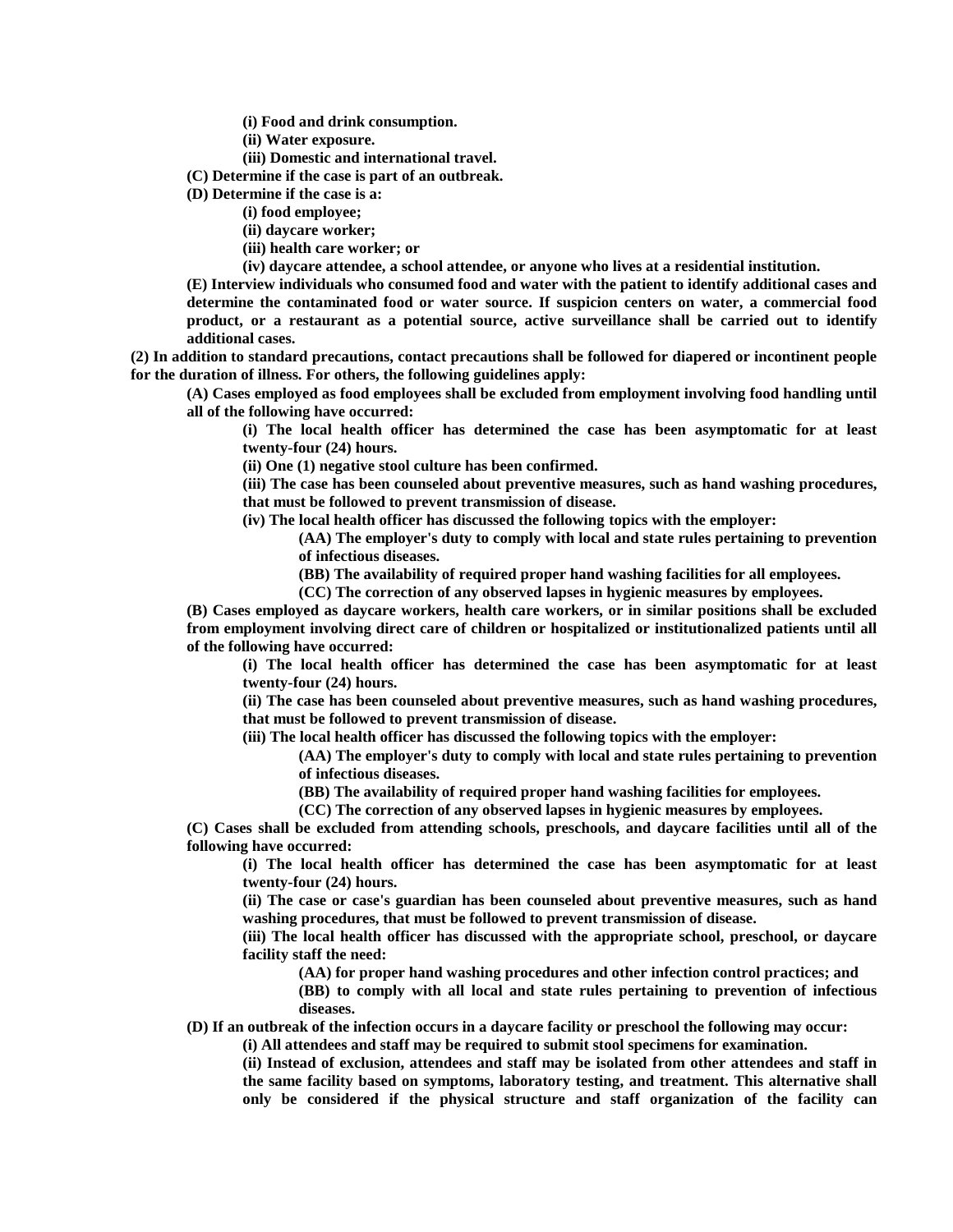**(i) Food and drink consumption.**

**(ii) Water exposure.**

**(iii) Domestic and international travel.**

**(C) Determine if the case is part of an outbreak.**

**(D) Determine if the case is a:**

**(i) food employee;**

**(ii) daycare worker;**

**(iii) health care worker; or**

**(iv) daycare attendee, a school attendee, or anyone who lives at a residential institution.**

**(E) Interview individuals who consumed food and water with the patient to identify additional cases and determine the contaminated food or water source. If suspicion centers on water, a commercial food product, or a restaurant as a potential source, active surveillance shall be carried out to identify additional cases.**

**(2) In addition to standard precautions, contact precautions shall be followed for diapered or incontinent people for the duration of illness. For others, the following guidelines apply:**

**(A) Cases employed as food employees shall be excluded from employment involving food handling until all of the following have occurred:**

**(i) The local health officer has determined the case has been asymptomatic for at least twenty-four (24) hours.**

**(ii) One (1) negative stool culture has been confirmed.**

**(iii) The case has been counseled about preventive measures, such as hand washing procedures, that must be followed to prevent transmission of disease.**

**(iv) The local health officer has discussed the following topics with the employer:**

**(AA) The employer's duty to comply with local and state rules pertaining to prevention of infectious diseases.**

**(BB) The availability of required proper hand washing facilities for all employees.**

**(CC) The correction of any observed lapses in hygienic measures by employees.**

**(B) Cases employed as daycare workers, health care workers, or in similar positions shall be excluded from employment involving direct care of children or hospitalized or institutionalized patients until all of the following have occurred:**

**(i) The local health officer has determined the case has been asymptomatic for at least twenty-four (24) hours.**

**(ii) The case has been counseled about preventive measures, such as hand washing procedures, that must be followed to prevent transmission of disease.**

**(iii) The local health officer has discussed the following topics with the employer:**

**(AA) The employer's duty to comply with local and state rules pertaining to prevention of infectious diseases.**

**(BB) The availability of required proper hand washing facilities for employees.**

**(CC) The correction of any observed lapses in hygienic measures by employees.**

**(C) Cases shall be excluded from attending schools, preschools, and daycare facilities until all of the following have occurred:**

**(i) The local health officer has determined the case has been asymptomatic for at least twenty-four (24) hours.**

**(ii) The case or case's guardian has been counseled about preventive measures, such as hand washing procedures, that must be followed to prevent transmission of disease.**

**(iii) The local health officer has discussed with the appropriate school, preschool, or daycare facility staff the need:**

**(AA) for proper hand washing procedures and other infection control practices; and**

**(BB) to comply with all local and state rules pertaining to prevention of infectious diseases.**

**(D) If an outbreak of the infection occurs in a daycare facility or preschool the following may occur:**

**(i) All attendees and staff may be required to submit stool specimens for examination.**

**(ii) Instead of exclusion, attendees and staff may be isolated from other attendees and staff in the same facility based on symptoms, laboratory testing, and treatment. This alternative shall only be considered if the physical structure and staff organization of the facility can**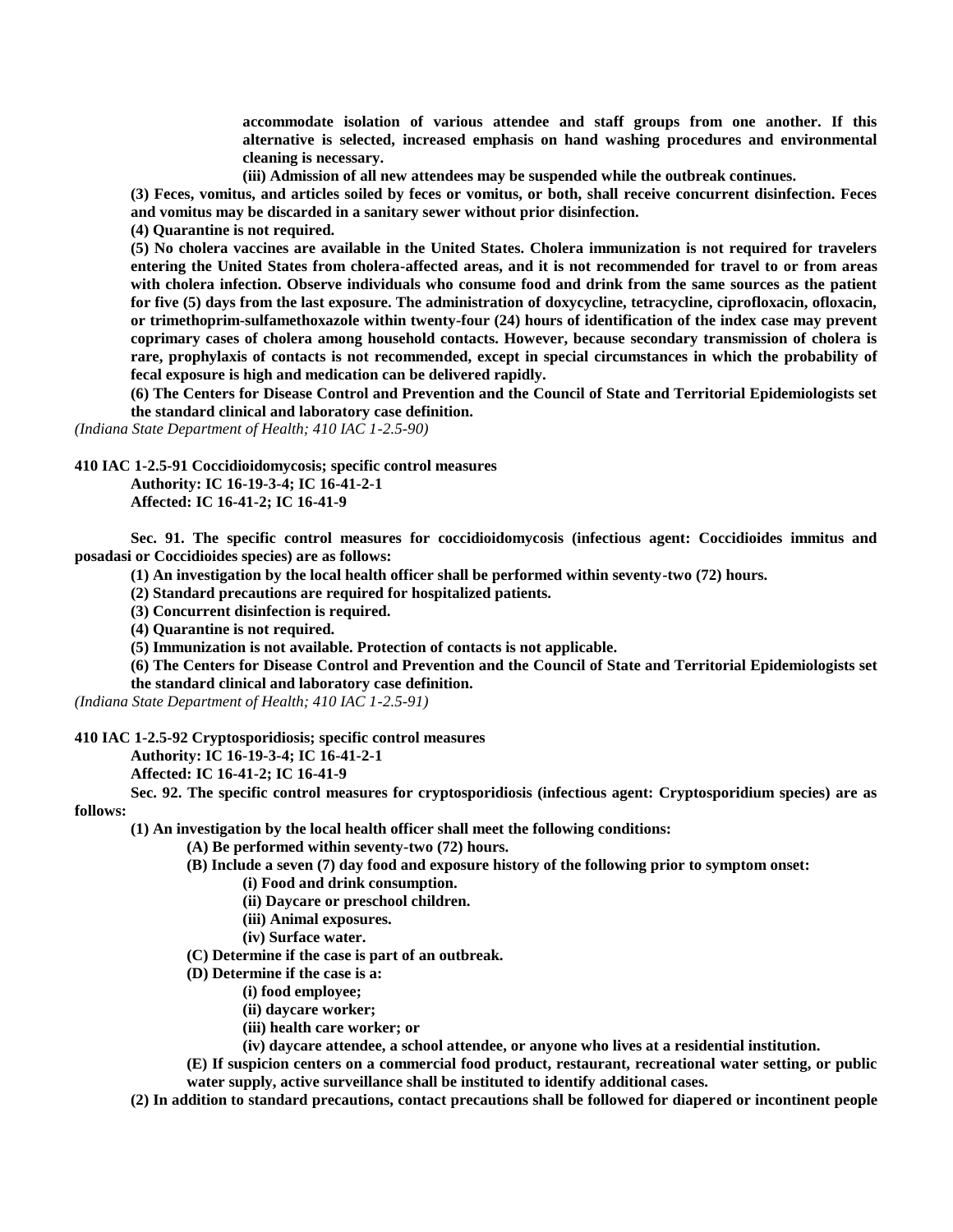**accommodate isolation of various attendee and staff groups from one another. If this alternative is selected, increased emphasis on hand washing procedures and environmental cleaning is necessary.**

**(iii) Admission of all new attendees may be suspended while the outbreak continues.**

**(3) Feces, vomitus, and articles soiled by feces or vomitus, or both, shall receive concurrent disinfection. Feces and vomitus may be discarded in a sanitary sewer without prior disinfection.**

**(4) Quarantine is not required.**

**(5) No cholera vaccines are available in the United States. Cholera immunization is not required for travelers entering the United States from cholera-affected areas, and it is not recommended for travel to or from areas with cholera infection. Observe individuals who consume food and drink from the same sources as the patient for five (5) days from the last exposure. The administration of doxycycline, tetracycline, ciprofloxacin, ofloxacin, or trimethoprim-sulfamethoxazole within twenty-four (24) hours of identification of the index case may prevent coprimary cases of cholera among household contacts. However, because secondary transmission of cholera is rare, prophylaxis of contacts is not recommended, except in special circumstances in which the probability of fecal exposure is high and medication can be delivered rapidly.**

**(6) The Centers for Disease Control and Prevention and the Council of State and Territorial Epidemiologists set the standard clinical and laboratory case definition.**

*(Indiana State Department of Health; 410 IAC 1-2.5-90)*

**410 IAC 1-2.5-91 Coccidioidomycosis; specific control measures**

**Authority: IC 16-19-3-4; IC 16-41-2-1**

**Affected: IC 16-41-2; IC 16-41-9**

**Sec. 91. The specific control measures for coccidioidomycosis (infectious agent: Coccidioides immitus and posadasi or Coccidioides species) are as follows:**

**(1) An investigation by the local health officer shall be performed within seventy-two (72) hours.**

**(2) Standard precautions are required for hospitalized patients.**

**(3) Concurrent disinfection is required.**

**(4) Quarantine is not required.**

**(5) Immunization is not available. Protection of contacts is not applicable.**

**(6) The Centers for Disease Control and Prevention and the Council of State and Territorial Epidemiologists set the standard clinical and laboratory case definition.**

*(Indiana State Department of Health; 410 IAC 1-2.5-91)*

**410 IAC 1-2.5-92 Cryptosporidiosis; specific control measures**

**Authority: IC 16-19-3-4; IC 16-41-2-1**

**Affected: IC 16-41-2; IC 16-41-9**

**Sec. 92. The specific control measures for cryptosporidiosis (infectious agent: Cryptosporidium species) are as follows:**

**(1) An investigation by the local health officer shall meet the following conditions:**

**(A) Be performed within seventy-two (72) hours.**

**(B) Include a seven (7) day food and exposure history of the following prior to symptom onset:**

**(i) Food and drink consumption.**

**(ii) Daycare or preschool children.**

**(iii) Animal exposures.**

**(iv) Surface water.**

**(C) Determine if the case is part of an outbreak.**

**(D) Determine if the case is a:**

**(i) food employee;**

**(ii) daycare worker;**

**(iii) health care worker; or**

**(iv) daycare attendee, a school attendee, or anyone who lives at a residential institution.**

**(E) If suspicion centers on a commercial food product, restaurant, recreational water setting, or public water supply, active surveillance shall be instituted to identify additional cases.**

**(2) In addition to standard precautions, contact precautions shall be followed for diapered or incontinent people**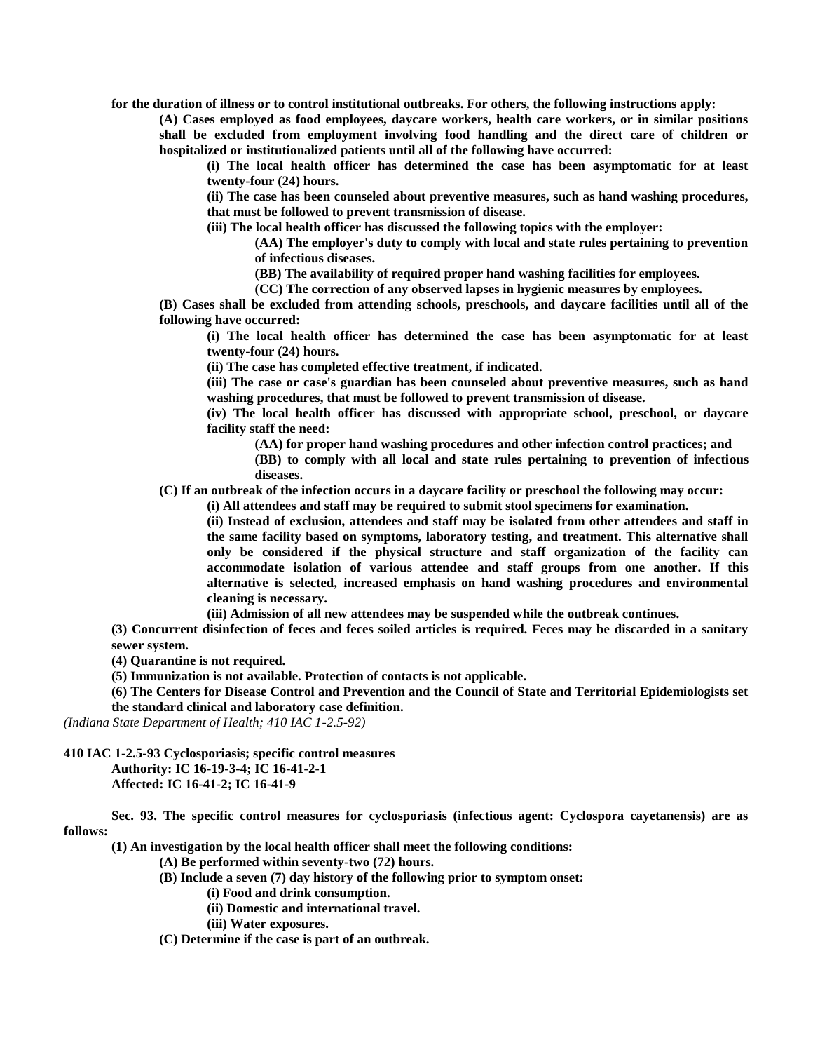**for the duration of illness or to control institutional outbreaks. For others, the following instructions apply:**

**(A) Cases employed as food employees, daycare workers, health care workers, or in similar positions shall be excluded from employment involving food handling and the direct care of children or hospitalized or institutionalized patients until all of the following have occurred:**

**(i) The local health officer has determined the case has been asymptomatic for at least twenty-four (24) hours.**

**(ii) The case has been counseled about preventive measures, such as hand washing procedures, that must be followed to prevent transmission of disease.**

**(iii) The local health officer has discussed the following topics with the employer:**

**(AA) The employer's duty to comply with local and state rules pertaining to prevention of infectious diseases.**

**(BB) The availability of required proper hand washing facilities for employees.**

**(CC) The correction of any observed lapses in hygienic measures by employees.**

**(B) Cases shall be excluded from attending schools, preschools, and daycare facilities until all of the following have occurred:**

**(i) The local health officer has determined the case has been asymptomatic for at least twenty-four (24) hours.**

**(ii) The case has completed effective treatment, if indicated.**

**(iii) The case or case's guardian has been counseled about preventive measures, such as hand washing procedures, that must be followed to prevent transmission of disease.**

**(iv) The local health officer has discussed with appropriate school, preschool, or daycare facility staff the need:**

**(AA) for proper hand washing procedures and other infection control practices; and**

**(BB) to comply with all local and state rules pertaining to prevention of infectious diseases.**

**(C) If an outbreak of the infection occurs in a daycare facility or preschool the following may occur:**

**(i) All attendees and staff may be required to submit stool specimens for examination.**

**(ii) Instead of exclusion, attendees and staff may be isolated from other attendees and staff in the same facility based on symptoms, laboratory testing, and treatment. This alternative shall only be considered if the physical structure and staff organization of the facility can accommodate isolation of various attendee and staff groups from one another. If this alternative is selected, increased emphasis on hand washing procedures and environmental cleaning is necessary.**

**(iii) Admission of all new attendees may be suspended while the outbreak continues.**

**(3) Concurrent disinfection of feces and feces soiled articles is required. Feces may be discarded in a sanitary sewer system.**

**(4) Quarantine is not required.**

**(5) Immunization is not available. Protection of contacts is not applicable.**

**(6) The Centers for Disease Control and Prevention and the Council of State and Territorial Epidemiologists set the standard clinical and laboratory case definition.**

*(Indiana State Department of Health; 410 IAC 1-2.5-92)*

**410 IAC 1-2.5-93 Cyclosporiasis; specific control measures**

**Authority: IC 16-19-3-4; IC 16-41-2-1**
**Affected: IC 16-41-2; IC 16-41-9**

**Sec. 93. The specific control measures for cyclosporiasis (infectious agent: Cyclospora cayetanensis) are as follows:**

**(1) An investigation by the local health officer shall meet the following conditions:**

**(A) Be performed within seventy-two (72) hours.**

**(B) Include a seven (7) day history of the following prior to symptom onset:**

**(i) Food and drink consumption.**

**(ii) Domestic and international travel.**

**(iii) Water exposures.**

**(C) Determine if the case is part of an outbreak.**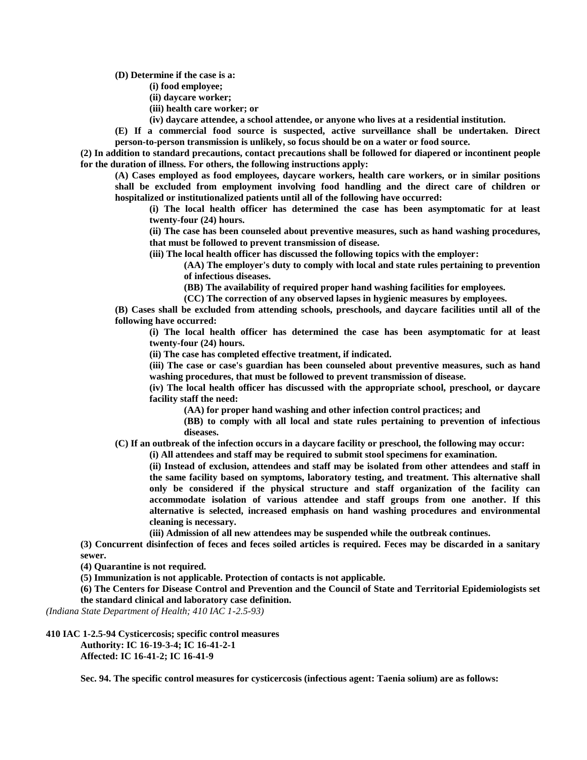**(D) Determine if the case is a:**

**(i) food employee;**

**(ii) daycare worker;**

**(iii) health care worker; or**

**(iv) daycare attendee, a school attendee, or anyone who lives at a residential institution.**

**(E) If a commercial food source is suspected, active surveillance shall be undertaken. Direct person-to-person transmission is unlikely, so focus should be on a water or food source.**

**(2) In addition to standard precautions, contact precautions shall be followed for diapered or incontinent people for the duration of illness. For others, the following instructions apply:**

**(A) Cases employed as food employees, daycare workers, health care workers, or in similar positions shall be excluded from employment involving food handling and the direct care of children or hospitalized or institutionalized patients until all of the following have occurred:**

**(i) The local health officer has determined the case has been asymptomatic for at least twenty-four (24) hours.**

**(ii) The case has been counseled about preventive measures, such as hand washing procedures, that must be followed to prevent transmission of disease.**

**(iii) The local health officer has discussed the following topics with the employer:**

**(AA) The employer's duty to comply with local and state rules pertaining to prevention of infectious diseases.**

**(BB) The availability of required proper hand washing facilities for employees.**

**(CC) The correction of any observed lapses in hygienic measures by employees.**

**(B) Cases shall be excluded from attending schools, preschools, and daycare facilities until all of the following have occurred:**

**(i) The local health officer has determined the case has been asymptomatic for at least twenty-four (24) hours.**

**(ii) The case has completed effective treatment, if indicated.**

**(iii) The case or case's guardian has been counseled about preventive measures, such as hand washing procedures, that must be followed to prevent transmission of disease.**

**(iv) The local health officer has discussed with the appropriate school, preschool, or daycare facility staff the need:**

**(AA) for proper hand washing and other infection control practices; and**

**(BB) to comply with all local and state rules pertaining to prevention of infectious diseases.**

**(C) If an outbreak of the infection occurs in a daycare facility or preschool, the following may occur:**

**(i) All attendees and staff may be required to submit stool specimens for examination.**

**(ii) Instead of exclusion, attendees and staff may be isolated from other attendees and staff in the same facility based on symptoms, laboratory testing, and treatment. This alternative shall only be considered if the physical structure and staff organization of the facility can accommodate isolation of various attendee and staff groups from one another. If this alternative is selected, increased emphasis on hand washing procedures and environmental cleaning is necessary.**

**(iii) Admission of all new attendees may be suspended while the outbreak continues.**

**(3) Concurrent disinfection of feces and feces soiled articles is required. Feces may be discarded in a sanitary sewer.**

**(4) Quarantine is not required.**

**(5) Immunization is not applicable. Protection of contacts is not applicable.**

**(6) The Centers for Disease Control and Prevention and the Council of State and Territorial Epidemiologists set the standard clinical and laboratory case definition.**

*(Indiana State Department of Health; 410 IAC 1-2.5-93)*

**410 IAC 1-2.5-94 Cysticercosis; specific control measures**

**Authority: IC 16-19-3-4; IC 16-41-2-1**

**Affected: IC 16-41-2; IC 16-41-9**

**Sec. 94. The specific control measures for cysticercosis (infectious agent: Taenia solium) are as follows:**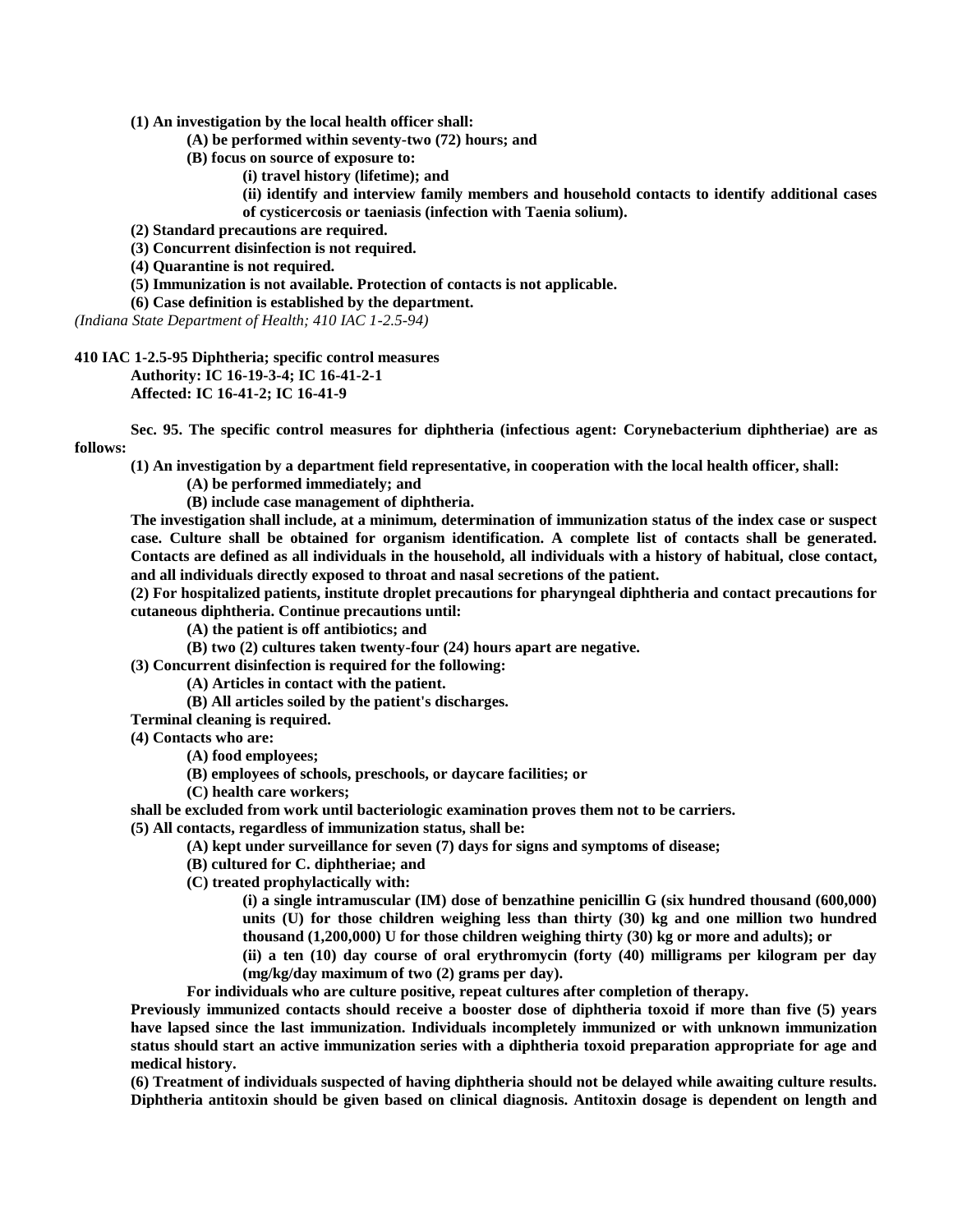**(1) An investigation by the local health officer shall:**

**(A) be performed within seventy-two (72) hours; and**

**(B) focus on source of exposure to:**

**(i) travel history (lifetime); and**

**(ii) identify and interview family members and household contacts to identify additional cases of cysticercosis or taeniasis (infection with Taenia solium).**

**(2) Standard precautions are required.**

**(3) Concurrent disinfection is not required.**

**(4) Quarantine is not required.**

**(5) Immunization is not available. Protection of contacts is not applicable.**

**(6) Case definition is established by the department.**

*(Indiana State Department of Health; 410 IAC 1-2.5-94)*

**410 IAC 1-2.5-95 Diphtheria; specific control measures**

**Authority: IC 16-19-3-4; IC 16-41-2-1**

**Affected: IC 16-41-2; IC 16-41-9**

**Sec. 95. The specific control measures for diphtheria (infectious agent: Corynebacterium diphtheriae) are as follows:**

**(1) An investigation by a department field representative, in cooperation with the local health officer, shall:**

**(A) be performed immediately; and**

**(B) include case management of diphtheria.**

**The investigation shall include, at a minimum, determination of immunization status of the index case or suspect case. Culture shall be obtained for organism identification. A complete list of contacts shall be generated. Contacts are defined as all individuals in the household, all individuals with a history of habitual, close contact, and all individuals directly exposed to throat and nasal secretions of the patient.**

**(2) For hospitalized patients, institute droplet precautions for pharyngeal diphtheria and contact precautions for cutaneous diphtheria. Continue precautions until:**

**(A) the patient is off antibiotics; and**

**(B) two (2) cultures taken twenty-four (24) hours apart are negative.**

**(3) Concurrent disinfection is required for the following:**

**(A) Articles in contact with the patient.**

**(B) All articles soiled by the patient's discharges.**

**Terminal cleaning is required.**

**(4) Contacts who are:**

**(A) food employees;**

**(B) employees of schools, preschools, or daycare facilities; or**

**(C) health care workers;**

**shall be excluded from work until bacteriologic examination proves them not to be carriers.**

**(5) All contacts, regardless of immunization status, shall be:**

**(A) kept under surveillance for seven (7) days for signs and symptoms of disease;**

**(B) cultured for C. diphtheriae; and**

**(C) treated prophylactically with:**

**(i) a single intramuscular (IM) dose of benzathine penicillin G (six hundred thousand (600,000) units (U) for those children weighing less than thirty (30) kg and one million two hundred thousand (1,200,000) U for those children weighing thirty (30) kg or more and adults); or**

**(ii) a ten (10) day course of oral erythromycin (forty (40) milligrams per kilogram per day (mg/kg/day maximum of two (2) grams per day).**

**For individuals who are culture positive, repeat cultures after completion of therapy.**

**Previously immunized contacts should receive a booster dose of diphtheria toxoid if more than five (5) years have lapsed since the last immunization. Individuals incompletely immunized or with unknown immunization status should start an active immunization series with a diphtheria toxoid preparation appropriate for age and medical history.**

**(6) Treatment of individuals suspected of having diphtheria should not be delayed while awaiting culture results. Diphtheria antitoxin should be given based on clinical diagnosis. Antitoxin dosage is dependent on length and**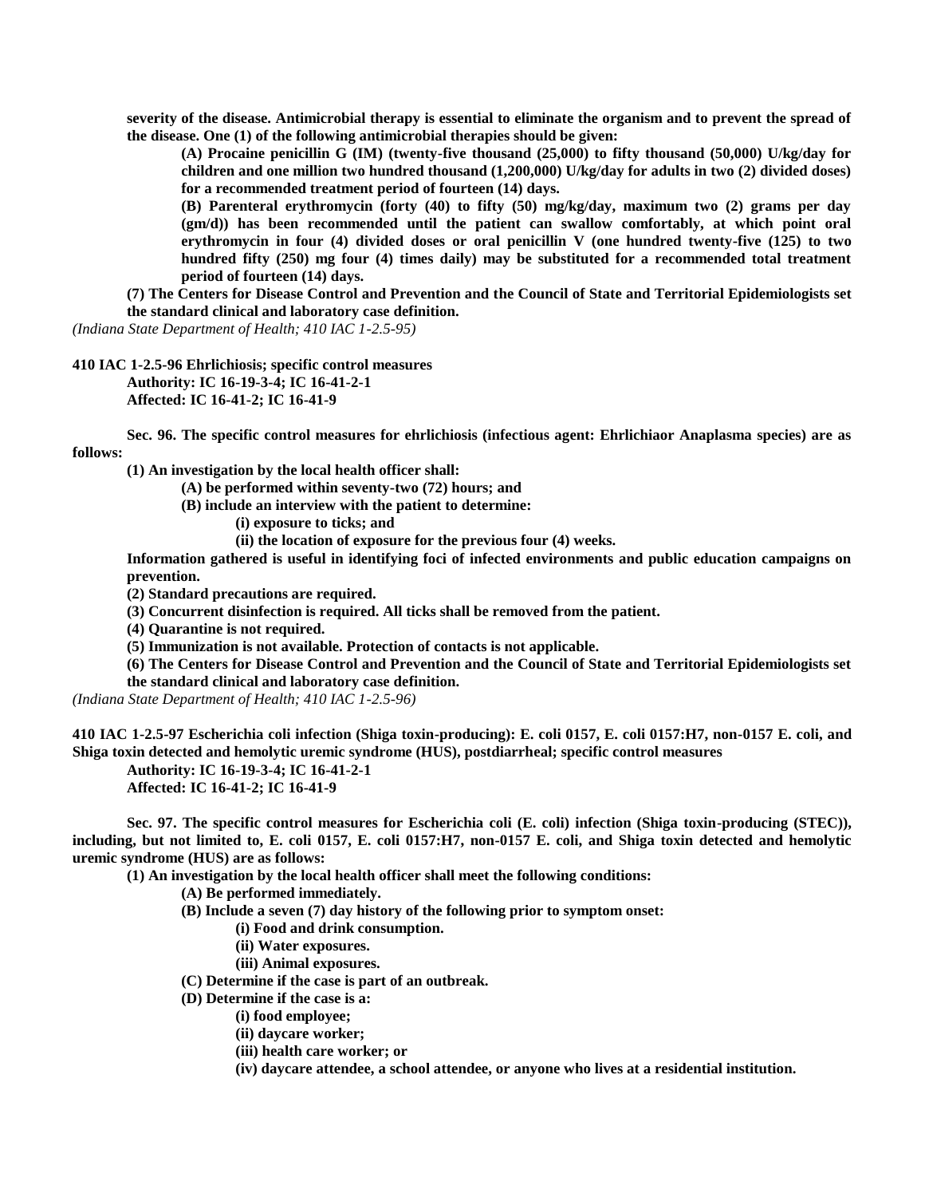**severity of the disease. Antimicrobial therapy is essential to eliminate the organism and to prevent the spread of the disease. One (1) of the following antimicrobial therapies should be given:**

**(A) Procaine penicillin G (IM) (twenty-five thousand (25,000) to fifty thousand (50,000) U/kg/day for children and one million two hundred thousand (1,200,000) U/kg/day for adults in two (2) divided doses) for a recommended treatment period of fourteen (14) days.**

**(B) Parenteral erythromycin (forty (40) to fifty (50) mg/kg/day, maximum two (2) grams per day (gm/d)) has been recommended until the patient can swallow comfortably, at which point oral erythromycin in four (4) divided doses or oral penicillin V (one hundred twenty-five (125) to two hundred fifty (250) mg four (4) times daily) may be substituted for a recommended total treatment period of fourteen (14) days.**

**(7) The Centers for Disease Control and Prevention and the Council of State and Territorial Epidemiologists set the standard clinical and laboratory case definition.**

*(Indiana State Department of Health; 410 IAC 1-2.5-95)*

**410 IAC 1-2.5-96 Ehrlichiosis; specific control measures**

**Authority: IC 16-19-3-4; IC 16-41-2-1**
**Affected: IC 16-41-2; IC 16-41-9**

**Sec. 96. The specific control measures for ehrlichiosis (infectious agent: Ehrlichiaor Anaplasma species) are as follows:**

**(1) An investigation by the local health officer shall:**

**(A) be performed within seventy-two (72) hours; and**

**(B) include an interview with the patient to determine:**

**(i) exposure to ticks; and**

**(ii) the location of exposure for the previous four (4) weeks.**

**Information gathered is useful in identifying foci of infected environments and public education campaigns on prevention.**

**(2) Standard precautions are required.**

**(3) Concurrent disinfection is required. All ticks shall be removed from the patient.**

**(4) Quarantine is not required.**

**(5) Immunization is not available. Protection of contacts is not applicable.**

**(6) The Centers for Disease Control and Prevention and the Council of State and Territorial Epidemiologists set the standard clinical and laboratory case definition.**

*(Indiana State Department of Health; 410 IAC 1-2.5-96)*

**410 IAC 1-2.5-97 Escherichia coli infection (Shiga toxin-producing): E. coli 0157, E. coli 0157:H7, non-0157 E. coli, and Shiga toxin detected and hemolytic uremic syndrome (HUS), postdiarrheal; specific control measures**

**Authority: IC 16-19-3-4; IC 16-41-2-1**
**Affected: IC 16-41-2; IC 16-41-9**

**Sec. 97. The specific control measures for Escherichia coli (E. coli) infection (Shiga toxin-producing (STEC)), including, but not limited to, E. coli 0157, E. coli 0157:H7, non-0157 E. coli, and Shiga toxin detected and hemolytic uremic syndrome (HUS) are as follows:**

**(1) An investigation by the local health officer shall meet the following conditions:**

**(A) Be performed immediately.**

**(B) Include a seven (7) day history of the following prior to symptom onset:**

**(i) Food and drink consumption.**

**(ii) Water exposures.**

**(iii) Animal exposures.**

**(C) Determine if the case is part of an outbreak.**

**(D) Determine if the case is a:**

**(i) food employee;**

**(ii) daycare worker;**

**(iii) health care worker; or**

**(iv) daycare attendee, a school attendee, or anyone who lives at a residential institution.**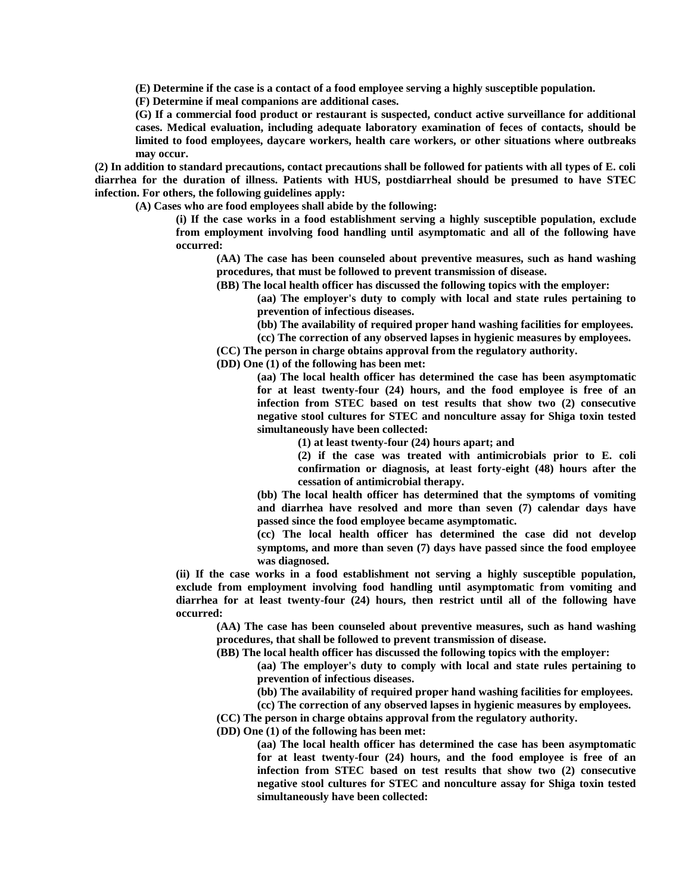**(E) Determine if the case is a contact of a food employee serving a highly susceptible population.**

**(F) Determine if meal companions are additional cases.**

**(G) If a commercial food product or restaurant is suspected, conduct active surveillance for additional cases. Medical evaluation, including adequate laboratory examination of feces of contacts, should be limited to food employees, daycare workers, health care workers, or other situations where outbreaks may occur.**

**(2) In addition to standard precautions, contact precautions shall be followed for patients with all types of E. coli diarrhea for the duration of illness. Patients with HUS, postdiarrheal should be presumed to have STEC infection. For others, the following guidelines apply:**

**(A) Cases who are food employees shall abide by the following:**

**(i) If the case works in a food establishment serving a highly susceptible population, exclude from employment involving food handling until asymptomatic and all of the following have occurred:**

**(AA) The case has been counseled about preventive measures, such as hand washing procedures, that must be followed to prevent transmission of disease.**

**(BB) The local health officer has discussed the following topics with the employer:**

**(aa) The employer's duty to comply with local and state rules pertaining to prevention of infectious diseases.**

**(bb) The availability of required proper hand washing facilities for employees.**

**(cc) The correction of any observed lapses in hygienic measures by employees.**

**(CC) The person in charge obtains approval from the regulatory authority.**

**(DD) One (1) of the following has been met:**

**(aa) The local health officer has determined the case has been asymptomatic for at least twenty-four (24) hours, and the food employee is free of an infection from STEC based on test results that show two (2) consecutive negative stool cultures for STEC and nonculture assay for Shiga toxin tested simultaneously have been collected:**

**(1) at least twenty-four (24) hours apart; and**

**(2) if the case was treated with antimicrobials prior to E. coli confirmation or diagnosis, at least forty-eight (48) hours after the cessation of antimicrobial therapy.**

**(bb) The local health officer has determined that the symptoms of vomiting and diarrhea have resolved and more than seven (7) calendar days have passed since the food employee became asymptomatic.**

**(cc) The local health officer has determined the case did not develop symptoms, and more than seven (7) days have passed since the food employee was diagnosed.**

**(ii) If the case works in a food establishment not serving a highly susceptible population, exclude from employment involving food handling until asymptomatic from vomiting and diarrhea for at least twenty-four (24) hours, then restrict until all of the following have occurred:**

**(AA) The case has been counseled about preventive measures, such as hand washing procedures, that shall be followed to prevent transmission of disease.**

**(BB) The local health officer has discussed the following topics with the employer:**

**(aa) The employer's duty to comply with local and state rules pertaining to prevention of infectious diseases.**

**(bb) The availability of required proper hand washing facilities for employees.**

**(cc) The correction of any observed lapses in hygienic measures by employees.**

**(CC) The person in charge obtains approval from the regulatory authority.**

**(DD) One (1) of the following has been met:**

**(aa) The local health officer has determined the case has been asymptomatic for at least twenty-four (24) hours, and the food employee is free of an infection from STEC based on test results that show two (2) consecutive negative stool cultures for STEC and nonculture assay for Shiga toxin tested simultaneously have been collected:**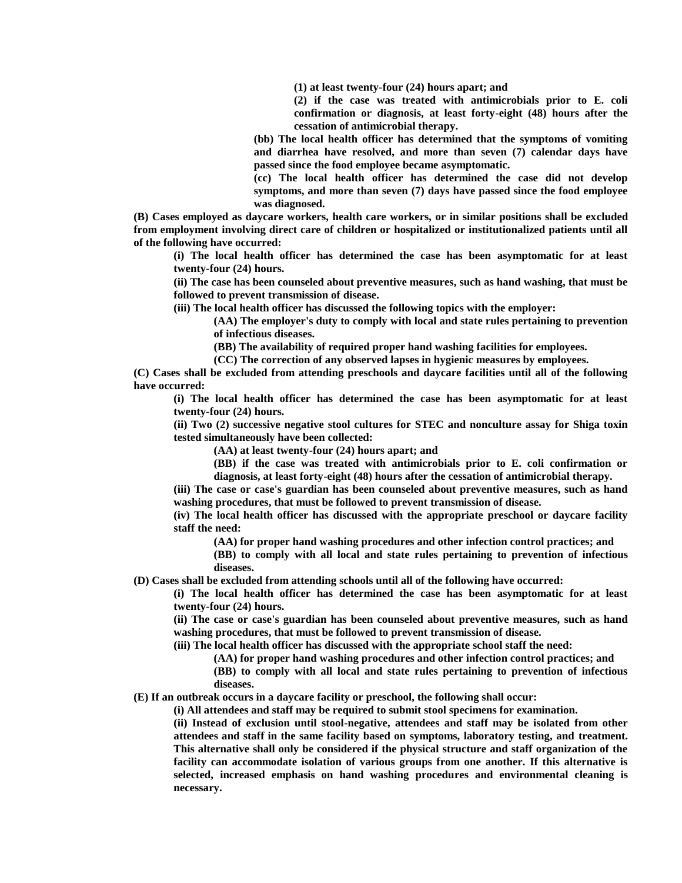**(1) at least twenty-four (24) hours apart; and**

**(2) if the case was treated with antimicrobials prior to E. coli confirmation or diagnosis, at least forty-eight (48) hours after the cessation of antimicrobial therapy.**

**(bb) The local health officer has determined that the symptoms of vomiting and diarrhea have resolved, and more than seven (7) calendar days have passed since the food employee became asymptomatic.**

**(cc) The local health officer has determined the case did not develop symptoms, and more than seven (7) days have passed since the food employee was diagnosed.**

**(B) Cases employed as daycare workers, health care workers, or in similar positions shall be excluded from employment involving direct care of children or hospitalized or institutionalized patients until all of the following have occurred:**

**(i) The local health officer has determined the case has been asymptomatic for at least twenty-four (24) hours.**

**(ii) The case has been counseled about preventive measures, such as hand washing, that must be followed to prevent transmission of disease.**

**(iii) The local health officer has discussed the following topics with the employer:**

**(AA) The employer's duty to comply with local and state rules pertaining to prevention of infectious diseases.**

**(BB) The availability of required proper hand washing facilities for employees.**

**(CC) The correction of any observed lapses in hygienic measures by employees.**

**(C) Cases shall be excluded from attending preschools and daycare facilities until all of the following have occurred:**

**(i) The local health officer has determined the case has been asymptomatic for at least twenty-four (24) hours.**

**(ii) Two (2) successive negative stool cultures for STEC and nonculture assay for Shiga toxin tested simultaneously have been collected:**

**(AA) at least twenty-four (24) hours apart; and**

**(BB) if the case was treated with antimicrobials prior to E. coli confirmation or diagnosis, at least forty-eight (48) hours after the cessation of antimicrobial therapy.**

**(iii) The case or case's guardian has been counseled about preventive measures, such as hand washing procedures, that must be followed to prevent transmission of disease.**

**(iv) The local health officer has discussed with the appropriate preschool or daycare facility staff the need:**

**(AA) for proper hand washing procedures and other infection control practices; and**

**(BB) to comply with all local and state rules pertaining to prevention of infectious diseases.**

**(D) Cases shall be excluded from attending schools until all of the following have occurred:**

**(i) The local health officer has determined the case has been asymptomatic for at least twenty-four (24) hours.**

**(ii) The case or case's guardian has been counseled about preventive measures, such as hand washing procedures, that must be followed to prevent transmission of disease.**

**(iii) The local health officer has discussed with the appropriate school staff the need:**

**(AA) for proper hand washing procedures and other infection control practices; and**

**(BB) to comply with all local and state rules pertaining to prevention of infectious diseases.**

**(E) If an outbreak occurs in a daycare facility or preschool, the following shall occur:**

**(i) All attendees and staff may be required to submit stool specimens for examination.**

**(ii) Instead of exclusion until stool-negative, attendees and staff may be isolated from other attendees and staff in the same facility based on symptoms, laboratory testing, and treatment. This alternative shall only be considered if the physical structure and staff organization of the facility can accommodate isolation of various groups from one another. If this alternative is selected, increased emphasis on hand washing procedures and environmental cleaning is necessary.**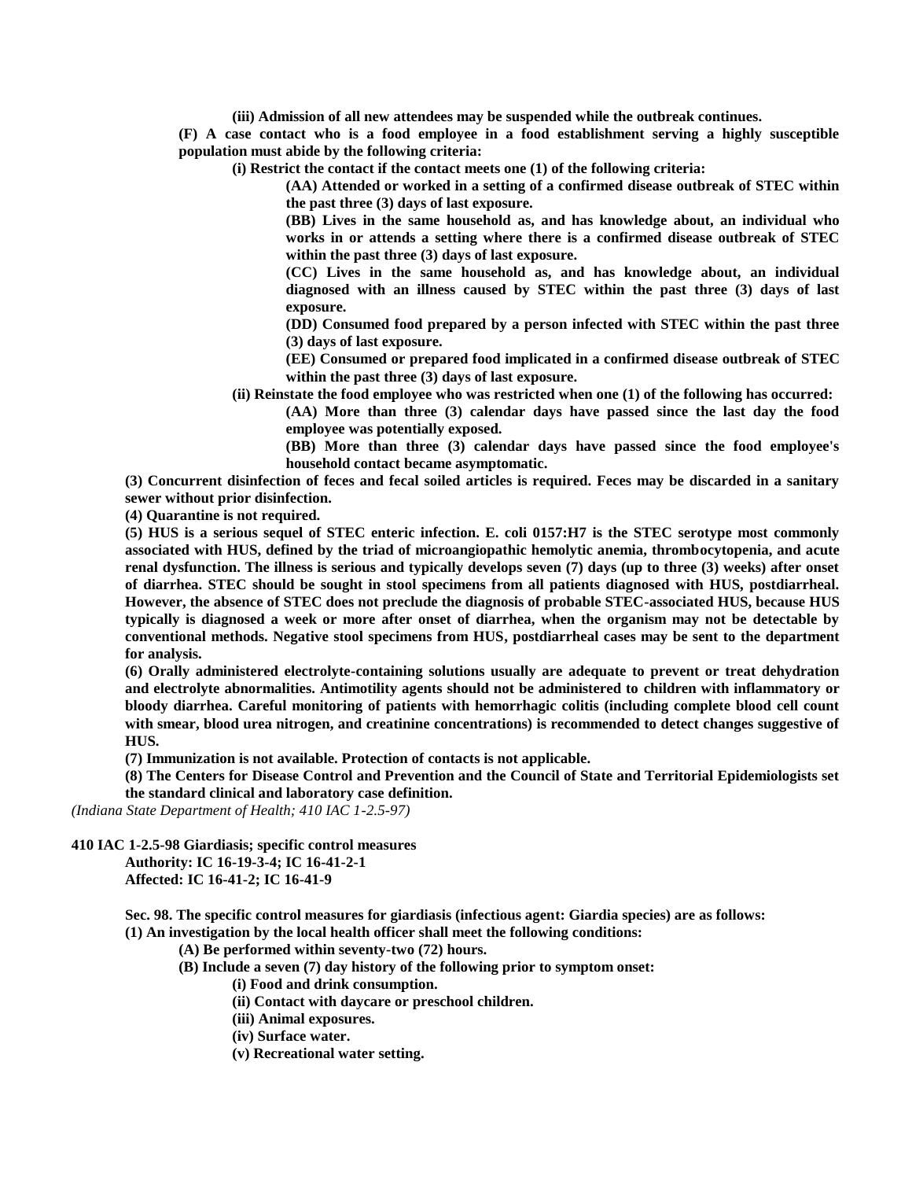**(iii) Admission of all new attendees may be suspended while the outbreak continues.**

**(F) A case contact who is a food employee in a food establishment serving a highly susceptible population must abide by the following criteria:**

**(i) Restrict the contact if the contact meets one (1) of the following criteria:**

**(AA) Attended or worked in a setting of a confirmed disease outbreak of STEC within the past three (3) days of last exposure.**

**(BB) Lives in the same household as, and has knowledge about, an individual who works in or attends a setting where there is a confirmed disease outbreak of STEC within the past three (3) days of last exposure.**

**(CC) Lives in the same household as, and has knowledge about, an individual diagnosed with an illness caused by STEC within the past three (3) days of last exposure.**

**(DD) Consumed food prepared by a person infected with STEC within the past three (3) days of last exposure.**

**(EE) Consumed or prepared food implicated in a confirmed disease outbreak of STEC within the past three (3) days of last exposure.**

**(ii) Reinstate the food employee who was restricted when one (1) of the following has occurred:**

**(AA) More than three (3) calendar days have passed since the last day the food employee was potentially exposed.**

**(BB) More than three (3) calendar days have passed since the food employee's household contact became asymptomatic.**

**(3) Concurrent disinfection of feces and fecal soiled articles is required. Feces may be discarded in a sanitary sewer without prior disinfection.**

**(4) Quarantine is not required.**

**(5) HUS is a serious sequel of STEC enteric infection. E. coli 0157:H7 is the STEC serotype most commonly associated with HUS, defined by the triad of microangiopathic hemolytic anemia, thrombocytopenia, and acute renal dysfunction. The illness is serious and typically develops seven (7) days (up to three (3) weeks) after onset of diarrhea. STEC should be sought in stool specimens from all patients diagnosed with HUS, postdiarrheal. However, the absence of STEC does not preclude the diagnosis of probable STEC-associated HUS, because HUS typically is diagnosed a week or more after onset of diarrhea, when the organism may not be detectable by conventional methods. Negative stool specimens from HUS, postdiarrheal cases may be sent to the department for analysis.**

**(6) Orally administered electrolyte-containing solutions usually are adequate to prevent or treat dehydration and electrolyte abnormalities. Antimotility agents should not be administered to children with inflammatory or bloody diarrhea. Careful monitoring of patients with hemorrhagic colitis (including complete blood cell count with smear, blood urea nitrogen, and creatinine concentrations) is recommended to detect changes suggestive of HUS.**

**(7) Immunization is not available. Protection of contacts is not applicable.**

**(8) The Centers for Disease Control and Prevention and the Council of State and Territorial Epidemiologists set the standard clinical and laboratory case definition.**

*(Indiana State Department of Health; 410 IAC 1-2.5-97)*

**410 IAC 1-2.5-98 Giardiasis; specific control measures**

**Authority: IC 16-19-3-4; IC 16-41-2-1**
**Affected: IC 16-41-2; IC 16-41-9**

**Sec. 98. The specific control measures for giardiasis (infectious agent: Giardia species) are as follows:**

**(1) An investigation by the local health officer shall meet the following conditions:**

**(A) Be performed within seventy-two (72) hours.**

**(B) Include a seven (7) day history of the following prior to symptom onset:**

**(i) Food and drink consumption.**

**(ii) Contact with daycare or preschool children.**

**(iii) Animal exposures.**

**(iv) Surface water.**

**(v) Recreational water setting.**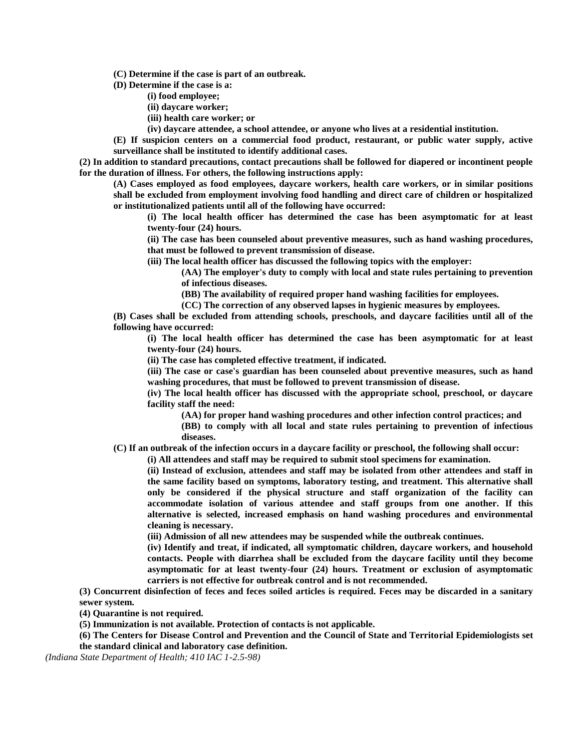**(C) Determine if the case is part of an outbreak.**

**(D) Determine if the case is a:**

**(i) food employee;**

**(ii) daycare worker;**

**(iii) health care worker; or**

**(iv) daycare attendee, a school attendee, or anyone who lives at a residential institution.**

**(E) If suspicion centers on a commercial food product, restaurant, or public water supply, active surveillance shall be instituted to identify additional cases.**

**(2) In addition to standard precautions, contact precautions shall be followed for diapered or incontinent people for the duration of illness. For others, the following instructions apply:**

**(A) Cases employed as food employees, daycare workers, health care workers, or in similar positions shall be excluded from employment involving food handling and direct care of children or hospitalized or institutionalized patients until all of the following have occurred:**

**(i) The local health officer has determined the case has been asymptomatic for at least twenty-four (24) hours.**

**(ii) The case has been counseled about preventive measures, such as hand washing procedures, that must be followed to prevent transmission of disease.**

**(iii) The local health officer has discussed the following topics with the employer:**

**(AA) The employer's duty to comply with local and state rules pertaining to prevention of infectious diseases.**

**(BB) The availability of required proper hand washing facilities for employees.**

**(CC) The correction of any observed lapses in hygienic measures by employees.**

**(B) Cases shall be excluded from attending schools, preschools, and daycare facilities until all of the following have occurred:**

**(i) The local health officer has determined the case has been asymptomatic for at least twenty-four (24) hours.**

**(ii) The case has completed effective treatment, if indicated.**

**(iii) The case or case's guardian has been counseled about preventive measures, such as hand washing procedures, that must be followed to prevent transmission of disease.**

**(iv) The local health officer has discussed with the appropriate school, preschool, or daycare facility staff the need:**

**(AA) for proper hand washing procedures and other infection control practices; and**

**(BB) to comply with all local and state rules pertaining to prevention of infectious diseases.**

**(C) If an outbreak of the infection occurs in a daycare facility or preschool, the following shall occur:**

**(i) All attendees and staff may be required to submit stool specimens for examination.**

**(ii) Instead of exclusion, attendees and staff may be isolated from other attendees and staff in the same facility based on symptoms, laboratory testing, and treatment. This alternative shall only be considered if the physical structure and staff organization of the facility can accommodate isolation of various attendee and staff groups from one another. If this alternative is selected, increased emphasis on hand washing procedures and environmental cleaning is necessary.**

**(iii) Admission of all new attendees may be suspended while the outbreak continues.**

**(iv) Identify and treat, if indicated, all symptomatic children, daycare workers, and household contacts. People with diarrhea shall be excluded from the daycare facility until they become asymptomatic for at least twenty-four (24) hours. Treatment or exclusion of asymptomatic carriers is not effective for outbreak control and is not recommended.**

**(3) Concurrent disinfection of feces and feces soiled articles is required. Feces may be discarded in a sanitary sewer system.**

**(4) Quarantine is not required.**

**(5) Immunization is not available. Protection of contacts is not applicable.**

**(6) The Centers for Disease Control and Prevention and the Council of State and Territorial Epidemiologists set the standard clinical and laboratory case definition.**

*(Indiana State Department of Health; 410 IAC 1-2.5-98)*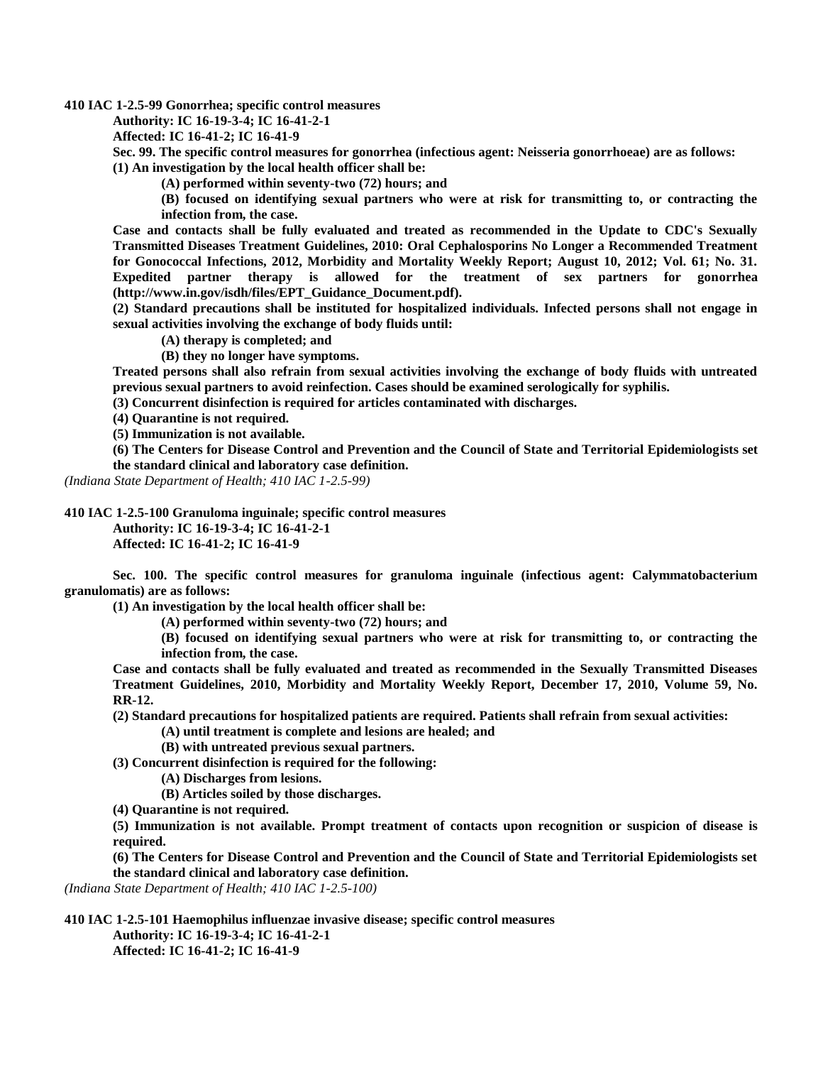**410 IAC 1-2.5-99 Gonorrhea; specific control measures**

**Authority: IC 16-19-3-4; IC 16-41-2-1**

**Affected: IC 16-41-2; IC 16-41-9**

**Sec. 99. The specific control measures for gonorrhea (infectious agent: Neisseria gonorrhoeae) are as follows:**

**(1) An investigation by the local health officer shall be:**

**(A) performed within seventy-two (72) hours; and**

**(B) focused on identifying sexual partners who were at risk for transmitting to, or contracting the infection from, the case.**

**Case and contacts shall be fully evaluated and treated as recommended in the Update to CDC's Sexually Transmitted Diseases Treatment Guidelines, 2010: Oral Cephalosporins No Longer a Recommended Treatment for Gonococcal Infections, 2012, Morbidity and Mortality Weekly Report; August 10, 2012; Vol. 61; No. 31. Expedited partner therapy is allowed for the treatment of sex partners for gonorrhea (http://www.in.gov/isdh/files/EPT_Guidance_Document.pdf).**

**(2) Standard precautions shall be instituted for hospitalized individuals. Infected persons shall not engage in sexual activities involving the exchange of body fluids until:**

**(A) therapy is completed; and**

**(B) they no longer have symptoms.**

**Treated persons shall also refrain from sexual activities involving the exchange of body fluids with untreated previous sexual partners to avoid reinfection. Cases should be examined serologically for syphilis.**

**(3) Concurrent disinfection is required for articles contaminated with discharges.**

**(4) Quarantine is not required.**

**(5) Immunization is not available.**

**(6) The Centers for Disease Control and Prevention and the Council of State and Territorial Epidemiologists set the standard clinical and laboratory case definition.**

*(Indiana State Department of Health; 410 IAC 1-2.5-99)*

**410 IAC 1-2.5-100 Granuloma inguinale; specific control measures**

**Authority: IC 16-19-3-4; IC 16-41-2-1**

**Affected: IC 16-41-2; IC 16-41-9**

**Sec. 100. The specific control measures for granuloma inguinale (infectious agent: Calymmatobacterium granulomatis) are as follows:**

**(1) An investigation by the local health officer shall be:**

**(A) performed within seventy-two (72) hours; and**

**(B) focused on identifying sexual partners who were at risk for transmitting to, or contracting the infection from, the case.**

**Case and contacts shall be fully evaluated and treated as recommended in the Sexually Transmitted Diseases Treatment Guidelines, 2010, Morbidity and Mortality Weekly Report, December 17, 2010, Volume 59, No. RR-12.**

**(2) Standard precautions for hospitalized patients are required. Patients shall refrain from sexual activities:**

**(A) until treatment is complete and lesions are healed; and**

**(B) with untreated previous sexual partners.**

**(3) Concurrent disinfection is required for the following:**

**(A) Discharges from lesions.**

**(B) Articles soiled by those discharges.**

**(4) Quarantine is not required.**

**(5) Immunization is not available. Prompt treatment of contacts upon recognition or suspicion of disease is required.**

**(6) The Centers for Disease Control and Prevention and the Council of State and Territorial Epidemiologists set the standard clinical and laboratory case definition.**

*(Indiana State Department of Health; 410 IAC 1-2.5-100)*

**410 IAC 1-2.5-101 Haemophilus influenzae invasive disease; specific control measures**

**Authority: IC 16-19-3-4; IC 16-41-2-1**

**Affected: IC 16-41-2; IC 16-41-9**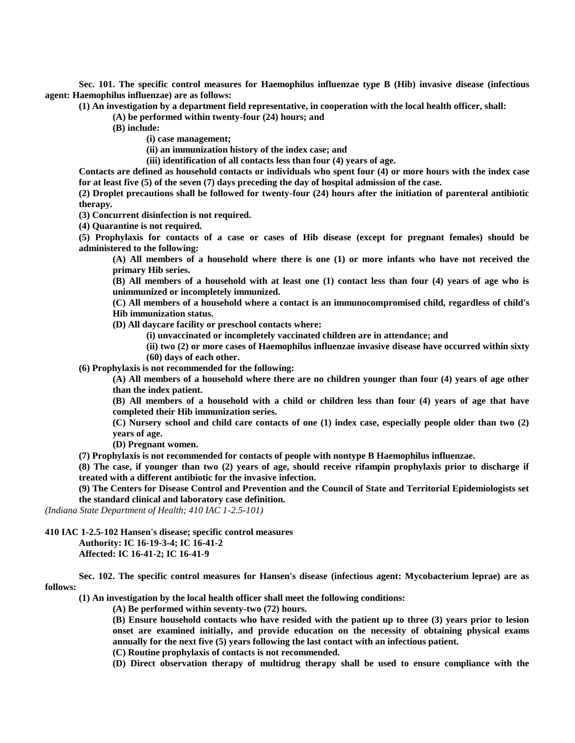**Sec. 101. The specific control measures for Haemophilus influenzae type B (Hib) invasive disease (infectious agent: Haemophilus influenzae) are as follows:**

**(1) An investigation by a department field representative, in cooperation with the local health officer, shall:**

**(A) be performed within twenty-four (24) hours; and**

**(B) include:**

**(i) case management;**

**(ii) an immunization history of the index case; and**

**(iii) identification of all contacts less than four (4) years of age.**

**Contacts are defined as household contacts or individuals who spent four (4) or more hours with the index case for at least five (5) of the seven (7) days preceding the day of hospital admission of the case.**

**(2) Droplet precautions shall be followed for twenty-four (24) hours after the initiation of parenteral antibiotic therapy.**

**(3) Concurrent disinfection is not required.**

**(4) Quarantine is not required.**

**(5) Prophylaxis for contacts of a case or cases of Hib disease (except for pregnant females) should be administered to the following:**

**(A) All members of a household where there is one (1) or more infants who have not received the primary Hib series.**

**(B) All members of a household with at least one (1) contact less than four (4) years of age who is unimmunized or incompletely immunized.**

**(C) All members of a household where a contact is an immunocompromised child, regardless of child's Hib immunization status.**

**(D) All daycare facility or preschool contacts where:**

**(i) unvaccinated or incompletely vaccinated children are in attendance; and**

**(ii) two (2) or more cases of Haemophilus influenzae invasive disease have occurred within sixty (60) days of each other.**

**(6) Prophylaxis is not recommended for the following:**

**(A) All members of a household where there are no children younger than four (4) years of age other than the index patient.**

**(B) All members of a household with a child or children less than four (4) years of age that have completed their Hib immunization series.**

**(C) Nursery school and child care contacts of one (1) index case, especially people older than two (2) years of age.**

**(D) Pregnant women.**

**(7) Prophylaxis is not recommended for contacts of people with nontype B Haemophilus influenzae.**

**(8) The case, if younger than two (2) years of age, should receive rifampin prophylaxis prior to discharge if treated with a different antibiotic for the invasive infection.**

**(9) The Centers for Disease Control and Prevention and the Council of State and Territorial Epidemiologists set the standard clinical and laboratory case definition.**

*(Indiana State Department of Health; 410 IAC 1-2.5-101)*

**410 IAC 1-2.5-102 Hansen's disease; specific control measures**

**Authority: IC 16-19-3-4; IC 16-41-2**

**Affected: IC 16-41-2; IC 16-41-9**

**Sec. 102. The specific control measures for Hansen's disease (infectious agent: Mycobacterium leprae) are as follows:**

**(1) An investigation by the local health officer shall meet the following conditions:**

**(A) Be performed within seventy-two (72) hours.**

**(B) Ensure household contacts who have resided with the patient up to three (3) years prior to lesion onset are examined initially, and provide education on the necessity of obtaining physical exams annually for the next five (5) years following the last contact with an infectious patient.**

**(C) Routine prophylaxis of contacts is not recommended.**

**(D) Direct observation therapy of multidrug therapy shall be used to ensure compliance with the**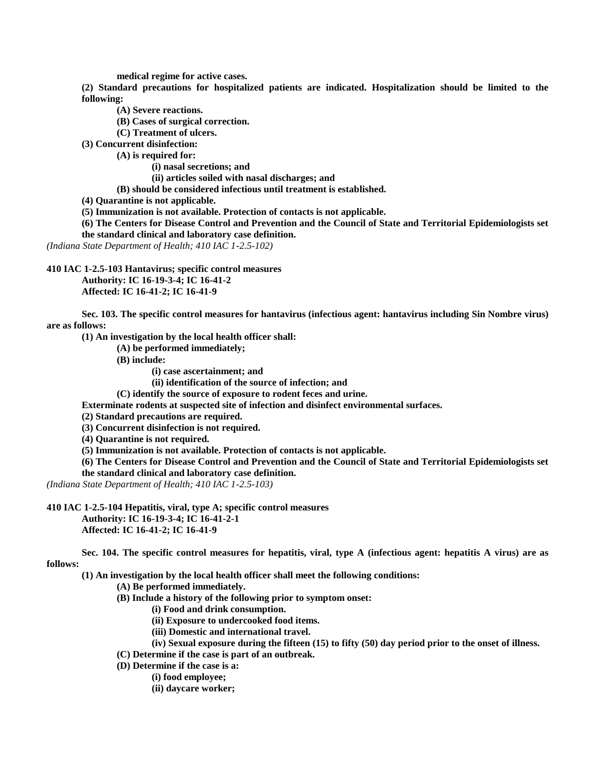**medical regime for active cases.**

**(2) Standard precautions for hospitalized patients are indicated. Hospitalization should be limited to the following:**

**(A) Severe reactions.**

**(B) Cases of surgical correction.**

**(C) Treatment of ulcers.**

**(3) Concurrent disinfection:**

**(A) is required for:**

**(i) nasal secretions; and**

**(ii) articles soiled with nasal discharges; and**

**(B) should be considered infectious until treatment is established.**

**(4) Quarantine is not applicable.**

**(5) Immunization is not available. Protection of contacts is not applicable.**

**(6) The Centers for Disease Control and Prevention and the Council of State and Territorial Epidemiologists set the standard clinical and laboratory case definition.**

*(Indiana State Department of Health; 410 IAC 1-2.5-102)*

**410 IAC 1-2.5-103 Hantavirus; specific control measures**
**Authority: IC 16-19-3-4; IC 16-41-2**
**Affected: IC 16-41-2; IC 16-41-9**

**Sec. 103. The specific control measures for hantavirus (infectious agent: hantavirus including Sin Nombre virus) are as follows:**

**(1) An investigation by the local health officer shall:**

**(A) be performed immediately;**

**(B) include:**

**(i) case ascertainment; and**

**(ii) identification of the source of infection; and**

**(C) identify the source of exposure to rodent feces and urine.**

**Exterminate rodents at suspected site of infection and disinfect environmental surfaces.**

**(2) Standard precautions are required.**

**(3) Concurrent disinfection is not required.**

**(4) Quarantine is not required.**

**(5) Immunization is not available. Protection of contacts is not applicable.**

**(6) The Centers for Disease Control and Prevention and the Council of State and Territorial Epidemiologists set the standard clinical and laboratory case definition.**

*(Indiana State Department of Health; 410 IAC 1-2.5-103)*

**410 IAC 1-2.5-104 Hepatitis, viral, type A; specific control measures**
**Authority: IC 16-19-3-4; IC 16-41-2-1**
**Affected: IC 16-41-2; IC 16-41-9**

**Sec. 104. The specific control measures for hepatitis, viral, type A (infectious agent: hepatitis A virus) are as follows:**

**(1) An investigation by the local health officer shall meet the following conditions:**

**(A) Be performed immediately.**

**(B) Include a history of the following prior to symptom onset:**

**(i) Food and drink consumption.**

**(ii) Exposure to undercooked food items.**

**(iii) Domestic and international travel.**

**(iv) Sexual exposure during the fifteen (15) to fifty (50) day period prior to the onset of illness.**

**(C) Determine if the case is part of an outbreak.**

**(D) Determine if the case is a:**

**(i) food employee;**

**(ii) daycare worker;**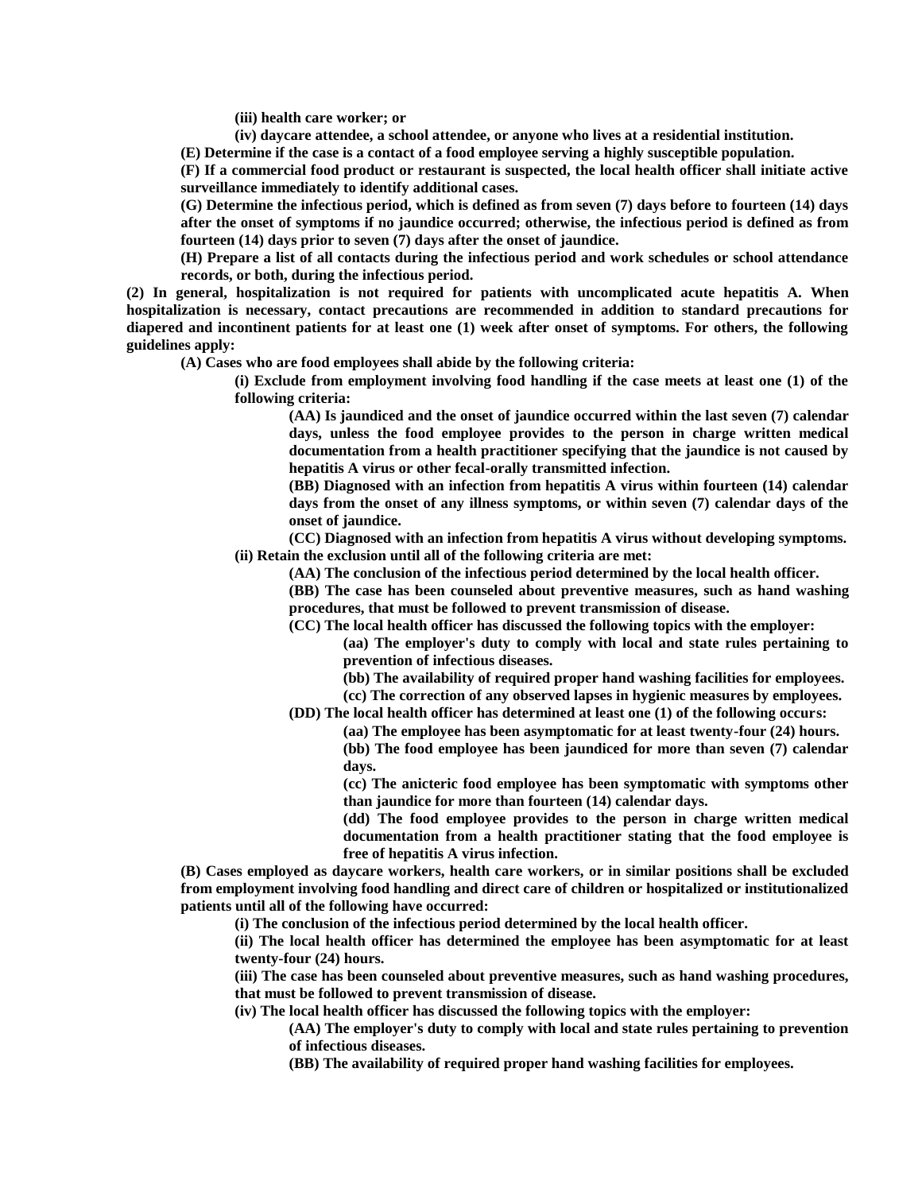(iii) health care worker; or

(iv) daycare attendee, a school attendee, or anyone who lives at a residential institution.

(E) Determine if the case is a contact of a food employee serving a highly susceptible population.

(F) If a commercial food product or restaurant is suspected, the local health officer shall initiate active surveillance immediately to identify additional cases.

(G) Determine the infectious period, which is defined as from seven (7) days before to fourteen (14) days after the onset of symptoms if no jaundice occurred; otherwise, the infectious period is defined as from fourteen (14) days prior to seven (7) days after the onset of jaundice.

(H) Prepare a list of all contacts during the infectious period and work schedules or school attendance records, or both, during the infectious period.

(2) In general, hospitalization is not required for patients with uncomplicated acute hepatitis A. When hospitalization is necessary, contact precautions are recommended in addition to standard precautions for diapered and incontinent patients for at least one (1) week after onset of symptoms. For others, the following guidelines apply:

(A) Cases who are food employees shall abide by the following criteria:

(i) Exclude from employment involving food handling if the case meets at least one (1) of the following criteria:

(AA) Is jaundiced and the onset of jaundice occurred within the last seven (7) calendar days, unless the food employee provides to the person in charge written medical documentation from a health practitioner specifying that the jaundice is not caused by hepatitis A virus or other fecal-orally transmitted infection.

(BB) Diagnosed with an infection from hepatitis A virus within fourteen (14) calendar days from the onset of any illness symptoms, or within seven (7) calendar days of the onset of jaundice.

(CC) Diagnosed with an infection from hepatitis A virus without developing symptoms.

(ii) Retain the exclusion until all of the following criteria are met:

(AA) The conclusion of the infectious period determined by the local health officer.

(BB) The case has been counseled about preventive measures, such as hand washing procedures, that must be followed to prevent transmission of disease.

(CC) The local health officer has discussed the following topics with the employer:

(aa) The employer's duty to comply with local and state rules pertaining to prevention of infectious diseases.

(bb) The availability of required proper hand washing facilities for employees.

(cc) The correction of any observed lapses in hygienic measures by employees.

(DD) The local health officer has determined at least one (1) of the following occurs:

(aa) The employee has been asymptomatic for at least twenty-four (24) hours.

(bb) The food employee has been jaundiced for more than seven (7) calendar days.

(cc) The anicteric food employee has been symptomatic with symptoms other than jaundice for more than fourteen (14) calendar days.

(dd) The food employee provides to the person in charge written medical documentation from a health practitioner stating that the food employee is free of hepatitis A virus infection.

(B) Cases employed as daycare workers, health care workers, or in similar positions shall be excluded from employment involving food handling and direct care of children or hospitalized or institutionalized patients until all of the following have occurred:

(i) The conclusion of the infectious period determined by the local health officer.

(ii) The local health officer has determined the employee has been asymptomatic for at least twenty-four (24) hours.

(iii) The case has been counseled about preventive measures, such as hand washing procedures, that must be followed to prevent transmission of disease.

(iv) The local health officer has discussed the following topics with the employer:

(AA) The employer's duty to comply with local and state rules pertaining to prevention of infectious diseases.

(BB) The availability of required proper hand washing facilities for employees.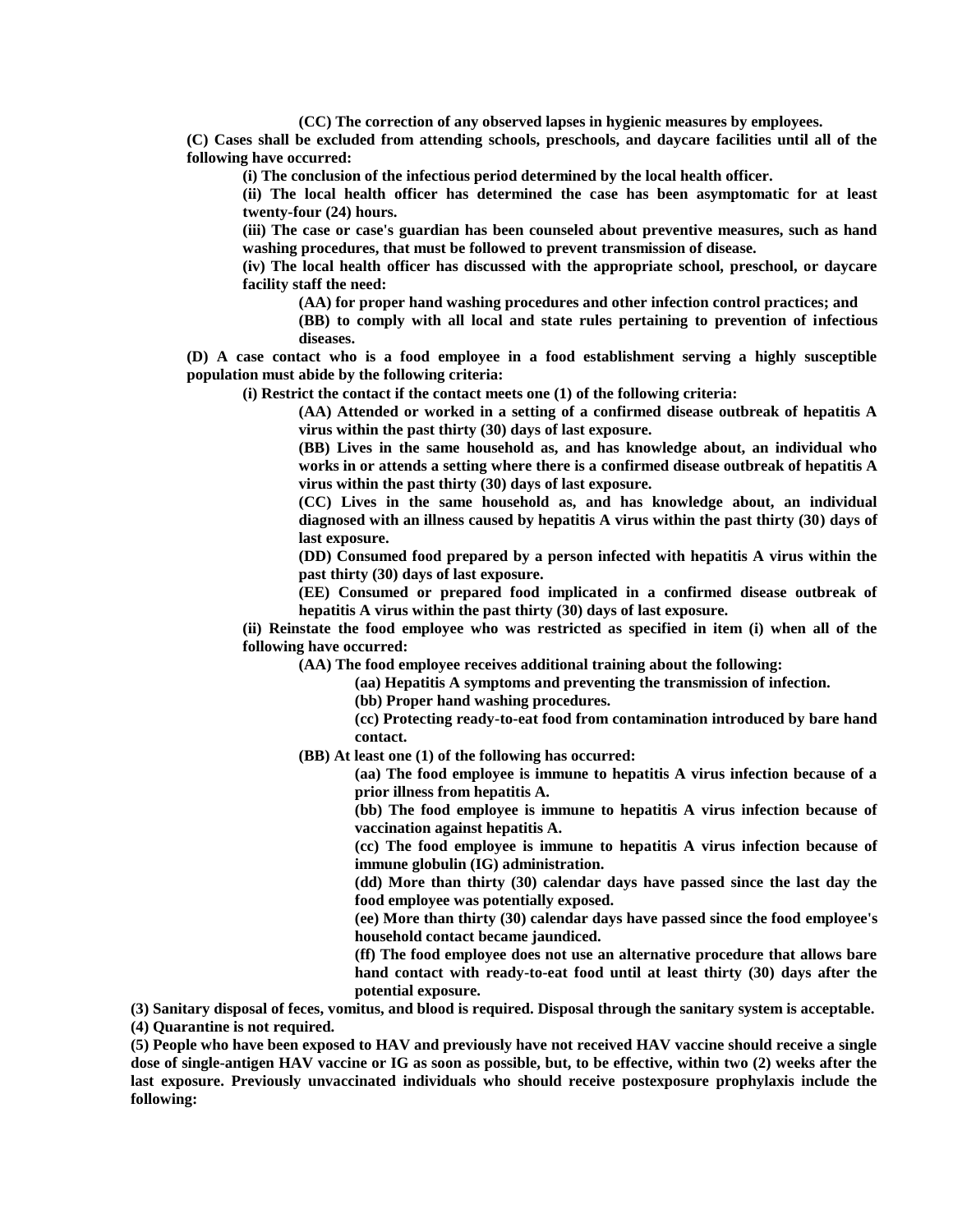**(CC) The correction of any observed lapses in hygienic measures by employees.**

**(C) Cases shall be excluded from attending schools, preschools, and daycare facilities until all of the following have occurred:**

**(i) The conclusion of the infectious period determined by the local health officer.**

**(ii) The local health officer has determined the case has been asymptomatic for at least twenty-four (24) hours.**

**(iii) The case or case's guardian has been counseled about preventive measures, such as hand washing procedures, that must be followed to prevent transmission of disease.**

**(iv) The local health officer has discussed with the appropriate school, preschool, or daycare facility staff the need:**

**(AA) for proper hand washing procedures and other infection control practices; and**

**(BB) to comply with all local and state rules pertaining to prevention of infectious diseases.**

**(D) A case contact who is a food employee in a food establishment serving a highly susceptible population must abide by the following criteria:**

**(i) Restrict the contact if the contact meets one (1) of the following criteria:**

**(AA) Attended or worked in a setting of a confirmed disease outbreak of hepatitis A virus within the past thirty (30) days of last exposure.**

**(BB) Lives in the same household as, and has knowledge about, an individual who works in or attends a setting where there is a confirmed disease outbreak of hepatitis A virus within the past thirty (30) days of last exposure.**

**(CC) Lives in the same household as, and has knowledge about, an individual diagnosed with an illness caused by hepatitis A virus within the past thirty (30) days of last exposure.**

**(DD) Consumed food prepared by a person infected with hepatitis A virus within the past thirty (30) days of last exposure.**

**(EE) Consumed or prepared food implicated in a confirmed disease outbreak of hepatitis A virus within the past thirty (30) days of last exposure.**

**(ii) Reinstate the food employee who was restricted as specified in item (i) when all of the following have occurred:**

**(AA) The food employee receives additional training about the following:**

**(aa) Hepatitis A symptoms and preventing the transmission of infection.**

**(bb) Proper hand washing procedures.**

**(cc) Protecting ready-to-eat food from contamination introduced by bare hand contact.**

**(BB) At least one (1) of the following has occurred:**

**(aa) The food employee is immune to hepatitis A virus infection because of a prior illness from hepatitis A.**

**(bb) The food employee is immune to hepatitis A virus infection because of vaccination against hepatitis A.**

**(cc) The food employee is immune to hepatitis A virus infection because of immune globulin (IG) administration.**

**(dd) More than thirty (30) calendar days have passed since the last day the food employee was potentially exposed.**

**(ee) More than thirty (30) calendar days have passed since the food employee's household contact became jaundiced.**

**(ff) The food employee does not use an alternative procedure that allows bare hand contact with ready-to-eat food until at least thirty (30) days after the potential exposure.**

**(3) Sanitary disposal of feces, vomitus, and blood is required. Disposal through the sanitary system is acceptable.**

**(4) Quarantine is not required.**

**(5) People who have been exposed to HAV and previously have not received HAV vaccine should receive a single dose of single-antigen HAV vaccine or IG as soon as possible, but, to be effective, within two (2) weeks after the last exposure. Previously unvaccinated individuals who should receive postexposure prophylaxis include the following:**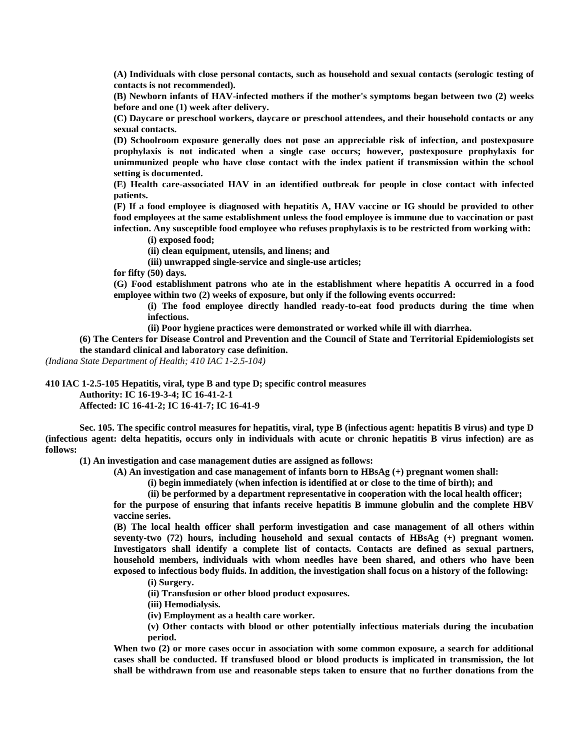**(A) Individuals with close personal contacts, such as household and sexual contacts (serologic testing of contacts is not recommended).**

**(B) Newborn infants of HAV-infected mothers if the mother's symptoms began between two (2) weeks before and one (1) week after delivery.**

**(C) Daycare or preschool workers, daycare or preschool attendees, and their household contacts or any sexual contacts.**

**(D) Schoolroom exposure generally does not pose an appreciable risk of infection, and postexposure prophylaxis is not indicated when a single case occurs; however, postexposure prophylaxis for unimmunized people who have close contact with the index patient if transmission within the school setting is documented.**

**(E) Health care-associated HAV in an identified outbreak for people in close contact with infected patients.**

**(F) If a food employee is diagnosed with hepatitis A, HAV vaccine or IG should be provided to other food employees at the same establishment unless the food employee is immune due to vaccination or past infection. Any susceptible food employee who refuses prophylaxis is to be restricted from working with:**

**(i) exposed food;**

**(ii) clean equipment, utensils, and linens; and**

**(iii) unwrapped single-service and single-use articles;**

**for fifty (50) days.**

**(G) Food establishment patrons who ate in the establishment where hepatitis A occurred in a food employee within two (2) weeks of exposure, but only if the following events occurred:**

**(i) The food employee directly handled ready-to-eat food products during the time when infectious.**

**(ii) Poor hygiene practices were demonstrated or worked while ill with diarrhea.**

**(6) The Centers for Disease Control and Prevention and the Council of State and Territorial Epidemiologists set the standard clinical and laboratory case definition.**

*(Indiana State Department of Health; 410 IAC 1-2.5-104)*

**410 IAC 1-2.5-105 Hepatitis, viral, type B and type D; specific control measures**

**Authority: IC 16-19-3-4; IC 16-41-2-1**

**Affected: IC 16-41-2; IC 16-41-7; IC 16-41-9**

**Sec. 105. The specific control measures for hepatitis, viral, type B (infectious agent: hepatitis B virus) and type D (infectious agent: delta hepatitis, occurs only in individuals with acute or chronic hepatitis B virus infection) are as follows:**

**(1) An investigation and case management duties are assigned as follows:**

**(A) An investigation and case management of infants born to HBsAg (+) pregnant women shall:**

**(i) begin immediately (when infection is identified at or close to the time of birth); and**

**(ii) be performed by a department representative in cooperation with the local health officer;**

**for the purpose of ensuring that infants receive hepatitis B immune globulin and the complete HBV vaccine series.**

**(B) The local health officer shall perform investigation and case management of all others within seventy-two (72) hours, including household and sexual contacts of HBsAg (+) pregnant women. Investigators shall identify a complete list of contacts. Contacts are defined as sexual partners, household members, individuals with whom needles have been shared, and others who have been exposed to infectious body fluids. In addition, the investigation shall focus on a history of the following:**

**(i) Surgery.**

**(ii) Transfusion or other blood product exposures.**

**(iii) Hemodialysis.**

**(iv) Employment as a health care worker.**

**(v) Other contacts with blood or other potentially infectious materials during the incubation period.**

**When two (2) or more cases occur in association with some common exposure, a search for additional cases shall be conducted. If transfused blood or blood products is implicated in transmission, the lot shall be withdrawn from use and reasonable steps taken to ensure that no further donations from the**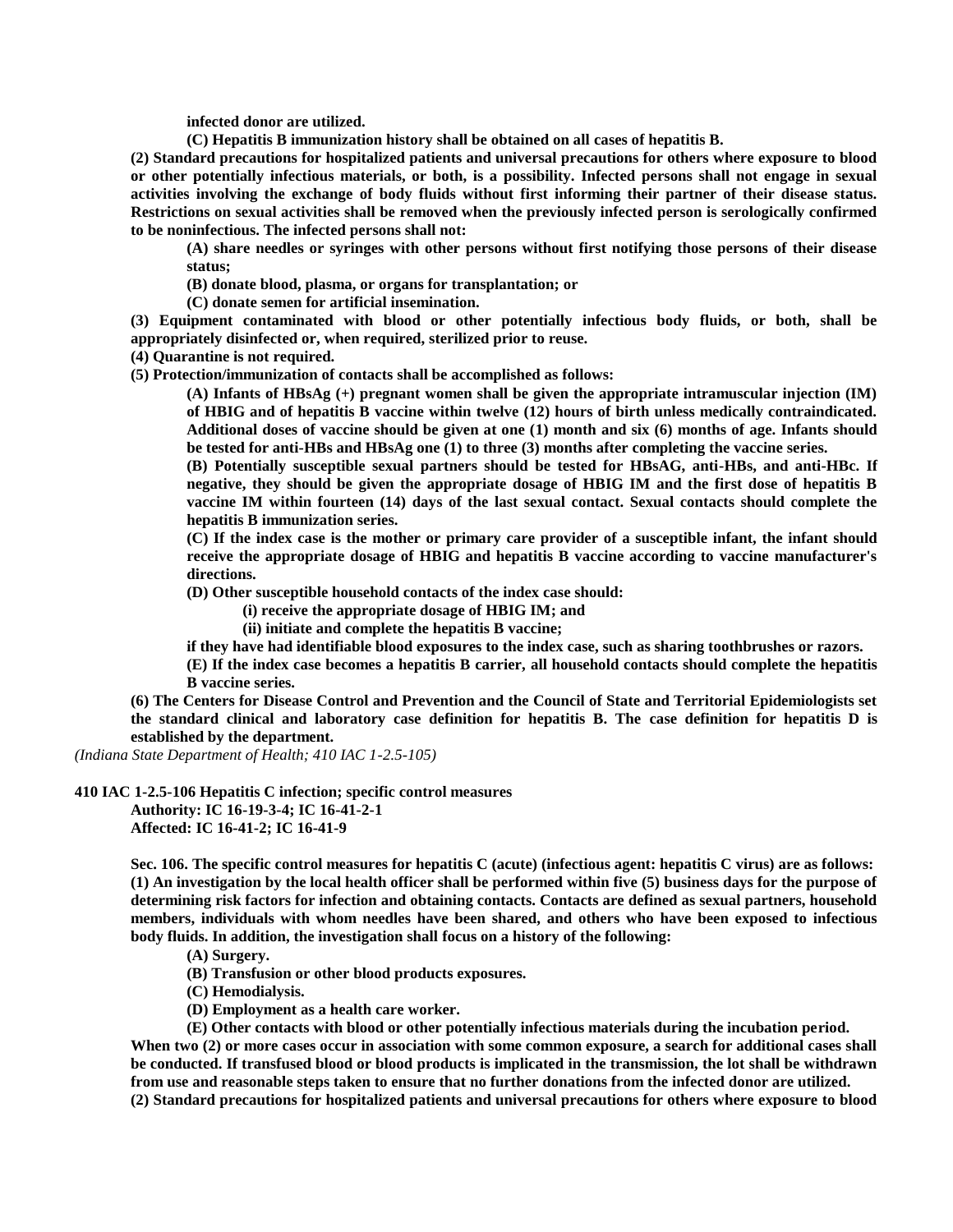**infected donor are utilized.**

**(C) Hepatitis B immunization history shall be obtained on all cases of hepatitis B.**

**(2) Standard precautions for hospitalized patients and universal precautions for others where exposure to blood or other potentially infectious materials, or both, is a possibility. Infected persons shall not engage in sexual activities involving the exchange of body fluids without first informing their partner of their disease status. Restrictions on sexual activities shall be removed when the previously infected person is serologically confirmed to be noninfectious. The infected persons shall not:**

**(A) share needles or syringes with other persons without first notifying those persons of their disease status;**

**(B) donate blood, plasma, or organs for transplantation; or**

**(C) donate semen for artificial insemination.**

**(3) Equipment contaminated with blood or other potentially infectious body fluids, or both, shall be appropriately disinfected or, when required, sterilized prior to reuse.**

**(4) Quarantine is not required.**

**(5) Protection/immunization of contacts shall be accomplished as follows:**

**(A) Infants of HBsAg (+) pregnant women shall be given the appropriate intramuscular injection (IM) of HBIG and of hepatitis B vaccine within twelve (12) hours of birth unless medically contraindicated. Additional doses of vaccine should be given at one (1) month and six (6) months of age. Infants should be tested for anti-HBs and HBsAg one (1) to three (3) months after completing the vaccine series.**

**(B) Potentially susceptible sexual partners should be tested for HBsAG, anti-HBs, and anti-HBc. If negative, they should be given the appropriate dosage of HBIG IM and the first dose of hepatitis B vaccine IM within fourteen (14) days of the last sexual contact. Sexual contacts should complete the hepatitis B immunization series.**

**(C) If the index case is the mother or primary care provider of a susceptible infant, the infant should receive the appropriate dosage of HBIG and hepatitis B vaccine according to vaccine manufacturer's directions.**

**(D) Other susceptible household contacts of the index case should:**

**(i) receive the appropriate dosage of HBIG IM; and**

**(ii) initiate and complete the hepatitis B vaccine;**

**if they have had identifiable blood exposures to the index case, such as sharing toothbrushes or razors.**

**(E) If the index case becomes a hepatitis B carrier, all household contacts should complete the hepatitis B vaccine series.**

**(6) The Centers for Disease Control and Prevention and the Council of State and Territorial Epidemiologists set the standard clinical and laboratory case definition for hepatitis B. The case definition for hepatitis D is established by the department.**

*(Indiana State Department of Health; 410 IAC 1-2.5-105)*

**410 IAC 1-2.5-106 Hepatitis C infection; specific control measures**

**Authority: IC 16-19-3-4; IC 16-41-2-1**
**Affected: IC 16-41-2; IC 16-41-9**

**Sec. 106. The specific control measures for hepatitis C (acute) (infectious agent: hepatitis C virus) are as follows:**

**(1) An investigation by the local health officer shall be performed within five (5) business days for the purpose of determining risk factors for infection and obtaining contacts. Contacts are defined as sexual partners, household members, individuals with whom needles have been shared, and others who have been exposed to infectious body fluids. In addition, the investigation shall focus on a history of the following:**

**(A) Surgery.**

**(B) Transfusion or other blood products exposures.**

**(C) Hemodialysis.**

**(D) Employment as a health care worker.**

**(E) Other contacts with blood or other potentially infectious materials during the incubation period.**

**When two (2) or more cases occur in association with some common exposure, a search for additional cases shall be conducted. If transfused blood or blood products is implicated in the transmission, the lot shall be withdrawn from use and reasonable steps taken to ensure that no further donations from the infected donor are utilized.**

**(2) Standard precautions for hospitalized patients and universal precautions for others where exposure to blood**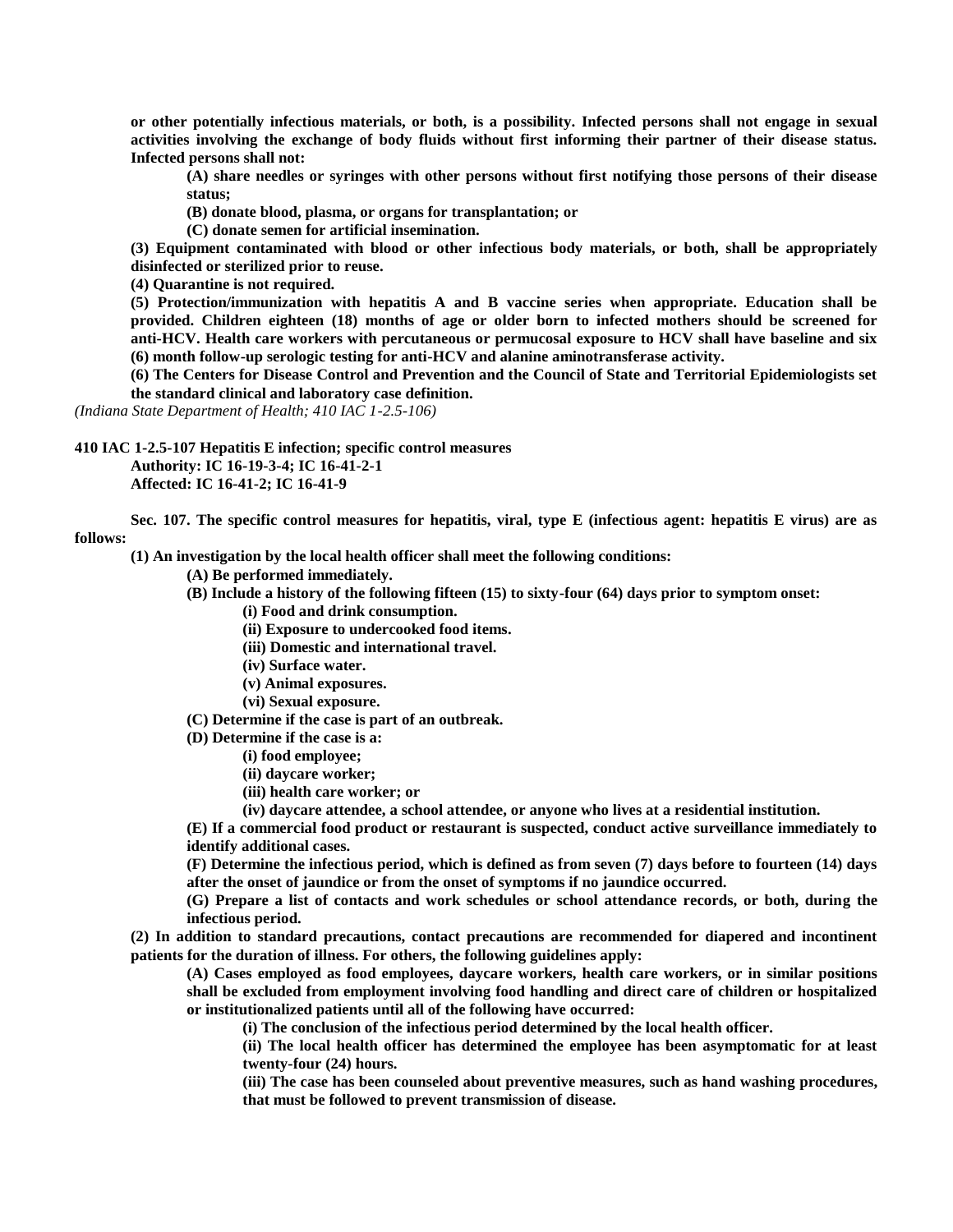**or other potentially infectious materials, or both, is a possibility. Infected persons shall not engage in sexual activities involving the exchange of body fluids without first informing their partner of their disease status. Infected persons shall not:**

> **(A) share needles or syringes with other persons without first notifying those persons of their disease status;**
>
> **(B) donate blood, plasma, or organs for transplantation; or**
>
> **(C) donate semen for artificial insemination.**

**(3) Equipment contaminated with blood or other infectious body materials, or both, shall be appropriately disinfected or sterilized prior to reuse.**

**(4) Quarantine is not required.**

**(5) Protection/immunization with hepatitis A and B vaccine series when appropriate. Education shall be provided. Children eighteen (18) months of age or older born to infected mothers should be screened for anti-HCV. Health care workers with percutaneous or permucosal exposure to HCV shall have baseline and six (6) month follow-up serologic testing for anti-HCV and alanine aminotransferase activity.**

**(6) The Centers for Disease Control and Prevention and the Council of State and Territorial Epidemiologists set the standard clinical and laboratory case definition.**

*(Indiana State Department of Health; 410 IAC 1-2.5-106)*

**410 IAC 1-2.5-107 Hepatitis E infection; specific control measures**

**Authority: IC 16-19-3-4; IC 16-41-2-1**
**Affected: IC 16-41-2; IC 16-41-9**

**Sec. 107. The specific control measures for hepatitis, viral, type E (infectious agent: hepatitis E virus) are as follows:**

**(1) An investigation by the local health officer shall meet the following conditions:**

- **(A) Be performed immediately.**
- **(B) Include a history of the following fifteen (15) to sixty-four (64) days prior to symptom onset:**
  - **(i) Food and drink consumption.**
  - **(ii) Exposure to undercooked food items.**
  - **(iii) Domestic and international travel.**
  - **(iv) Surface water.**
  - **(v) Animal exposures.**
  - **(vi) Sexual exposure.**
- **(C) Determine if the case is part of an outbreak.**
- **(D) Determine if the case is a:**
  - **(i) food employee;**
  - **(ii) daycare worker;**
  - **(iii) health care worker; or**
  - **(iv) daycare attendee, a school attendee, or anyone who lives at a residential institution.**
- **(E) If a commercial food product or restaurant is suspected, conduct active surveillance immediately to identify additional cases.**
- **(F) Determine the infectious period, which is defined as from seven (7) days before to fourteen (14) days after the onset of jaundice or from the onset of symptoms if no jaundice occurred.**
- **(G) Prepare a list of contacts and work schedules or school attendance records, or both, during the infectious period.**

**(2) In addition to standard precautions, contact precautions are recommended for diapered and incontinent patients for the duration of illness. For others, the following guidelines apply:**

- **(A) Cases employed as food employees, daycare workers, health care workers, or in similar positions shall be excluded from employment involving food handling and direct care of children or hospitalized or institutionalized patients until all of the following have occurred:**
  - **(i) The conclusion of the infectious period determined by the local health officer.**
  - **(ii) The local health officer has determined the employee has been asymptomatic for at least twenty-four (24) hours.**
  - **(iii) The case has been counseled about preventive measures, such as hand washing procedures, that must be followed to prevent transmission of disease.**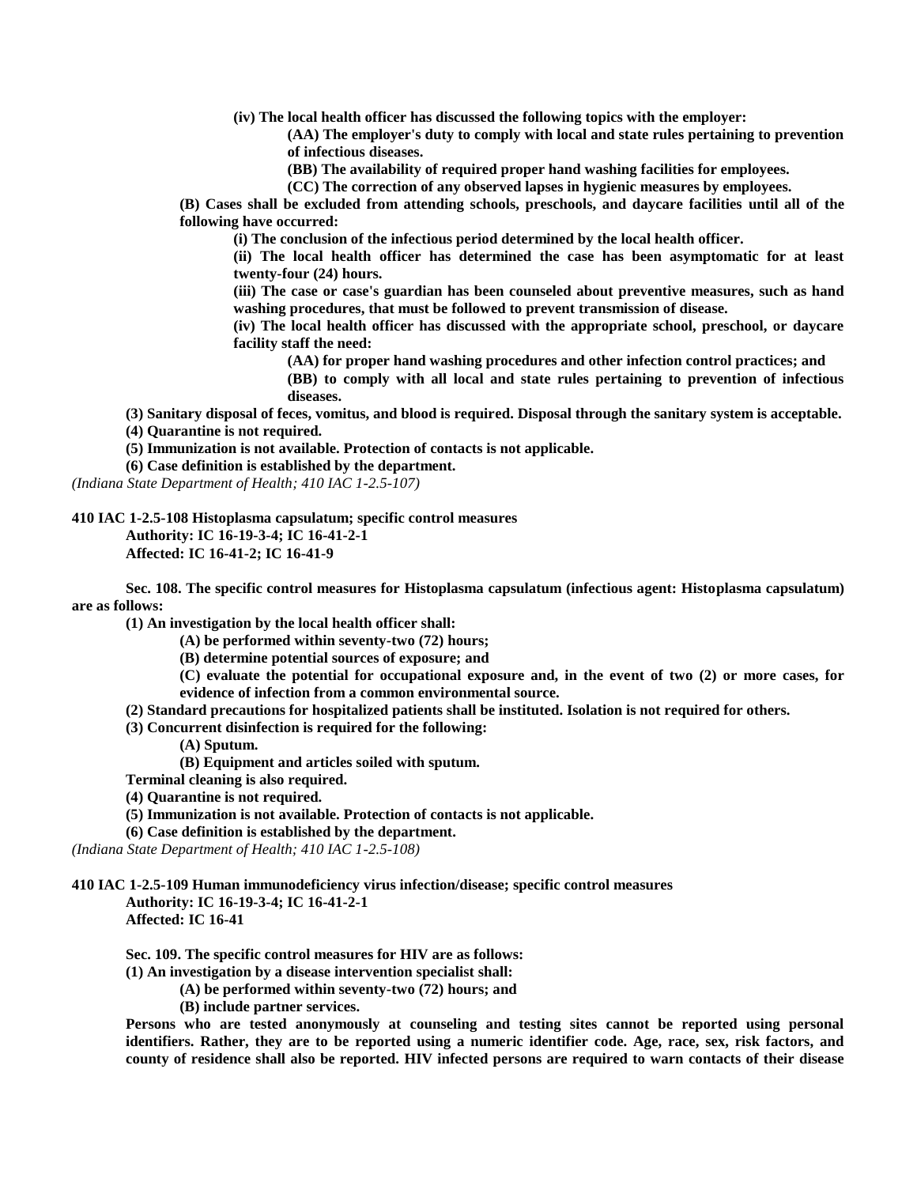(iv) The local health officer has discussed the following topics with the employer:

(AA) The employer's duty to comply with local and state rules pertaining to prevention of infectious diseases.

(BB) The availability of required proper hand washing facilities for employees.

(CC) The correction of any observed lapses in hygienic measures by employees.

(B) Cases shall be excluded from attending schools, preschools, and daycare facilities until all of the following have occurred:

(i) The conclusion of the infectious period determined by the local health officer.

(ii) The local health officer has determined the case has been asymptomatic for at least twenty-four (24) hours.

(iii) The case or case's guardian has been counseled about preventive measures, such as hand washing procedures, that must be followed to prevent transmission of disease.

(iv) The local health officer has discussed with the appropriate school, preschool, or daycare facility staff the need:

(AA) for proper hand washing procedures and other infection control practices; and

(BB) to comply with all local and state rules pertaining to prevention of infectious diseases.

(3) Sanitary disposal of feces, vomitus, and blood is required. Disposal through the sanitary system is acceptable.

(4) Quarantine is not required.

(5) Immunization is not available. Protection of contacts is not applicable.

(6) Case definition is established by the department.

*(Indiana State Department of Health; 410 IAC 1-2.5-107)*

**410 IAC 1-2.5-108 Histoplasma capsulatum; specific control measures**

**Authority: IC 16-19-3-4; IC 16-41-2-1**

**Affected: IC 16-41-2; IC 16-41-9**

Sec. 108. The specific control measures for Histoplasma capsulatum (infectious agent: Histoplasma capsulatum) are as follows:

(1) An investigation by the local health officer shall:

(A) be performed within seventy-two (72) hours;

(B) determine potential sources of exposure; and

(C) evaluate the potential for occupational exposure and, in the event of two (2) or more cases, for evidence of infection from a common environmental source.

(2) Standard precautions for hospitalized patients shall be instituted. Isolation is not required for others.

(3) Concurrent disinfection is required for the following:

(A) Sputum.

(B) Equipment and articles soiled with sputum.

Terminal cleaning is also required.

(4) Quarantine is not required.

(5) Immunization is not available. Protection of contacts is not applicable.

(6) Case definition is established by the department.

*(Indiana State Department of Health; 410 IAC 1-2.5-108)*

**410 IAC 1-2.5-109 Human immunodeficiency virus infection/disease; specific control measures**

**Authority: IC 16-19-3-4; IC 16-41-2-1**

**Affected: IC 16-41**

Sec. 109. The specific control measures for HIV are as follows:

(1) An investigation by a disease intervention specialist shall:

(A) be performed within seventy-two (72) hours; and

(B) include partner services.

Persons who are tested anonymously at counseling and testing sites cannot be reported using personal identifiers. Rather, they are to be reported using a numeric identifier code. Age, race, sex, risk factors, and county of residence shall also be reported. HIV infected persons are required to warn contacts of their disease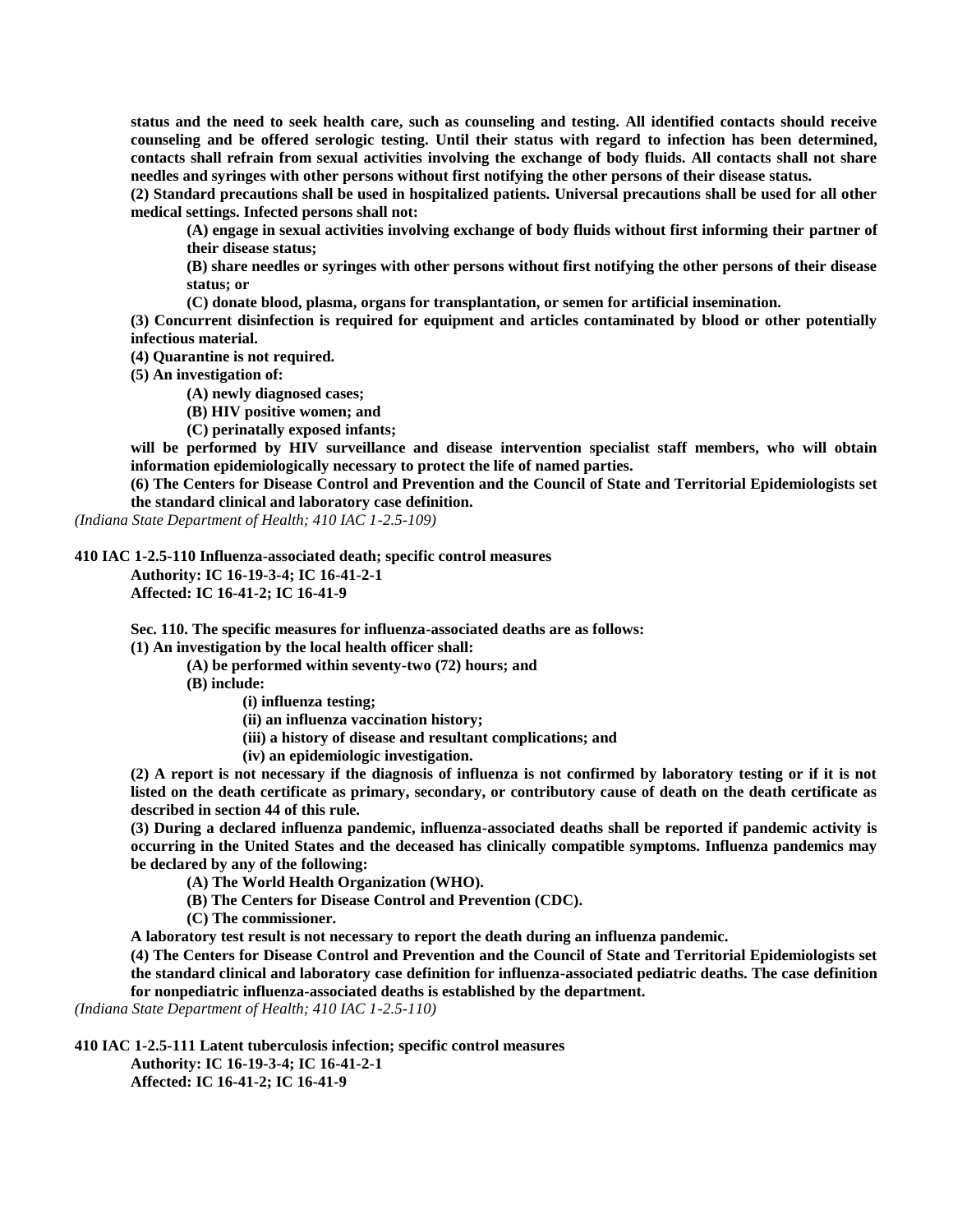**status and the need to seek health care, such as counseling and testing. All identified contacts should receive counseling and be offered serologic testing. Until their status with regard to infection has been determined, contacts shall refrain from sexual activities involving the exchange of body fluids. All contacts shall not share needles and syringes with other persons without first notifying the other persons of their disease status.**

**(2) Standard precautions shall be used in hospitalized patients. Universal precautions shall be used for all other medical settings. Infected persons shall not:**

**(A) engage in sexual activities involving exchange of body fluids without first informing their partner of their disease status;**

**(B) share needles or syringes with other persons without first notifying the other persons of their disease status; or**

**(C) donate blood, plasma, organs for transplantation, or semen for artificial insemination.**

**(3) Concurrent disinfection is required for equipment and articles contaminated by blood or other potentially infectious material.**

**(4) Quarantine is not required.**

**(5) An investigation of:**

**(A) newly diagnosed cases;**

**(B) HIV positive women; and**

**(C) perinatally exposed infants;**

**will be performed by HIV surveillance and disease intervention specialist staff members, who will obtain information epidemiologically necessary to protect the life of named parties.**

**(6) The Centers for Disease Control and Prevention and the Council of State and Territorial Epidemiologists set the standard clinical and laboratory case definition.**

*(Indiana State Department of Health; 410 IAC 1-2.5-109)*

**410 IAC 1-2.5-110 Influenza-associated death; specific control measures**

**Authority: IC 16-19-3-4; IC 16-41-2-1**
**Affected: IC 16-41-2; IC 16-41-9**

**Sec. 110. The specific measures for influenza-associated deaths are as follows:**

**(1) An investigation by the local health officer shall:**

**(A) be performed within seventy-two (72) hours; and**

**(B) include:**

**(i) influenza testing;**

**(ii) an influenza vaccination history;**

**(iii) a history of disease and resultant complications; and**

**(iv) an epidemiologic investigation.**

**(2) A report is not necessary if the diagnosis of influenza is not confirmed by laboratory testing or if it is not listed on the death certificate as primary, secondary, or contributory cause of death on the death certificate as described in section 44 of this rule.**

**(3) During a declared influenza pandemic, influenza-associated deaths shall be reported if pandemic activity is occurring in the United States and the deceased has clinically compatible symptoms. Influenza pandemics may be declared by any of the following:**

**(A) The World Health Organization (WHO).**

**(B) The Centers for Disease Control and Prevention (CDC).**

**(C) The commissioner.**

**A laboratory test result is not necessary to report the death during an influenza pandemic.**

**(4) The Centers for Disease Control and Prevention and the Council of State and Territorial Epidemiologists set the standard clinical and laboratory case definition for influenza-associated pediatric deaths. The case definition for nonpediatric influenza-associated deaths is established by the department.**

*(Indiana State Department of Health; 410 IAC 1-2.5-110)*

**410 IAC 1-2.5-111 Latent tuberculosis infection; specific control measures**

**Authority: IC 16-19-3-4; IC 16-41-2-1**
**Affected: IC 16-41-2; IC 16-41-9**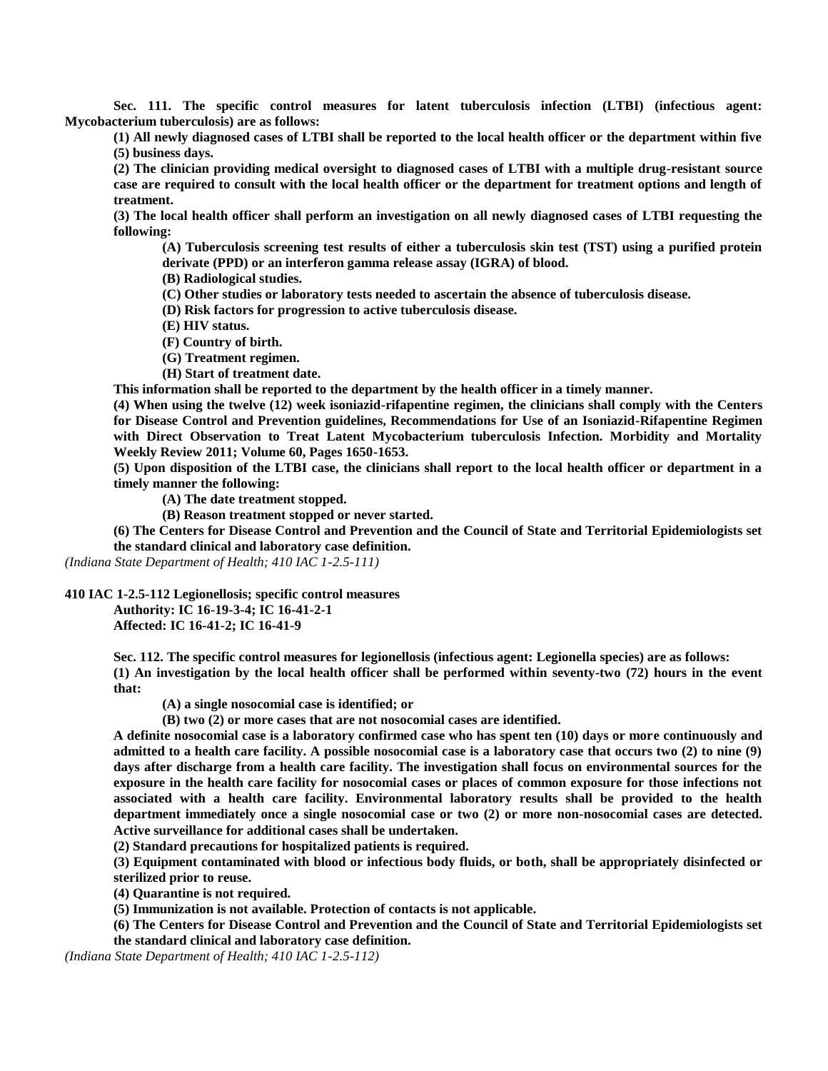**Sec. 111. The specific control measures for latent tuberculosis infection (LTBI) (infectious agent: Mycobacterium tuberculosis) are as follows:**

**(1) All newly diagnosed cases of LTBI shall be reported to the local health officer or the department within five (5) business days.**

**(2) The clinician providing medical oversight to diagnosed cases of LTBI with a multiple drug-resistant source case are required to consult with the local health officer or the department for treatment options and length of treatment.**

**(3) The local health officer shall perform an investigation on all newly diagnosed cases of LTBI requesting the following:**

**(A) Tuberculosis screening test results of either a tuberculosis skin test (TST) using a purified protein derivate (PPD) or an interferon gamma release assay (IGRA) of blood.**

**(B) Radiological studies.**

**(C) Other studies or laboratory tests needed to ascertain the absence of tuberculosis disease.**

**(D) Risk factors for progression to active tuberculosis disease.**

**(E) HIV status.**

**(F) Country of birth.**

**(G) Treatment regimen.**

**(H) Start of treatment date.**

**This information shall be reported to the department by the health officer in a timely manner.**

**(4) When using the twelve (12) week isoniazid-rifapentine regimen, the clinicians shall comply with the Centers for Disease Control and Prevention guidelines, Recommendations for Use of an Isoniazid-Rifapentine Regimen with Direct Observation to Treat Latent Mycobacterium tuberculosis Infection. Morbidity and Mortality Weekly Review 2011; Volume 60, Pages 1650-1653.**

**(5) Upon disposition of the LTBI case, the clinicians shall report to the local health officer or department in a timely manner the following:**

**(A) The date treatment stopped.**

**(B) Reason treatment stopped or never started.**

**(6) The Centers for Disease Control and Prevention and the Council of State and Territorial Epidemiologists set the standard clinical and laboratory case definition.**

*(Indiana State Department of Health; 410 IAC 1-2.5-111)*

**410 IAC 1-2.5-112 Legionellosis; specific control measures**

**Authority: IC 16-19-3-4; IC 16-41-2-1**

**Affected: IC 16-41-2; IC 16-41-9**

**Sec. 112. The specific control measures for legionellosis (infectious agent: Legionella species) are as follows:**

**(1) An investigation by the local health officer shall be performed within seventy-two (72) hours in the event that:**

**(A) a single nosocomial case is identified; or**

**(B) two (2) or more cases that are not nosocomial cases are identified.**

**A definite nosocomial case is a laboratory confirmed case who has spent ten (10) days or more continuously and admitted to a health care facility. A possible nosocomial case is a laboratory case that occurs two (2) to nine (9) days after discharge from a health care facility. The investigation shall focus on environmental sources for the exposure in the health care facility for nosocomial cases or places of common exposure for those infections not associated with a health care facility. Environmental laboratory results shall be provided to the health department immediately once a single nosocomial case or two (2) or more non-nosocomial cases are detected. Active surveillance for additional cases shall be undertaken.**

**(2) Standard precautions for hospitalized patients is required.**

**(3) Equipment contaminated with blood or infectious body fluids, or both, shall be appropriately disinfected or sterilized prior to reuse.**

**(4) Quarantine is not required.**

**(5) Immunization is not available. Protection of contacts is not applicable.**

**(6) The Centers for Disease Control and Prevention and the Council of State and Territorial Epidemiologists set the standard clinical and laboratory case definition.**

*(Indiana State Department of Health; 410 IAC 1-2.5-112)*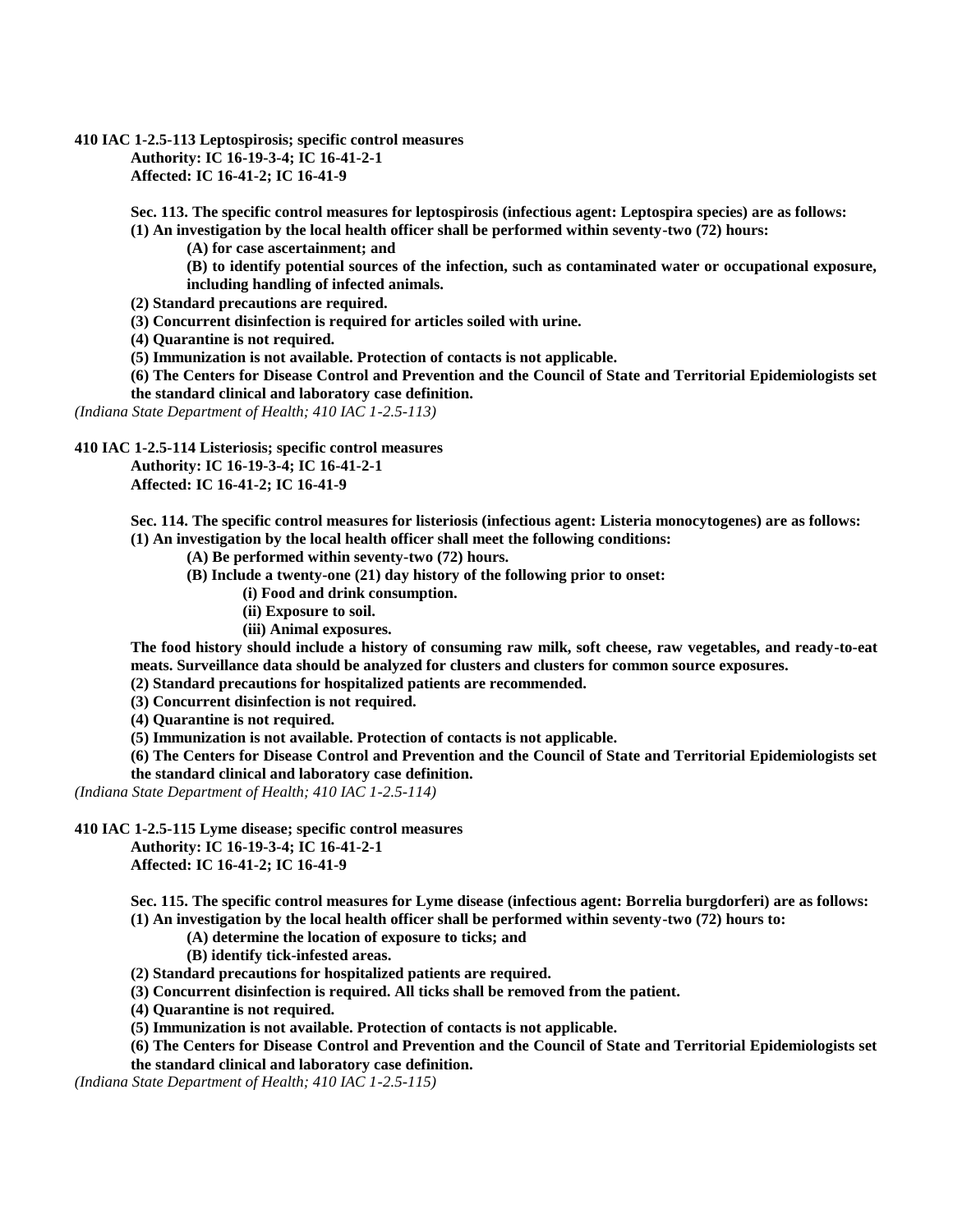**410 IAC 1-2.5-113 Leptospirosis; specific control measures**

**Authority: IC 16-19-3-4; IC 16-41-2-1**
**Affected: IC 16-41-2; IC 16-41-9**

**Sec. 113. The specific control measures for leptospirosis (infectious agent: Leptospira species) are as follows:**

**(1) An investigation by the local health officer shall be performed within seventy-two (72) hours:**

**(A) for case ascertainment; and**

**(B) to identify potential sources of the infection, such as contaminated water or occupational exposure, including handling of infected animals.**

**(2) Standard precautions are required.**

**(3) Concurrent disinfection is required for articles soiled with urine.**

**(4) Quarantine is not required.**

**(5) Immunization is not available. Protection of contacts is not applicable.**

**(6) The Centers for Disease Control and Prevention and the Council of State and Territorial Epidemiologists set the standard clinical and laboratory case definition.**

*(Indiana State Department of Health; 410 IAC 1-2.5-113)*

**410 IAC 1-2.5-114 Listeriosis; specific control measures**

**Authority: IC 16-19-3-4; IC 16-41-2-1**
**Affected: IC 16-41-2; IC 16-41-9**

**Sec. 114. The specific control measures for listeriosis (infectious agent: Listeria monocytogenes) are as follows:**

**(1) An investigation by the local health officer shall meet the following conditions:**

**(A) Be performed within seventy-two (72) hours.**

**(B) Include a twenty-one (21) day history of the following prior to onset:**

**(i) Food and drink consumption.**

**(ii) Exposure to soil.**

**(iii) Animal exposures.**

**The food history should include a history of consuming raw milk, soft cheese, raw vegetables, and ready-to-eat meats. Surveillance data should be analyzed for clusters and clusters for common source exposures.**

**(2) Standard precautions for hospitalized patients are recommended.**

**(3) Concurrent disinfection is not required.**

**(4) Quarantine is not required.**

**(5) Immunization is not available. Protection of contacts is not applicable.**

**(6) The Centers for Disease Control and Prevention and the Council of State and Territorial Epidemiologists set the standard clinical and laboratory case definition.**

*(Indiana State Department of Health; 410 IAC 1-2.5-114)*

**410 IAC 1-2.5-115 Lyme disease; specific control measures**

**Authority: IC 16-19-3-4; IC 16-41-2-1**
**Affected: IC 16-41-2; IC 16-41-9**

**Sec. 115. The specific control measures for Lyme disease (infectious agent: Borrelia burgdorferi) are as follows:**

**(1) An investigation by the local health officer shall be performed within seventy-two (72) hours to:**

**(A) determine the location of exposure to ticks; and**

**(B) identify tick-infested areas.**

**(2) Standard precautions for hospitalized patients are required.**

**(3) Concurrent disinfection is required. All ticks shall be removed from the patient.**

**(4) Quarantine is not required.**

**(5) Immunization is not available. Protection of contacts is not applicable.**

**(6) The Centers for Disease Control and Prevention and the Council of State and Territorial Epidemiologists set the standard clinical and laboratory case definition.**

*(Indiana State Department of Health; 410 IAC 1-2.5-115)*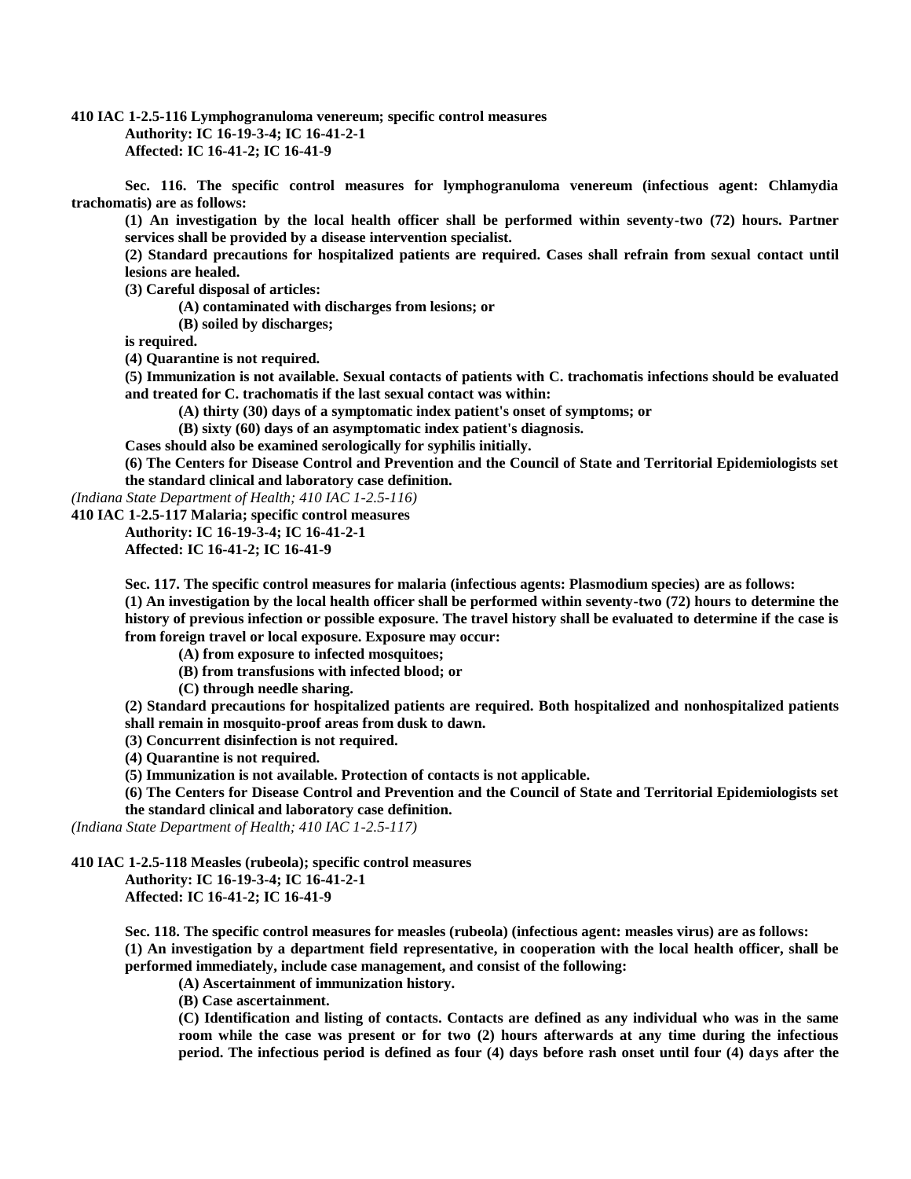**410 IAC 1-2.5-116 Lymphogranuloma venereum; specific control measures**

**Authority: IC 16-19-3-4; IC 16-41-2-1**
**Affected: IC 16-41-2; IC 16-41-9**

**Sec. 116. The specific control measures for lymphogranuloma venereum (infectious agent: Chlamydia trachomatis) are as follows:**

**(1) An investigation by the local health officer shall be performed within seventy-two (72) hours. Partner services shall be provided by a disease intervention specialist.**

**(2) Standard precautions for hospitalized patients are required. Cases shall refrain from sexual contact until lesions are healed.**

**(3) Careful disposal of articles:**

**(A) contaminated with discharges from lesions; or**

**(B) soiled by discharges;**

**is required.**

**(4) Quarantine is not required.**

**(5) Immunization is not available. Sexual contacts of patients with C. trachomatis infections should be evaluated and treated for C. trachomatis if the last sexual contact was within:**

**(A) thirty (30) days of a symptomatic index patient's onset of symptoms; or**

**(B) sixty (60) days of an asymptomatic index patient's diagnosis.**

**Cases should also be examined serologically for syphilis initially.**

**(6) The Centers for Disease Control and Prevention and the Council of State and Territorial Epidemiologists set the standard clinical and laboratory case definition.**

*(Indiana State Department of Health; 410 IAC 1-2.5-116)*

**410 IAC 1-2.5-117 Malaria; specific control measures**

**Authority: IC 16-19-3-4; IC 16-41-2-1**
**Affected: IC 16-41-2; IC 16-41-9**

**Sec. 117. The specific control measures for malaria (infectious agents: Plasmodium species) are as follows:**

**(1) An investigation by the local health officer shall be performed within seventy-two (72) hours to determine the history of previous infection or possible exposure. The travel history shall be evaluated to determine if the case is from foreign travel or local exposure. Exposure may occur:**

**(A) from exposure to infected mosquitoes;**

**(B) from transfusions with infected blood; or**

**(C) through needle sharing.**

**(2) Standard precautions for hospitalized patients are required. Both hospitalized and nonhospitalized patients shall remain in mosquito-proof areas from dusk to dawn.**

**(3) Concurrent disinfection is not required.**

**(4) Quarantine is not required.**

**(5) Immunization is not available. Protection of contacts is not applicable.**

**(6) The Centers for Disease Control and Prevention and the Council of State and Territorial Epidemiologists set the standard clinical and laboratory case definition.**

*(Indiana State Department of Health; 410 IAC 1-2.5-117)*

**410 IAC 1-2.5-118 Measles (rubeola); specific control measures**

**Authority: IC 16-19-3-4; IC 16-41-2-1**
**Affected: IC 16-41-2; IC 16-41-9**

**Sec. 118. The specific control measures for measles (rubeola) (infectious agent: measles virus) are as follows:**

**(1) An investigation by a department field representative, in cooperation with the local health officer, shall be performed immediately, include case management, and consist of the following:**

**(A) Ascertainment of immunization history.**

**(B) Case ascertainment.**

**(C) Identification and listing of contacts. Contacts are defined as any individual who was in the same room while the case was present or for two (2) hours afterwards at any time during the infectious period. The infectious period is defined as four (4) days before rash onset until four (4) days after the**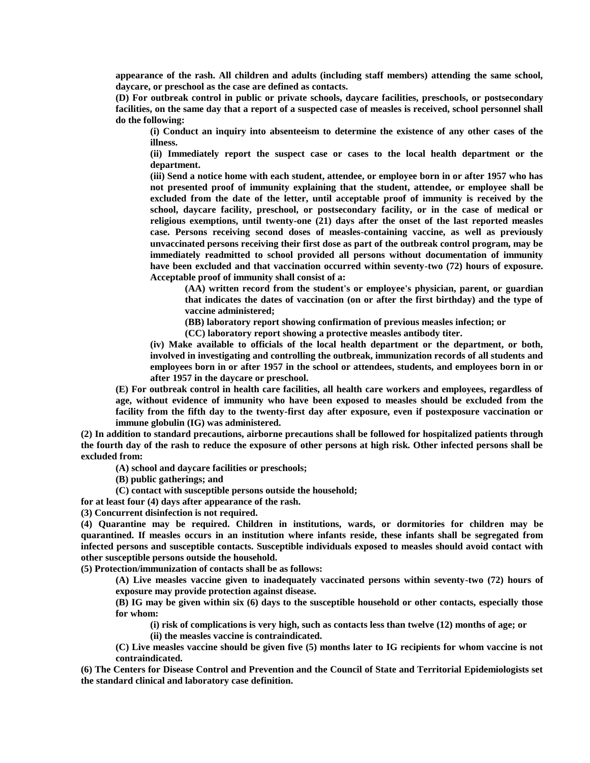**appearance of the rash. All children and adults (including staff members) attending the same school, daycare, or preschool as the case are defined as contacts.**

**(D) For outbreak control in public or private schools, daycare facilities, preschools, or postsecondary facilities, on the same day that a report of a suspected case of measles is received, school personnel shall do the following:**

**(i) Conduct an inquiry into absenteeism to determine the existence of any other cases of the illness.**

**(ii) Immediately report the suspect case or cases to the local health department or the department.**

**(iii) Send a notice home with each student, attendee, or employee born in or after 1957 who has not presented proof of immunity explaining that the student, attendee, or employee shall be excluded from the date of the letter, until acceptable proof of immunity is received by the school, daycare facility, preschool, or postsecondary facility, or in the case of medical or religious exemptions, until twenty-one (21) days after the onset of the last reported measles case. Persons receiving second doses of measles-containing vaccine, as well as previously unvaccinated persons receiving their first dose as part of the outbreak control program, may be immediately readmitted to school provided all persons without documentation of immunity have been excluded and that vaccination occurred within seventy-two (72) hours of exposure. Acceptable proof of immunity shall consist of a:**

**(AA) written record from the student's or employee's physician, parent, or guardian that indicates the dates of vaccination (on or after the first birthday) and the type of vaccine administered;**

**(BB) laboratory report showing confirmation of previous measles infection; or**

**(CC) laboratory report showing a protective measles antibody titer.**

**(iv) Make available to officials of the local health department or the department, or both, involved in investigating and controlling the outbreak, immunization records of all students and employees born in or after 1957 in the school or attendees, students, and employees born in or after 1957 in the daycare or preschool.**

**(E) For outbreak control in health care facilities, all health care workers and employees, regardless of age, without evidence of immunity who have been exposed to measles should be excluded from the facility from the fifth day to the twenty-first day after exposure, even if postexposure vaccination or immune globulin (IG) was administered.**

**(2) In addition to standard precautions, airborne precautions shall be followed for hospitalized patients through the fourth day of the rash to reduce the exposure of other persons at high risk. Other infected persons shall be excluded from:**

**(A) school and daycare facilities or preschools;**

**(B) public gatherings; and**

**(C) contact with susceptible persons outside the household;**

**for at least four (4) days after appearance of the rash.**

**(3) Concurrent disinfection is not required.**

**(4) Quarantine may be required. Children in institutions, wards, or dormitories for children may be quarantined. If measles occurs in an institution where infants reside, these infants shall be segregated from infected persons and susceptible contacts. Susceptible individuals exposed to measles should avoid contact with other susceptible persons outside the household.**

**(5) Protection/immunization of contacts shall be as follows:**

**(A) Live measles vaccine given to inadequately vaccinated persons within seventy-two (72) hours of exposure may provide protection against disease.**

**(B) IG may be given within six (6) days to the susceptible household or other contacts, especially those for whom:**

**(i) risk of complications is very high, such as contacts less than twelve (12) months of age; or**

**(ii) the measles vaccine is contraindicated.**

**(C) Live measles vaccine should be given five (5) months later to IG recipients for whom vaccine is not contraindicated.**

**(6) The Centers for Disease Control and Prevention and the Council of State and Territorial Epidemiologists set the standard clinical and laboratory case definition.**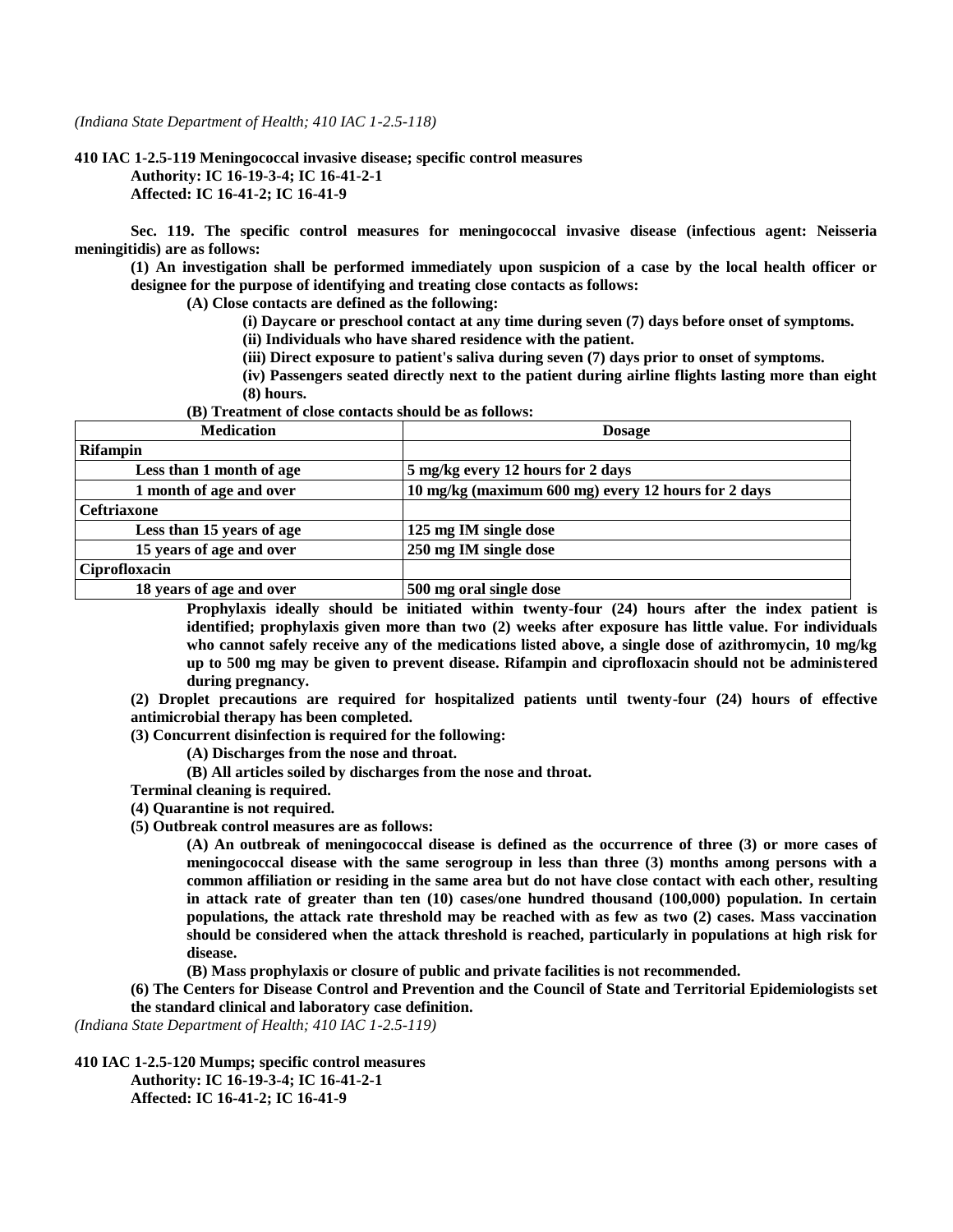*(Indiana State Department of Health; 410 IAC 1-2.5-118)*

**410 IAC 1-2.5-119 Meningococcal invasive disease; specific control measures**

**Authority: IC 16-19-3-4; IC 16-41-2-1**

**Affected: IC 16-41-2; IC 16-41-9**

**Sec. 119. The specific control measures for meningococcal invasive disease (infectious agent: Neisseria meningitidis) are as follows:**

**(1) An investigation shall be performed immediately upon suspicion of a case by the local health officer or designee for the purpose of identifying and treating close contacts as follows:**

**(A) Close contacts are defined as the following:**

**(i) Daycare or preschool contact at any time during seven (7) days before onset of symptoms.**

**(ii) Individuals who have shared residence with the patient.**

**(iii) Direct exposure to patient's saliva during seven (7) days prior to onset of symptoms.**

**(iv) Passengers seated directly next to the patient during airline flights lasting more than eight (8) hours.**

**(B) Treatment of close contacts should be as follows:**

| Medication | Dosage |
|---|---|
| **Rifampin** | |
| Less than 1 month of age | 5 mg/kg every 12 hours for 2 days |
| 1 month of age and over | 10 mg/kg (maximum 600 mg) every 12 hours for 2 days |
| **Ceftriaxone** | |
| Less than 15 years of age | 125 mg IM single dose |
| 15 years of age and over | 250 mg IM single dose |
| **Ciprofloxacin** | |
| 18 years of age and over | 500 mg oral single dose |

**Prophylaxis ideally should be initiated within twenty-four (24) hours after the index patient is identified; prophylaxis given more than two (2) weeks after exposure has little value. For individuals who cannot safely receive any of the medications listed above, a single dose of azithromycin, 10 mg/kg up to 500 mg may be given to prevent disease. Rifampin and ciprofloxacin should not be administered during pregnancy.**

**(2) Droplet precautions are required for hospitalized patients until twenty-four (24) hours of effective antimicrobial therapy has been completed.**

**(3) Concurrent disinfection is required for the following:**

**(A) Discharges from the nose and throat.**

**(B) All articles soiled by discharges from the nose and throat.**

**Terminal cleaning is required.**

**(4) Quarantine is not required.**

**(5) Outbreak control measures are as follows:**

**(A) An outbreak of meningococcal disease is defined as the occurrence of three (3) or more cases of meningococcal disease with the same serogroup in less than three (3) months among persons with a common affiliation or residing in the same area but do not have close contact with each other, resulting in attack rate of greater than ten (10) cases/one hundred thousand (100,000) population. In certain populations, the attack rate threshold may be reached with as few as two (2) cases. Mass vaccination should be considered when the attack threshold is reached, particularly in populations at high risk for disease.**

**(B) Mass prophylaxis or closure of public and private facilities is not recommended.**

**(6) The Centers for Disease Control and Prevention and the Council of State and Territorial Epidemiologists set the standard clinical and laboratory case definition.**

*(Indiana State Department of Health; 410 IAC 1-2.5-119)*

**410 IAC 1-2.5-120 Mumps; specific control measures**

**Authority: IC 16-19-3-4; IC 16-41-2-1**

**Affected: IC 16-41-2; IC 16-41-9**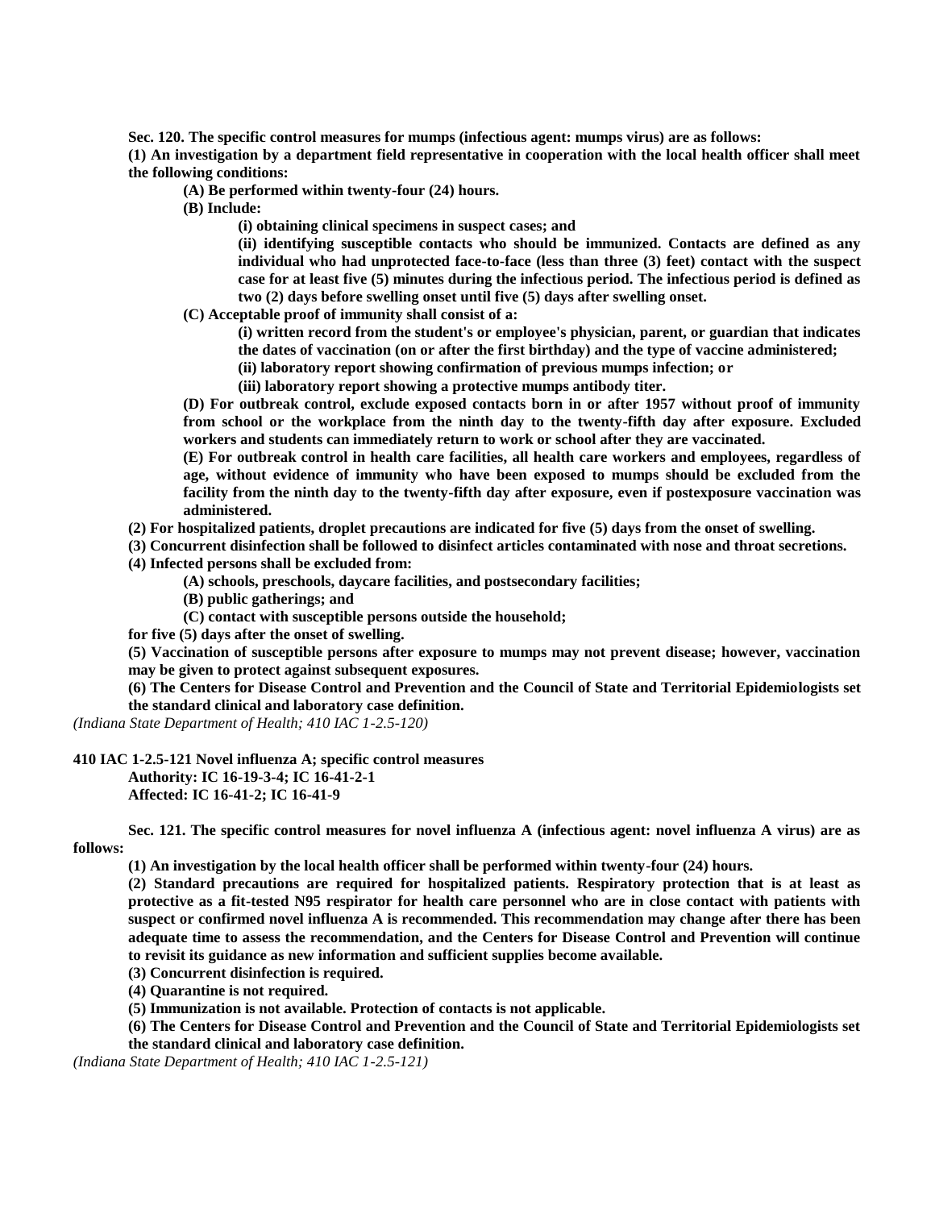**Sec. 120. The specific control measures for mumps (infectious agent: mumps virus) are as follows:**

**(1) An investigation by a department field representative in cooperation with the local health officer shall meet the following conditions:**

**(A) Be performed within twenty-four (24) hours.**

**(B) Include:**

**(i) obtaining clinical specimens in suspect cases; and**

**(ii) identifying susceptible contacts who should be immunized. Contacts are defined as any individual who had unprotected face-to-face (less than three (3) feet) contact with the suspect case for at least five (5) minutes during the infectious period. The infectious period is defined as two (2) days before swelling onset until five (5) days after swelling onset.**

**(C) Acceptable proof of immunity shall consist of a:**

**(i) written record from the student's or employee's physician, parent, or guardian that indicates the dates of vaccination (on or after the first birthday) and the type of vaccine administered;**

**(ii) laboratory report showing confirmation of previous mumps infection; or**

**(iii) laboratory report showing a protective mumps antibody titer.**

**(D) For outbreak control, exclude exposed contacts born in or after 1957 without proof of immunity from school or the workplace from the ninth day to the twenty-fifth day after exposure. Excluded workers and students can immediately return to work or school after they are vaccinated.**

**(E) For outbreak control in health care facilities, all health care workers and employees, regardless of age, without evidence of immunity who have been exposed to mumps should be excluded from the facility from the ninth day to the twenty-fifth day after exposure, even if postexposure vaccination was administered.**

**(2) For hospitalized patients, droplet precautions are indicated for five (5) days from the onset of swelling.**

**(3) Concurrent disinfection shall be followed to disinfect articles contaminated with nose and throat secretions.**

**(4) Infected persons shall be excluded from:**

**(A) schools, preschools, daycare facilities, and postsecondary facilities;**

**(B) public gatherings; and**

**(C) contact with susceptible persons outside the household;**

**for five (5) days after the onset of swelling.**

**(5) Vaccination of susceptible persons after exposure to mumps may not prevent disease; however, vaccination may be given to protect against subsequent exposures.**

**(6) The Centers for Disease Control and Prevention and the Council of State and Territorial Epidemiologists set the standard clinical and laboratory case definition.**

*(Indiana State Department of Health; 410 IAC 1-2.5-120)*

**410 IAC 1-2.5-121 Novel influenza A; specific control measures**

**Authority: IC 16-19-3-4; IC 16-41-2-1**

**Affected: IC 16-41-2; IC 16-41-9**

**Sec. 121. The specific control measures for novel influenza A (infectious agent: novel influenza A virus) are as follows:**

**(1) An investigation by the local health officer shall be performed within twenty-four (24) hours.**

**(2) Standard precautions are required for hospitalized patients. Respiratory protection that is at least as protective as a fit-tested N95 respirator for health care personnel who are in close contact with patients with suspect or confirmed novel influenza A is recommended. This recommendation may change after there has been adequate time to assess the recommendation, and the Centers for Disease Control and Prevention will continue to revisit its guidance as new information and sufficient supplies become available.**

**(3) Concurrent disinfection is required.**

**(4) Quarantine is not required.**

**(5) Immunization is not available. Protection of contacts is not applicable.**

**(6) The Centers for Disease Control and Prevention and the Council of State and Territorial Epidemiologists set the standard clinical and laboratory case definition.**

*(Indiana State Department of Health; 410 IAC 1-2.5-121)*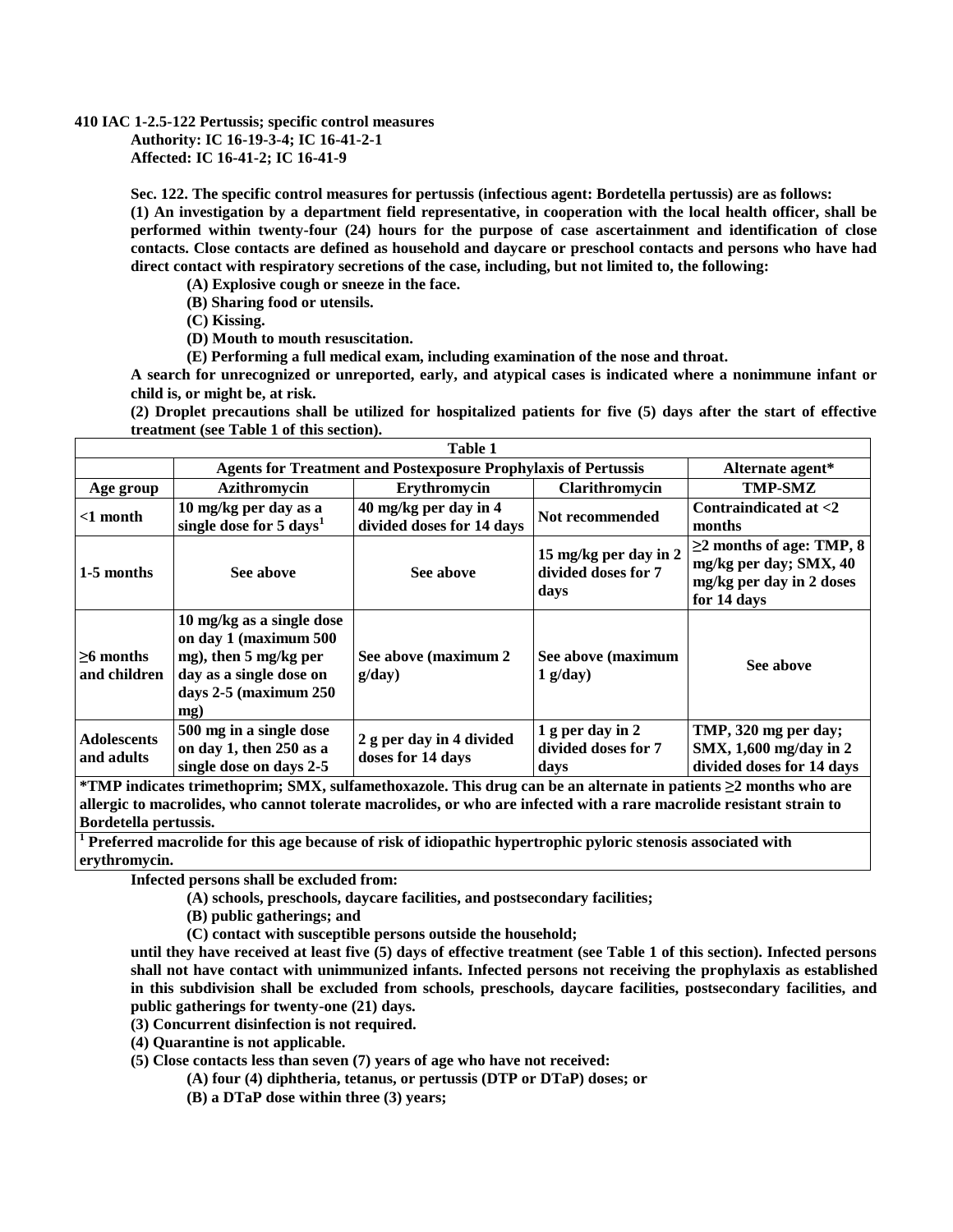**410 IAC 1-2.5-122 Pertussis; specific control measures**
**Authority: IC 16-19-3-4; IC 16-41-2-1**
**Affected: IC 16-41-2; IC 16-41-9**

**Sec. 122. The specific control measures for pertussis (infectious agent: Bordetella pertussis) are as follows:**

**(1) An investigation by a department field representative, in cooperation with the local health officer, shall be performed within twenty-four (24) hours for the purpose of case ascertainment and identification of close contacts. Close contacts are defined as household and daycare or preschool contacts and persons who have had direct contact with respiratory secretions of the case, including, but not limited to, the following:**

**(A) Explosive cough or sneeze in the face.**

**(B) Sharing food or utensils.**

**(C) Kissing.**

**(D) Mouth to mouth resuscitation.**

**(E) Performing a full medical exam, including examination of the nose and throat.**

**A search for unrecognized or unreported, early, and atypical cases is indicated where a nonimmune infant or child is, or might be, at risk.**

**(2) Droplet precautions shall be utilized for hospitalized patients for five (5) days after the start of effective treatment (see Table 1 of this section).**

**Table 1**

| | Agents for Treatment and Postexposure Prophylaxis of Pertussis | | | Alternate agent* |
|---|---|---|---|---|
| **Age group** | **Azithromycin** | **Erythromycin** | **Clarithromycin** | **TMP-SMZ** |
| <1 month | 10 mg/kg per day as a single dose for 5 days[1] | 40 mg/kg per day in 4 divided doses for 14 days | Not recommended | Contraindicated at <2 months |
| 1-5 months | See above | See above | 15 mg/kg per day in 2 divided doses for 7 days | ≥2 months of age: TMP, 8 mg/kg per day; SMX, 40 mg/kg per day in 2 doses for 14 days |
| ≥6 months and children | 10 mg/kg as a single dose on day 1 (maximum 500 mg), then 5 mg/kg per day as a single dose on days 2-5 (maximum 250 mg) | See above (maximum 2 g/day) | See above (maximum 1 g/day) | See above |
| Adolescents and adults | 500 mg in a single dose on day 1, then 250 as a single dose on days 2-5 | 2 g per day in 4 divided doses for 14 days | 1 g per day in 2 divided doses for 7 days | TMP, 320 mg per day; SMX, 1,600 mg/day in 2 divided doses for 14 days |

**\*TMP indicates trimethoprim; SMX, sulfamethoxazole. This drug can be an alternate in patients ≥2 months who are allergic to macrolides, who cannot tolerate macrolides, or who are infected with a rare macrolide resistant strain to Bordetella pertussis.**

**[1] Preferred macrolide for this age because of risk of idiopathic hypertrophic pyloric stenosis associated with erythromycin.**

**Infected persons shall be excluded from:**

**(A) schools, preschools, daycare facilities, and postsecondary facilities;**

**(B) public gatherings; and**

**(C) contact with susceptible persons outside the household;**

**until they have received at least five (5) days of effective treatment (see Table 1 of this section). Infected persons shall not have contact with unimmunized infants. Infected persons not receiving the prophylaxis as established in this subdivision shall be excluded from schools, preschools, daycare facilities, postsecondary facilities, and public gatherings for twenty-one (21) days.**

**(3) Concurrent disinfection is not required.**

**(4) Quarantine is not applicable.**

**(5) Close contacts less than seven (7) years of age who have not received:**

**(A) four (4) diphtheria, tetanus, or pertussis (DTP or DTaP) doses; or**

**(B) a DTaP dose within three (3) years;**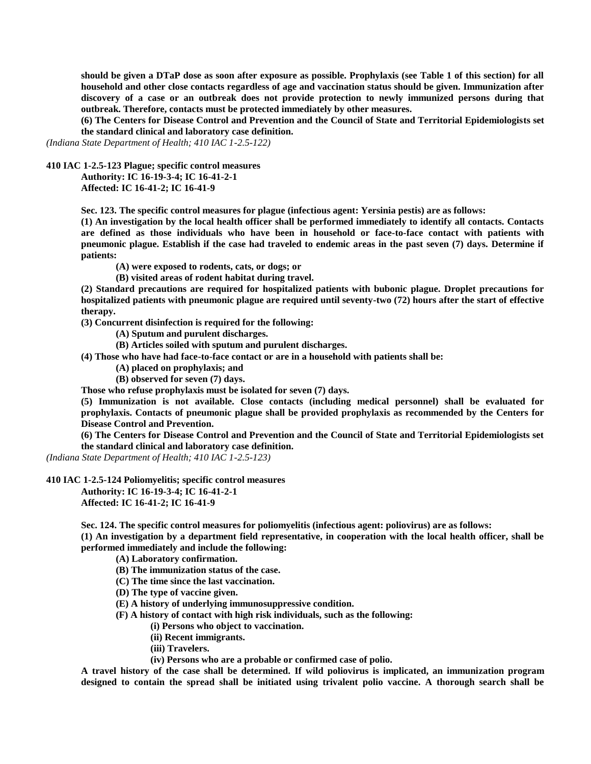**should be given a DTaP dose as soon after exposure as possible. Prophylaxis (see Table 1 of this section) for all household and other close contacts regardless of age and vaccination status should be given. Immunization after discovery of a case or an outbreak does not provide protection to newly immunized persons during that outbreak. Therefore, contacts must be protected immediately by other measures.**

**(6) The Centers for Disease Control and Prevention and the Council of State and Territorial Epidemiologists set the standard clinical and laboratory case definition.**

*(Indiana State Department of Health; 410 IAC 1-2.5-122)*

**410 IAC 1-2.5-123 Plague; specific control measures**

**Authority: IC 16-19-3-4; IC 16-41-2-1**
**Affected: IC 16-41-2; IC 16-41-9**

**Sec. 123. The specific control measures for plague (infectious agent: Yersinia pestis) are as follows:**

**(1) An investigation by the local health officer shall be performed immediately to identify all contacts. Contacts are defined as those individuals who have been in household or face-to-face contact with patients with pneumonic plague. Establish if the case had traveled to endemic areas in the past seven (7) days. Determine if patients:**

**(A) were exposed to rodents, cats, or dogs; or**

**(B) visited areas of rodent habitat during travel.**

**(2) Standard precautions are required for hospitalized patients with bubonic plague. Droplet precautions for hospitalized patients with pneumonic plague are required until seventy-two (72) hours after the start of effective therapy.**

**(3) Concurrent disinfection is required for the following:**

**(A) Sputum and purulent discharges.**

**(B) Articles soiled with sputum and purulent discharges.**

**(4) Those who have had face-to-face contact or are in a household with patients shall be:**

**(A) placed on prophylaxis; and**

**(B) observed for seven (7) days.**

**Those who refuse prophylaxis must be isolated for seven (7) days.**

**(5) Immunization is not available. Close contacts (including medical personnel) shall be evaluated for prophylaxis. Contacts of pneumonic plague shall be provided prophylaxis as recommended by the Centers for Disease Control and Prevention.**

**(6) The Centers for Disease Control and Prevention and the Council of State and Territorial Epidemiologists set the standard clinical and laboratory case definition.**

*(Indiana State Department of Health; 410 IAC 1-2.5-123)*

**410 IAC 1-2.5-124 Poliomyelitis; specific control measures**

**Authority: IC 16-19-3-4; IC 16-41-2-1**
**Affected: IC 16-41-2; IC 16-41-9**

**Sec. 124. The specific control measures for poliomyelitis (infectious agent: poliovirus) are as follows:**

**(1) An investigation by a department field representative, in cooperation with the local health officer, shall be performed immediately and include the following:**

**(A) Laboratory confirmation.**

**(B) The immunization status of the case.**

**(C) The time since the last vaccination.**

**(D) The type of vaccine given.**

**(E) A history of underlying immunosuppressive condition.**

**(F) A history of contact with high risk individuals, such as the following:**

**(i) Persons who object to vaccination.**

**(ii) Recent immigrants.**

**(iii) Travelers.**

**(iv) Persons who are a probable or confirmed case of polio.**

**A travel history of the case shall be determined. If wild poliovirus is implicated, an immunization program designed to contain the spread shall be initiated using trivalent polio vaccine. A thorough search shall be**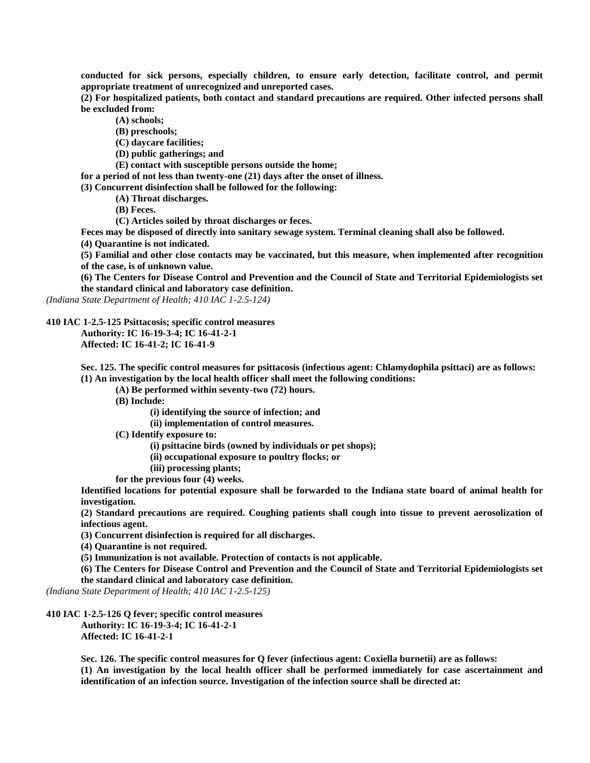**conducted for sick persons, especially children, to ensure early detection, facilitate control, and permit appropriate treatment of unrecognized and unreported cases.**

**(2) For hospitalized patients, both contact and standard precautions are required. Other infected persons shall be excluded from:**

**(A) schools;**

**(B) preschools;**

**(C) daycare facilities;**

**(D) public gatherings; and**

**(E) contact with susceptible persons outside the home;**

**for a period of not less than twenty-one (21) days after the onset of illness.**

**(3) Concurrent disinfection shall be followed for the following:**

**(A) Throat discharges.**

**(B) Feces.**

**(C) Articles soiled by throat discharges or feces.**

**Feces may be disposed of directly into sanitary sewage system. Terminal cleaning shall also be followed.**

**(4) Quarantine is not indicated.**

**(5) Familial and other close contacts may be vaccinated, but this measure, when implemented after recognition of the case, is of unknown value.**

**(6) The Centers for Disease Control and Prevention and the Council of State and Territorial Epidemiologists set the standard clinical and laboratory case definition.**

*(Indiana State Department of Health; 410 IAC 1-2.5-124)*

**410 IAC 1-2.5-125 Psittacosis; specific control measures**

**Authority: IC 16-19-3-4; IC 16-41-2-1**
**Affected: IC 16-41-2; IC 16-41-9**

**Sec. 125. The specific control measures for psittacosis (infectious agent: Chlamydophila psittaci) are as follows:**

**(1) An investigation by the local health officer shall meet the following conditions:**

**(A) Be performed within seventy-two (72) hours.**

**(B) Include:**

**(i) identifying the source of infection; and**

**(ii) implementation of control measures.**

**(C) Identify exposure to:**

**(i) psittacine birds (owned by individuals or pet shops);**

**(ii) occupational exposure to poultry flocks; or**

**(iii) processing plants;**

**for the previous four (4) weeks.**

**Identified locations for potential exposure shall be forwarded to the Indiana state board of animal health for investigation.**

**(2) Standard precautions are required. Coughing patients shall cough into tissue to prevent aerosolization of infectious agent.**

**(3) Concurrent disinfection is required for all discharges.**

**(4) Quarantine is not required.**

**(5) Immunization is not available. Protection of contacts is not applicable.**

**(6) The Centers for Disease Control and Prevention and the Council of State and Territorial Epidemiologists set the standard clinical and laboratory case definition.**

*(Indiana State Department of Health; 410 IAC 1-2.5-125)*

**410 IAC 1-2.5-126 Q fever; specific control measures**

**Authority: IC 16-19-3-4; IC 16-41-2-1**
**Affected: IC 16-41-2-1**

**Sec. 126. The specific control measures for Q fever (infectious agent: Coxiella burnetii) are as follows:**

**(1) An investigation by the local health officer shall be performed immediately for case ascertainment and identification of an infection source. Investigation of the infection source shall be directed at:**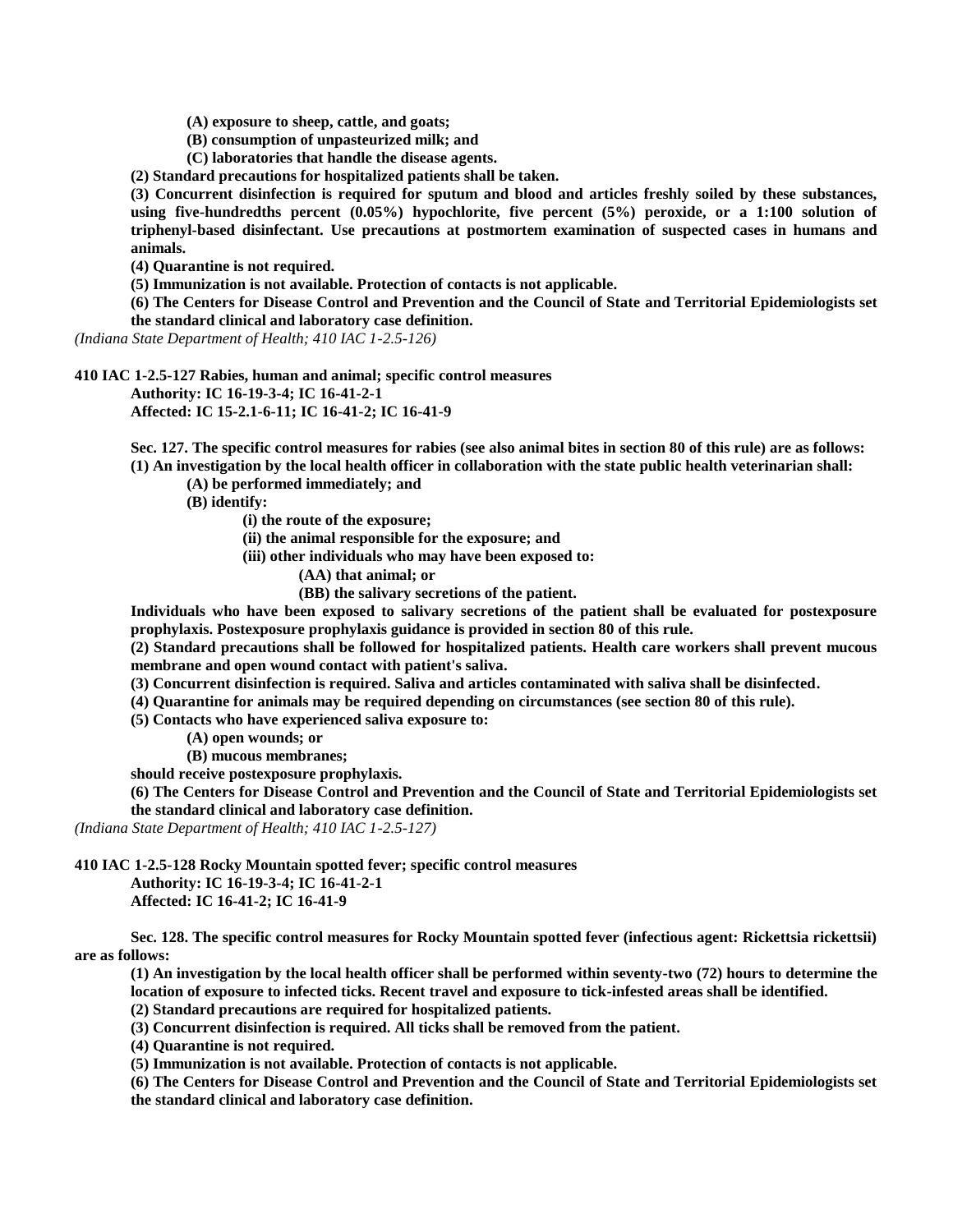(A) exposure to sheep, cattle, and goats;

(B) consumption of unpasteurized milk; and

(C) laboratories that handle the disease agents.

(2) Standard precautions for hospitalized patients shall be taken.

(3) Concurrent disinfection is required for sputum and blood and articles freshly soiled by these substances, using five-hundredths percent (0.05%) hypochlorite, five percent (5%) peroxide, or a 1:100 solution of triphenyl-based disinfectant. Use precautions at postmortem examination of suspected cases in humans and animals.

(4) Quarantine is not required.

(5) Immunization is not available. Protection of contacts is not applicable.

(6) The Centers for Disease Control and Prevention and the Council of State and Territorial Epidemiologists set the standard clinical and laboratory case definition.

*(Indiana State Department of Health; 410 IAC 1-2.5-126)*

**410 IAC 1-2.5-127 Rabies, human and animal; specific control measures**

**Authority: IC 16-19-3-4; IC 16-41-2-1**

**Affected: IC 15-2.1-6-11; IC 16-41-2; IC 16-41-9**

Sec. 127. The specific control measures for rabies (see also animal bites in section 80 of this rule) are as follows:

(1) An investigation by the local health officer in collaboration with the state public health veterinarian shall:

(A) be performed immediately; and

(B) identify:

(i) the route of the exposure;

(ii) the animal responsible for the exposure; and

(iii) other individuals who may have been exposed to:

(AA) that animal; or

(BB) the salivary secretions of the patient.

Individuals who have been exposed to salivary secretions of the patient shall be evaluated for postexposure prophylaxis. Postexposure prophylaxis guidance is provided in section 80 of this rule.

(2) Standard precautions shall be followed for hospitalized patients. Health care workers shall prevent mucous membrane and open wound contact with patient's saliva.

(3) Concurrent disinfection is required. Saliva and articles contaminated with saliva shall be disinfected.

(4) Quarantine for animals may be required depending on circumstances (see section 80 of this rule).

(5) Contacts who have experienced saliva exposure to:

(A) open wounds; or

(B) mucous membranes;

should receive postexposure prophylaxis.

(6) The Centers for Disease Control and Prevention and the Council of State and Territorial Epidemiologists set the standard clinical and laboratory case definition.

*(Indiana State Department of Health; 410 IAC 1-2.5-127)*

**410 IAC 1-2.5-128 Rocky Mountain spotted fever; specific control measures**

**Authority: IC 16-19-3-4; IC 16-41-2-1**

**Affected: IC 16-41-2; IC 16-41-9**

Sec. 128. The specific control measures for Rocky Mountain spotted fever (infectious agent: Rickettsia rickettsii) are as follows:

(1) An investigation by the local health officer shall be performed within seventy-two (72) hours to determine the location of exposure to infected ticks. Recent travel and exposure to tick-infested areas shall be identified.

(2) Standard precautions are required for hospitalized patients.

(3) Concurrent disinfection is required. All ticks shall be removed from the patient.

(4) Quarantine is not required.

(5) Immunization is not available. Protection of contacts is not applicable.

(6) The Centers for Disease Control and Prevention and the Council of State and Territorial Epidemiologists set the standard clinical and laboratory case definition.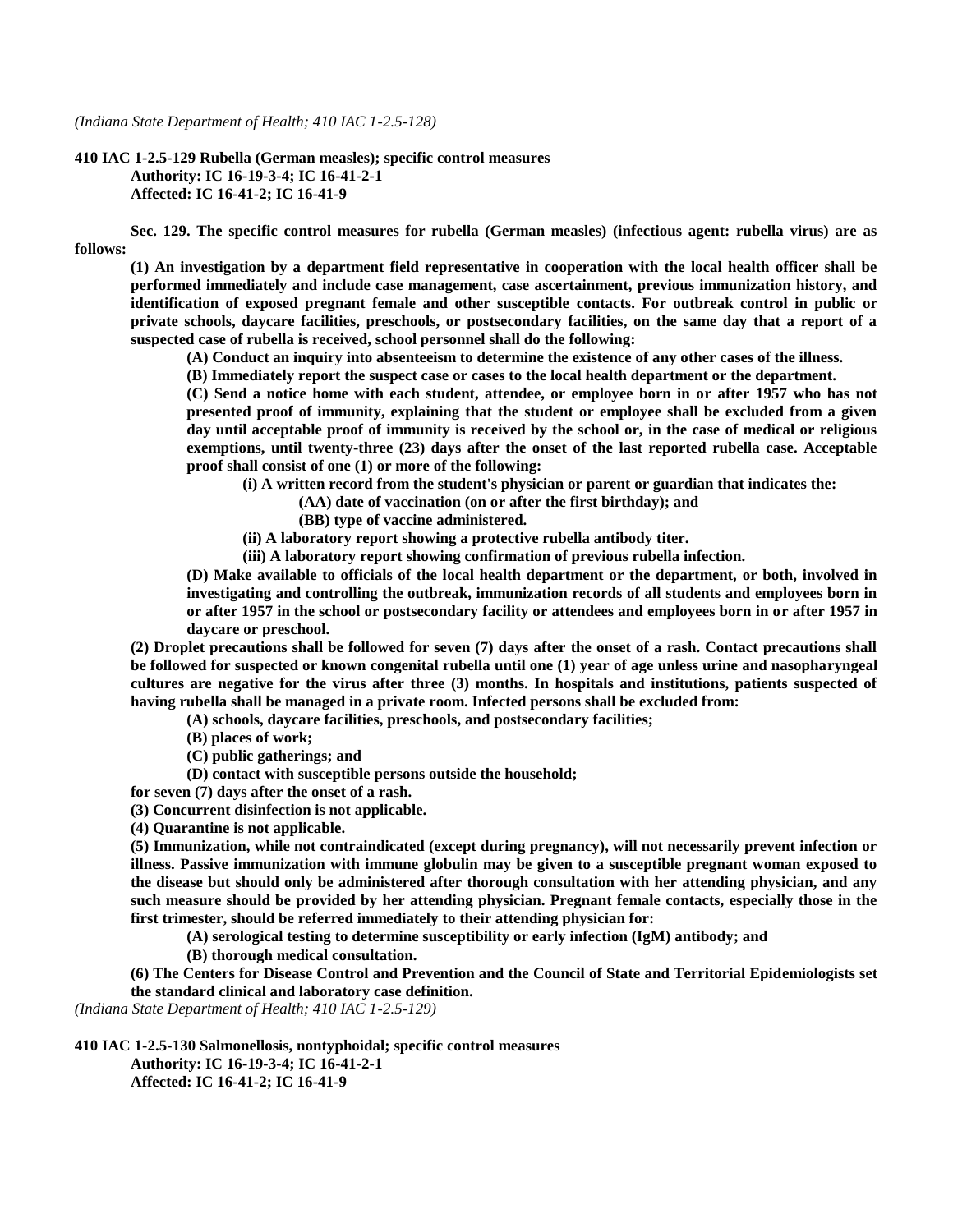*(Indiana State Department of Health; 410 IAC 1-2.5-128)*

**410 IAC 1-2.5-129 Rubella (German measles); specific control measures**
**Authority: IC 16-19-3-4; IC 16-41-2-1**
**Affected: IC 16-41-2; IC 16-41-9**

**Sec. 129. The specific control measures for rubella (German measles) (infectious agent: rubella virus) are as follows:**

**(1) An investigation by a department field representative in cooperation with the local health officer shall be performed immediately and include case management, case ascertainment, previous immunization history, and identification of exposed pregnant female and other susceptible contacts. For outbreak control in public or private schools, daycare facilities, preschools, or postsecondary facilities, on the same day that a report of a suspected case of rubella is received, school personnel shall do the following:**

**(A) Conduct an inquiry into absenteeism to determine the existence of any other cases of the illness.**

**(B) Immediately report the suspect case or cases to the local health department or the department.**

**(C) Send a notice home with each student, attendee, or employee born in or after 1957 who has not presented proof of immunity, explaining that the student or employee shall be excluded from a given day until acceptable proof of immunity is received by the school or, in the case of medical or religious exemptions, until twenty-three (23) days after the onset of the last reported rubella case. Acceptable proof shall consist of one (1) or more of the following:**

**(i) A written record from the student's physician or parent or guardian that indicates the:**

**(AA) date of vaccination (on or after the first birthday); and**

**(BB) type of vaccine administered.**

**(ii) A laboratory report showing a protective rubella antibody titer.**

**(iii) A laboratory report showing confirmation of previous rubella infection.**

**(D) Make available to officials of the local health department or the department, or both, involved in investigating and controlling the outbreak, immunization records of all students and employees born in or after 1957 in the school or postsecondary facility or attendees and employees born in or after 1957 in daycare or preschool.**

**(2) Droplet precautions shall be followed for seven (7) days after the onset of a rash. Contact precautions shall be followed for suspected or known congenital rubella until one (1) year of age unless urine and nasopharyngeal cultures are negative for the virus after three (3) months. In hospitals and institutions, patients suspected of having rubella shall be managed in a private room. Infected persons shall be excluded from:**

**(A) schools, daycare facilities, preschools, and postsecondary facilities;**

**(B) places of work;**

**(C) public gatherings; and**

**(D) contact with susceptible persons outside the household;**

**for seven (7) days after the onset of a rash.**

**(3) Concurrent disinfection is not applicable.**

**(4) Quarantine is not applicable.**

**(5) Immunization, while not contraindicated (except during pregnancy), will not necessarily prevent infection or illness. Passive immunization with immune globulin may be given to a susceptible pregnant woman exposed to the disease but should only be administered after thorough consultation with her attending physician, and any such measure should be provided by her attending physician. Pregnant female contacts, especially those in the first trimester, should be referred immediately to their attending physician for:**

**(A) serological testing to determine susceptibility or early infection (IgM) antibody; and**

**(B) thorough medical consultation.**

**(6) The Centers for Disease Control and Prevention and the Council of State and Territorial Epidemiologists set the standard clinical and laboratory case definition.**

*(Indiana State Department of Health; 410 IAC 1-2.5-129)*

**410 IAC 1-2.5-130 Salmonellosis, nontyphoidal; specific control measures**
**Authority: IC 16-19-3-4; IC 16-41-2-1**
**Affected: IC 16-41-2; IC 16-41-9**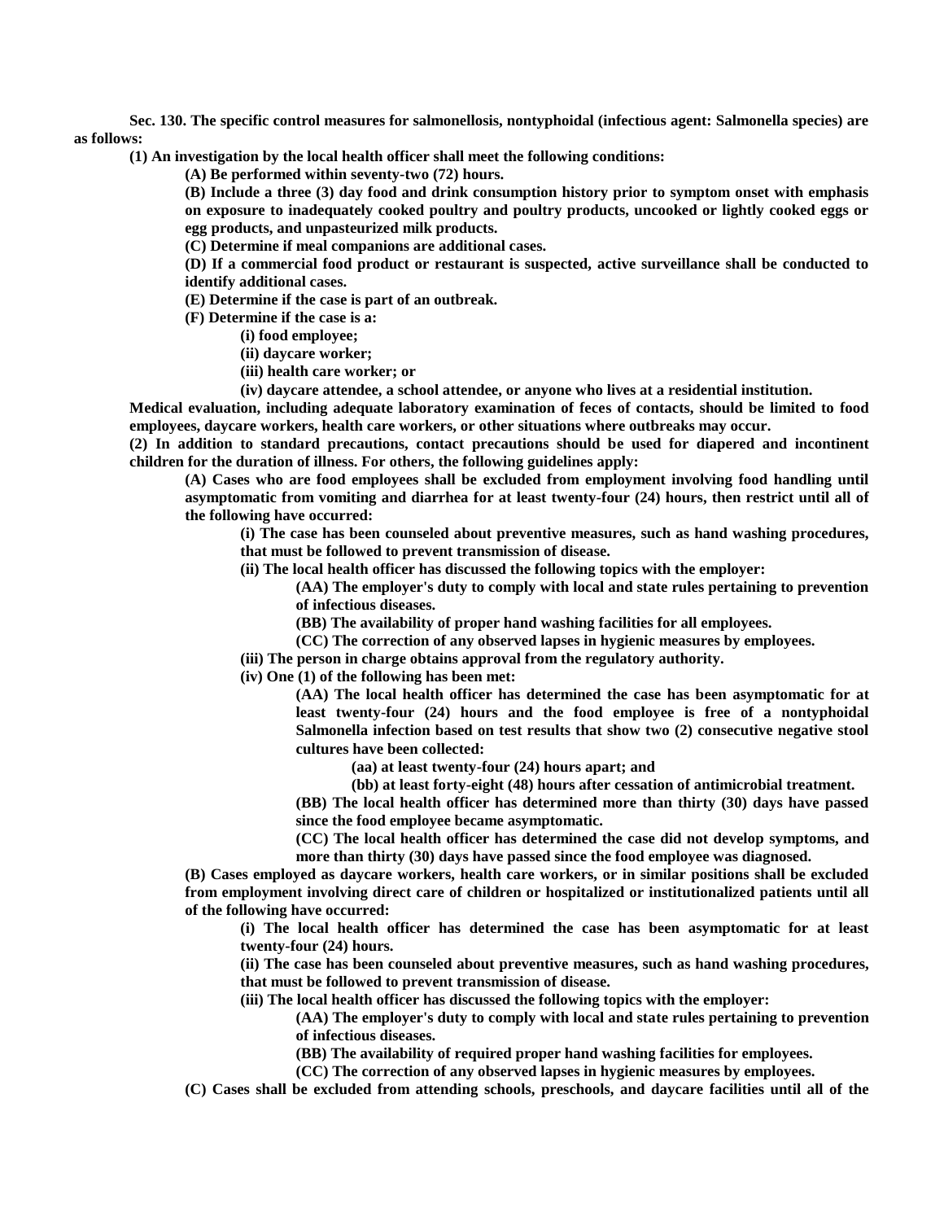**Sec. 130. The specific control measures for salmonellosis, nontyphoidal (infectious agent: Salmonella species) are as follows:**

**(1) An investigation by the local health officer shall meet the following conditions:**

**(A) Be performed within seventy-two (72) hours.**

**(B) Include a three (3) day food and drink consumption history prior to symptom onset with emphasis on exposure to inadequately cooked poultry and poultry products, uncooked or lightly cooked eggs or egg products, and unpasteurized milk products.**

**(C) Determine if meal companions are additional cases.**

**(D) If a commercial food product or restaurant is suspected, active surveillance shall be conducted to identify additional cases.**

**(E) Determine if the case is part of an outbreak.**

**(F) Determine if the case is a:**

**(i) food employee;**

**(ii) daycare worker;**

**(iii) health care worker; or**

**(iv) daycare attendee, a school attendee, or anyone who lives at a residential institution.**

**Medical evaluation, including adequate laboratory examination of feces of contacts, should be limited to food employees, daycare workers, health care workers, or other situations where outbreaks may occur.**

**(2) In addition to standard precautions, contact precautions should be used for diapered and incontinent children for the duration of illness. For others, the following guidelines apply:**

**(A) Cases who are food employees shall be excluded from employment involving food handling until asymptomatic from vomiting and diarrhea for at least twenty-four (24) hours, then restrict until all of the following have occurred:**

**(i) The case has been counseled about preventive measures, such as hand washing procedures, that must be followed to prevent transmission of disease.**

**(ii) The local health officer has discussed the following topics with the employer:**

**(AA) The employer's duty to comply with local and state rules pertaining to prevention of infectious diseases.**

**(BB) The availability of proper hand washing facilities for all employees.**

**(CC) The correction of any observed lapses in hygienic measures by employees.**

**(iii) The person in charge obtains approval from the regulatory authority.**

**(iv) One (1) of the following has been met:**

**(AA) The local health officer has determined the case has been asymptomatic for at least twenty-four (24) hours and the food employee is free of a nontyphoidal Salmonella infection based on test results that show two (2) consecutive negative stool cultures have been collected:**

**(aa) at least twenty-four (24) hours apart; and**

**(bb) at least forty-eight (48) hours after cessation of antimicrobial treatment.**

**(BB) The local health officer has determined more than thirty (30) days have passed since the food employee became asymptomatic.**

**(CC) The local health officer has determined the case did not develop symptoms, and more than thirty (30) days have passed since the food employee was diagnosed.**

**(B) Cases employed as daycare workers, health care workers, or in similar positions shall be excluded from employment involving direct care of children or hospitalized or institutionalized patients until all of the following have occurred:**

**(i) The local health officer has determined the case has been asymptomatic for at least twenty-four (24) hours.**

**(ii) The case has been counseled about preventive measures, such as hand washing procedures, that must be followed to prevent transmission of disease.**

**(iii) The local health officer has discussed the following topics with the employer:**

**(AA) The employer's duty to comply with local and state rules pertaining to prevention of infectious diseases.**

**(BB) The availability of required proper hand washing facilities for employees.**

**(CC) The correction of any observed lapses in hygienic measures by employees.**

**(C) Cases shall be excluded from attending schools, preschools, and daycare facilities until all of the**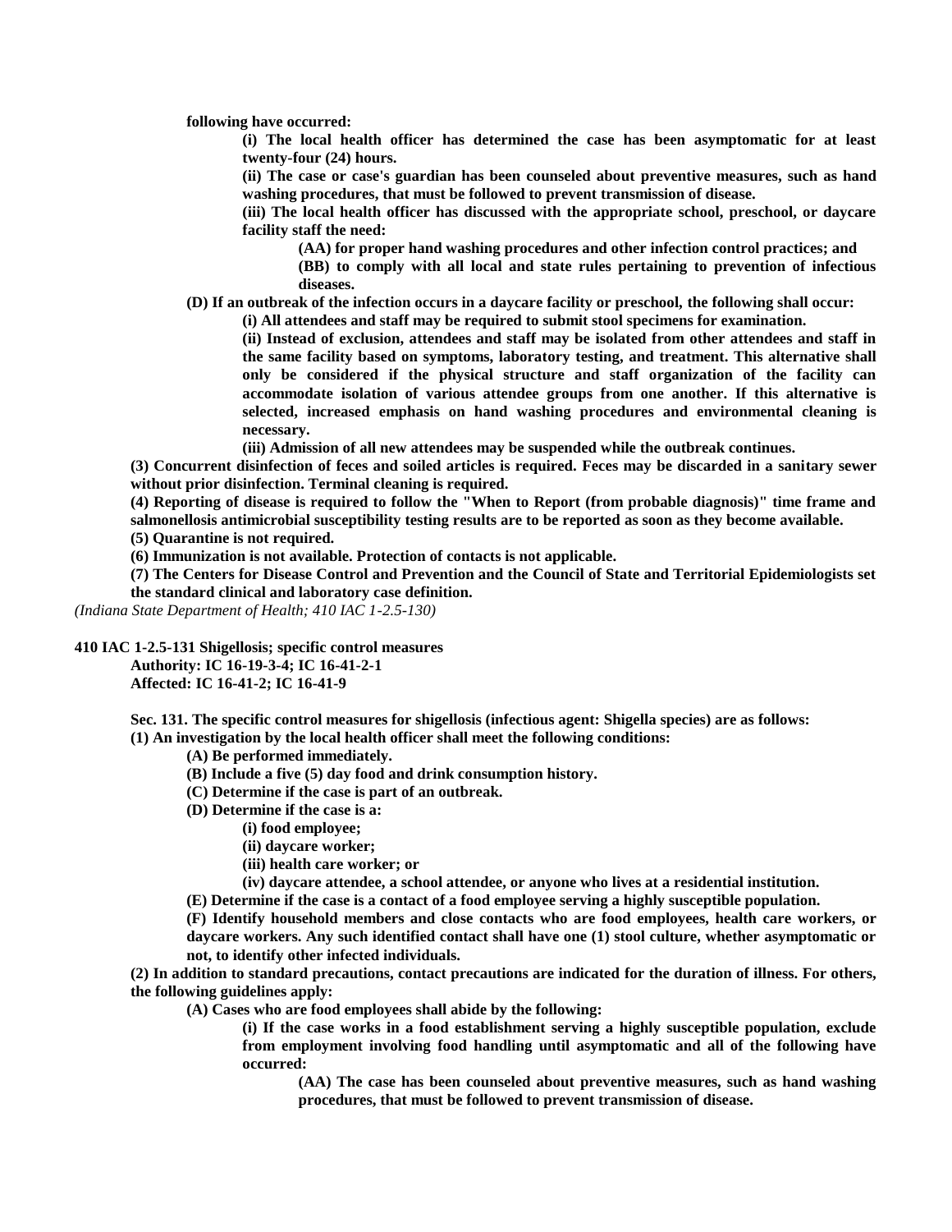**following have occurred:**

**(i) The local health officer has determined the case has been asymptomatic for at least twenty-four (24) hours.**

**(ii) The case or case's guardian has been counseled about preventive measures, such as hand washing procedures, that must be followed to prevent transmission of disease.**

**(iii) The local health officer has discussed with the appropriate school, preschool, or daycare facility staff the need:**

**(AA) for proper hand washing procedures and other infection control practices; and**

**(BB) to comply with all local and state rules pertaining to prevention of infectious diseases.**

**(D) If an outbreak of the infection occurs in a daycare facility or preschool, the following shall occur:**

**(i) All attendees and staff may be required to submit stool specimens for examination.**

**(ii) Instead of exclusion, attendees and staff may be isolated from other attendees and staff in the same facility based on symptoms, laboratory testing, and treatment. This alternative shall only be considered if the physical structure and staff organization of the facility can accommodate isolation of various attendee groups from one another. If this alternative is selected, increased emphasis on hand washing procedures and environmental cleaning is necessary.**

**(iii) Admission of all new attendees may be suspended while the outbreak continues.**

**(3) Concurrent disinfection of feces and soiled articles is required. Feces may be discarded in a sanitary sewer without prior disinfection. Terminal cleaning is required.**

**(4) Reporting of disease is required to follow the "When to Report (from probable diagnosis)" time frame and salmonellosis antimicrobial susceptibility testing results are to be reported as soon as they become available.**

**(5) Quarantine is not required.**

**(6) Immunization is not available. Protection of contacts is not applicable.**

**(7) The Centers for Disease Control and Prevention and the Council of State and Territorial Epidemiologists set the standard clinical and laboratory case definition.**

*(Indiana State Department of Health; 410 IAC 1-2.5-130)*

**410 IAC 1-2.5-131 Shigellosis; specific control measures**

**Authority: IC 16-19-3-4; IC 16-41-2-1**

**Affected: IC 16-41-2; IC 16-41-9**

**Sec. 131. The specific control measures for shigellosis (infectious agent: Shigella species) are as follows:**

**(1) An investigation by the local health officer shall meet the following conditions:**

**(A) Be performed immediately.**

**(B) Include a five (5) day food and drink consumption history.**

**(C) Determine if the case is part of an outbreak.**

**(D) Determine if the case is a:**

**(i) food employee;**

**(ii) daycare worker;**

**(iii) health care worker; or**

**(iv) daycare attendee, a school attendee, or anyone who lives at a residential institution.**

**(E) Determine if the case is a contact of a food employee serving a highly susceptible population.**

**(F) Identify household members and close contacts who are food employees, health care workers, or daycare workers. Any such identified contact shall have one (1) stool culture, whether asymptomatic or not, to identify other infected individuals.**

**(2) In addition to standard precautions, contact precautions are indicated for the duration of illness. For others, the following guidelines apply:**

**(A) Cases who are food employees shall abide by the following:**

**(i) If the case works in a food establishment serving a highly susceptible population, exclude from employment involving food handling until asymptomatic and all of the following have occurred:**

**(AA) The case has been counseled about preventive measures, such as hand washing procedures, that must be followed to prevent transmission of disease.**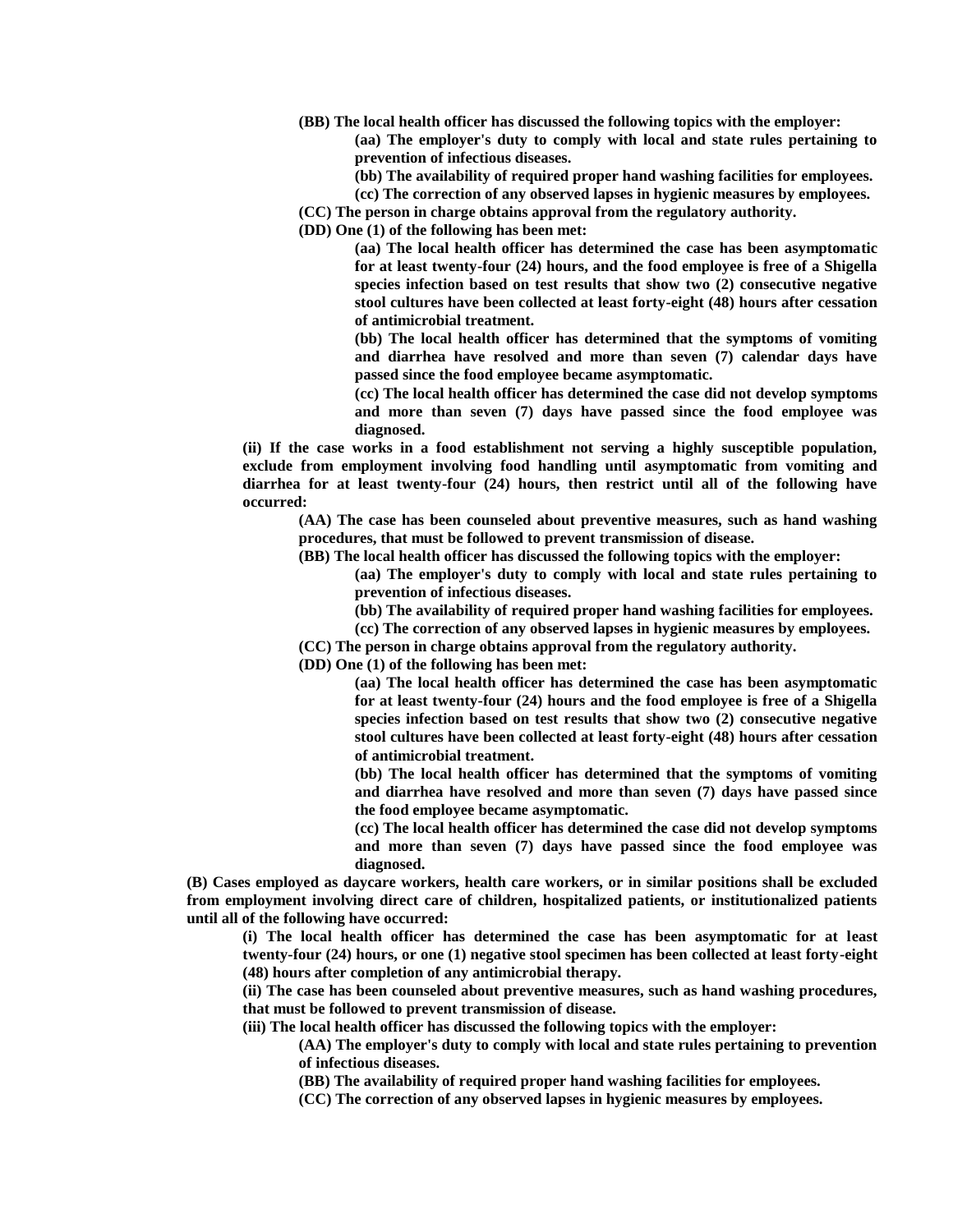**(BB) The local health officer has discussed the following topics with the employer:**

**(aa) The employer's duty to comply with local and state rules pertaining to prevention of infectious diseases.**

**(bb) The availability of required proper hand washing facilities for employees.**

**(cc) The correction of any observed lapses in hygienic measures by employees.**

**(CC) The person in charge obtains approval from the regulatory authority.**

**(DD) One (1) of the following has been met:**

**(aa) The local health officer has determined the case has been asymptomatic for at least twenty-four (24) hours, and the food employee is free of a Shigella species infection based on test results that show two (2) consecutive negative stool cultures have been collected at least forty-eight (48) hours after cessation of antimicrobial treatment.**

**(bb) The local health officer has determined that the symptoms of vomiting and diarrhea have resolved and more than seven (7) calendar days have passed since the food employee became asymptomatic.**

**(cc) The local health officer has determined the case did not develop symptoms and more than seven (7) days have passed since the food employee was diagnosed.**

**(ii) If the case works in a food establishment not serving a highly susceptible population, exclude from employment involving food handling until asymptomatic from vomiting and diarrhea for at least twenty-four (24) hours, then restrict until all of the following have occurred:**

**(AA) The case has been counseled about preventive measures, such as hand washing procedures, that must be followed to prevent transmission of disease.**

**(BB) The local health officer has discussed the following topics with the employer:**

**(aa) The employer's duty to comply with local and state rules pertaining to prevention of infectious diseases.**

**(bb) The availability of required proper hand washing facilities for employees.**

**(cc) The correction of any observed lapses in hygienic measures by employees.**

**(CC) The person in charge obtains approval from the regulatory authority.**

**(DD) One (1) of the following has been met:**

**(aa) The local health officer has determined the case has been asymptomatic for at least twenty-four (24) hours and the food employee is free of a Shigella species infection based on test results that show two (2) consecutive negative stool cultures have been collected at least forty-eight (48) hours after cessation of antimicrobial treatment.**

**(bb) The local health officer has determined that the symptoms of vomiting and diarrhea have resolved and more than seven (7) days have passed since the food employee became asymptomatic.**

**(cc) The local health officer has determined the case did not develop symptoms and more than seven (7) days have passed since the food employee was diagnosed.**

**(B) Cases employed as daycare workers, health care workers, or in similar positions shall be excluded from employment involving direct care of children, hospitalized patients, or institutionalized patients until all of the following have occurred:**

**(i) The local health officer has determined the case has been asymptomatic for at least twenty-four (24) hours, or one (1) negative stool specimen has been collected at least forty-eight (48) hours after completion of any antimicrobial therapy.**

**(ii) The case has been counseled about preventive measures, such as hand washing procedures, that must be followed to prevent transmission of disease.**

**(iii) The local health officer has discussed the following topics with the employer:**

**(AA) The employer's duty to comply with local and state rules pertaining to prevention of infectious diseases.**

**(BB) The availability of required proper hand washing facilities for employees.**

**(CC) The correction of any observed lapses in hygienic measures by employees.**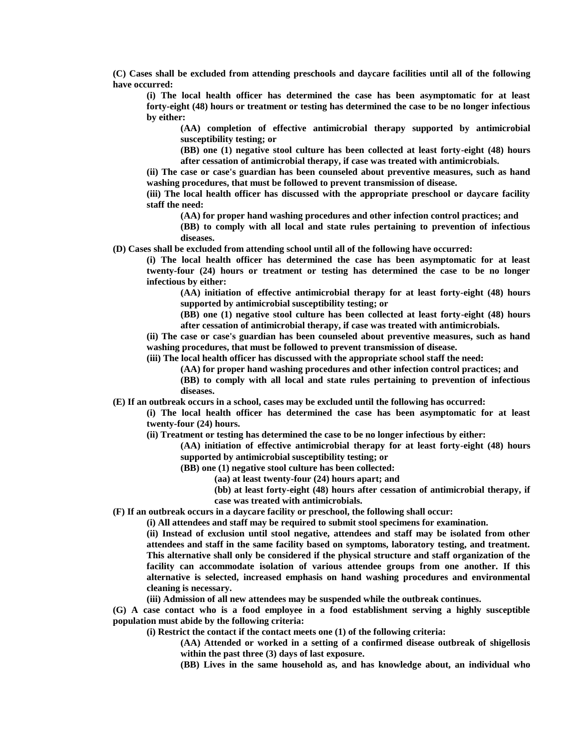**(C) Cases shall be excluded from attending preschools and daycare facilities until all of the following have occurred:**

> **(i) The local health officer has determined the case has been asymptomatic for at least forty-eight (48) hours or treatment or testing has determined the case to be no longer infectious by either:**
>
> > **(AA) completion of effective antimicrobial therapy supported by antimicrobial susceptibility testing; or**
> >
> > **(BB) one (1) negative stool culture has been collected at least forty-eight (48) hours after cessation of antimicrobial therapy, if case was treated with antimicrobials.**
>
> **(ii) The case or case's guardian has been counseled about preventive measures, such as hand washing procedures, that must be followed to prevent transmission of disease.**
>
> **(iii) The local health officer has discussed with the appropriate preschool or daycare facility staff the need:**
>
> > **(AA) for proper hand washing procedures and other infection control practices; and**
> >
> > **(BB) to comply with all local and state rules pertaining to prevention of infectious diseases.**

**(D) Cases shall be excluded from attending school until all of the following have occurred:**

> **(i) The local health officer has determined the case has been asymptomatic for at least twenty-four (24) hours or treatment or testing has determined the case to be no longer infectious by either:**
>
> > **(AA) initiation of effective antimicrobial therapy for at least forty-eight (48) hours supported by antimicrobial susceptibility testing; or**
> >
> > **(BB) one (1) negative stool culture has been collected at least forty-eight (48) hours after cessation of antimicrobial therapy, if case was treated with antimicrobials.**
>
> **(ii) The case or case's guardian has been counseled about preventive measures, such as hand washing procedures, that must be followed to prevent transmission of disease.**
>
> **(iii) The local health officer has discussed with the appropriate school staff the need:**
>
> > **(AA) for proper hand washing procedures and other infection control practices; and**
> >
> > **(BB) to comply with all local and state rules pertaining to prevention of infectious diseases.**

**(E) If an outbreak occurs in a school, cases may be excluded until the following has occurred:**

> **(i) The local health officer has determined the case has been asymptomatic for at least twenty-four (24) hours.**
>
> **(ii) Treatment or testing has determined the case to be no longer infectious by either:**
>
> > **(AA) initiation of effective antimicrobial therapy for at least forty-eight (48) hours supported by antimicrobial susceptibility testing; or**
> >
> > **(BB) one (1) negative stool culture has been collected:**
> >
> > > **(aa) at least twenty-four (24) hours apart; and**
> > >
> > > **(bb) at least forty-eight (48) hours after cessation of antimicrobial therapy, if case was treated with antimicrobials.**

**(F) If an outbreak occurs in a daycare facility or preschool, the following shall occur:**

> **(i) All attendees and staff may be required to submit stool specimens for examination.**
>
> **(ii) Instead of exclusion until stool negative, attendees and staff may be isolated from other attendees and staff in the same facility based on symptoms, laboratory testing, and treatment. This alternative shall only be considered if the physical structure and staff organization of the facility can accommodate isolation of various attendee groups from one another. If this alternative is selected, increased emphasis on hand washing procedures and environmental cleaning is necessary.**
>
> **(iii) Admission of all new attendees may be suspended while the outbreak continues.**

**(G) A case contact who is a food employee in a food establishment serving a highly susceptible population must abide by the following criteria:**

> **(i) Restrict the contact if the contact meets one (1) of the following criteria:**
>
> > **(AA) Attended or worked in a setting of a confirmed disease outbreak of shigellosis within the past three (3) days of last exposure.**
> >
> > **(BB) Lives in the same household as, and has knowledge about, an individual who**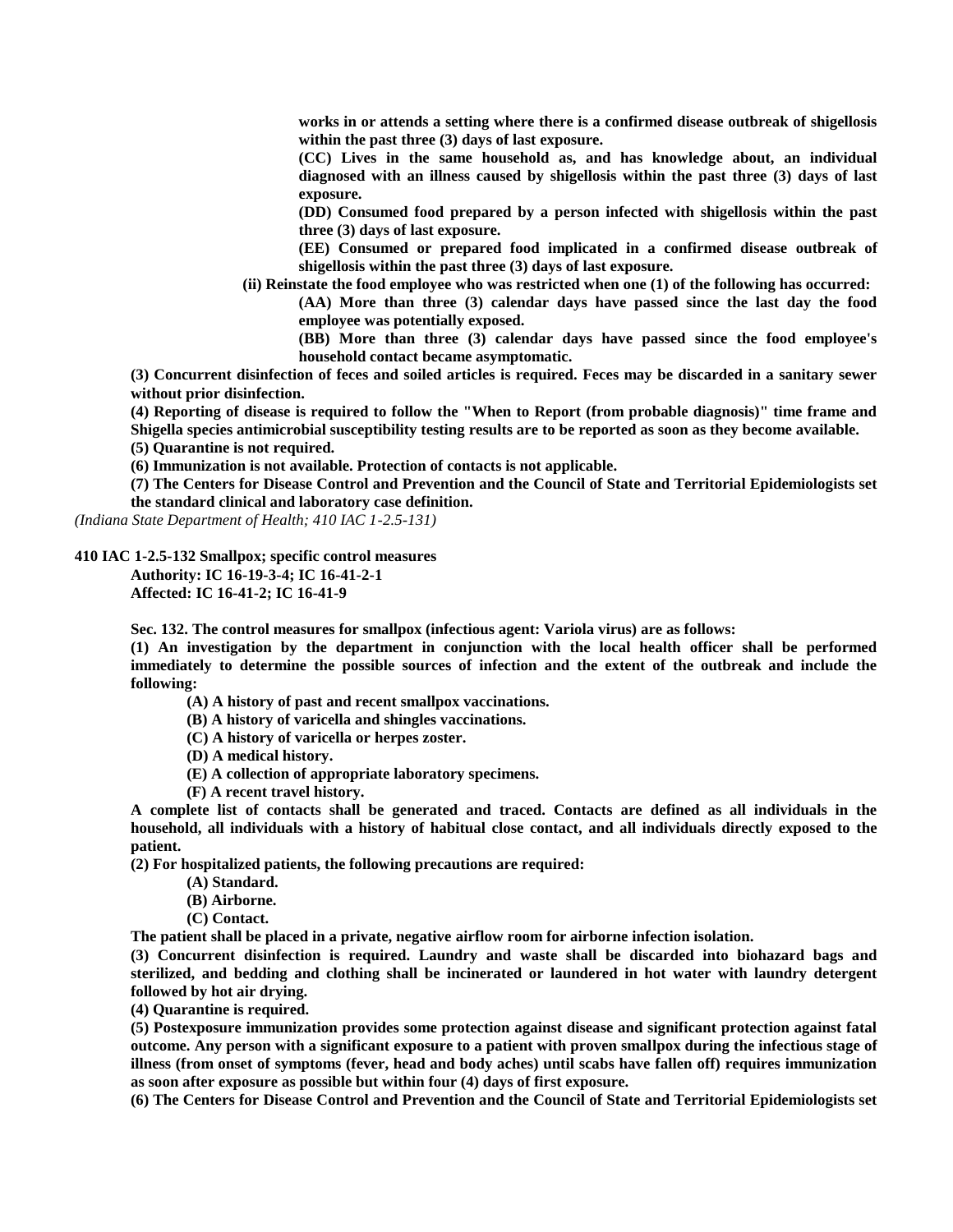works in or attends a setting where there is a confirmed disease outbreak of shigellosis within the past three (3) days of last exposure.

(CC) Lives in the same household as, and has knowledge about, an individual diagnosed with an illness caused by shigellosis within the past three (3) days of last exposure.

(DD) Consumed food prepared by a person infected with shigellosis within the past three (3) days of last exposure.

(EE) Consumed or prepared food implicated in a confirmed disease outbreak of shigellosis within the past three (3) days of last exposure.

(ii) Reinstate the food employee who was restricted when one (1) of the following has occurred:

(AA) More than three (3) calendar days have passed since the last day the food employee was potentially exposed.

(BB) More than three (3) calendar days have passed since the food employee's household contact became asymptomatic.

(3) Concurrent disinfection of feces and soiled articles is required. Feces may be discarded in a sanitary sewer without prior disinfection.

(4) Reporting of disease is required to follow the "When to Report (from probable diagnosis)" time frame and Shigella species antimicrobial susceptibility testing results are to be reported as soon as they become available.

(5) Quarantine is not required.

(6) Immunization is not available. Protection of contacts is not applicable.

(7) The Centers for Disease Control and Prevention and the Council of State and Territorial Epidemiologists set the standard clinical and laboratory case definition.

*(Indiana State Department of Health; 410 IAC 1-2.5-131)*

**410 IAC 1-2.5-132 Smallpox; specific control measures**

Authority: IC 16-19-3-4; IC 16-41-2-1
Affected: IC 16-41-2; IC 16-41-9

Sec. 132. The control measures for smallpox (infectious agent: Variola virus) are as follows:

(1) An investigation by the department in conjunction with the local health officer shall be performed immediately to determine the possible sources of infection and the extent of the outbreak and include the following:

(A) A history of past and recent smallpox vaccinations.

(B) A history of varicella and shingles vaccinations.

(C) A history of varicella or herpes zoster.

(D) A medical history.

(E) A collection of appropriate laboratory specimens.

(F) A recent travel history.

A complete list of contacts shall be generated and traced. Contacts are defined as all individuals in the household, all individuals with a history of habitual close contact, and all individuals directly exposed to the patient.

(2) For hospitalized patients, the following precautions are required:

(A) Standard.

(B) Airborne.

(C) Contact.

The patient shall be placed in a private, negative airflow room for airborne infection isolation.

(3) Concurrent disinfection is required. Laundry and waste shall be discarded into biohazard bags and sterilized, and bedding and clothing shall be incinerated or laundered in hot water with laundry detergent followed by hot air drying.

(4) Quarantine is required.

(5) Postexposure immunization provides some protection against disease and significant protection against fatal outcome. Any person with a significant exposure to a patient with proven smallpox during the infectious stage of illness (from onset of symptoms (fever, head and body aches) until scabs have fallen off) requires immunization as soon after exposure as possible but within four (4) days of first exposure.

(6) The Centers for Disease Control and Prevention and the Council of State and Territorial Epidemiologists set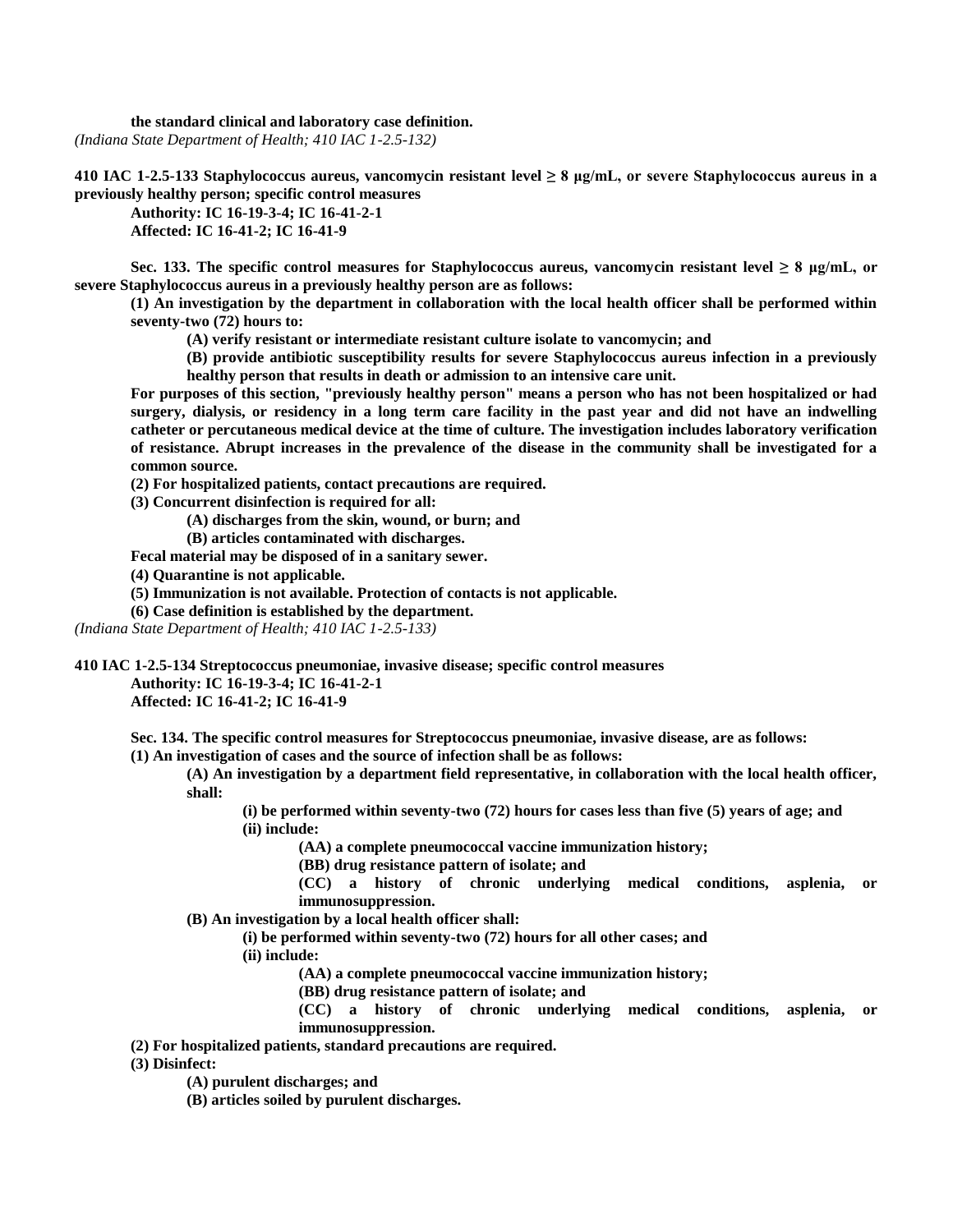**the standard clinical and laboratory case definition.**

*(Indiana State Department of Health; 410 IAC 1-2.5-132)*

**410 IAC 1-2.5-133 Staphylococcus aureus, vancomycin resistant level ≥ 8 µg/mL, or severe Staphylococcus aureus in a previously healthy person; specific control measures**

**Authority: IC 16-19-3-4; IC 16-41-2-1**

**Affected: IC 16-41-2; IC 16-41-9**

**Sec. 133. The specific control measures for Staphylococcus aureus, vancomycin resistant level ≥ 8 µg/mL, or severe Staphylococcus aureus in a previously healthy person are as follows:**

**(1) An investigation by the department in collaboration with the local health officer shall be performed within seventy-two (72) hours to:**

**(A) verify resistant or intermediate resistant culture isolate to vancomycin; and**

**(B) provide antibiotic susceptibility results for severe Staphylococcus aureus infection in a previously healthy person that results in death or admission to an intensive care unit.**

**For purposes of this section, "previously healthy person" means a person who has not been hospitalized or had surgery, dialysis, or residency in a long term care facility in the past year and did not have an indwelling catheter or percutaneous medical device at the time of culture. The investigation includes laboratory verification of resistance. Abrupt increases in the prevalence of the disease in the community shall be investigated for a common source.**

**(2) For hospitalized patients, contact precautions are required.**

**(3) Concurrent disinfection is required for all:**

**(A) discharges from the skin, wound, or burn; and**

**(B) articles contaminated with discharges.**

**Fecal material may be disposed of in a sanitary sewer.**

**(4) Quarantine is not applicable.**

**(5) Immunization is not available. Protection of contacts is not applicable.**

**(6) Case definition is established by the department.**

*(Indiana State Department of Health; 410 IAC 1-2.5-133)*

**410 IAC 1-2.5-134 Streptococcus pneumoniae, invasive disease; specific control measures**

**Authority: IC 16-19-3-4; IC 16-41-2-1**

**Affected: IC 16-41-2; IC 16-41-9**

**Sec. 134. The specific control measures for Streptococcus pneumoniae, invasive disease, are as follows:**

**(1) An investigation of cases and the source of infection shall be as follows:**

**(A) An investigation by a department field representative, in collaboration with the local health officer, shall:**

**(i) be performed within seventy-two (72) hours for cases less than five (5) years of age; and**

**(ii) include:**

**(AA) a complete pneumococcal vaccine immunization history;**

**(BB) drug resistance pattern of isolate; and**

**(CC) a history of chronic underlying medical conditions, asplenia, or immunosuppression.**

**(B) An investigation by a local health officer shall:**

**(i) be performed within seventy-two (72) hours for all other cases; and**

**(ii) include:**

**(AA) a complete pneumococcal vaccine immunization history;**

**(BB) drug resistance pattern of isolate; and**

**(CC) a history of chronic underlying medical conditions, asplenia, or immunosuppression.**

**(2) For hospitalized patients, standard precautions are required.**

**(3) Disinfect:**

**(A) purulent discharges; and**

**(B) articles soiled by purulent discharges.**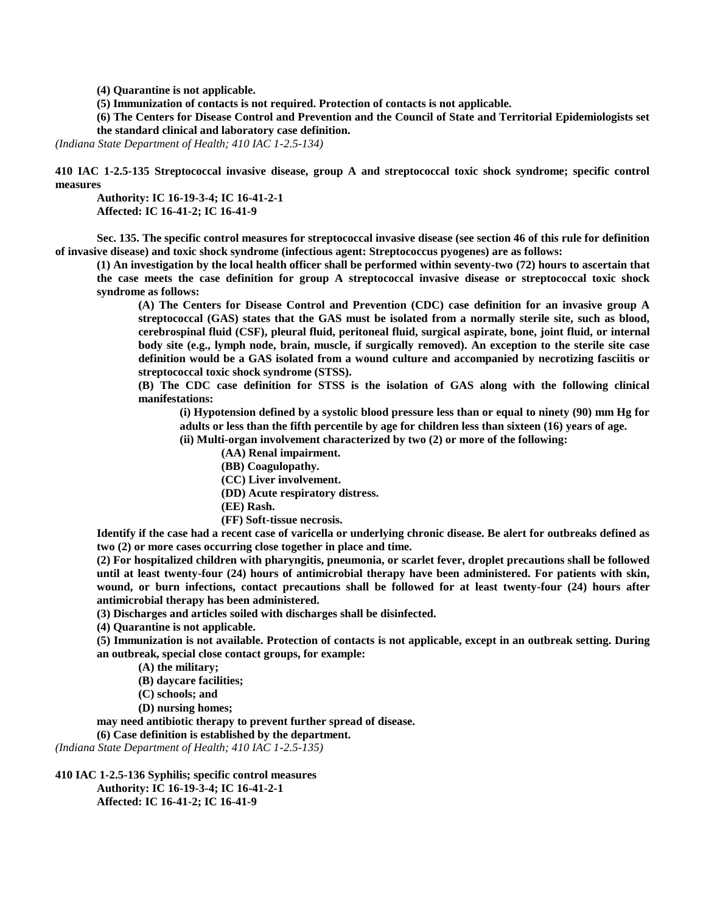**(4) Quarantine is not applicable.**

**(5) Immunization of contacts is not required. Protection of contacts is not applicable.**

**(6) The Centers for Disease Control and Prevention and the Council of State and Territorial Epidemiologists set the standard clinical and laboratory case definition.**

*(Indiana State Department of Health; 410 IAC 1-2.5-134)*

**410 IAC 1-2.5-135 Streptococcal invasive disease, group A and streptococcal toxic shock syndrome; specific control measures**

**Authority: IC 16-19-3-4; IC 16-41-2-1**
**Affected: IC 16-41-2; IC 16-41-9**

**Sec. 135. The specific control measures for streptococcal invasive disease (see section 46 of this rule for definition of invasive disease) and toxic shock syndrome (infectious agent: Streptococcus pyogenes) are as follows:**

**(1) An investigation by the local health officer shall be performed within seventy-two (72) hours to ascertain that the case meets the case definition for group A streptococcal invasive disease or streptococcal toxic shock syndrome as follows:**

**(A) The Centers for Disease Control and Prevention (CDC) case definition for an invasive group A streptococcal (GAS) states that the GAS must be isolated from a normally sterile site, such as blood, cerebrospinal fluid (CSF), pleural fluid, peritoneal fluid, surgical aspirate, bone, joint fluid, or internal body site (e.g., lymph node, brain, muscle, if surgically removed). An exception to the sterile site case definition would be a GAS isolated from a wound culture and accompanied by necrotizing fasciitis or streptococcal toxic shock syndrome (STSS).**

**(B) The CDC case definition for STSS is the isolation of GAS along with the following clinical manifestations:**

**(i) Hypotension defined by a systolic blood pressure less than or equal to ninety (90) mm Hg for adults or less than the fifth percentile by age for children less than sixteen (16) years of age.**

**(ii) Multi-organ involvement characterized by two (2) or more of the following:**

**(AA) Renal impairment.**
**(BB) Coagulopathy.**
**(CC) Liver involvement.**
**(DD) Acute respiratory distress.**
**(EE) Rash.**
**(FF) Soft-tissue necrosis.**

**Identify if the case had a recent case of varicella or underlying chronic disease. Be alert for outbreaks defined as two (2) or more cases occurring close together in place and time.**

**(2) For hospitalized children with pharyngitis, pneumonia, or scarlet fever, droplet precautions shall be followed until at least twenty-four (24) hours of antimicrobial therapy have been administered. For patients with skin, wound, or burn infections, contact precautions shall be followed for at least twenty-four (24) hours after antimicrobial therapy has been administered.**

**(3) Discharges and articles soiled with discharges shall be disinfected.**

**(4) Quarantine is not applicable.**

**(5) Immunization is not available. Protection of contacts is not applicable, except in an outbreak setting. During an outbreak, special close contact groups, for example:**

**(A) the military;**
**(B) daycare facilities;**
**(C) schools; and**
**(D) nursing homes;**

**may need antibiotic therapy to prevent further spread of disease.**

**(6) Case definition is established by the department.**

*(Indiana State Department of Health; 410 IAC 1-2.5-135)*

**410 IAC 1-2.5-136 Syphilis; specific control measures**

**Authority: IC 16-19-3-4; IC 16-41-2-1**
**Affected: IC 16-41-2; IC 16-41-9**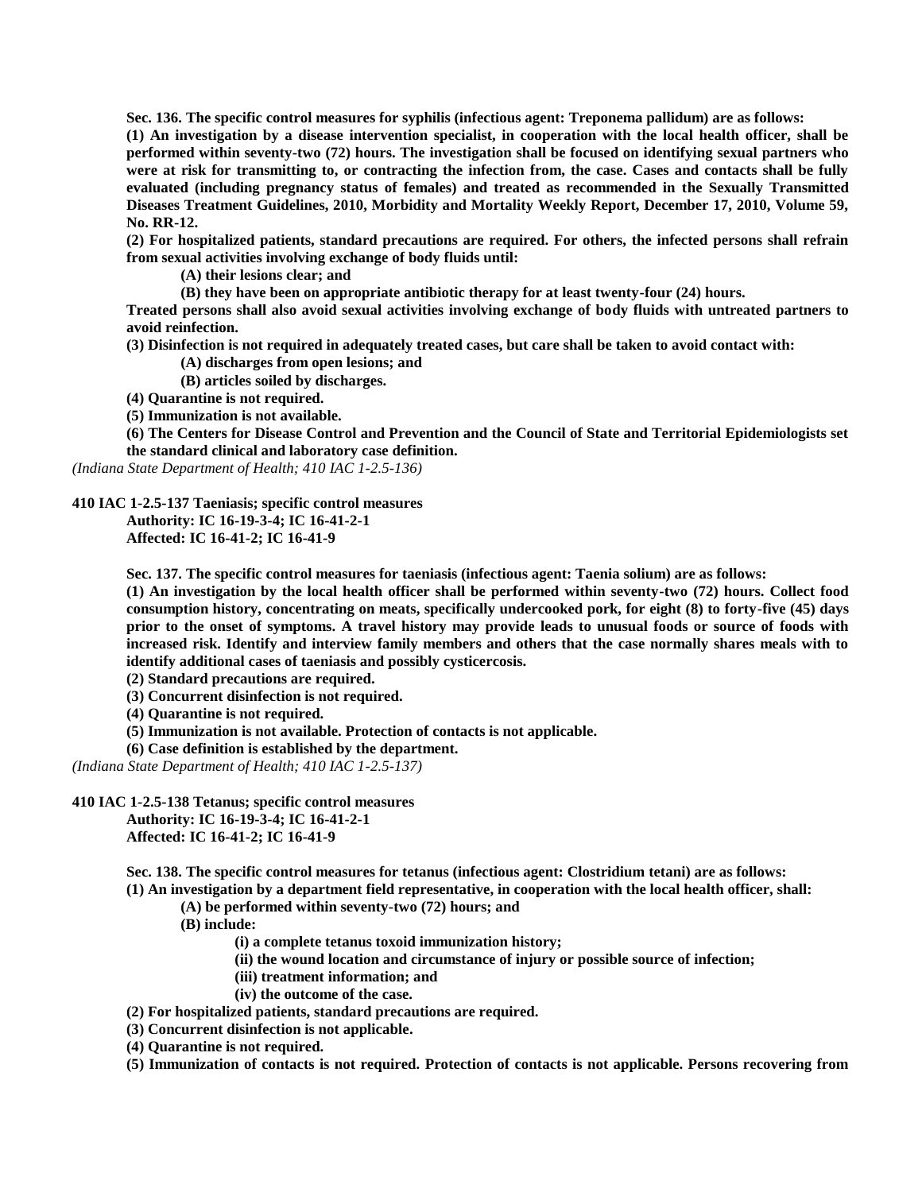**Sec. 136. The specific control measures for syphilis (infectious agent: Treponema pallidum) are as follows:**

**(1) An investigation by a disease intervention specialist, in cooperation with the local health officer, shall be performed within seventy-two (72) hours. The investigation shall be focused on identifying sexual partners who were at risk for transmitting to, or contracting the infection from, the case. Cases and contacts shall be fully evaluated (including pregnancy status of females) and treated as recommended in the Sexually Transmitted Diseases Treatment Guidelines, 2010, Morbidity and Mortality Weekly Report, December 17, 2010, Volume 59, No. RR-12.**

**(2) For hospitalized patients, standard precautions are required. For others, the infected persons shall refrain from sexual activities involving exchange of body fluids until:**

**(A) their lesions clear; and**

**(B) they have been on appropriate antibiotic therapy for at least twenty-four (24) hours.**

**Treated persons shall also avoid sexual activities involving exchange of body fluids with untreated partners to avoid reinfection.**

**(3) Disinfection is not required in adequately treated cases, but care shall be taken to avoid contact with:**

**(A) discharges from open lesions; and**

**(B) articles soiled by discharges.**

**(4) Quarantine is not required.**

**(5) Immunization is not available.**

**(6) The Centers for Disease Control and Prevention and the Council of State and Territorial Epidemiologists set the standard clinical and laboratory case definition.**

*(Indiana State Department of Health; 410 IAC 1-2.5-136)*

**410 IAC 1-2.5-137 Taeniasis; specific control measures**

**Authority: IC 16-19-3-4; IC 16-41-2-1**
**Affected: IC 16-41-2; IC 16-41-9**

**Sec. 137. The specific control measures for taeniasis (infectious agent: Taenia solium) are as follows:**

**(1) An investigation by the local health officer shall be performed within seventy-two (72) hours. Collect food consumption history, concentrating on meats, specifically undercooked pork, for eight (8) to forty-five (45) days prior to the onset of symptoms. A travel history may provide leads to unusual foods or source of foods with increased risk. Identify and interview family members and others that the case normally shares meals with to identify additional cases of taeniasis and possibly cysticercosis.**

**(2) Standard precautions are required.**

**(3) Concurrent disinfection is not required.**

**(4) Quarantine is not required.**

**(5) Immunization is not available. Protection of contacts is not applicable.**

**(6) Case definition is established by the department.**

*(Indiana State Department of Health; 410 IAC 1-2.5-137)*

**410 IAC 1-2.5-138 Tetanus; specific control measures**

**Authority: IC 16-19-3-4; IC 16-41-2-1**
**Affected: IC 16-41-2; IC 16-41-9**

**Sec. 138. The specific control measures for tetanus (infectious agent: Clostridium tetani) are as follows:**

**(1) An investigation by a department field representative, in cooperation with the local health officer, shall:**

**(A) be performed within seventy-two (72) hours; and**

**(B) include:**

**(i) a complete tetanus toxoid immunization history;**

**(ii) the wound location and circumstance of injury or possible source of infection;**

**(iii) treatment information; and**

**(iv) the outcome of the case.**

**(2) For hospitalized patients, standard precautions are required.**

**(3) Concurrent disinfection is not applicable.**

**(4) Quarantine is not required.**

**(5) Immunization of contacts is not required. Protection of contacts is not applicable. Persons recovering from**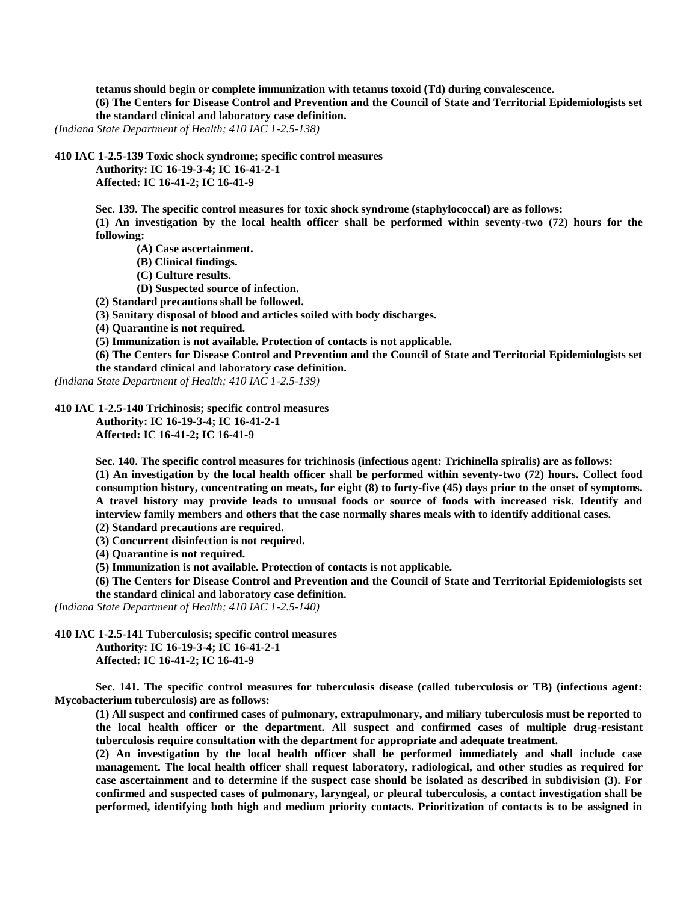**tetanus should begin or complete immunization with tetanus toxoid (Td) during convalescence.**

**(6) The Centers for Disease Control and Prevention and the Council of State and Territorial Epidemiologists set the standard clinical and laboratory case definition.**

*(Indiana State Department of Health; 410 IAC 1-2.5-138)*

**410 IAC 1-2.5-139 Toxic shock syndrome; specific control measures**

**Authority: IC 16-19-3-4; IC 16-41-2-1**

**Affected: IC 16-41-2; IC 16-41-9**

**Sec. 139. The specific control measures for toxic shock syndrome (staphylococcal) are as follows:**

**(1) An investigation by the local health officer shall be performed within seventy-two (72) hours for the following:**

**(A) Case ascertainment.**

**(B) Clinical findings.**

**(C) Culture results.**

**(D) Suspected source of infection.**

**(2) Standard precautions shall be followed.**

**(3) Sanitary disposal of blood and articles soiled with body discharges.**

**(4) Quarantine is not required.**

**(5) Immunization is not available. Protection of contacts is not applicable.**

**(6) The Centers for Disease Control and Prevention and the Council of State and Territorial Epidemiologists set the standard clinical and laboratory case definition.**

*(Indiana State Department of Health; 410 IAC 1-2.5-139)*

**410 IAC 1-2.5-140 Trichinosis; specific control measures**

**Authority: IC 16-19-3-4; IC 16-41-2-1**

**Affected: IC 16-41-2; IC 16-41-9**

**Sec. 140. The specific control measures for trichinosis (infectious agent: Trichinella spiralis) are as follows:**

**(1) An investigation by the local health officer shall be performed within seventy-two (72) hours. Collect food consumption history, concentrating on meats, for eight (8) to forty-five (45) days prior to the onset of symptoms. A travel history may provide leads to unusual foods or source of foods with increased risk. Identify and interview family members and others that the case normally shares meals with to identify additional cases.**

**(2) Standard precautions are required.**

**(3) Concurrent disinfection is not required.**

**(4) Quarantine is not required.**

**(5) Immunization is not available. Protection of contacts is not applicable.**

**(6) The Centers for Disease Control and Prevention and the Council of State and Territorial Epidemiologists set the standard clinical and laboratory case definition.**

*(Indiana State Department of Health; 410 IAC 1-2.5-140)*

**410 IAC 1-2.5-141 Tuberculosis; specific control measures**

**Authority: IC 16-19-3-4; IC 16-41-2-1**

**Affected: IC 16-41-2; IC 16-41-9**

**Sec. 141. The specific control measures for tuberculosis disease (called tuberculosis or TB) (infectious agent: Mycobacterium tuberculosis) are as follows:**

**(1) All suspect and confirmed cases of pulmonary, extrapulmonary, and miliary tuberculosis must be reported to the local health officer or the department. All suspect and confirmed cases of multiple drug-resistant tuberculosis require consultation with the department for appropriate and adequate treatment.**

**(2) An investigation by the local health officer shall be performed immediately and shall include case management. The local health officer shall request laboratory, radiological, and other studies as required for case ascertainment and to determine if the suspect case should be isolated as described in subdivision (3). For confirmed and suspected cases of pulmonary, laryngeal, or pleural tuberculosis, a contact investigation shall be performed, identifying both high and medium priority contacts. Prioritization of contacts is to be assigned in**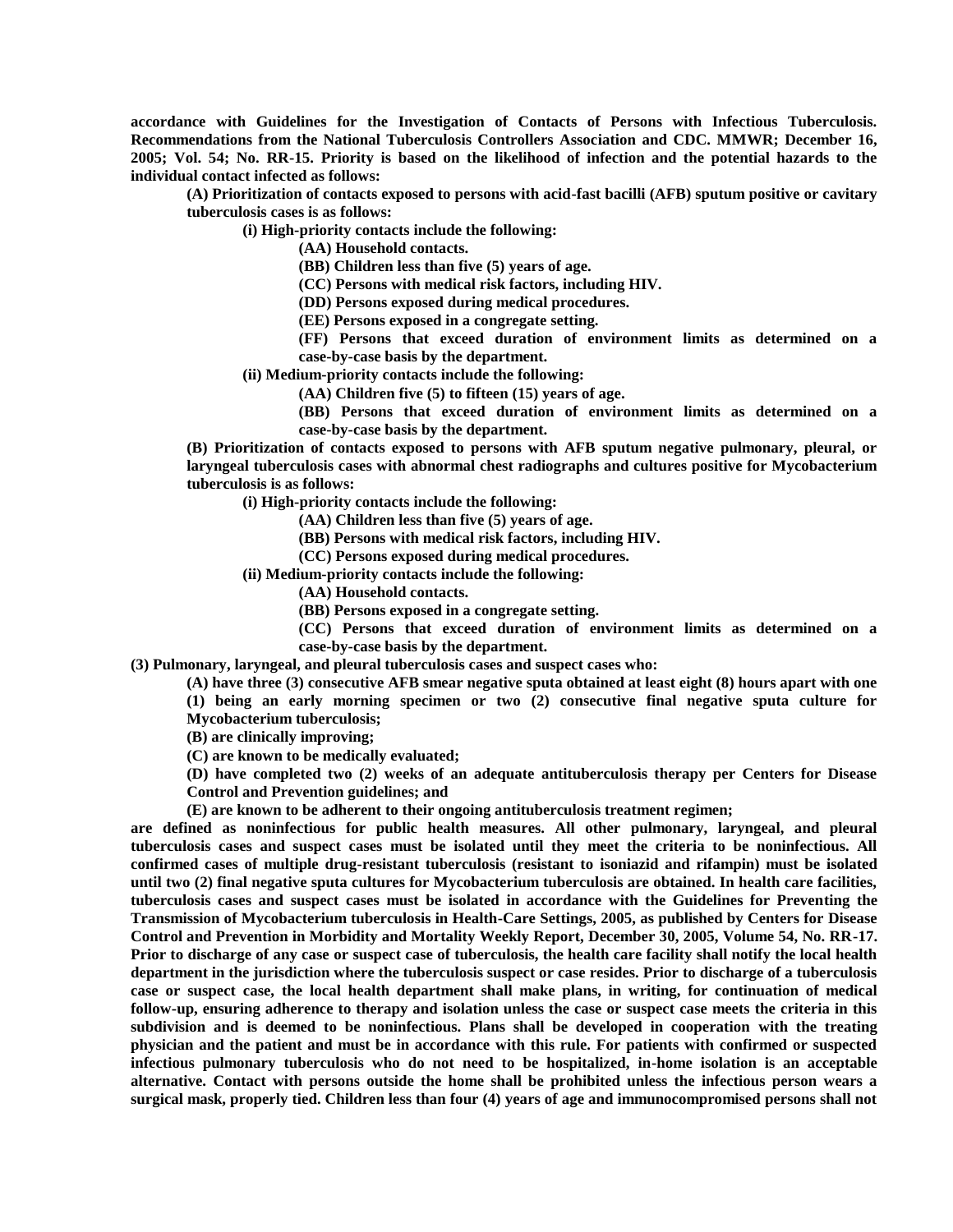**accordance with Guidelines for the Investigation of Contacts of Persons with Infectious Tuberculosis. Recommendations from the National Tuberculosis Controllers Association and CDC. MMWR; December 16, 2005; Vol. 54; No. RR-15. Priority is based on the likelihood of infection and the potential hazards to the individual contact infected as follows:**

**(A) Prioritization of contacts exposed to persons with acid-fast bacilli (AFB) sputum positive or cavitary tuberculosis cases is as follows:**

**(i) High-priority contacts include the following:**

**(AA) Household contacts.**

**(BB) Children less than five (5) years of age.**

**(CC) Persons with medical risk factors, including HIV.**

**(DD) Persons exposed during medical procedures.**

**(EE) Persons exposed in a congregate setting.**

**(FF) Persons that exceed duration of environment limits as determined on a case-by-case basis by the department.**

**(ii) Medium-priority contacts include the following:**

**(AA) Children five (5) to fifteen (15) years of age.**

**(BB) Persons that exceed duration of environment limits as determined on a case-by-case basis by the department.**

**(B) Prioritization of contacts exposed to persons with AFB sputum negative pulmonary, pleural, or laryngeal tuberculosis cases with abnormal chest radiographs and cultures positive for Mycobacterium tuberculosis is as follows:**

**(i) High-priority contacts include the following:**

**(AA) Children less than five (5) years of age.**

**(BB) Persons with medical risk factors, including HIV.**

**(CC) Persons exposed during medical procedures.**

**(ii) Medium-priority contacts include the following:**

**(AA) Household contacts.**

**(BB) Persons exposed in a congregate setting.**

**(CC) Persons that exceed duration of environment limits as determined on a case-by-case basis by the department.**

**(3) Pulmonary, laryngeal, and pleural tuberculosis cases and suspect cases who:**

**(A) have three (3) consecutive AFB smear negative sputa obtained at least eight (8) hours apart with one (1) being an early morning specimen or two (2) consecutive final negative sputa culture for Mycobacterium tuberculosis;**

**(B) are clinically improving;**

**(C) are known to be medically evaluated;**

**(D) have completed two (2) weeks of an adequate antituberculosis therapy per Centers for Disease Control and Prevention guidelines; and**

**(E) are known to be adherent to their ongoing antituberculosis treatment regimen;**

**are defined as noninfectious for public health measures. All other pulmonary, laryngeal, and pleural tuberculosis cases and suspect cases must be isolated until they meet the criteria to be noninfectious. All confirmed cases of multiple drug-resistant tuberculosis (resistant to isoniazid and rifampin) must be isolated until two (2) final negative sputa cultures for Mycobacterium tuberculosis are obtained. In health care facilities, tuberculosis cases and suspect cases must be isolated in accordance with the Guidelines for Preventing the Transmission of Mycobacterium tuberculosis in Health-Care Settings, 2005, as published by Centers for Disease Control and Prevention in Morbidity and Mortality Weekly Report, December 30, 2005, Volume 54, No. RR-17. Prior to discharge of any case or suspect case of tuberculosis, the health care facility shall notify the local health department in the jurisdiction where the tuberculosis suspect or case resides. Prior to discharge of a tuberculosis case or suspect case, the local health department shall make plans, in writing, for continuation of medical follow-up, ensuring adherence to therapy and isolation unless the case or suspect case meets the criteria in this subdivision and is deemed to be noninfectious. Plans shall be developed in cooperation with the treating physician and the patient and must be in accordance with this rule. For patients with confirmed or suspected infectious pulmonary tuberculosis who do not need to be hospitalized, in-home isolation is an acceptable alternative. Contact with persons outside the home shall be prohibited unless the infectious person wears a surgical mask, properly tied. Children less than four (4) years of age and immunocompromised persons shall not**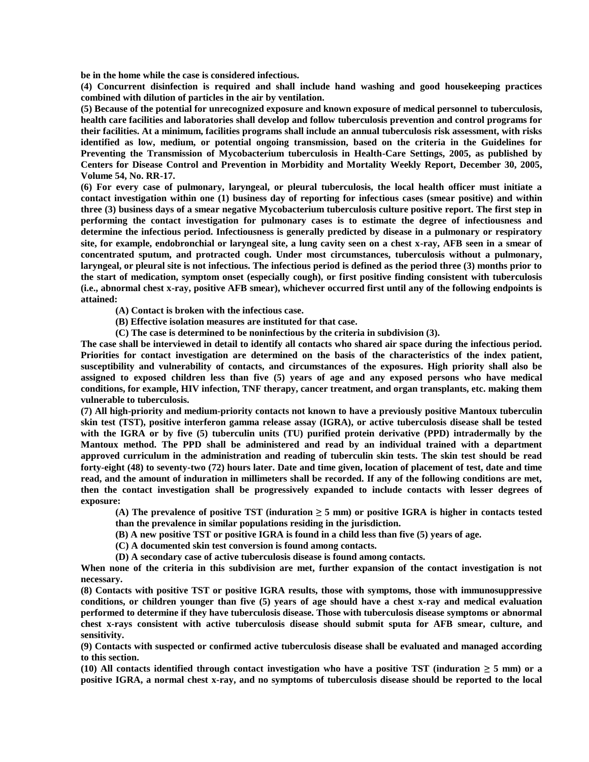**be in the home while the case is considered infectious.**

**(4) Concurrent disinfection is required and shall include hand washing and good housekeeping practices combined with dilution of particles in the air by ventilation.**

**(5) Because of the potential for unrecognized exposure and known exposure of medical personnel to tuberculosis, health care facilities and laboratories shall develop and follow tuberculosis prevention and control programs for their facilities. At a minimum, facilities programs shall include an annual tuberculosis risk assessment, with risks identified as low, medium, or potential ongoing transmission, based on the criteria in the Guidelines for Preventing the Transmission of Mycobacterium tuberculosis in Health-Care Settings, 2005, as published by Centers for Disease Control and Prevention in Morbidity and Mortality Weekly Report, December 30, 2005, Volume 54, No. RR-17.**

**(6) For every case of pulmonary, laryngeal, or pleural tuberculosis, the local health officer must initiate a contact investigation within one (1) business day of reporting for infectious cases (smear positive) and within three (3) business days of a smear negative Mycobacterium tuberculosis culture positive report. The first step in performing the contact investigation for pulmonary cases is to estimate the degree of infectiousness and determine the infectious period. Infectiousness is generally predicted by disease in a pulmonary or respiratory site, for example, endobronchial or laryngeal site, a lung cavity seen on a chest x-ray, AFB seen in a smear of concentrated sputum, and protracted cough. Under most circumstances, tuberculosis without a pulmonary, laryngeal, or pleural site is not infectious. The infectious period is defined as the period three (3) months prior to the start of medication, symptom onset (especially cough), or first positive finding consistent with tuberculosis (i.e., abnormal chest x-ray, positive AFB smear), whichever occurred first until any of the following endpoints is attained:**

> **(A) Contact is broken with the infectious case.**
>
> **(B) Effective isolation measures are instituted for that case.**
>
> **(C) The case is determined to be noninfectious by the criteria in subdivision (3).**

**The case shall be interviewed in detail to identify all contacts who shared air space during the infectious period. Priorities for contact investigation are determined on the basis of the characteristics of the index patient, susceptibility and vulnerability of contacts, and circumstances of the exposures. High priority shall also be assigned to exposed children less than five (5) years of age and any exposed persons who have medical conditions, for example, HIV infection, TNF therapy, cancer treatment, and organ transplants, etc. making them vulnerable to tuberculosis.**

**(7) All high-priority and medium-priority contacts not known to have a previously positive Mantoux tuberculin skin test (TST), positive interferon gamma release assay (IGRA), or active tuberculosis disease shall be tested with the IGRA or by five (5) tuberculin units (TU) purified protein derivative (PPD) intradermally by the Mantoux method. The PPD shall be administered and read by an individual trained with a department approved curriculum in the administration and reading of tuberculin skin tests. The skin test should be read forty-eight (48) to seventy-two (72) hours later. Date and time given, location of placement of test, date and time read, and the amount of induration in millimeters shall be recorded. If any of the following conditions are met, then the contact investigation shall be progressively expanded to include contacts with lesser degrees of exposure:**

> **(A) The prevalence of positive TST (induration ≥ 5 mm) or positive IGRA is higher in contacts tested than the prevalence in similar populations residing in the jurisdiction.**
>
> **(B) A new positive TST or positive IGRA is found in a child less than five (5) years of age.**
>
> **(C) A documented skin test conversion is found among contacts.**
>
> **(D) A secondary case of active tuberculosis disease is found among contacts.**

**When none of the criteria in this subdivision are met, further expansion of the contact investigation is not necessary.**

**(8) Contacts with positive TST or positive IGRA results, those with symptoms, those with immunosuppressive conditions, or children younger than five (5) years of age should have a chest x-ray and medical evaluation performed to determine if they have tuberculosis disease. Those with tuberculosis disease symptoms or abnormal chest x-rays consistent with active tuberculosis disease should submit sputa for AFB smear, culture, and sensitivity.**

**(9) Contacts with suspected or confirmed active tuberculosis disease shall be evaluated and managed according to this section.**

**(10) All contacts identified through contact investigation who have a positive TST (induration ≥ 5 mm) or a positive IGRA, a normal chest x-ray, and no symptoms of tuberculosis disease should be reported to the local**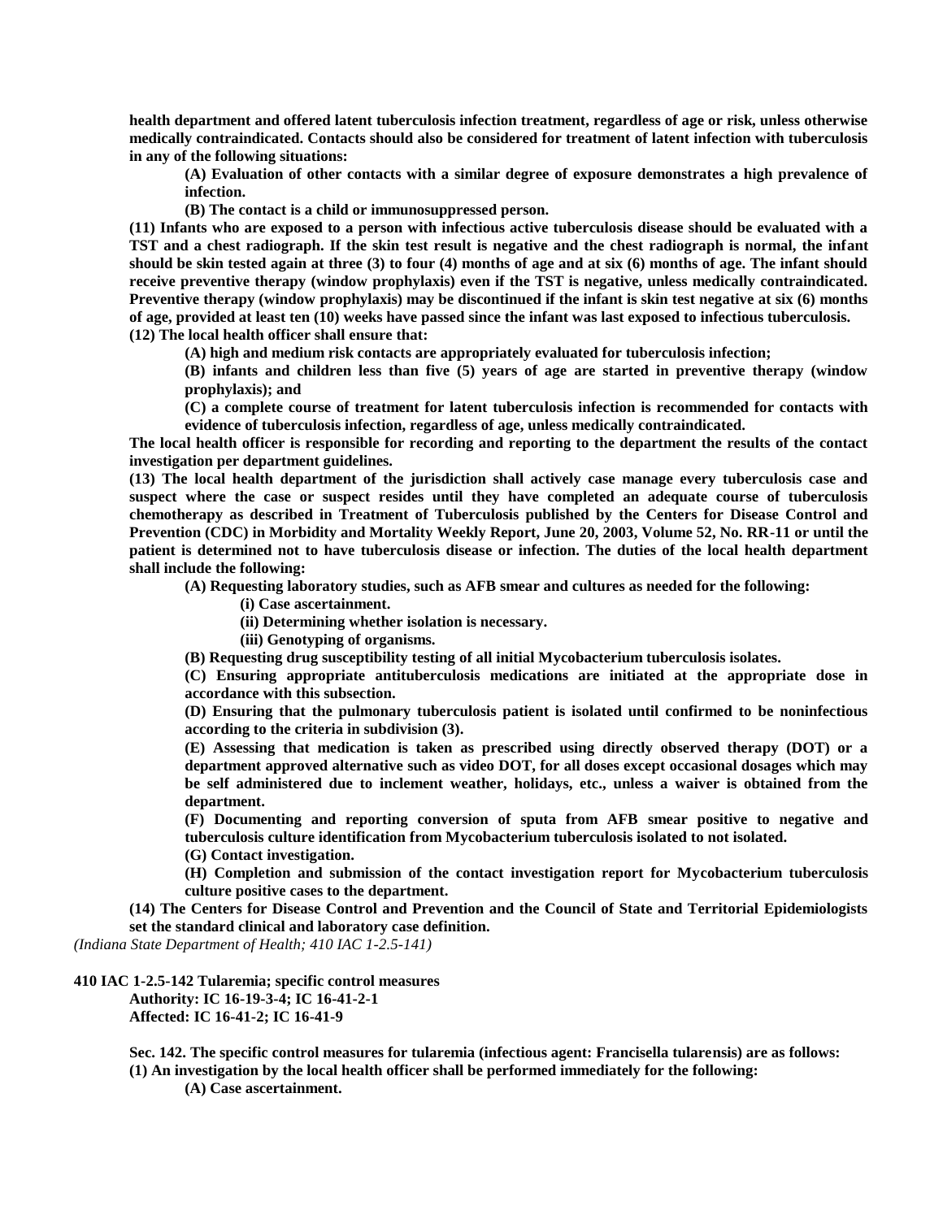**health department and offered latent tuberculosis infection treatment, regardless of age or risk, unless otherwise medically contraindicated. Contacts should also be considered for treatment of latent infection with tuberculosis in any of the following situations:**

**(A) Evaluation of other contacts with a similar degree of exposure demonstrates a high prevalence of infection.**

**(B) The contact is a child or immunosuppressed person.**

**(11) Infants who are exposed to a person with infectious active tuberculosis disease should be evaluated with a TST and a chest radiograph. If the skin test result is negative and the chest radiograph is normal, the infant should be skin tested again at three (3) to four (4) months of age and at six (6) months of age. The infant should receive preventive therapy (window prophylaxis) even if the TST is negative, unless medically contraindicated. Preventive therapy (window prophylaxis) may be discontinued if the infant is skin test negative at six (6) months of age, provided at least ten (10) weeks have passed since the infant was last exposed to infectious tuberculosis.**

**(12) The local health officer shall ensure that:**

**(A) high and medium risk contacts are appropriately evaluated for tuberculosis infection;**

**(B) infants and children less than five (5) years of age are started in preventive therapy (window prophylaxis); and**

**(C) a complete course of treatment for latent tuberculosis infection is recommended for contacts with evidence of tuberculosis infection, regardless of age, unless medically contraindicated.**

**The local health officer is responsible for recording and reporting to the department the results of the contact investigation per department guidelines.**

**(13) The local health department of the jurisdiction shall actively case manage every tuberculosis case and suspect where the case or suspect resides until they have completed an adequate course of tuberculosis chemotherapy as described in Treatment of Tuberculosis published by the Centers for Disease Control and Prevention (CDC) in Morbidity and Mortality Weekly Report, June 20, 2003, Volume 52, No. RR-11 or until the patient is determined not to have tuberculosis disease or infection. The duties of the local health department shall include the following:**

**(A) Requesting laboratory studies, such as AFB smear and cultures as needed for the following:**

**(i) Case ascertainment.**

**(ii) Determining whether isolation is necessary.**

**(iii) Genotyping of organisms.**

**(B) Requesting drug susceptibility testing of all initial Mycobacterium tuberculosis isolates.**

**(C) Ensuring appropriate antituberculosis medications are initiated at the appropriate dose in accordance with this subsection.**

**(D) Ensuring that the pulmonary tuberculosis patient is isolated until confirmed to be noninfectious according to the criteria in subdivision (3).**

**(E) Assessing that medication is taken as prescribed using directly observed therapy (DOT) or a department approved alternative such as video DOT, for all doses except occasional dosages which may be self administered due to inclement weather, holidays, etc., unless a waiver is obtained from the department.**

**(F) Documenting and reporting conversion of sputa from AFB smear positive to negative and tuberculosis culture identification from Mycobacterium tuberculosis isolated to not isolated.**

**(G) Contact investigation.**

**(H) Completion and submission of the contact investigation report for Mycobacterium tuberculosis culture positive cases to the department.**

**(14) The Centers for Disease Control and Prevention and the Council of State and Territorial Epidemiologists set the standard clinical and laboratory case definition.**

*(Indiana State Department of Health; 410 IAC 1-2.5-141)*

**410 IAC 1-2.5-142 Tularemia; specific control measures**

**Authority: IC 16-19-3-4; IC 16-41-2-1**
**Affected: IC 16-41-2; IC 16-41-9**

**Sec. 142. The specific control measures for tularemia (infectious agent: Francisella tularensis) are as follows:**

**(1) An investigation by the local health officer shall be performed immediately for the following:**

**(A) Case ascertainment.**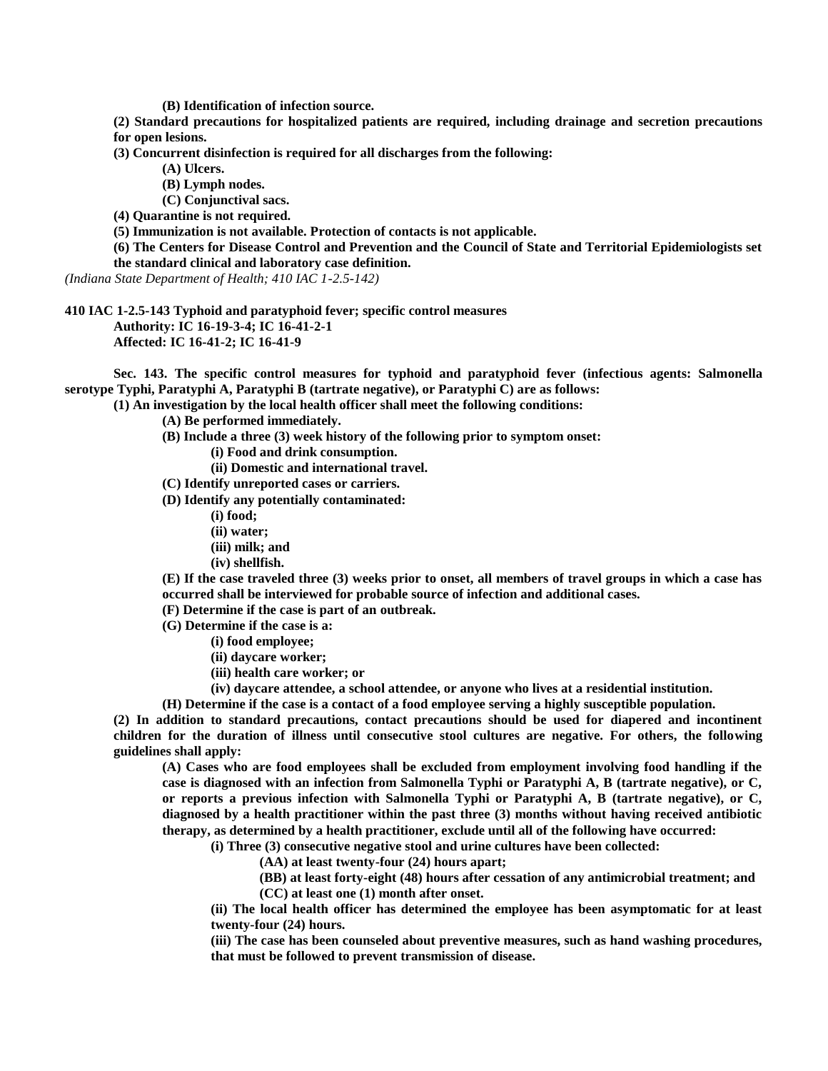**(B) Identification of infection source.**

**(2) Standard precautions for hospitalized patients are required, including drainage and secretion precautions for open lesions.**

**(3) Concurrent disinfection is required for all discharges from the following:**

**(A) Ulcers.**

**(B) Lymph nodes.**

**(C) Conjunctival sacs.**

**(4) Quarantine is not required.**

**(5) Immunization is not available. Protection of contacts is not applicable.**

**(6) The Centers for Disease Control and Prevention and the Council of State and Territorial Epidemiologists set the standard clinical and laboratory case definition.**

*(Indiana State Department of Health; 410 IAC 1-2.5-142)*

**410 IAC 1-2.5-143 Typhoid and paratyphoid fever; specific control measures**

**Authority: IC 16-19-3-4; IC 16-41-2-1**

**Affected: IC 16-41-2; IC 16-41-9**

**Sec. 143. The specific control measures for typhoid and paratyphoid fever (infectious agents: Salmonella serotype Typhi, Paratyphi A, Paratyphi B (tartrate negative), or Paratyphi C) are as follows:**

**(1) An investigation by the local health officer shall meet the following conditions:**

**(A) Be performed immediately.**

**(B) Include a three (3) week history of the following prior to symptom onset:**

**(i) Food and drink consumption.**

**(ii) Domestic and international travel.**

**(C) Identify unreported cases or carriers.**

**(D) Identify any potentially contaminated:**

**(i) food;**

**(ii) water;**

**(iii) milk; and**

**(iv) shellfish.**

**(E) If the case traveled three (3) weeks prior to onset, all members of travel groups in which a case has occurred shall be interviewed for probable source of infection and additional cases.**

**(F) Determine if the case is part of an outbreak.**

**(G) Determine if the case is a:**

**(i) food employee;**

**(ii) daycare worker;**

**(iii) health care worker; or**

**(iv) daycare attendee, a school attendee, or anyone who lives at a residential institution.**

**(H) Determine if the case is a contact of a food employee serving a highly susceptible population.**

**(2) In addition to standard precautions, contact precautions should be used for diapered and incontinent children for the duration of illness until consecutive stool cultures are negative. For others, the following guidelines shall apply:**

**(A) Cases who are food employees shall be excluded from employment involving food handling if the case is diagnosed with an infection from Salmonella Typhi or Paratyphi A, B (tartrate negative), or C, or reports a previous infection with Salmonella Typhi or Paratyphi A, B (tartrate negative), or C, diagnosed by a health practitioner within the past three (3) months without having received antibiotic therapy, as determined by a health practitioner, exclude until all of the following have occurred:**

**(i) Three (3) consecutive negative stool and urine cultures have been collected:**

**(AA) at least twenty-four (24) hours apart;**

**(BB) at least forty-eight (48) hours after cessation of any antimicrobial treatment; and**

**(CC) at least one (1) month after onset.**

**(ii) The local health officer has determined the employee has been asymptomatic for at least twenty-four (24) hours.**

**(iii) The case has been counseled about preventive measures, such as hand washing procedures, that must be followed to prevent transmission of disease.**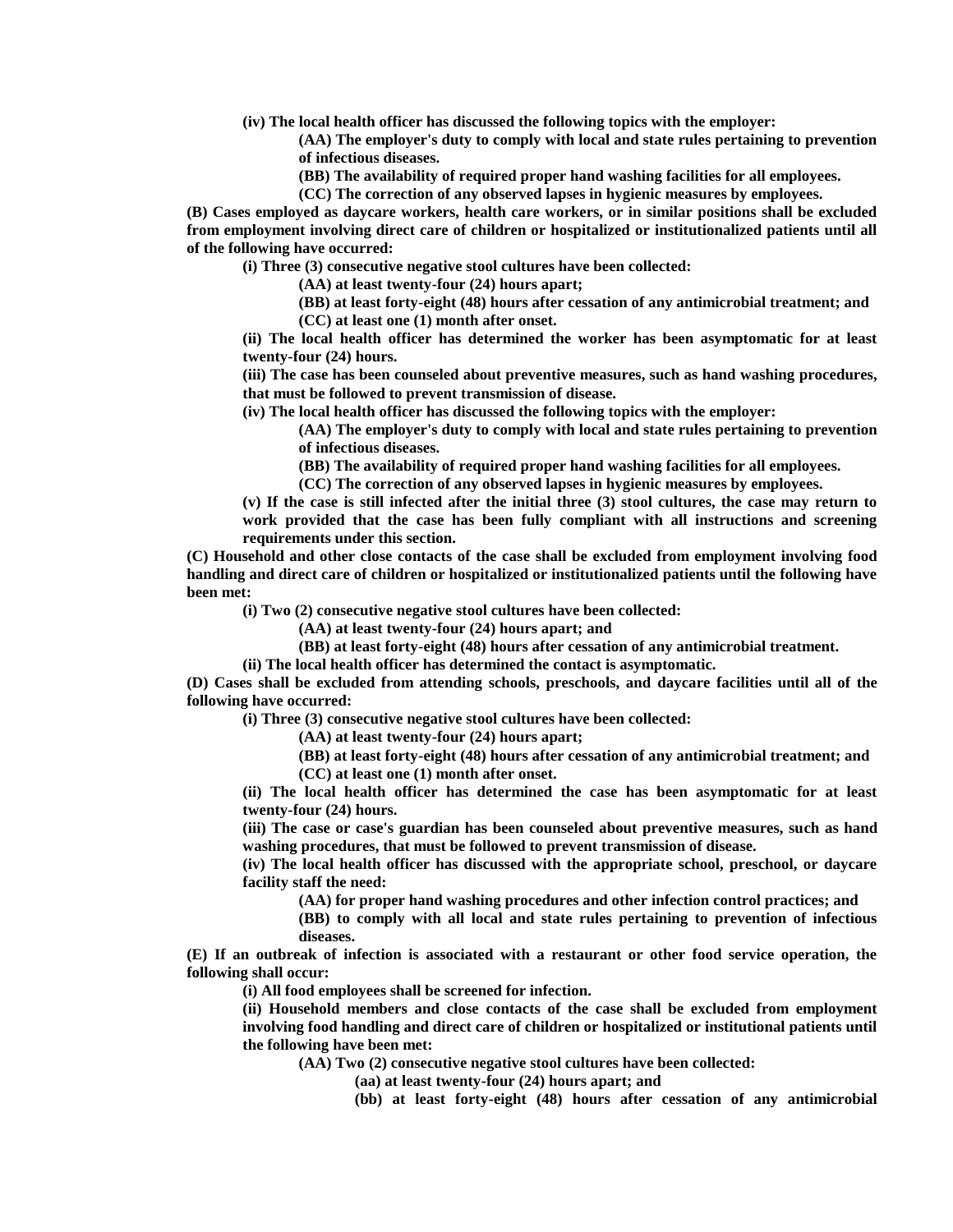**(iv) The local health officer has discussed the following topics with the employer:**

**(AA) The employer's duty to comply with local and state rules pertaining to prevention of infectious diseases.**

**(BB) The availability of required proper hand washing facilities for all employees.**

**(CC) The correction of any observed lapses in hygienic measures by employees.**

**(B) Cases employed as daycare workers, health care workers, or in similar positions shall be excluded from employment involving direct care of children or hospitalized or institutionalized patients until all of the following have occurred:**

**(i) Three (3) consecutive negative stool cultures have been collected:**

**(AA) at least twenty-four (24) hours apart;**

**(BB) at least forty-eight (48) hours after cessation of any antimicrobial treatment; and**

**(CC) at least one (1) month after onset.**

**(ii) The local health officer has determined the worker has been asymptomatic for at least twenty-four (24) hours.**

**(iii) The case has been counseled about preventive measures, such as hand washing procedures, that must be followed to prevent transmission of disease.**

**(iv) The local health officer has discussed the following topics with the employer:**

**(AA) The employer's duty to comply with local and state rules pertaining to prevention of infectious diseases.**

**(BB) The availability of required proper hand washing facilities for all employees.**

**(CC) The correction of any observed lapses in hygienic measures by employees.**

**(v) If the case is still infected after the initial three (3) stool cultures, the case may return to work provided that the case has been fully compliant with all instructions and screening requirements under this section.**

**(C) Household and other close contacts of the case shall be excluded from employment involving food handling and direct care of children or hospitalized or institutionalized patients until the following have been met:**

**(i) Two (2) consecutive negative stool cultures have been collected:**

**(AA) at least twenty-four (24) hours apart; and**

**(BB) at least forty-eight (48) hours after cessation of any antimicrobial treatment.**

**(ii) The local health officer has determined the contact is asymptomatic.**

**(D) Cases shall be excluded from attending schools, preschools, and daycare facilities until all of the following have occurred:**

**(i) Three (3) consecutive negative stool cultures have been collected:**

**(AA) at least twenty-four (24) hours apart;**

**(BB) at least forty-eight (48) hours after cessation of any antimicrobial treatment; and**

**(CC) at least one (1) month after onset.**

**(ii) The local health officer has determined the case has been asymptomatic for at least twenty-four (24) hours.**

**(iii) The case or case's guardian has been counseled about preventive measures, such as hand washing procedures, that must be followed to prevent transmission of disease.**

**(iv) The local health officer has discussed with the appropriate school, preschool, or daycare facility staff the need:**

**(AA) for proper hand washing procedures and other infection control practices; and**

**(BB) to comply with all local and state rules pertaining to prevention of infectious diseases.**

**(E) If an outbreak of infection is associated with a restaurant or other food service operation, the following shall occur:**

**(i) All food employees shall be screened for infection.**

**(ii) Household members and close contacts of the case shall be excluded from employment involving food handling and direct care of children or hospitalized or institutional patients until the following have been met:**

**(AA) Two (2) consecutive negative stool cultures have been collected:**

**(aa) at least twenty-four (24) hours apart; and**

**(bb) at least forty-eight (48) hours after cessation of any antimicrobial**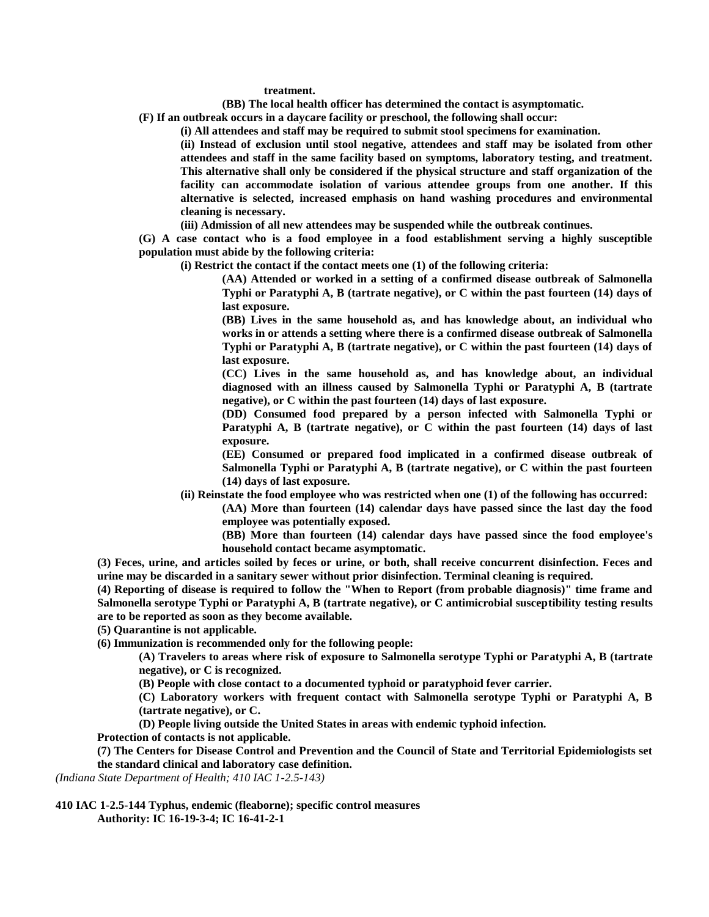**treatment.**

**(BB) The local health officer has determined the contact is asymptomatic.**

**(F) If an outbreak occurs in a daycare facility or preschool, the following shall occur:**

**(i) All attendees and staff may be required to submit stool specimens for examination.**

**(ii) Instead of exclusion until stool negative, attendees and staff may be isolated from other attendees and staff in the same facility based on symptoms, laboratory testing, and treatment. This alternative shall only be considered if the physical structure and staff organization of the facility can accommodate isolation of various attendee groups from one another. If this alternative is selected, increased emphasis on hand washing procedures and environmental cleaning is necessary.**

**(iii) Admission of all new attendees may be suspended while the outbreak continues.**

**(G) A case contact who is a food employee in a food establishment serving a highly susceptible population must abide by the following criteria:**

**(i) Restrict the contact if the contact meets one (1) of the following criteria:**

**(AA) Attended or worked in a setting of a confirmed disease outbreak of Salmonella Typhi or Paratyphi A, B (tartrate negative), or C within the past fourteen (14) days of last exposure.**

**(BB) Lives in the same household as, and has knowledge about, an individual who works in or attends a setting where there is a confirmed disease outbreak of Salmonella Typhi or Paratyphi A, B (tartrate negative), or C within the past fourteen (14) days of last exposure.**

**(CC) Lives in the same household as, and has knowledge about, an individual diagnosed with an illness caused by Salmonella Typhi or Paratyphi A, B (tartrate negative), or C within the past fourteen (14) days of last exposure.**

**(DD) Consumed food prepared by a person infected with Salmonella Typhi or Paratyphi A, B (tartrate negative), or C within the past fourteen (14) days of last exposure.**

**(EE) Consumed or prepared food implicated in a confirmed disease outbreak of Salmonella Typhi or Paratyphi A, B (tartrate negative), or C within the past fourteen (14) days of last exposure.**

**(ii) Reinstate the food employee who was restricted when one (1) of the following has occurred:**

**(AA) More than fourteen (14) calendar days have passed since the last day the food employee was potentially exposed.**

**(BB) More than fourteen (14) calendar days have passed since the food employee's household contact became asymptomatic.**

**(3) Feces, urine, and articles soiled by feces or urine, or both, shall receive concurrent disinfection. Feces and urine may be discarded in a sanitary sewer without prior disinfection. Terminal cleaning is required.**

**(4) Reporting of disease is required to follow the "When to Report (from probable diagnosis)" time frame and Salmonella serotype Typhi or Paratyphi A, B (tartrate negative), or C antimicrobial susceptibility testing results are to be reported as soon as they become available.**

**(5) Quarantine is not applicable.**

**(6) Immunization is recommended only for the following people:**

**(A) Travelers to areas where risk of exposure to Salmonella serotype Typhi or Paratyphi A, B (tartrate negative), or C is recognized.**

**(B) People with close contact to a documented typhoid or paratyphoid fever carrier.**

**(C) Laboratory workers with frequent contact with Salmonella serotype Typhi or Paratyphi A, B (tartrate negative), or C.**

**(D) People living outside the United States in areas with endemic typhoid infection.**

**Protection of contacts is not applicable.**

**(7) The Centers for Disease Control and Prevention and the Council of State and Territorial Epidemiologists set the standard clinical and laboratory case definition.**

*(Indiana State Department of Health; 410 IAC 1-2.5-143)*

**410 IAC 1-2.5-144 Typhus, endemic (fleaborne); specific control measures**

**Authority: IC 16-19-3-4; IC 16-41-2-1**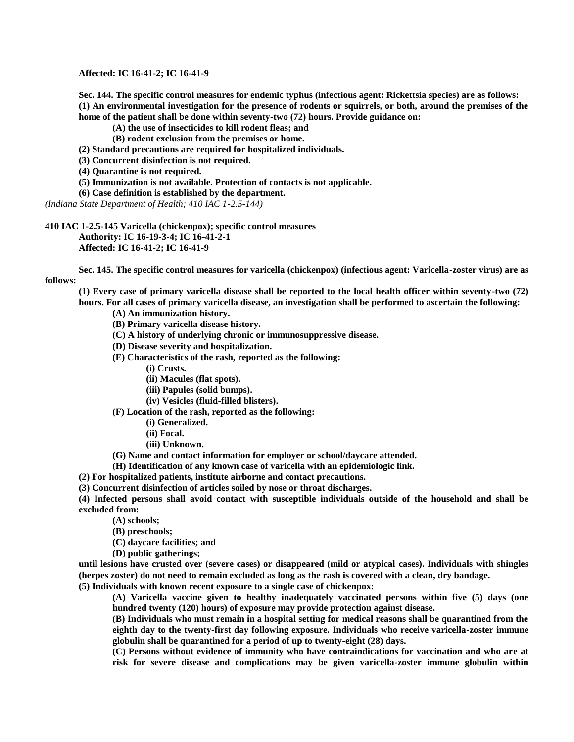**Affected: IC 16-41-2; IC 16-41-9**

**Sec. 144. The specific control measures for endemic typhus (infectious agent: Rickettsia species) are as follows:**
**(1) An environmental investigation for the presence of rodents or squirrels, or both, around the premises of the home of the patient shall be done within seventy-two (72) hours. Provide guidance on:**
- **(A) the use of insecticides to kill rodent fleas; and**
- **(B) rodent exclusion from the premises or home.**

**(2) Standard precautions are required for hospitalized individuals.**
**(3) Concurrent disinfection is not required.**
**(4) Quarantine is not required.**
**(5) Immunization is not available. Protection of contacts is not applicable.**
**(6) Case definition is established by the department.**
*(Indiana State Department of Health; 410 IAC 1-2.5-144)*

**410 IAC 1-2.5-145 Varicella (chickenpox); specific control measures**
**Authority: IC 16-19-3-4; IC 16-41-2-1**
**Affected: IC 16-41-2; IC 16-41-9**

**Sec. 145. The specific control measures for varicella (chickenpox) (infectious agent: Varicella-zoster virus) are as follows:**
**(1) Every case of primary varicella disease shall be reported to the local health officer within seventy-two (72) hours. For all cases of primary varicella disease, an investigation shall be performed to ascertain the following:**
- **(A) An immunization history.**
- **(B) Primary varicella disease history.**
- **(C) A history of underlying chronic or immunosuppressive disease.**
- **(D) Disease severity and hospitalization.**
- **(E) Characteristics of the rash, reported as the following:**
  - **(i) Crusts.**
  - **(ii) Macules (flat spots).**
  - **(iii) Papules (solid bumps).**
  - **(iv) Vesicles (fluid-filled blisters).**
- **(F) Location of the rash, reported as the following:**
  - **(i) Generalized.**
  - **(ii) Focal.**
  - **(iii) Unknown.**
- **(G) Name and contact information for employer or school/daycare attended.**
- **(H) Identification of any known case of varicella with an epidemiologic link.**

**(2) For hospitalized patients, institute airborne and contact precautions.**
**(3) Concurrent disinfection of articles soiled by nose or throat discharges.**
**(4) Infected persons shall avoid contact with susceptible individuals outside of the household and shall be excluded from:**
- **(A) schools;**
- **(B) preschools;**
- **(C) daycare facilities; and**
- **(D) public gatherings;**

**until lesions have crusted over (severe cases) or disappeared (mild or atypical cases). Individuals with shingles (herpes zoster) do not need to remain excluded as long as the rash is covered with a clean, dry bandage.**
**(5) Individuals with known recent exposure to a single case of chickenpox:**
- **(A) Varicella vaccine given to healthy inadequately vaccinated persons within five (5) days (one hundred twenty (120) hours) of exposure may provide protection against disease.**
- **(B) Individuals who must remain in a hospital setting for medical reasons shall be quarantined from the eighth day to the twenty-first day following exposure. Individuals who receive varicella-zoster immune globulin shall be quarantined for a period of up to twenty-eight (28) days.**
- **(C) Persons without evidence of immunity who have contraindications for vaccination and who are at risk for severe disease and complications may be given varicella-zoster immune globulin within**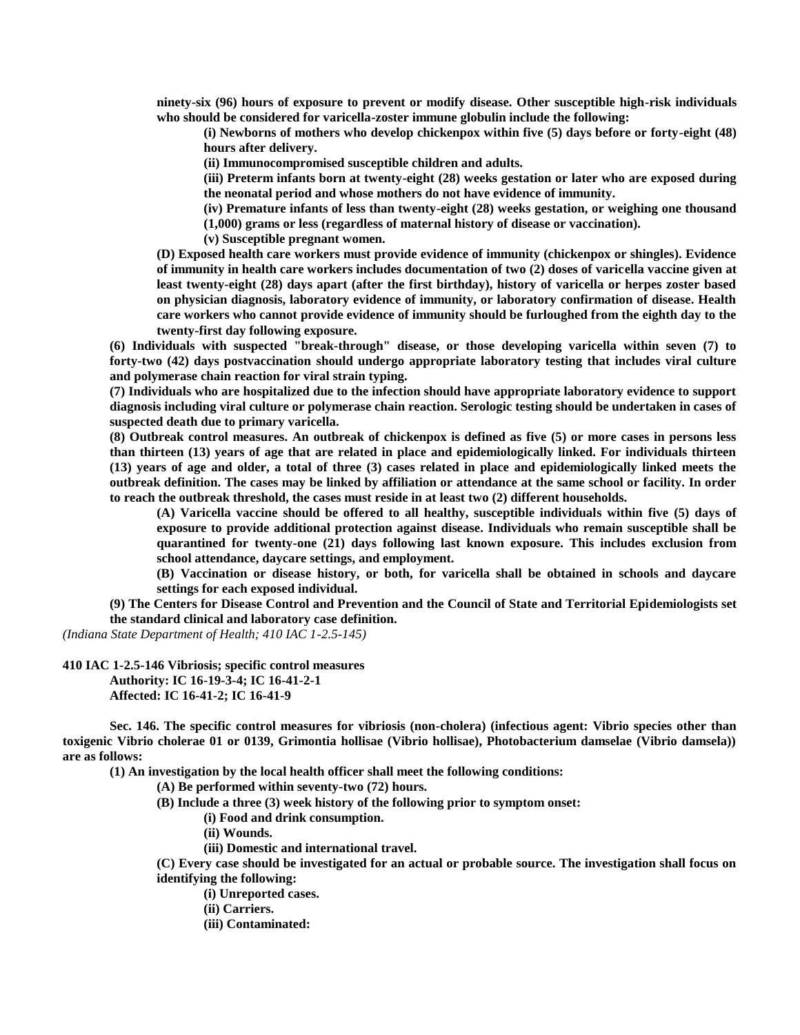**ninety-six (96) hours of exposure to prevent or modify disease. Other susceptible high-risk individuals who should be considered for varicella-zoster immune globulin include the following:**

**(i) Newborns of mothers who develop chickenpox within five (5) days before or forty-eight (48) hours after delivery.**

**(ii) Immunocompromised susceptible children and adults.**

**(iii) Preterm infants born at twenty-eight (28) weeks gestation or later who are exposed during the neonatal period and whose mothers do not have evidence of immunity.**

**(iv) Premature infants of less than twenty-eight (28) weeks gestation, or weighing one thousand (1,000) grams or less (regardless of maternal history of disease or vaccination).**

**(v) Susceptible pregnant women.**

**(D) Exposed health care workers must provide evidence of immunity (chickenpox or shingles). Evidence of immunity in health care workers includes documentation of two (2) doses of varicella vaccine given at least twenty-eight (28) days apart (after the first birthday), history of varicella or herpes zoster based on physician diagnosis, laboratory evidence of immunity, or laboratory confirmation of disease. Health care workers who cannot provide evidence of immunity should be furloughed from the eighth day to the twenty-first day following exposure.**

**(6) Individuals with suspected "break-through" disease, or those developing varicella within seven (7) to forty-two (42) days postvaccination should undergo appropriate laboratory testing that includes viral culture and polymerase chain reaction for viral strain typing.**

**(7) Individuals who are hospitalized due to the infection should have appropriate laboratory evidence to support diagnosis including viral culture or polymerase chain reaction. Serologic testing should be undertaken in cases of suspected death due to primary varicella.**

**(8) Outbreak control measures. An outbreak of chickenpox is defined as five (5) or more cases in persons less than thirteen (13) years of age that are related in place and epidemiologically linked. For individuals thirteen (13) years of age and older, a total of three (3) cases related in place and epidemiologically linked meets the outbreak definition. The cases may be linked by affiliation or attendance at the same school or facility. In order to reach the outbreak threshold, the cases must reside in at least two (2) different households.**

**(A) Varicella vaccine should be offered to all healthy, susceptible individuals within five (5) days of exposure to provide additional protection against disease. Individuals who remain susceptible shall be quarantined for twenty-one (21) days following last known exposure. This includes exclusion from school attendance, daycare settings, and employment.**

**(B) Vaccination or disease history, or both, for varicella shall be obtained in schools and daycare settings for each exposed individual.**

**(9) The Centers for Disease Control and Prevention and the Council of State and Territorial Epidemiologists set the standard clinical and laboratory case definition.**

*(Indiana State Department of Health; 410 IAC 1-2.5-145)*

**410 IAC 1-2.5-146 Vibriosis; specific control measures**
**Authority: IC 16-19-3-4; IC 16-41-2-1**
**Affected: IC 16-41-2; IC 16-41-9**

**Sec. 146. The specific control measures for vibriosis (non-cholera) (infectious agent: Vibrio species other than toxigenic Vibrio cholerae 01 or 0139, Grimontia hollisae (Vibrio hollisae), Photobacterium damselae (Vibrio damsela)) are as follows:**

**(1) An investigation by the local health officer shall meet the following conditions:**

**(A) Be performed within seventy-two (72) hours.**

**(B) Include a three (3) week history of the following prior to symptom onset:**

**(i) Food and drink consumption.**

**(ii) Wounds.**

**(iii) Domestic and international travel.**

**(C) Every case should be investigated for an actual or probable source. The investigation shall focus on identifying the following:**

**(i) Unreported cases.**

**(ii) Carriers.**

**(iii) Contaminated:**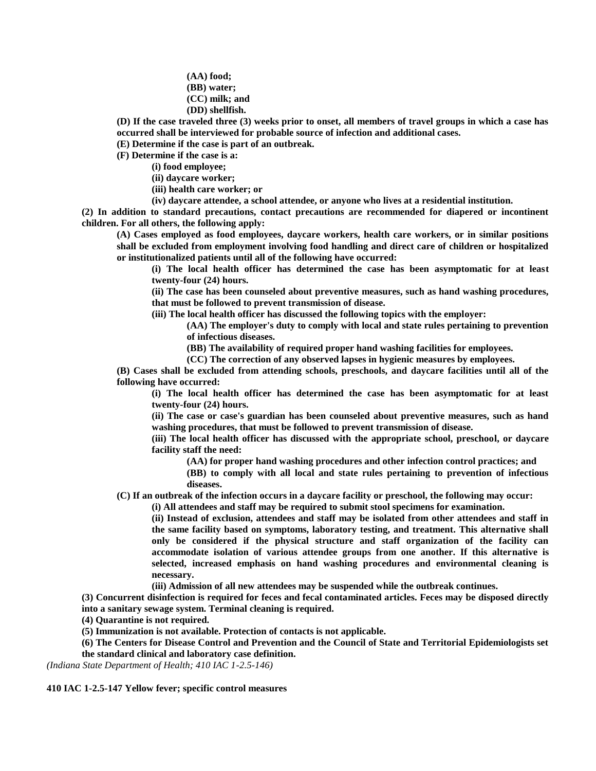(AA) food;

(BB) water;

(CC) milk; and

(DD) shellfish.

(D) If the case traveled three (3) weeks prior to onset, all members of travel groups in which a case has occurred shall be interviewed for probable source of infection and additional cases.

(E) Determine if the case is part of an outbreak.

(F) Determine if the case is a:

(i) food employee;

(ii) daycare worker;

(iii) health care worker; or

(iv) daycare attendee, a school attendee, or anyone who lives at a residential institution.

(2) In addition to standard precautions, contact precautions are recommended for diapered or incontinent children. For all others, the following apply:

(A) Cases employed as food employees, daycare workers, health care workers, or in similar positions shall be excluded from employment involving food handling and direct care of children or hospitalized or institutionalized patients until all of the following have occurred:

(i) The local health officer has determined the case has been asymptomatic for at least twenty-four (24) hours.

(ii) The case has been counseled about preventive measures, such as hand washing procedures, that must be followed to prevent transmission of disease.

(iii) The local health officer has discussed the following topics with the employer:

(AA) The employer's duty to comply with local and state rules pertaining to prevention of infectious diseases.

(BB) The availability of required proper hand washing facilities for employees.

(CC) The correction of any observed lapses in hygienic measures by employees.

(B) Cases shall be excluded from attending schools, preschools, and daycare facilities until all of the following have occurred:

(i) The local health officer has determined the case has been asymptomatic for at least twenty-four (24) hours.

(ii) The case or case's guardian has been counseled about preventive measures, such as hand washing procedures, that must be followed to prevent transmission of disease.

(iii) The local health officer has discussed with the appropriate school, preschool, or daycare facility staff the need:

(AA) for proper hand washing procedures and other infection control practices; and

(BB) to comply with all local and state rules pertaining to prevention of infectious diseases.

(C) If an outbreak of the infection occurs in a daycare facility or preschool, the following may occur:

(i) All attendees and staff may be required to submit stool specimens for examination.

(ii) Instead of exclusion, attendees and staff may be isolated from other attendees and staff in the same facility based on symptoms, laboratory testing, and treatment. This alternative shall only be considered if the physical structure and staff organization of the facility can accommodate isolation of various attendee groups from one another. If this alternative is selected, increased emphasis on hand washing procedures and environmental cleaning is necessary.

(iii) Admission of all new attendees may be suspended while the outbreak continues.

(3) Concurrent disinfection is required for feces and fecal contaminated articles. Feces may be disposed directly into a sanitary sewage system. Terminal cleaning is required.

(4) Quarantine is not required.

(5) Immunization is not available. Protection of contacts is not applicable.

(6) The Centers for Disease Control and Prevention and the Council of State and Territorial Epidemiologists set the standard clinical and laboratory case definition.

*(Indiana State Department of Health; 410 IAC 1-2.5-146)*

**410 IAC 1-2.5-147 Yellow fever; specific control measures**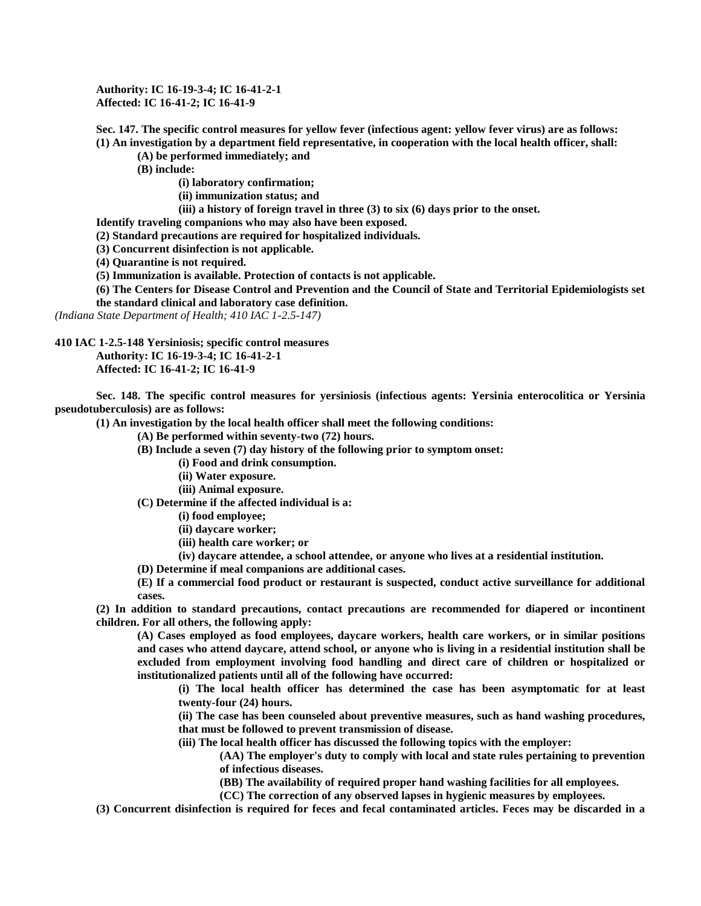**Authority: IC 16-19-3-4; IC 16-41-2-1**
**Affected: IC 16-41-2; IC 16-41-9**

**Sec. 147. The specific control measures for yellow fever (infectious agent: yellow fever virus) are as follows:**

**(1) An investigation by a department field representative, in cooperation with the local health officer, shall:**

**(A) be performed immediately; and**

**(B) include:**

**(i) laboratory confirmation;**

**(ii) immunization status; and**

**(iii) a history of foreign travel in three (3) to six (6) days prior to the onset.**

**Identify traveling companions who may also have been exposed.**

**(2) Standard precautions are required for hospitalized individuals.**

**(3) Concurrent disinfection is not applicable.**

**(4) Quarantine is not required.**

**(5) Immunization is available. Protection of contacts is not applicable.**

**(6) The Centers for Disease Control and Prevention and the Council of State and Territorial Epidemiologists set the standard clinical and laboratory case definition.**

*(Indiana State Department of Health; 410 IAC 1-2.5-147)*

**410 IAC 1-2.5-148 Yersiniosis; specific control measures**

**Authority: IC 16-19-3-4; IC 16-41-2-1**
**Affected: IC 16-41-2; IC 16-41-9**

**Sec. 148. The specific control measures for yersiniosis (infectious agents: Yersinia enterocolitica or Yersinia pseudotuberculosis) are as follows:**

**(1) An investigation by the local health officer shall meet the following conditions:**

**(A) Be performed within seventy-two (72) hours.**

**(B) Include a seven (7) day history of the following prior to symptom onset:**

**(i) Food and drink consumption.**

**(ii) Water exposure.**

**(iii) Animal exposure.**

**(C) Determine if the affected individual is a:**

**(i) food employee;**

**(ii) daycare worker;**

**(iii) health care worker; or**

**(iv) daycare attendee, a school attendee, or anyone who lives at a residential institution.**

**(D) Determine if meal companions are additional cases.**

**(E) If a commercial food product or restaurant is suspected, conduct active surveillance for additional cases.**

**(2) In addition to standard precautions, contact precautions are recommended for diapered or incontinent children. For all others, the following apply:**

**(A) Cases employed as food employees, daycare workers, health care workers, or in similar positions and cases who attend daycare, attend school, or anyone who is living in a residential institution shall be excluded from employment involving food handling and direct care of children or hospitalized or institutionalized patients until all of the following have occurred:**

**(i) The local health officer has determined the case has been asymptomatic for at least twenty-four (24) hours.**

**(ii) The case has been counseled about preventive measures, such as hand washing procedures, that must be followed to prevent transmission of disease.**

**(iii) The local health officer has discussed the following topics with the employer:**

**(AA) The employer's duty to comply with local and state rules pertaining to prevention of infectious diseases.**

**(BB) The availability of required proper hand washing facilities for all employees.**

**(CC) The correction of any observed lapses in hygienic measures by employees.**

**(3) Concurrent disinfection is required for feces and fecal contaminated articles. Feces may be discarded in a**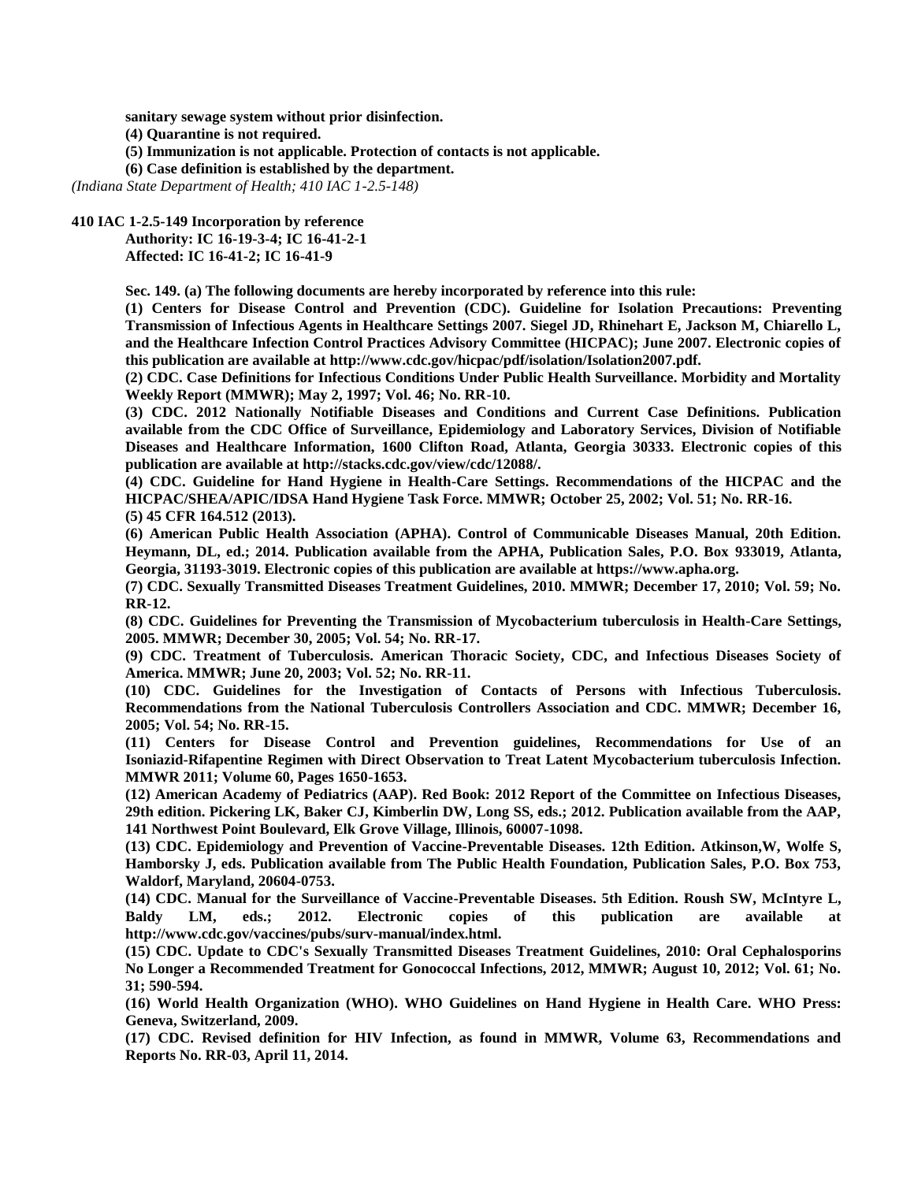**sanitary sewage system without prior disinfection.**

**(4) Quarantine is not required.**

**(5) Immunization is not applicable. Protection of contacts is not applicable.**

**(6) Case definition is established by the department.**

*(Indiana State Department of Health; 410 IAC 1-2.5-148)*

**410 IAC 1-2.5-149 Incorporation by reference**

**Authority: IC 16-19-3-4; IC 16-41-2-1**

**Affected: IC 16-41-2; IC 16-41-9**

**Sec. 149. (a) The following documents are hereby incorporated by reference into this rule:**

**(1) Centers for Disease Control and Prevention (CDC). Guideline for Isolation Precautions: Preventing Transmission of Infectious Agents in Healthcare Settings 2007. Siegel JD, Rhinehart E, Jackson M, Chiarello L, and the Healthcare Infection Control Practices Advisory Committee (HICPAC); June 2007. Electronic copies of this publication are available at http://www.cdc.gov/hicpac/pdf/isolation/Isolation2007.pdf.**

**(2) CDC. Case Definitions for Infectious Conditions Under Public Health Surveillance. Morbidity and Mortality Weekly Report (MMWR); May 2, 1997; Vol. 46; No. RR-10.**

**(3) CDC. 2012 Nationally Notifiable Diseases and Conditions and Current Case Definitions. Publication available from the CDC Office of Surveillance, Epidemiology and Laboratory Services, Division of Notifiable Diseases and Healthcare Information, 1600 Clifton Road, Atlanta, Georgia 30333. Electronic copies of this publication are available at http://stacks.cdc.gov/view/cdc/12088/.**

**(4) CDC. Guideline for Hand Hygiene in Health-Care Settings. Recommendations of the HICPAC and the HICPAC/SHEA/APIC/IDSA Hand Hygiene Task Force. MMWR; October 25, 2002; Vol. 51; No. RR-16.**

**(5) 45 CFR 164.512 (2013).**

**(6) American Public Health Association (APHA). Control of Communicable Diseases Manual, 20th Edition. Heymann, DL, ed.; 2014. Publication available from the APHA, Publication Sales, P.O. Box 933019, Atlanta, Georgia, 31193-3019. Electronic copies of this publication are available at https://www.apha.org.**

**(7) CDC. Sexually Transmitted Diseases Treatment Guidelines, 2010. MMWR; December 17, 2010; Vol. 59; No. RR-12.**

**(8) CDC. Guidelines for Preventing the Transmission of Mycobacterium tuberculosis in Health-Care Settings, 2005. MMWR; December 30, 2005; Vol. 54; No. RR-17.**

**(9) CDC. Treatment of Tuberculosis. American Thoracic Society, CDC, and Infectious Diseases Society of America. MMWR; June 20, 2003; Vol. 52; No. RR-11.**

**(10) CDC. Guidelines for the Investigation of Contacts of Persons with Infectious Tuberculosis. Recommendations from the National Tuberculosis Controllers Association and CDC. MMWR; December 16, 2005; Vol. 54; No. RR-15.**

**(11) Centers for Disease Control and Prevention guidelines, Recommendations for Use of an Isoniazid-Rifapentine Regimen with Direct Observation to Treat Latent Mycobacterium tuberculosis Infection. MMWR 2011; Volume 60, Pages 1650-1653.**

**(12) American Academy of Pediatrics (AAP). Red Book: 2012 Report of the Committee on Infectious Diseases, 29th edition. Pickering LK, Baker CJ, Kimberlin DW, Long SS, eds.; 2012. Publication available from the AAP, 141 Northwest Point Boulevard, Elk Grove Village, Illinois, 60007-1098.**

**(13) CDC. Epidemiology and Prevention of Vaccine-Preventable Diseases. 12th Edition. Atkinson,W, Wolfe S, Hamborsky J, eds. Publication available from The Public Health Foundation, Publication Sales, P.O. Box 753, Waldorf, Maryland, 20604-0753.**

**(14) CDC. Manual for the Surveillance of Vaccine-Preventable Diseases. 5th Edition. Roush SW, McIntyre L, Baldy LM, eds.; 2012. Electronic copies of this publication are available at http://www.cdc.gov/vaccines/pubs/surv-manual/index.html.**

**(15) CDC. Update to CDC's Sexually Transmitted Diseases Treatment Guidelines, 2010: Oral Cephalosporins No Longer a Recommended Treatment for Gonococcal Infections, 2012, MMWR; August 10, 2012; Vol. 61; No. 31; 590-594.**

**(16) World Health Organization (WHO). WHO Guidelines on Hand Hygiene in Health Care. WHO Press: Geneva, Switzerland, 2009.**

**(17) CDC. Revised definition for HIV Infection, as found in MMWR, Volume 63, Recommendations and Reports No. RR-03, April 11, 2014.**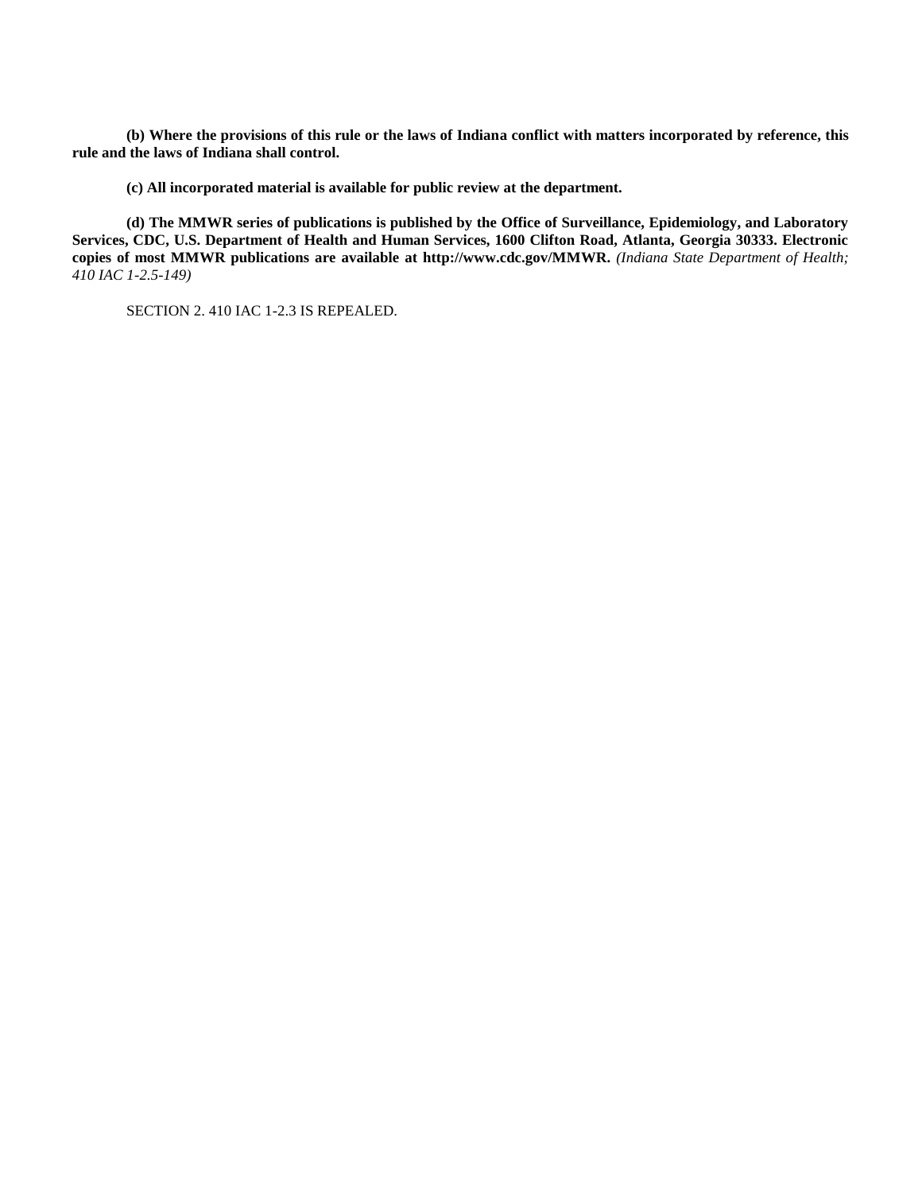**(b) Where the provisions of this rule or the laws of Indiana conflict with matters incorporated by reference, this rule and the laws of Indiana shall control.**

**(c) All incorporated material is available for public review at the department.**

**(d) The MMWR series of publications is published by the Office of Surveillance, Epidemiology, and Laboratory Services, CDC, U.S. Department of Health and Human Services, 1600 Clifton Road, Atlanta, Georgia 30333. Electronic copies of most MMWR publications are available at http://www.cdc.gov/MMWR.** *(Indiana State Department of Health; 410 IAC 1-2.5-149)*

SECTION 2. 410 IAC 1-2.3 IS REPEALED.